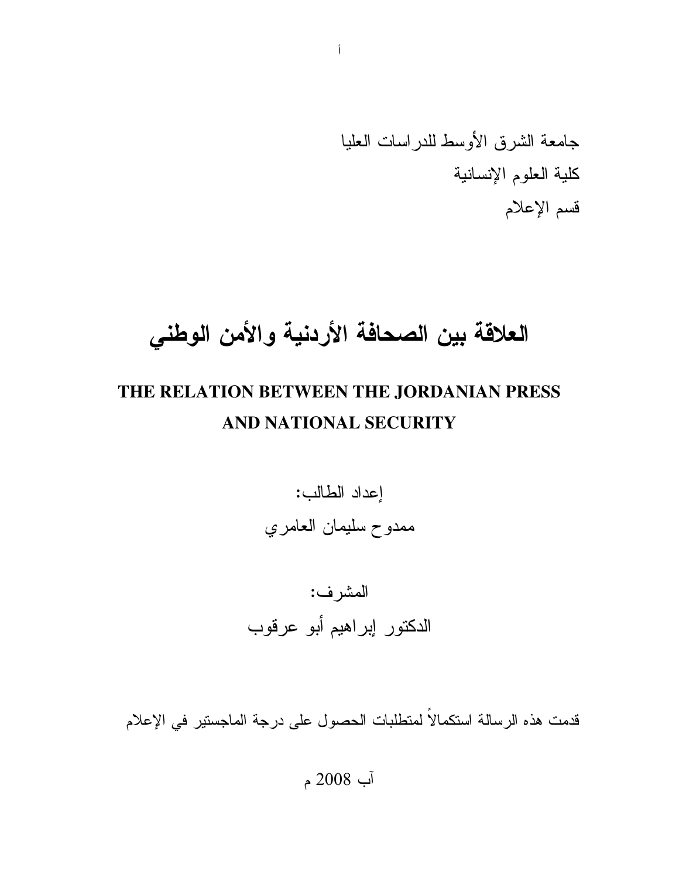جامعة الشرق الأوسط للدراسات العليا

كلية العلوم الإنسانية

قسم الإعلام

# العلاقة بين الصحافة الأردنية والأمن الوطني

## THE RELATION BETWEEN THE JORDANIAN PRESS AND NATIONAL SECURITY

إعداد الطالب:

ممدوح سليمان العامري

المشرف:

الدكتور إبراهيم أبو عرقوب

قدمت هذه الرسالة استكمالاً لمتطلبات الحصول على درجة الماجستير في الإعلام

آب 2008 م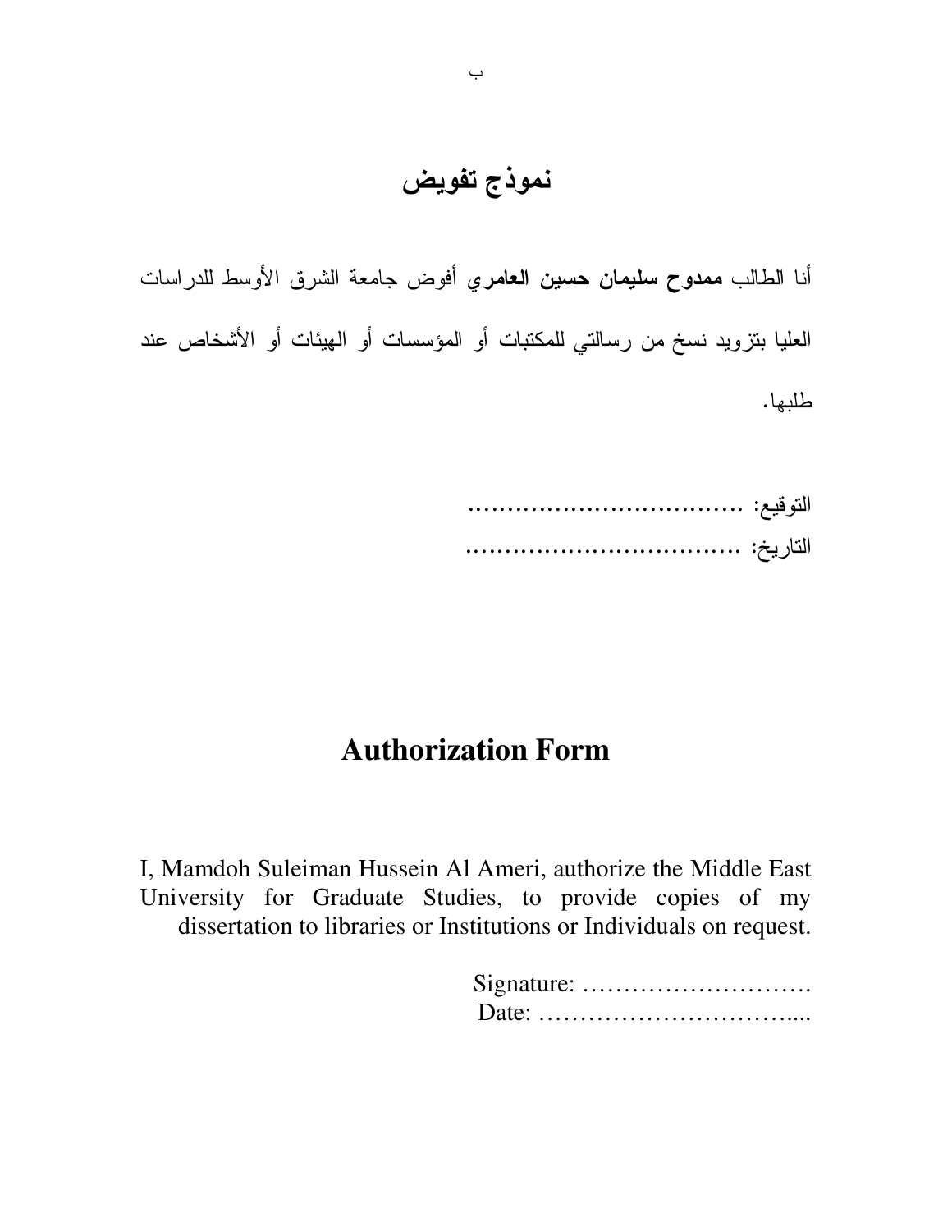# نموذج تفويض

أنا الطالب **ممدوح سليمان حسين العامري** أفوض جامعة الشرق الأوسط للدراسات العليا بتزويد نسخ من رسالتي للمكتبات أو المؤسسات أو الهيئات أو الأشخاص عند طلبها.

التوقيع: ...................................

التاريخ: ...................................

# Authorization Form

I, Mamdoh Suleiman Hussein Al Ameri, authorize the Middle East University for Graduate Studies, to provide copies of my dissertation to libraries or Institutions or Individuals on request.

Signature: ……………………….

Date: …………………………....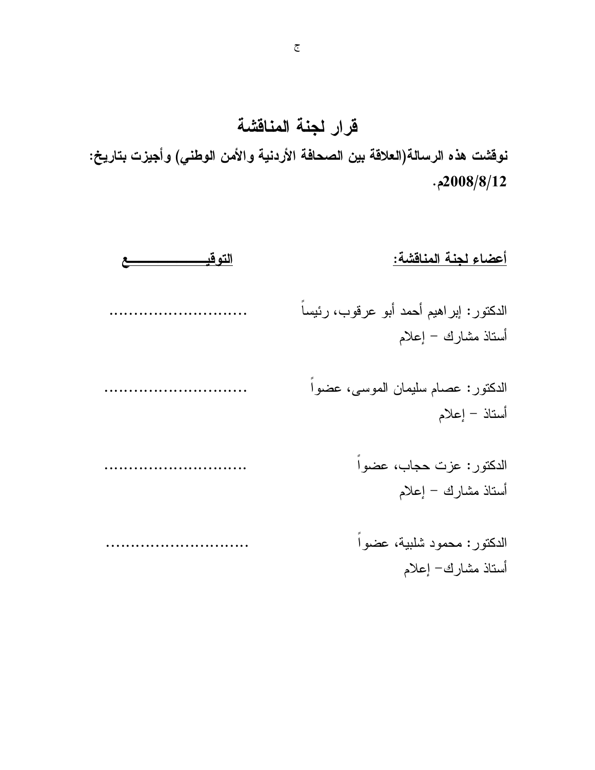# قرار لجنة المناقشة

**نوقشت هذه الرسالة(العلاقة بين الصحافة الأردنية والأمن الوطني) وأجيزت بتاريخ: 2008/8/12م.**

| أعضاء لجنة المناقشة: | التوقيـــــــــــــــع |
| --- | --- |
| الدكتور: إبراهيم أحمد أبو عرقوب، رئيساً<br>أستاذ مشارك – إعلام | ............................ |
| الدكتور: عصام سليمان الموسى، عضواً<br>أستاذ – إعلام | ............................ |
| الدكتور: عزت حجاب، عضواً<br>أستاذ مشارك – إعلام | ............................ |
| الدكتور: محمود شلبية، عضواً<br>أستاذ مشارك– إعلام | ............................ |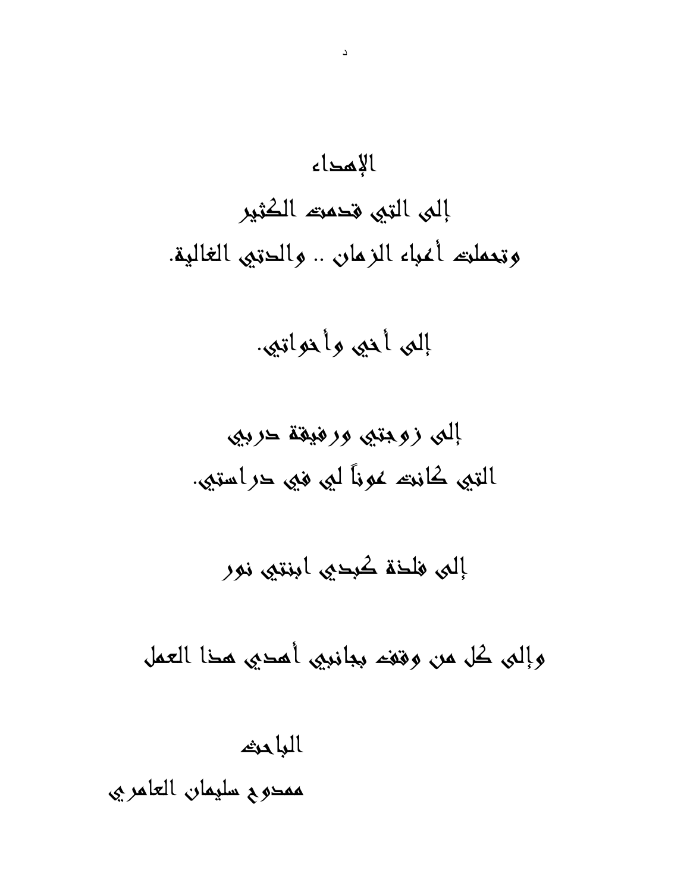# الإهداء

إلى التي قدمت الكثير

وتحملت أعباء الزمان .. والدتي الغالية.

إلى أخي وأخواتي.

إلى زوجتي ورفيقة دربي

التي كانت عوناً لي في دراستي.

إلى فلذة كبدي ابنتي نور

وإلى كل من وقف بجانبي أهدي هذا العمل

الباحث

ممدوح سليمان العامري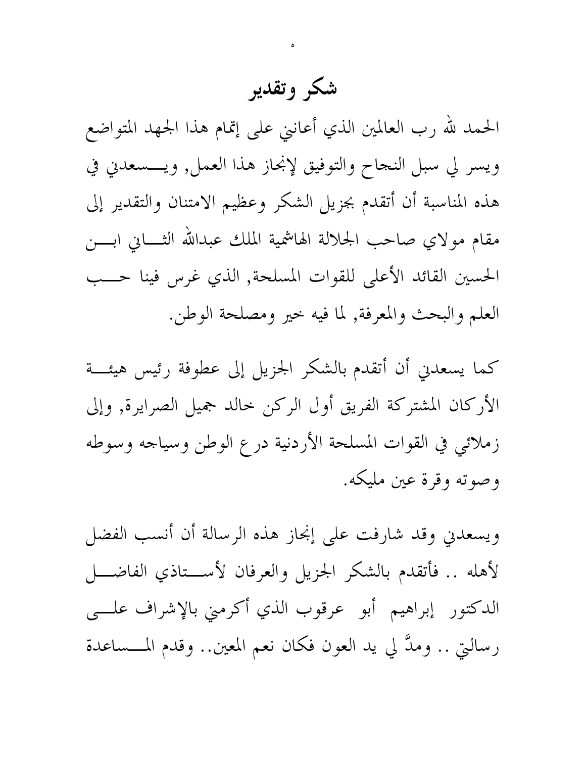# شكر وتقدير

الحمد لله رب العالمين الذي أعانني على إتمام هذا الجهد المتواضع ويسر لي سبل النجاح والتوفيق لإنجاز هذا العمل, ويسعدني في هذه المناسبة أن أتقدم بجزيل الشكر وعظيم الامتنان والتقدير إلى مقام مولاي صاحب الجلالة الهاشمية الملك عبدالله الثاني ابن الحسين القائد الأعلى للقوات المسلحة, الذي غرس فينا حب العلم والبحث والمعرفة, لما فيه خير ومصلحة الوطن.

كما يسعدني أن أتقدم بالشكر الجزيل إلى عطوفة رئيس هيئة الأركان المشتركة الفريق أول الركن خالد جميل الصرايرة, وإلى زملائي في القوات المسلحة الأردنية درع الوطن وسياجه وسوطه وصوته وقرة عين مليكه.

ويسعدني وقد شارفت على إنجاز هذه الرسالة أن أنسب الفضل لأهله .. فأتقدم بالشكر الجزيل والعرفان لأستاذي الفاضل الدكتور إبراهيم أبو عرقوب الذي أكرمني بالإشراف على رسالتي .. ومدَّ لي يد العون فكان نعم المعين.. وقدم المساعدة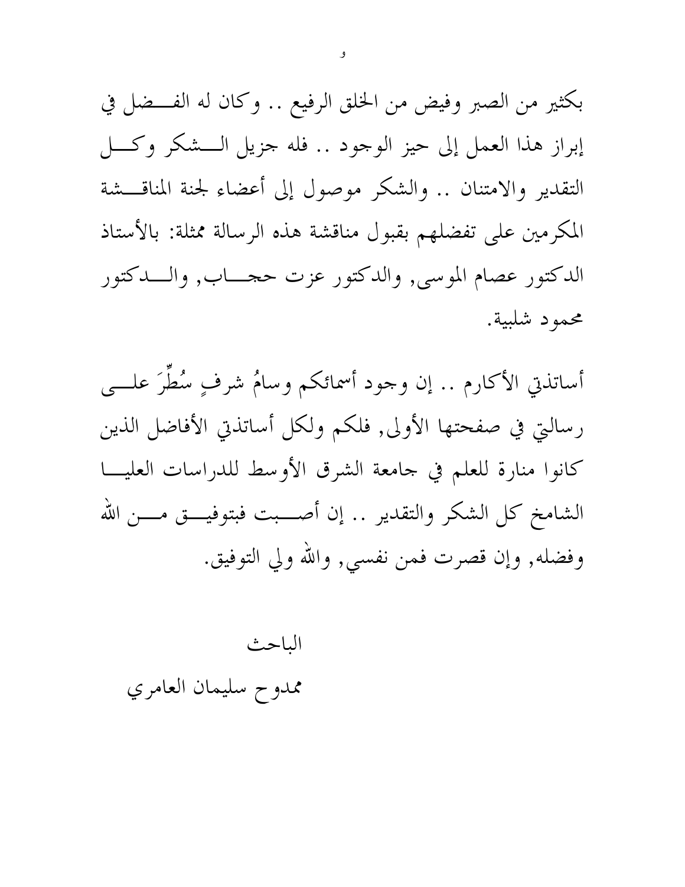بكثير من الصبر وفيض من الخلق الرفيع .. وكان له الفضل في إبراز هذا العمل إلى حيز الوجود .. فله جزيل الشكر وكل التقدير والامتنان .. والشكر موصول إلى أعضاء لجنة المناقشة المكرمين على تفضلهم بقبول مناقشة هذه الرسالة ممثلة: بالأستاذ الدكتور عصام الموسى, والدكتور عزت حجاب, والدكتور محمود شلبية.

أساتذتي الأكارم .. إن وجود أسمائكم وسامُ شرفٍ سُطِّرَ على رسالتي في صفحتها الأولى, فلكم ولكل أساتذتي الأفاضل الذين كانوا منارة للعلم في جامعة الشرق الأوسط للدراسات العليا الشامخ كل الشكر والتقدير .. إن أصبت فبتوفيق من الله وفضله, وإن قصرت فمن نفسي, والله ولي التوفيق.

الباحث

ممدوح سليمان العامري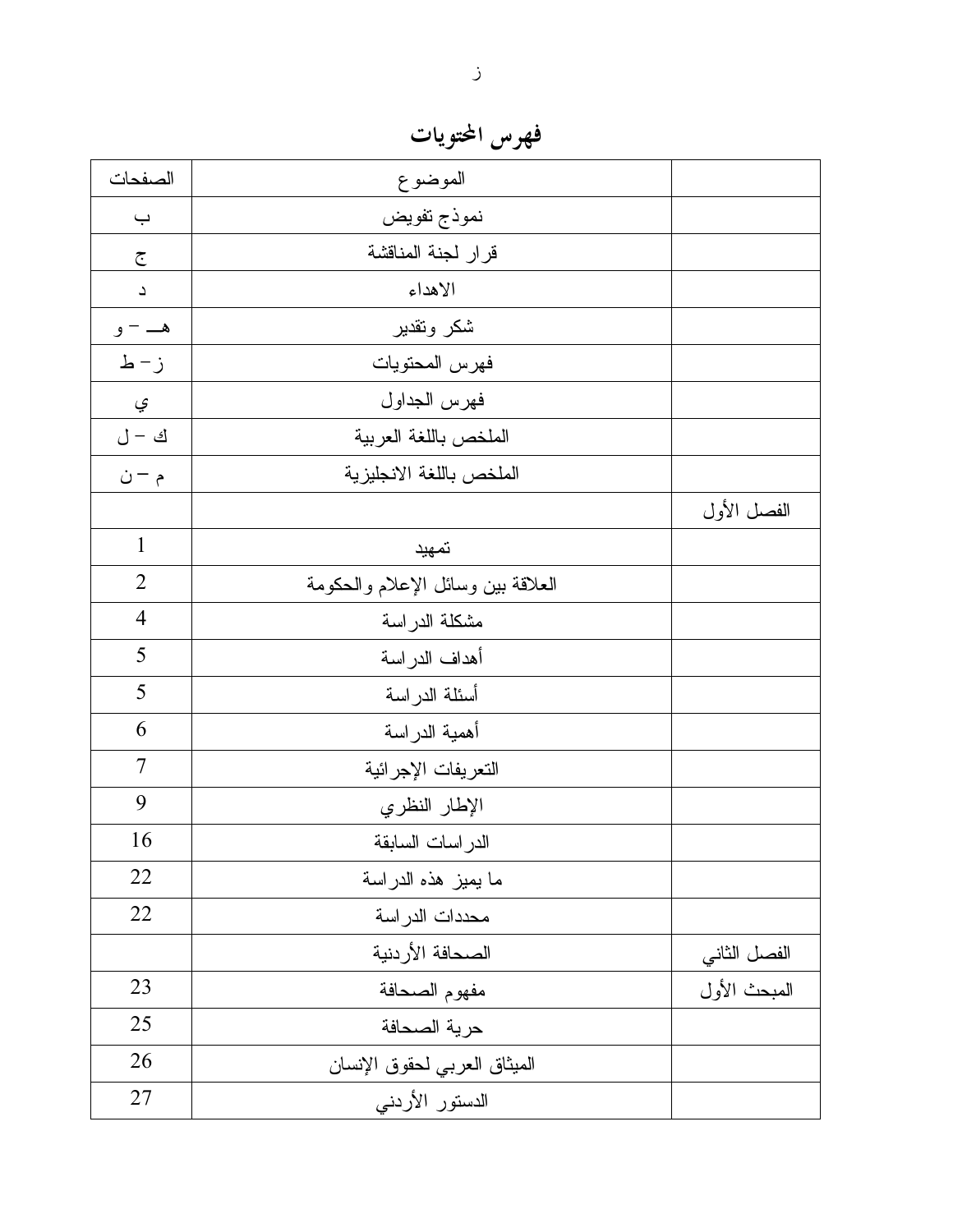# فهرس المحتويات

| | الموضوع | الصفحات |
|---|---|---|
| | نموذج تفويض | ب |
| | قرار لجنة المناقشة | ج |
| | الاهداء | د |
| | شكر وتقدير | هـ - و |
| | فهرس المحتويات | ز - ط |
| | فهرس الجداول | ي |
| | الملخص باللغة العربية | ك - ل |
| | الملخص باللغة الانجليزية | م - ن |
| الفصل الأول | | |
| | تمهيد | 1 |
| | العلاقة بين وسائل الإعلام والحكومة | 2 |
| | مشكلة الدراسة | 4 |
| | أهداف الدراسة | 5 |
| | أسئلة الدراسة | 5 |
| | أهمية الدراسة | 6 |
| | التعريفات الإجرائية | 7 |
| | الإطار النظري | 9 |
| | الدراسات السابقة | 16 |
| | ما يميز هذه الدراسة | 22 |
| | محددات الدراسة | 22 |
| الفصل الثاني | الصحافة الأردنية | |
| المبحث الأول | مفهوم الصحافة | 23 |
| | حرية الصحافة | 25 |
| | الميثاق العربي لحقوق الإنسان | 26 |
| | الدستور الأردني | 27 |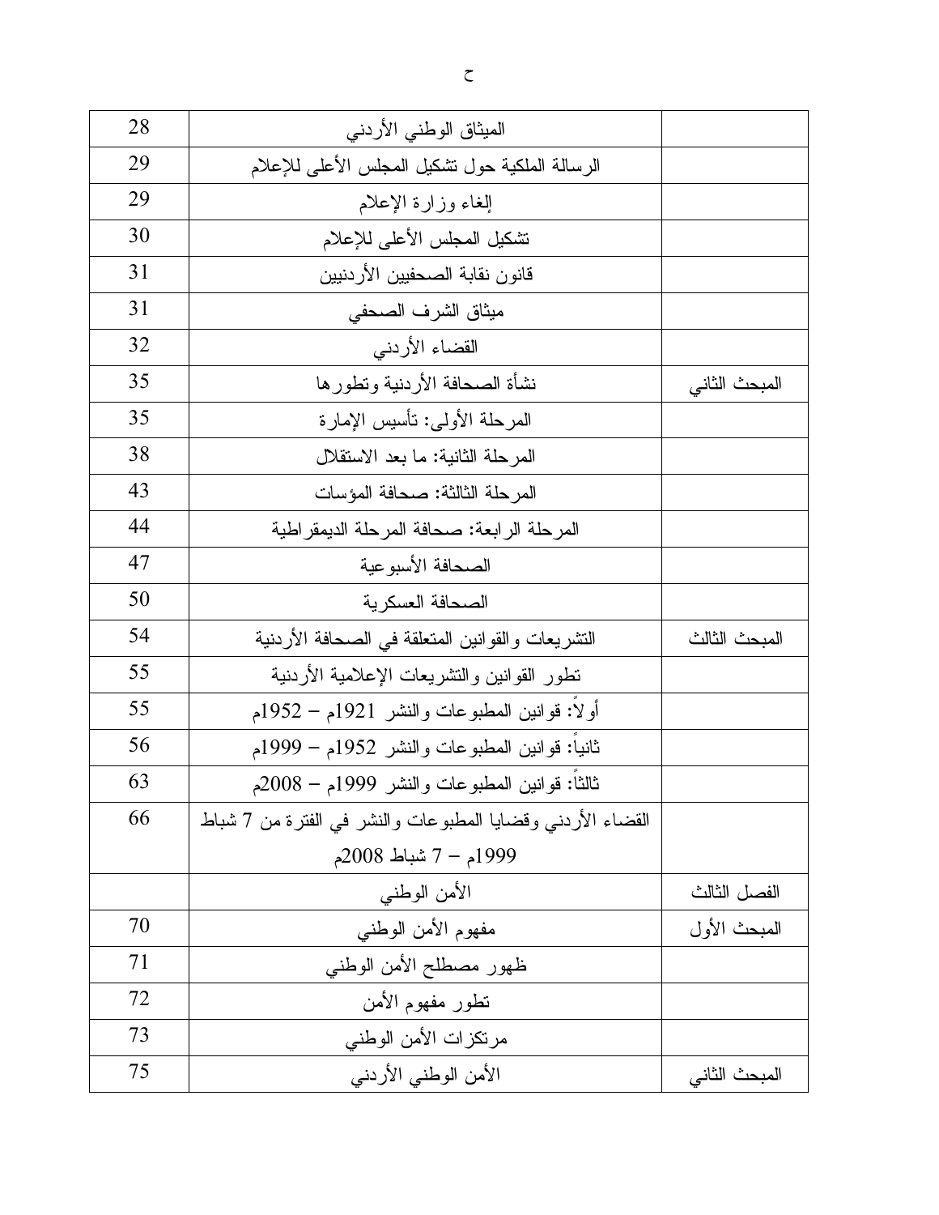| | | |
|---|---|---|
| | الميثاق الوطني الأردني | 28 |
| | الرسالة الملكية حول تشكيل المجلس الأعلى للإعلام | 29 |
| | إلغاء وزارة الإعلام | 29 |
| | تشكيل المجلس الأعلى للإعلام | 30 |
| | قانون نقابة الصحفيين الأردنيين | 31 |
| | ميثاق الشرف الصحفي | 31 |
| | القضاء الأردني | 32 |
| المبحث الثاني | نشأة الصحافة الأردنية وتطورها | 35 |
| | المرحلة الأولى: تأسيس الإمارة | 35 |
| | المرحلة الثانية: ما بعد الاستقلال | 38 |
| | المرحلة الثالثة: صحافة المؤسسات | 43 |
| | المرحلة الرابعة: صحافة المرحلة الديمقراطية | 44 |
| | الصحافة الأسبوعية | 47 |
| | الصحافة العسكرية | 50 |
| المبحث الثالث | التشريعات والقوانين المتعلقة في الصحافة الأردنية | 54 |
| | تطور القوانين والتشريعات الإعلامية الأردنية | 55 |
| | أولاً: قوانين المطبوعات والنشر 1921م – 1952م | 55 |
| | ثانياً: قوانين المطبوعات والنشر 1952م – 1999م | 56 |
| | ثالثاً: قوانين المطبوعات والنشر 1999م – 2008م | 63 |
| | القضاء الأردني وقضايا المطبوعات والنشر في الفترة من 7 شباط 1999م – 7 شباط 2008م | 66 |
| الفصل الثالث | الأمن الوطني | |
| المبحث الأول | مفهوم الأمن الوطني | 70 |
| | ظهور مصطلح الأمن الوطني | 71 |
| | تطور مفهوم الأمن | 72 |
| | مرتكزات الأمن الوطني | 73 |
| المبحث الثاني | الأمن الوطني الأردني | 75 |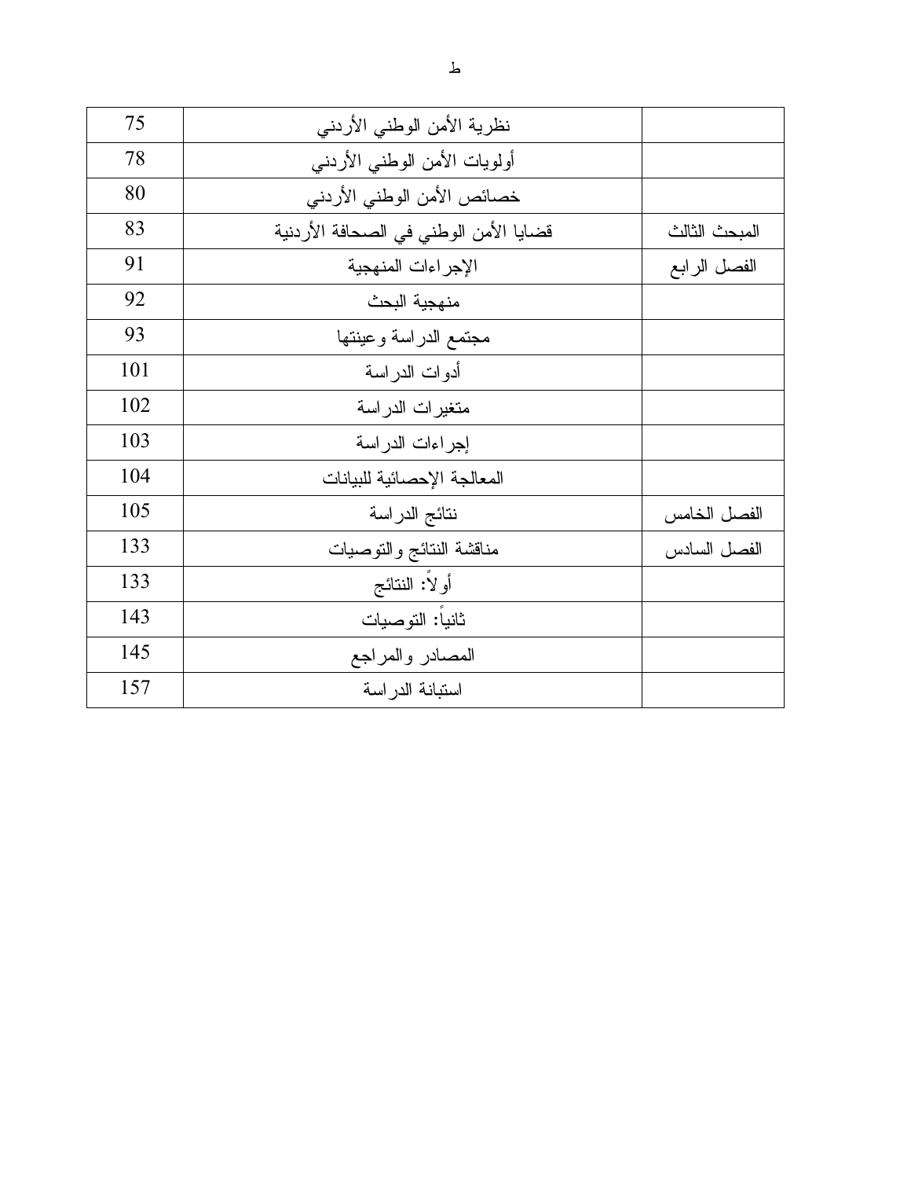| | | |
|---|---|---|
| | نظرية الأمن الوطني الأردني | 75 |
| | أولويات الأمن الوطني الأردني | 78 |
| | خصائص الأمن الوطني الأردني | 80 |
| المبحث الثالث | قضايا الأمن الوطني في الصحافة الأردنية | 83 |
| الفصل الرابع | الإجراءات المنهجية | 91 |
| | منهجية البحث | 92 |
| | مجتمع الدراسة وعينتها | 93 |
| | أدوات الدراسة | 101 |
| | متغيرات الدراسة | 102 |
| | إجراءات الدراسة | 103 |
| | المعالجة الإحصائية للبيانات | 104 |
| الفصل الخامس | نتائج الدراسة | 105 |
| الفصل السادس | مناقشة النتائج والتوصيات | 133 |
| | أولاً: النتائج | 133 |
| | ثانياً: التوصيات | 143 |
| | المصادر والمراجع | 145 |
| | استبانة الدراسة | 157 |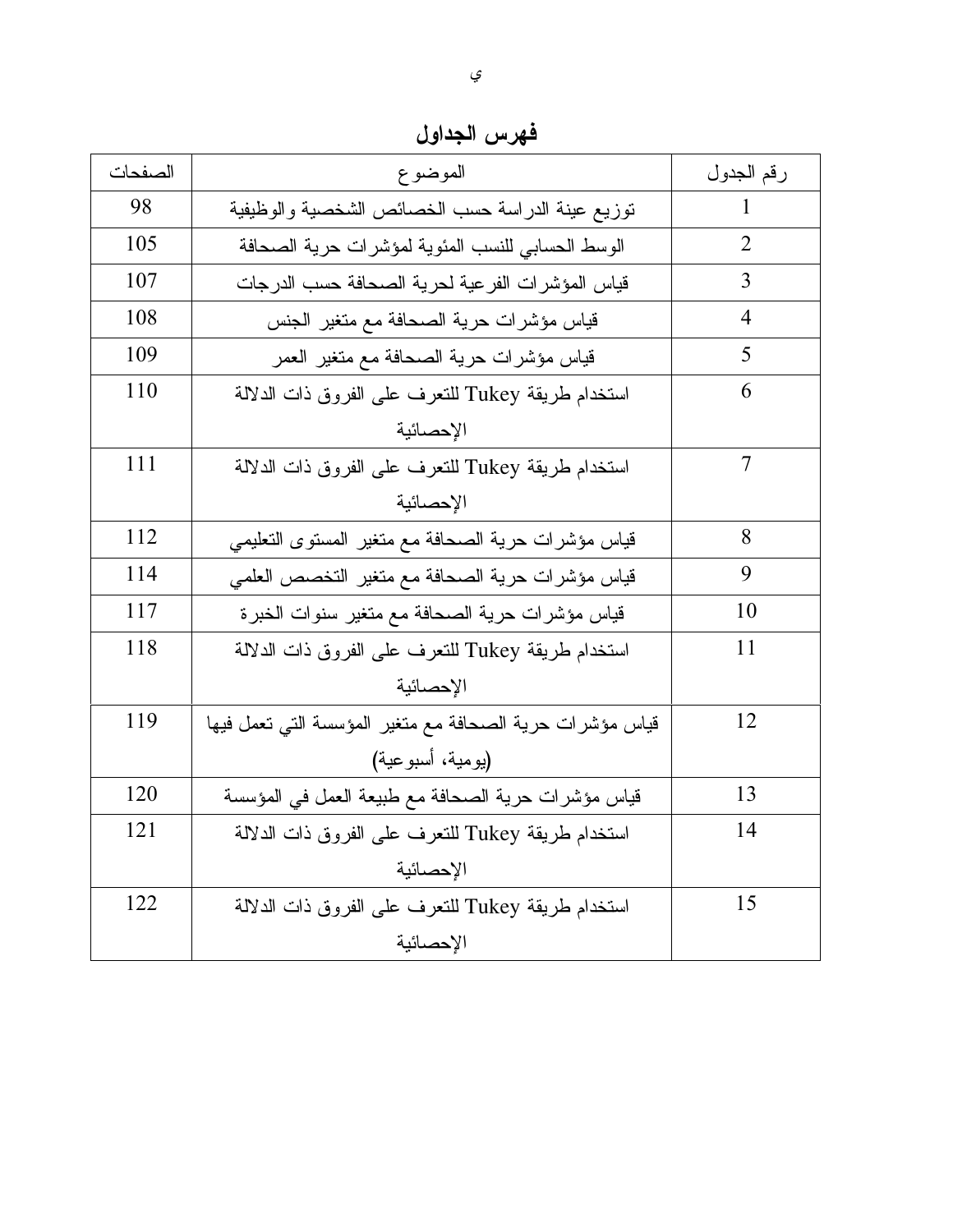## فهرس الجداول

| رقم الجدول | الموضوع | الصفحات |
|---|---|---|
| 1 | توزيع عينة الدراسة حسب الخصائص الشخصية والوظيفية | 98 |
| 2 | الوسط الحسابي للنسب المئوية لمؤشرات حرية الصحافة | 105 |
| 3 | قياس المؤشرات الفرعية لحرية الصحافة حسب الدرجات | 107 |
| 4 | قياس مؤشرات حرية الصحافة مع متغير الجنس | 108 |
| 5 | قياس مؤشرات حرية الصحافة مع متغير العمر | 109 |
| 6 | استخدام طريقة Tukey للتعرف على الفروق ذات الدلالة الإحصائية | 110 |
| 7 | استخدام طريقة Tukey للتعرف على الفروق ذات الدلالة الإحصائية | 111 |
| 8 | قياس مؤشرات حرية الصحافة مع متغير المستوى التعليمي | 112 |
| 9 | قياس مؤشرات حرية الصحافة مع متغير التخصص العلمي | 114 |
| 10 | قياس مؤشرات حرية الصحافة مع متغير سنوات الخبرة | 117 |
| 11 | استخدام طريقة Tukey للتعرف على الفروق ذات الدلالة الإحصائية | 118 |
| 12 | قياس مؤشرات حرية الصحافة مع متغير المؤسسة التي تعمل فيها (يومية، أسبوعية) | 119 |
| 13 | قياس مؤشرات حرية الصحافة مع طبيعة العمل في المؤسسة | 120 |
| 14 | استخدام طريقة Tukey للتعرف على الفروق ذات الدلالة الإحصائية | 121 |
| 15 | استخدام طريقة Tukey للتعرف على الفروق ذات الدلالة الإحصائية | 122 |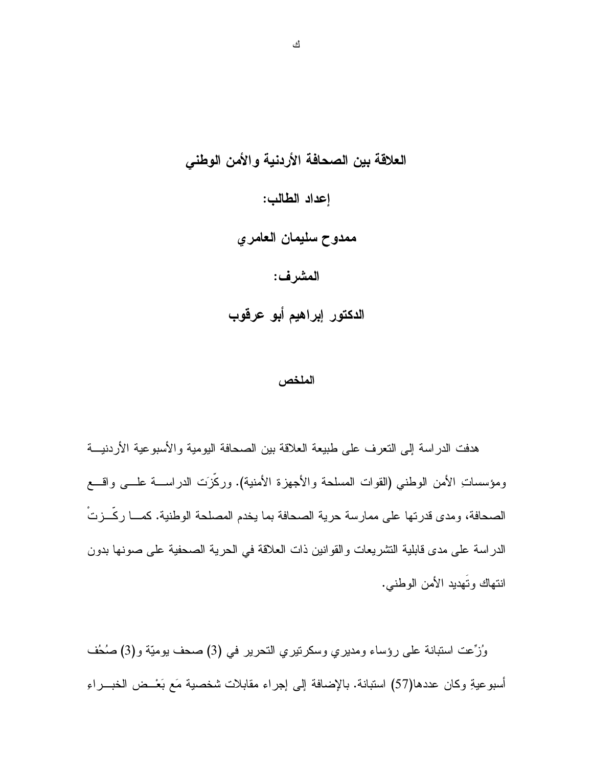**العلاقة بين الصحافة الأردنية والأمن الوطني**

**إعداد الطالب:**

**ممدوح سليمان العامري**

**المشرف:**

**الدكتور إبراهيم أبو عرقوب**

## الملخص

هدفت الدراسة إلى التعرف على طبيعة العلاقة بين الصحافة اليومية والأسبوعية الأردنية ومؤسساتِ الأمن الوطني (القوات المسلحة والأجهزة الأمنية). وركّزَت الدراسة على واقع الصحافة، ومدى قدرتها على ممارسة حرية الصحافة بما يخدم المصلحة الوطنية. كما ركّزتْ الدراسة على مدى قابلية التشريعات والقوانين ذات العلاقة في الحرية الصحفية على صونها بدون انتهاك وتَهديد الأمن الوطني.

وُزِّعت استبانة على رؤساء ومديري وسكرتيري التحرير في (3) صحف يوميّة و(3) صُحُف أسبوعيةِ وكان عددها(57) استبانة. بالإضافة إلى إجراء مقابلات شخصية مَع بَعْض الخبراءِ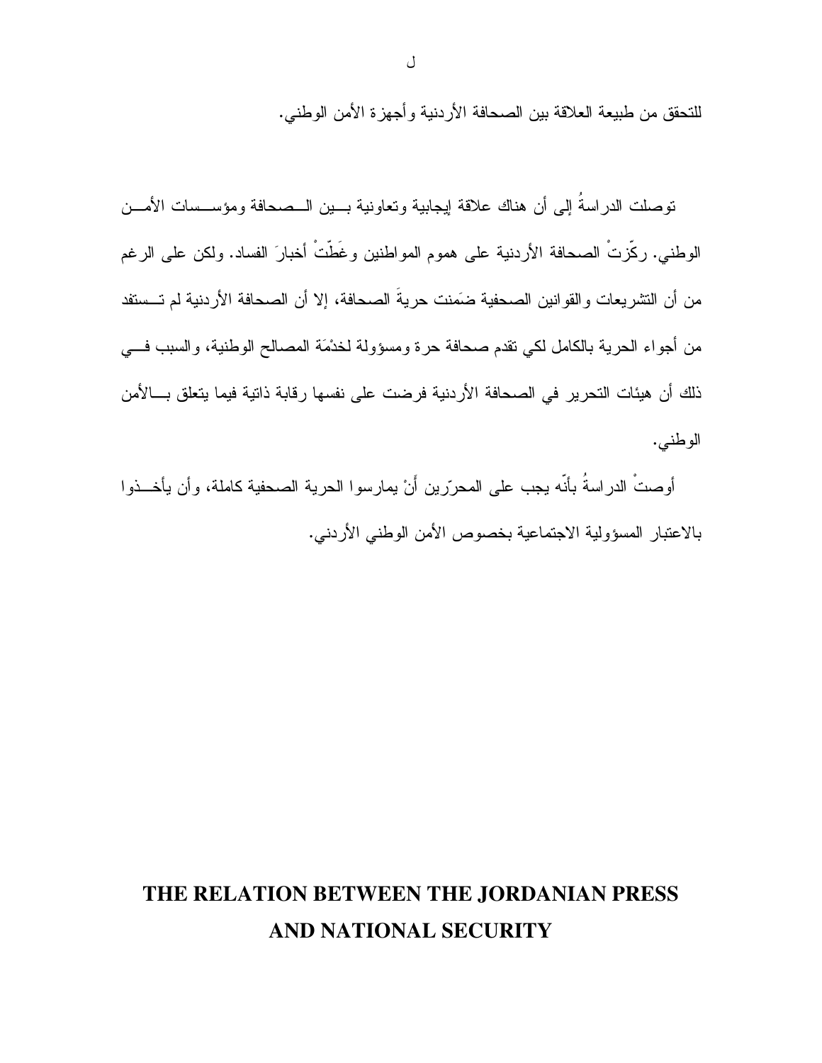للتحقق من طبيعة العلاقة بين الصحافة الأردنية وأجهزة الأمن الوطني.

توصلت الدراسةُ إلى أن هناك علاقة إيجابية وتعاونية بين الصحافة ومؤسسات الأمن الوطني. ركّزتْ الصحافة الأردنية على هموم المواطنين وغَطّتْ أخبارَ الفساد. ولكن على الرغم من أن التشريعات والقوانين الصحفية ضَمِنت حريةَ الصحافة، إلا أن الصحافة الأردنية لم تستفد من أجواء الحرية بالكامل لكي تقدم صحافة حرة ومسؤولة لخدْمَة المصالح الوطنية، والسبب في ذلك أن هيئات التحرير في الصحافة الأردنية فرضت على نفسها رقابة ذاتية فيما يتعلق بالأمن الوطني.

أوصتْ الدراسةُ بأنّه يجب على المحرّرين أَنْ يمارسوا الحرية الصحفية كاملة، وأن يأخذوا بالاعتبار المسؤولية الاجتماعية بخصوص الأمن الوطني الأردني.

# THE RELATION BETWEEN THE JORDANIAN PRESS AND NATIONAL SECURITY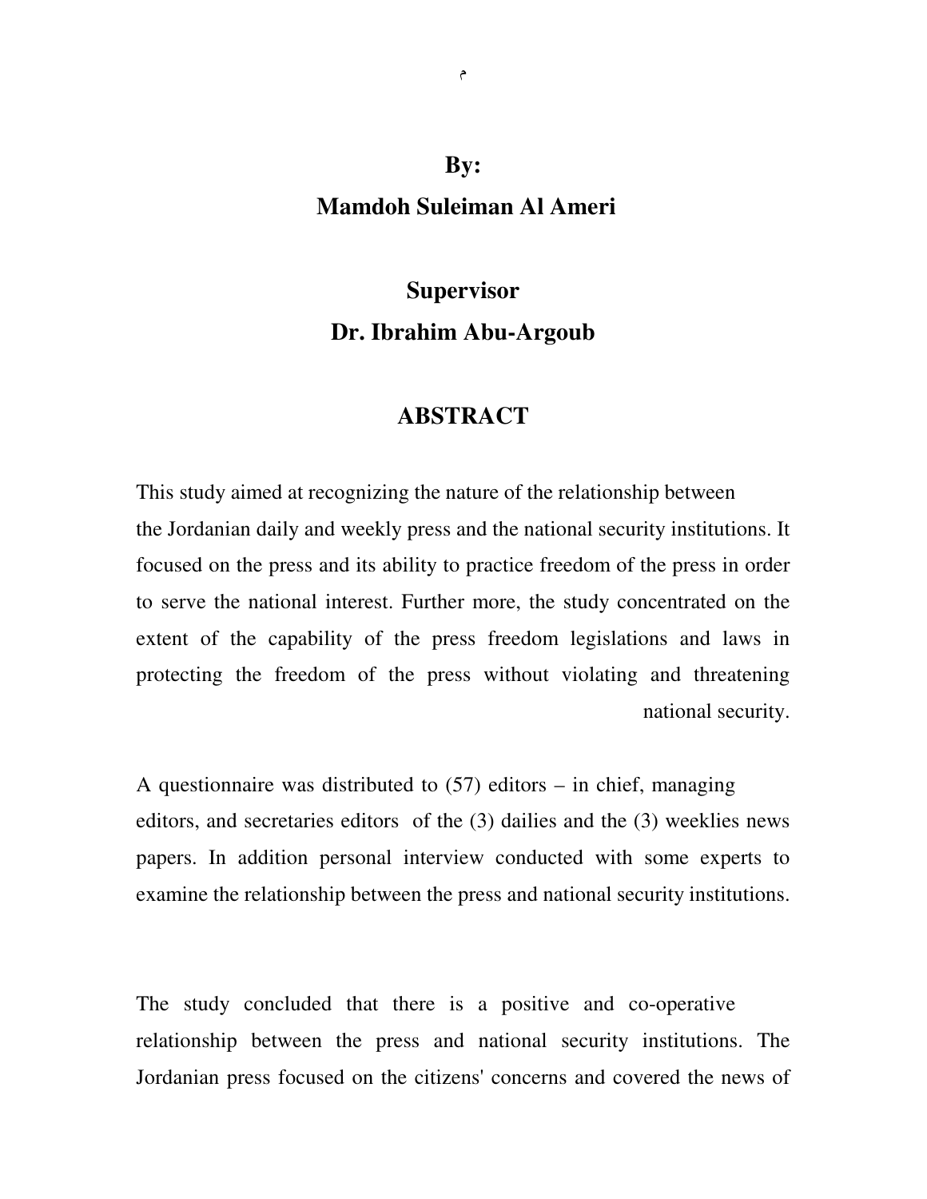**By:**

**Mamdoh Suleiman Al Ameri**

**Supervisor**

**Dr. Ibrahim Abu-Argoub**

## ABSTRACT

This study aimed at recognizing the nature of the relationship between the Jordanian daily and weekly press and the national security institutions. It focused on the press and its ability to practice freedom of the press in order to serve the national interest. Further more, the study concentrated on the extent of the capability of the press freedom legislations and laws in protecting the freedom of the press without violating and threatening national security.

A questionnaire was distributed to (57) editors – in chief, managing editors, and secretaries editors of the (3) dailies and the (3) weeklies news papers. In addition personal interview conducted with some experts to examine the relationship between the press and national security institutions.

The study concluded that there is a positive and co-operative relationship between the press and national security institutions. The Jordanian press focused on the citizens' concerns and covered the news of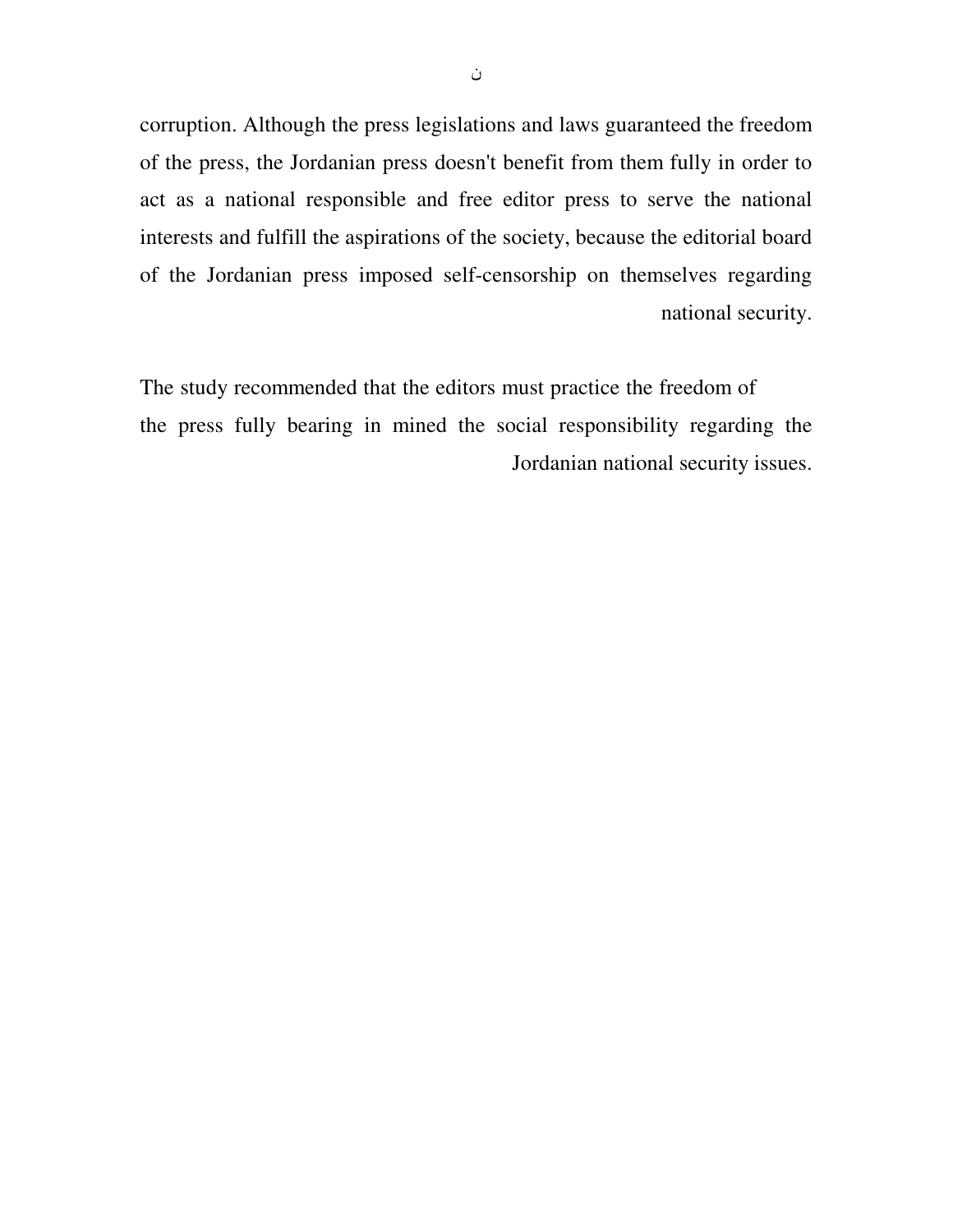corruption. Although the press legislations and laws guaranteed the freedom of the press, the Jordanian press doesn't benefit from them fully in order to act as a national responsible and free editor press to serve the national interests and fulfill the aspirations of the society, because the editorial board of the Jordanian press imposed self-censorship on themselves regarding national security.

The study recommended that the editors must practice the freedom of the press fully bearing in mined the social responsibility regarding the Jordanian national security issues.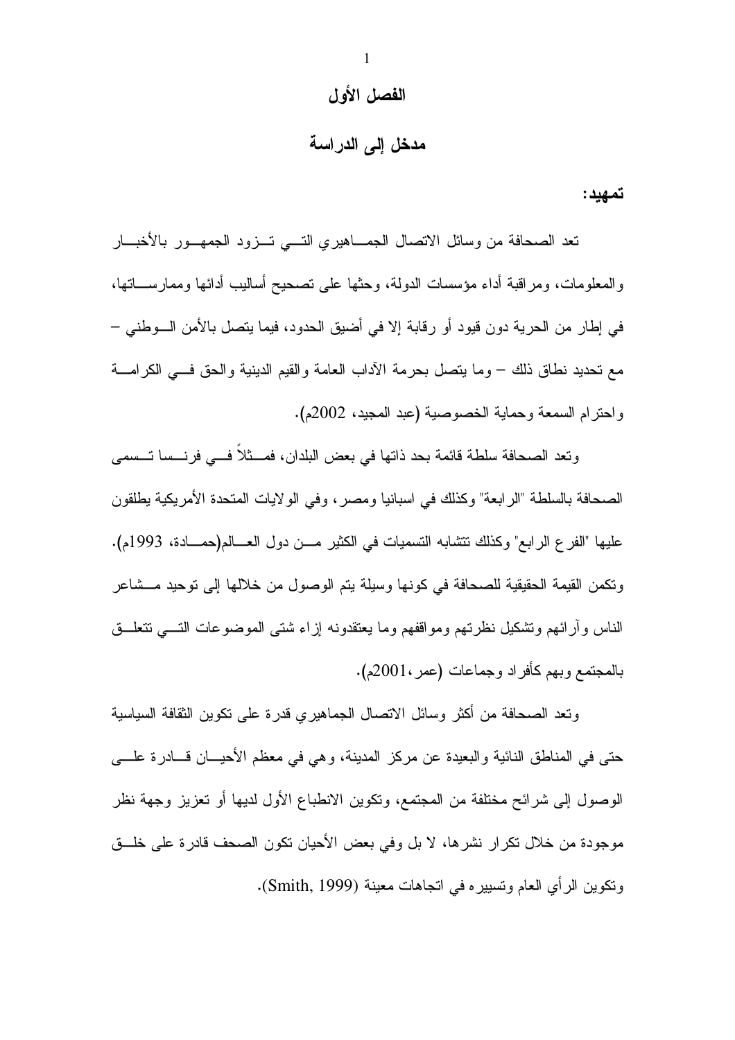# الفصل الأول

## مدخل إلى الدراسة

**تمهيد:**

تعد الصحافة من وسائل الاتصال الجماهيري التي تزود الجمهور بالأخبار والمعلومات، ومراقبة أداء مؤسسات الدولة، وحثها على تصحيح أساليب أدائها وممارساتها، في إطار من الحرية دون قيود أو رقابة إلا في أضيق الحدود، فيما يتصل بالأمن الوطني – مع تحديد نطاق ذلك – وما يتصل بحرمة الآداب العامة والقيم الدينية والحق في الكرامة واحترام السمعة وحماية الخصوصية (عبد المجيد، 2002م).

وتعد الصحافة سلطة قائمة بحد ذاتها في بعض البلدان، فمثلاً في فرنسا تسمى الصحافة بالسلطة "الرابعة" وكذلك في اسبانيا ومصر، وفي الولايات المتحدة الأمريكية يطلقون عليها "الفرع الرابع" وكذلك تتشابه التسميات في الكثير من دول العالم(حمادة، 1993م). وتكمن القيمة الحقيقية للصحافة في كونها وسيلة يتم الوصول من خلالها إلى توحيد مشاعر الناس وآرائهم وتشكيل نظرتهم ومواقفهم وما يعتقدونه إزاء شتى الموضوعات التي تتعلق بالمجتمع وبهم كأفراد وجماعات (عمر،2001م).

وتعد الصحافة من أكثر وسائل الاتصال الجماهيري قدرة على تكوين الثقافة السياسية حتى في المناطق النائية والبعيدة عن مركز المدينة، وهي في معظم الأحيان قادرة على الوصول إلى شرائح مختلفة من المجتمع، وتكوين الانطباع الأول لديها أو تعزيز وجهة نظر موجودة من خلال تكرار نشرها، لا بل وفي بعض الأحيان تكون الصحف قادرة على خلق وتكوين الرأي العام وتسييره في اتجاهات معينة (Smith, 1999).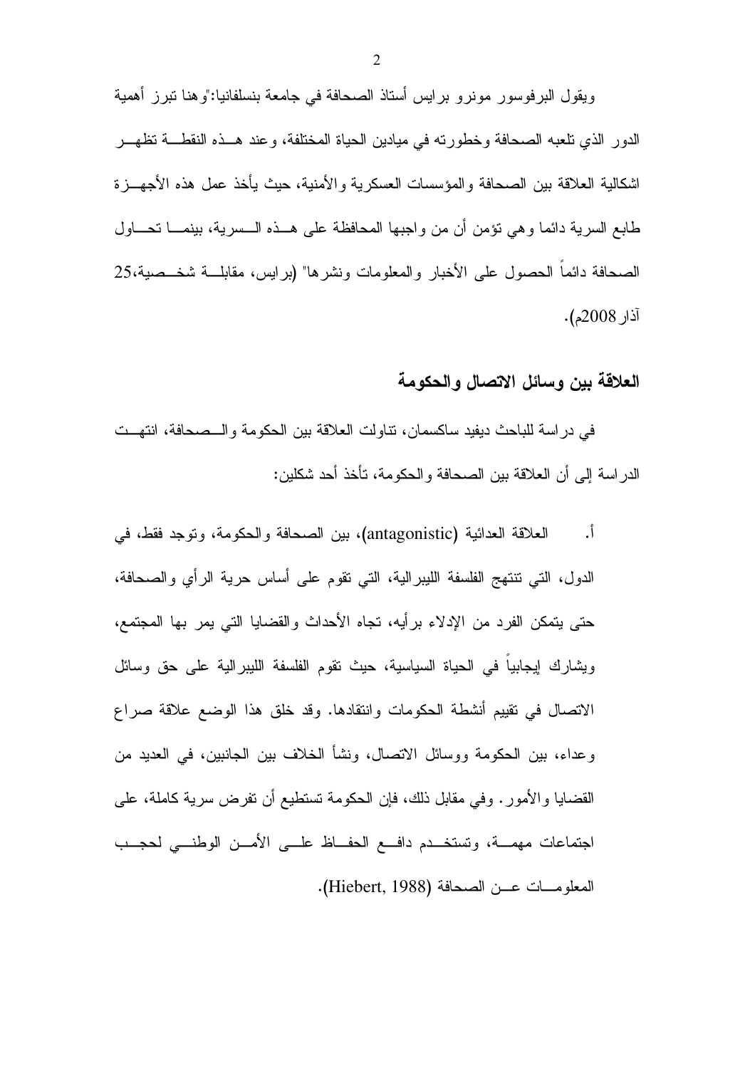ويقول البرفوسور مونرو برايس أستاذ الصحافة في جامعة بنسلفانيا:"وهنا تبرز أهمية الدور الذي تلعبه الصحافة وخطورته في ميادين الحياة المختلفة، وعند هذه النقطة تظهر اشكالية العلاقة بين الصحافة والمؤسسات العسكرية والأمنية، حيث يأخذ عمل هذه الأجهزة طابع السرية دائما وهي تؤمن أن من واجبها المحافظة على هذه السرية، بينما تحاول الصحافة دائماً الحصول على الأخبار والمعلومات ونشرها" (برايس، مقابلة شخصية،25 آذار 2008م).

## العلاقة بين وسائل الاتصال والحكومة

في دراسة للباحث ديفيد ساكسمان، تناولت العلاقة بين الحكومة والصحافة، انتهت الدراسة إلى أن العلاقة بين الصحافة والحكومة، تأخذ أحد شكلين:

أ. العلاقة العدائية (antagonistic)، بين الصحافة والحكومة، وتوجد فقط، في الدول، التي تنتهج الفلسفة الليبرالية، التي تقوم على أساس حرية الرأي والصحافة، حتى يتمكن الفرد من الإدلاء برأيه، تجاه الأحداث والقضايا التي يمر بها المجتمع، ويشارك إيجابياً في الحياة السياسية، حيث تقوم الفلسفة الليبرالية على حق وسائل الاتصال في تقييم أنشطة الحكومات وانتقادها. وقد خلق هذا الوضع علاقة صراع وعداء، بين الحكومة ووسائل الاتصال، ونشأ الخلاف بين الجانبين، في العديد من القضايا والأمور. وفي مقابل ذلك، فإن الحكومة تستطيع أن تفرض سرية كاملة، على اجتماعات مهمة، وتستخدم دافع الحفاظ على الأمن الوطني لحجب المعلومات عن الصحافة (Hiebert, 1988).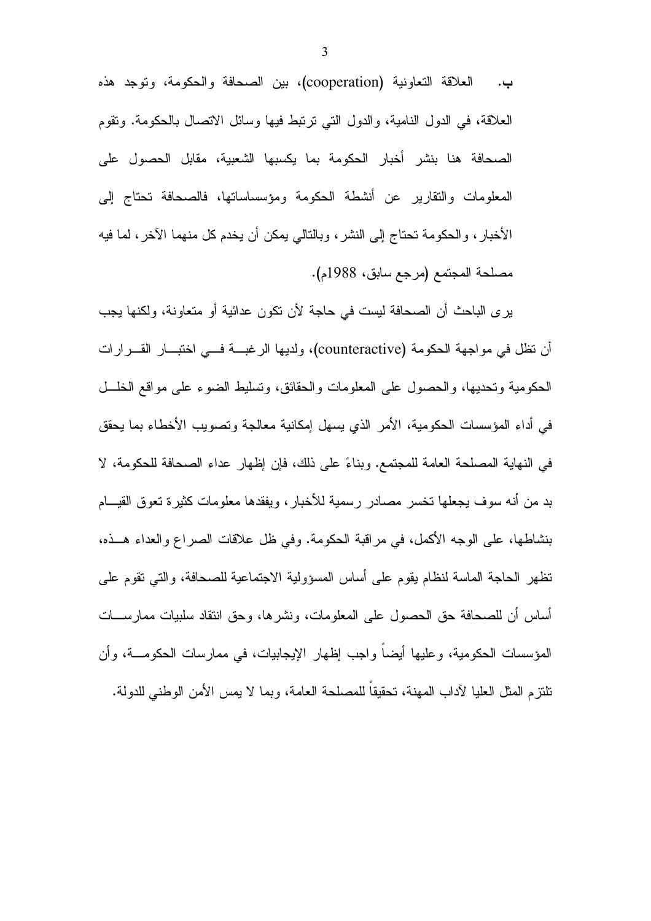**ب.** العلاقة التعاونية (cooperation)، بين الصحافة والحكومة، وتوجد هذه العلاقة، في الدول النامية، والدول التي ترتبط فيها وسائل الاتصال بالحكومة. وتقوم الصحافة هنا بنشر أخبار الحكومة بما يكسبها الشعبية، مقابل الحصول على المعلومات والتقارير عن أنشطة الحكومة ومؤسساتها، فالصحافة تحتاج إلى الأخبار، والحكومة تحتاج إلى النشر، وبالتالي يمكن أن يخدم كل منهما الآخر، لما فيه مصلحة المجتمع (مرجع سابق، 1988م).

يرى الباحث أن الصحافة ليست في حاجة لأن تكون عدائية أو متعاونة، ولكنها يجب أن تظل في مواجهة الحكومة (counteractive)، ولديها الرغبة في اختبار القرارات الحكومية وتحديها، والحصول على المعلومات والحقائق، وتسليط الضوء على مواقع الخلل في أداء المؤسسات الحكومية، الأمر الذي يسهل إمكانية معالجة وتصويب الأخطاء بما يحقق في النهاية المصلحة العامة للمجتمع. وبناءً على ذلك، فإن إظهار عداء الصحافة للحكومة، لا بد من أنه سوف يجعلها تخسر مصادر رسمية للأخبار، ويفقدها معلومات كثيرة تعوق القيام بنشاطها، على الوجه الأكمل، في مراقبة الحكومة. وفي ظل علاقات الصراع والعداء هذه، تظهر الحاجة الماسة لنظام يقوم على أساس المسؤولية الاجتماعية للصحافة، والتي تقوم على أساس أن للصحافة حق الحصول على المعلومات، ونشرها، وحق انتقاد سلبيات ممارسات المؤسسات الحكومية، وعليها أيضاً واجب إظهار الإيجابيات، في ممارسات الحكومة، وأن تلتزم المثل العليا لآداب المهنة، تحقيقاً للمصلحة العامة، وبما لا يمس الأمن الوطني للدولة.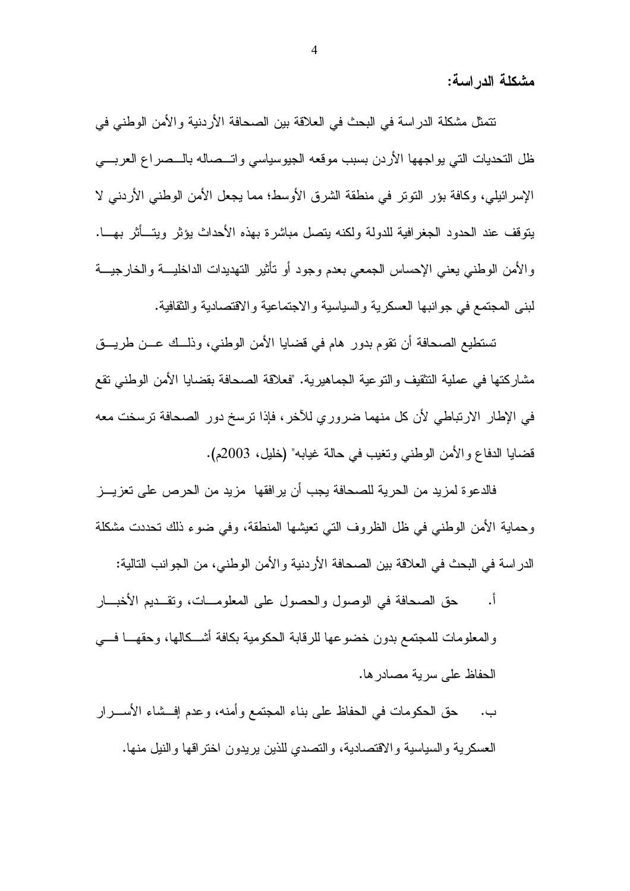**مشكلة الدراسة:**

تتمثل مشكلة الدراسة في البحث في العلاقة بين الصحافة الأردنية والأمن الوطني في ظل التحديات التي يواجهها الأردن بسبب موقعه الجيوسياسي واتصاله بالصراع العربي الإسرائيلي، وكافة بؤر التوتر في منطقة الشرق الأوسط؛ مما يجعل الأمن الوطني الأردني لا يتوقف عند الحدود الجغرافية للدولة ولكنه يتصل مباشرة بهذه الأحداث يؤثر ويتأثر بها. والأمن الوطني يعني الإحساس الجمعي بعدم وجود أو تأثير التهديدات الداخلية والخارجية لبنى المجتمع في جوانبها العسكرية والسياسية والاجتماعية والاقتصادية والثقافية.

تستطيع الصحافة أن تقوم بدور هام في قضايا الأمن الوطني، وذلك عن طريق مشاركتها في عملية التثقيف والتوعية الجماهيرية. "فعلاقة الصحافة بقضايا الأمن الوطني تقع في الإطار الارتباطي لأن كل منهما ضروري للآخر، فإذا ترسخ دور الصحافة ترسخت معه قضايا الدفاع والأمن الوطني وتغيب في حالة غيابه" (خليل، 2003م).

فالدعوة لمزيد من الحرية للصحافة يجب أن يرافقها مزيد من الحرص على تعزيز وحماية الأمن الوطني في ظل الظروف التي تعيشها المنطقة، وفي ضوء ذلك تحددت مشكلة الدراسة في البحث في العلاقة بين الصحافة الأردنية والأمن الوطني، من الجوانب التالية:

أ. حق الصحافة في الوصول والحصول على المعلومات، وتقديم الأخبار والمعلومات للمجتمع بدون خضوعها للرقابة الحكومية بكافة أشكالها، وحقها في الحفاظ على سرية مصادرها.

ب. حق الحكومات في الحفاظ على بناء المجتمع وأمنه، وعدم إفشاء الأسرار العسكرية والسياسية والاقتصادية، والتصدي للذين يريدون اختراقها والنيل منها.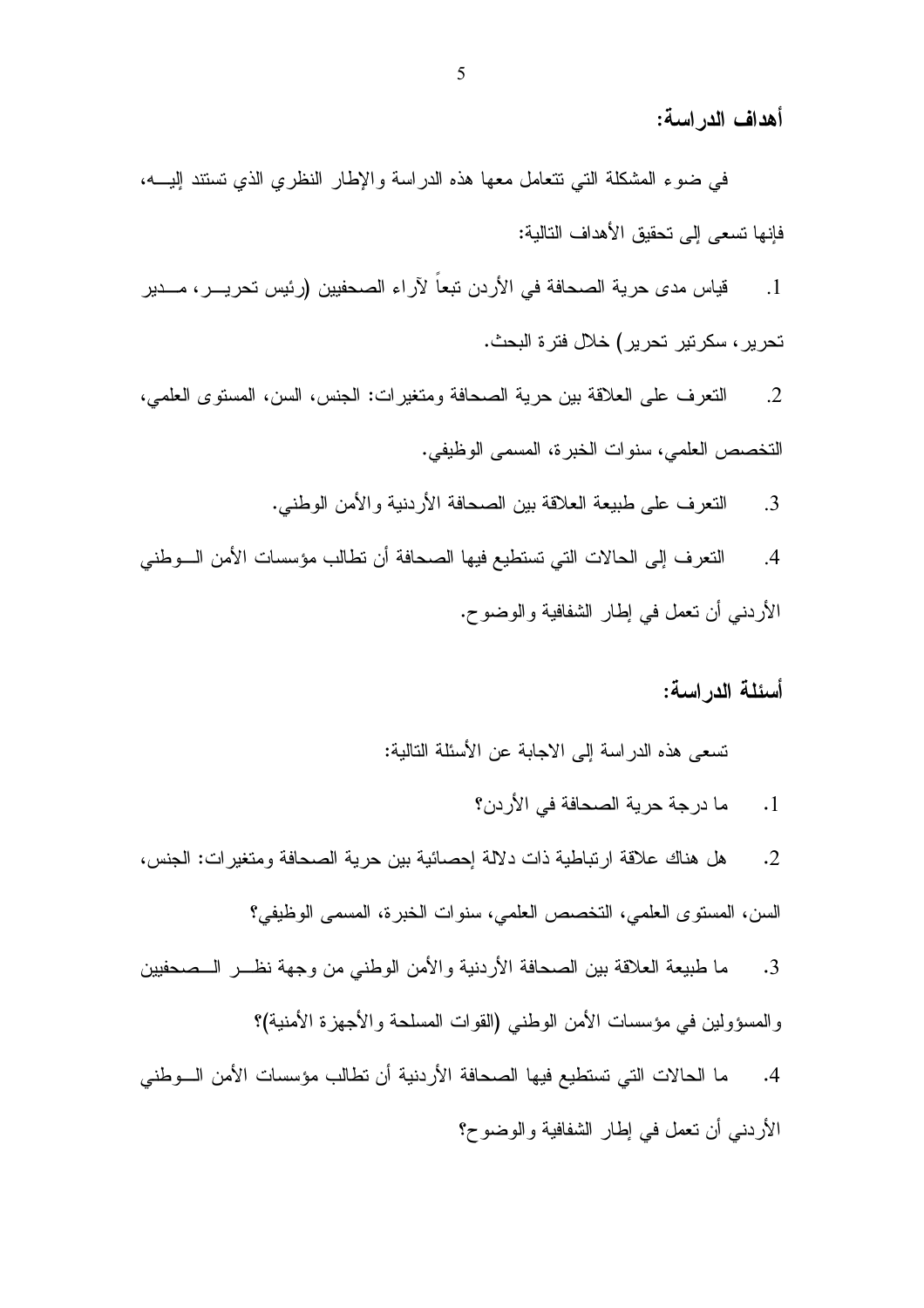**أهداف الدراسة:**

في ضوء المشكلة التي تتعامل معها هذه الدراسة والإطار النظري الذي تستند إليـه، فإنها تسعى إلى تحقيق الأهداف التالية:

1. قياس مدى حرية الصحافة في الأردن تبعاً لآراء الصحفيين (رئيس تحريـر، مـدير تحرير، سكرتير تحرير) خلال فترة البحث.
2. التعرف على العلاقة بين حرية الصحافة ومتغيرات: الجنس، السن، المستوى العلمي، التخصص العلمي، سنوات الخبرة، المسمى الوظيفي.
3. التعرف على طبيعة العلاقة بين الصحافة الأردنية والأمن الوطني.
4. التعرف إلى الحالات التي تستطيع فيها الصحافة أن تطالب مؤسسات الأمن الـوطني الأردني أن تعمل في إطار الشفافية والوضوح.

**أسئلة الدراسة:**

تسعى هذه الدراسة إلى الاجابة عن الأسئلة التالية:

1. ما درجة حرية الصحافة في الأردن؟
2. هل هناك علاقة ارتباطية ذات دلالة إحصائية بين حرية الصحافة ومتغيرات: الجنس، السن، المستوى العلمي، التخصص العلمي، سنوات الخبرة، المسمى الوظيفي؟
3. ما طبيعة العلاقة بين الصحافة الأردنية والأمن الوطني من وجهة نظـر الـصحفيين والمسؤولين في مؤسسات الأمن الوطني (القوات المسلحة والأجهزة الأمنية)؟
4. ما الحالات التي تستطيع فيها الصحافة الأردنية أن تطالب مؤسسات الأمن الـوطني الأردني أن تعمل في إطار الشفافية والوضوح؟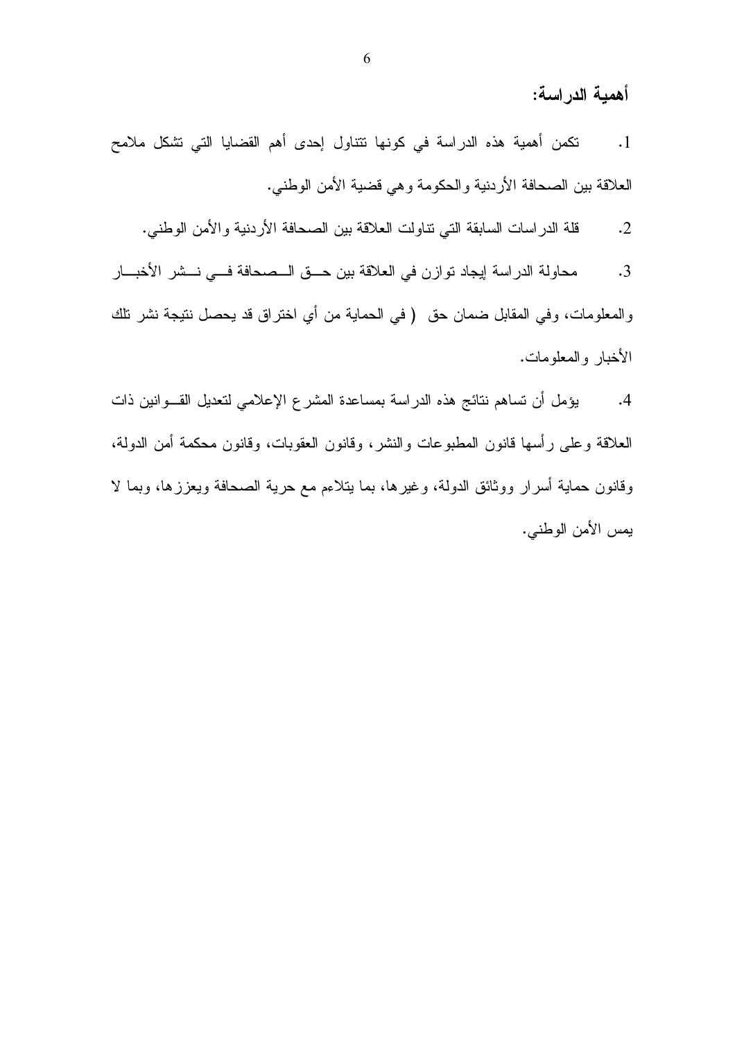## أهمية الدراسة:

1. تكمن أهمية هذه الدراسة في كونها تتناول إحدى أهم القضايا التي تشكل ملامح العلاقة بين الصحافة الأردنية والحكومة وهي قضية الأمن الوطني.

2. قلة الدراسات السابقة التي تناولت العلاقة بين الصحافة الأردنية والأمن الوطني.

3. محاولة الدراسة إيجاد توازن في العلاقة بين حق الصحافة في نشر الأخبار والمعلومات، وفي المقابل ضمان حق ( في الحماية من أي اختراق قد يحصل نتيجة نشر تلك الأخبار والمعلومات.

4. يؤمل أن تساهم نتائج هذه الدراسة بمساعدة المشرع الإعلامي لتعديل القوانين ذات العلاقة وعلى رأسها قانون المطبوعات والنشر، وقانون العقوبات، وقانون محكمة أمن الدولة، وقانون حماية أسرار ووثائق الدولة، وغيرها، بما يتلاءم مع حرية الصحافة ويعززها، وبما لا يمس الأمن الوطني.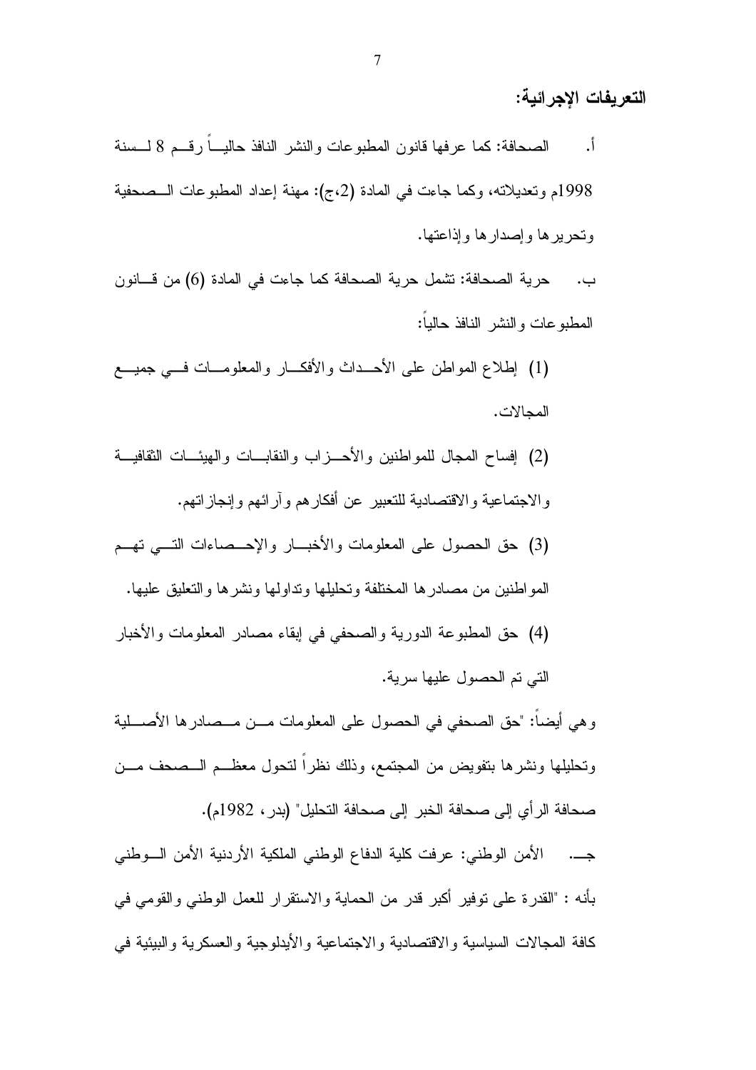**التعريفات الإجرائية:**

أ. الصحافة: كما عرفها قانون المطبوعات والنشر النافذ حالياً رقم 8 لسنة 1998م وتعديلاته، وكما جاءت في المادة (2،ج): مهنة إعداد المطبوعات الصحفية وتحريرها وإصدارها وإذاعتها.

ب. حرية الصحافة: تشمل حرية الصحافة كما جاءت في المادة (6) من قانون المطبوعات والنشر النافذ حالياً:

(1) إطلاع المواطن على الأحداث والأفكار والمعلومات في جميع المجالات.

(2) إفساح المجال للمواطنين والأحزاب والنقابات والهيئات الثقافية والاجتماعية والاقتصادية للتعبير عن أفكارهم وآرائهم وإنجازاتهم.

(3) حق الحصول على المعلومات والأخبار والإحصاءات التي تهم المواطنين من مصادرها المختلفة وتحليلها وتداولها ونشرها والتعليق عليها.

(4) حق المطبوعة الدورية والصحفي في إبقاء مصادر المعلومات والأخبار التي تم الحصول عليها سرية.

وهي أيضاً: "حق الصحفي في الحصول على المعلومات من مصادرها الأصلية وتحليلها ونشرها بتفويض من المجتمع، وذلك نظراً لتحول معظم الصحف من صحافة الرأي إلى صحافة الخبر إلى صحافة التحليل" (بدر، 1982م).

جـ. الأمن الوطني: عرفت كلية الدفاع الوطني الملكية الأردنية الأمن الوطني بأنه : "القدرة على توفير أكبر قدر من الحماية والاستقرار للعمل الوطني والقومي في كافة المجالات السياسية والاقتصادية والاجتماعية والأيدلوجية والعسكرية والبيئية في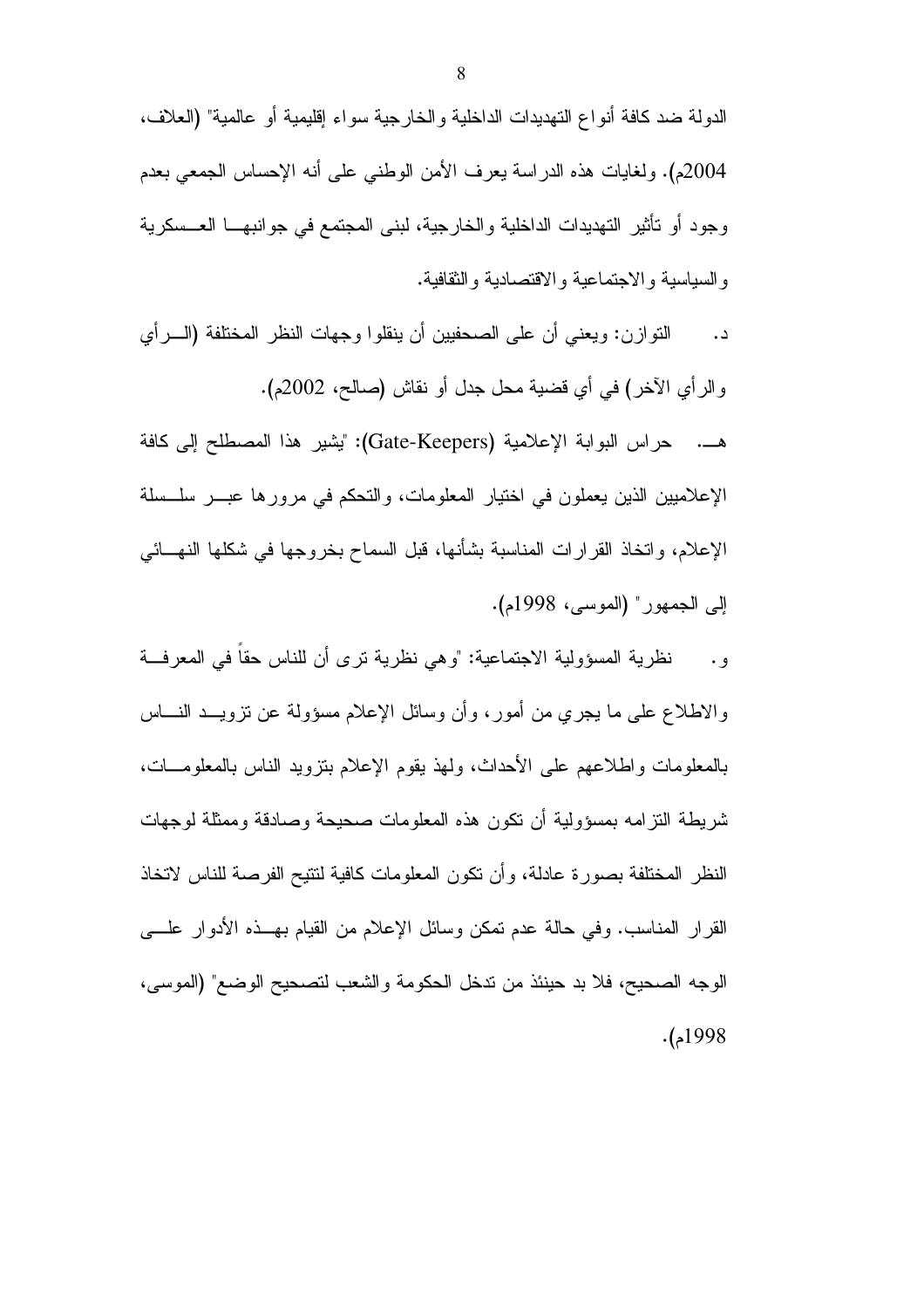الدولة ضد كافة أنواع التهديدات الداخلية والخارجية سواء إقليمية أو عالمية" (العلاف، 2004م). ولغايات هذه الدراسة يعرف الأمن الوطني على أنه الإحساس الجمعي بعدم وجود أو تأثير التهديدات الداخلية والخارجية، لبنى المجتمع في جوانبها العسكرية والسياسية والاجتماعية والاقتصادية والثقافية.

د. التوازن: ويعني أن على الصحفيين أن ينقلوا وجهات النظر المختلفة (الرأي والرأي الآخر) في أي قضية محل جدل أو نقاش (صالح، 2002م).

هـ. حراس البوابة الإعلامية (Gate-Keepers): "يشير هذا المصطلح إلى كافة الإعلاميين الذين يعملون في اختيار المعلومات، والتحكم في مرورها عبر سلسلة الإعلام، واتخاذ القرارات المناسبة بشأنها، قبل السماح بخروجها في شكلها النهائي إلى الجمهور" (الموسى، 1998م).

و. نظرية المسؤولية الاجتماعية: "وهي نظرية ترى أن للناس حقاً في المعرفة والاطلاع على ما يجري من أمور، وأن وسائل الإعلام مسؤولة عن تزويد الناس بالمعلومات واطلاعهم على الأحداث، ولهذ يقوم الإعلام بتزويد الناس بالمعلومات، شريطة التزامه بمسؤولية أن تكون هذه المعلومات صحيحة وصادقة وممثلة لوجهات النظر المختلفة بصورة عادلة، وأن تكون المعلومات كافية لتتيح الفرصة للناس لاتخاذ القرار المناسب. وفي حالة عدم تمكن وسائل الإعلام من القيام بهذه الأدوار على الوجه الصحيح، فلا بد حينئذ من تدخل الحكومة والشعب لتصحيح الوضع" (الموسى، 1998م).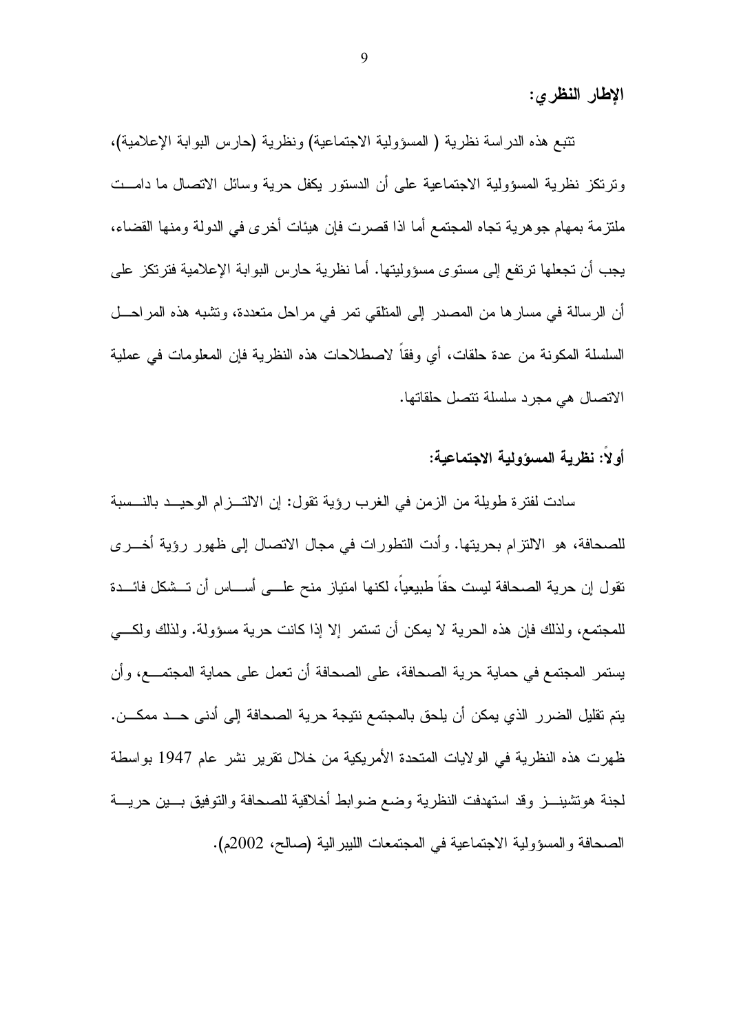## الإطار النظري:

تتبع هذه الدراسة نظرية ( المسؤولية الاجتماعية) ونظرية (حارس البوابة الإعلامية)، وترتكز نظرية المسؤولية الاجتماعية على أن الدستور يكفل حرية وسائل الاتصال ما دامت ملتزمة بمهام جوهرية تجاه المجتمع أما اذا قصرت فإن هيئات أخرى في الدولة ومنها القضاء، يجب أن تجعلها ترتفع إلى مستوى مسؤوليتها. أما نظرية حارس البوابة الإعلامية فترتكز على أن الرسالة في مسارها من المصدر إلى المتلقي تمر في مراحل متعددة، وتشبه هذه المراحل السلسلة المكونة من عدة حلقات، أي وفقاً لاصطلاحات هذه النظرية فإن المعلومات في عملية الاتصال هي مجرد سلسلة تتصل حلقاتها.

### أولاً: نظرية المسؤولية الاجتماعية:

سادت لفترة طويلة من الزمن في الغرب رؤية تقول: إن الالتزام الوحيد بالنسبة للصحافة، هو الالتزام بحريتها. وأدت التطورات في مجال الاتصال إلى ظهور رؤية أخرى تقول إن حرية الصحافة ليست حقاً طبيعياً، لكنها امتياز منح على أساس أن تشكل فائدة للمجتمع، ولذلك فإن هذه الحرية لا يمكن أن تستمر إلا إذا كانت حرية مسؤولة. ولذلك ولكي يستمر المجتمع في حماية حرية الصحافة، على الصحافة أن تعمل على حماية المجتمع، وأن يتم تقليل الضرر الذي يمكن أن يلحق بالمجتمع نتيجة حرية الصحافة إلى أدنى حد ممكن. ظهرت هذه النظرية في الولايات المتحدة الأمريكية من خلال تقرير نشر عام 1947 بواسطة لجنة هوتشينز وقد استهدفت النظرية وضع ضوابط أخلاقية للصحافة والتوفيق بين حرية الصحافة والمسؤولية الاجتماعية في المجتمعات الليبرالية (صالح، 2002م).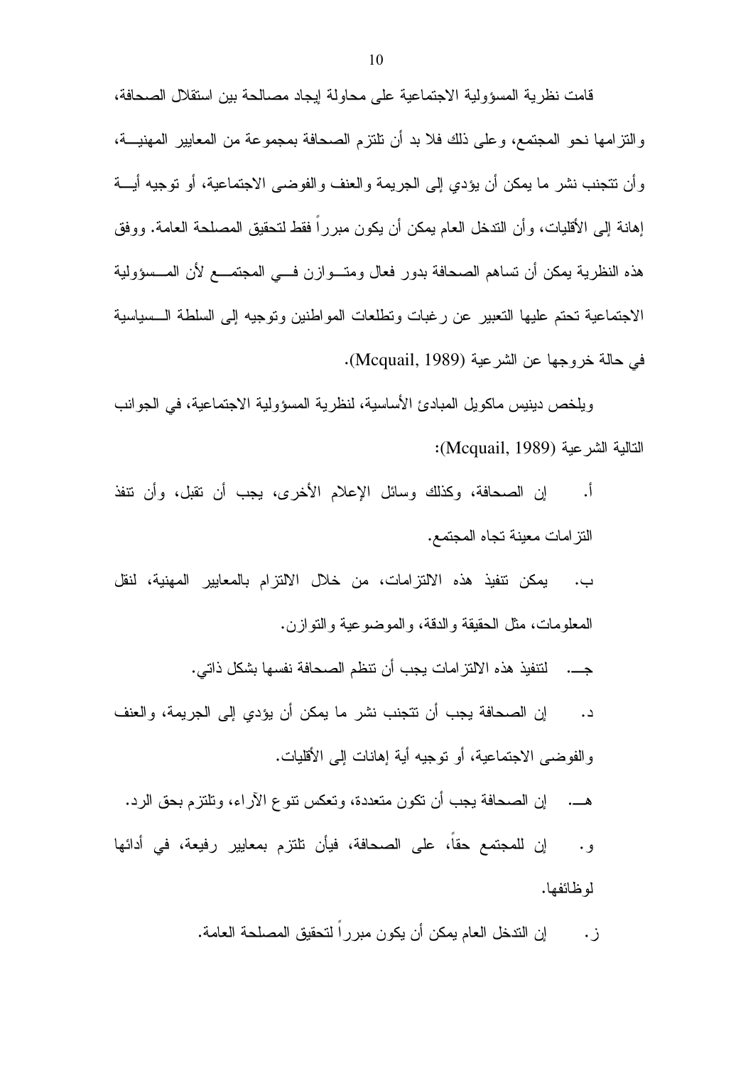قامت نظرية المسؤولية الاجتماعية على محاولة إيجاد مصالحة بين استقلال الصحافة، والتزامها نحو المجتمع، وعلى ذلك فلا بد أن تلتزم الصحافة بمجموعة من المعايير المهنية، وأن تتجنب نشر ما يمكن أن يؤدي إلى الجريمة والعنف والفوضى الاجتماعية، أو توجيه أية إهانة إلى الأقليات، وأن التدخل العام يمكن أن يكون مبرراً فقط لتحقيق المصلحة العامة. ووفق هذه النظرية يمكن أن تساهم الصحافة بدور فعال ومتوازن في المجتمع لأن المسؤولية الاجتماعية تحتم عليها التعبير عن رغبات وتطلعات المواطنين وتوجيه إلى السلطة السياسية في حالة خروجها عن الشرعية (Mcquail, 1989).

ويلخص دينيس ماكويل المبادئ الأساسية، لنظرية المسؤولية الاجتماعية، في الجوانب التالية الشرعية (Mcquail, 1989):

أ. إن الصحافة، وكذلك وسائل الإعلام الأخرى، يجب أن تقبل، وأن تنفذ التزامات معينة تجاه المجتمع.

ب. يمكن تنفيذ هذه الالتزامات، من خلال الالتزام بالمعايير المهنية، لنقل المعلومات، مثل الحقيقة والدقة، والموضوعية والتوازن.

جـ. لتنفيذ هذه الالتزامات يجب أن تنظم الصحافة نفسها بشكل ذاتي.

د. إن الصحافة يجب أن تتجنب نشر ما يمكن أن يؤدي إلى الجريمة، والعنف والفوضى الاجتماعية، أو توجيه أية إهانات إلى الأقليات.

هـ. إن الصحافة يجب أن تكون متعددة، وتعكس تنوع الآراء، وتلتزم بحق الرد.

و. إن للمجتمع حقاً، على الصحافة، فيأن تلتزم بمعايير رفيعة، في أدائها لوظائفها.

ز. إن التدخل العام يمكن أن يكون مبرراً لتحقيق المصلحة العامة.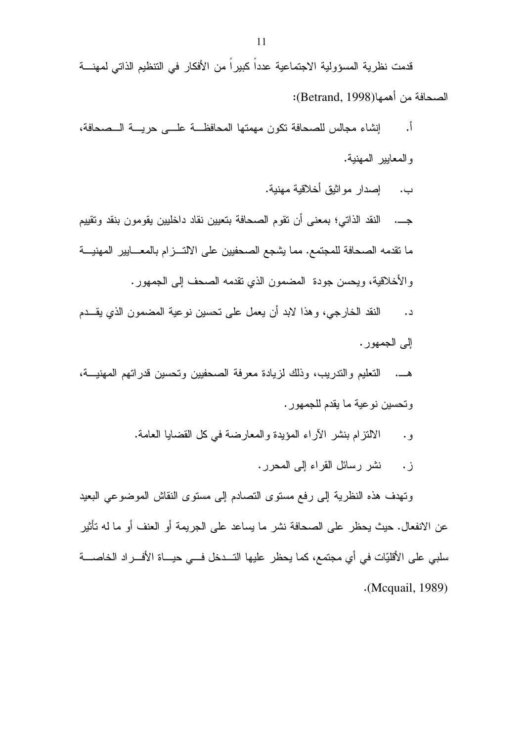قدمت نظرية المسؤولية الاجتماعية عدداً كبيراً من الأفكار في التنظيم الذاتي لمهنة الصحافة من أهمها(Betrand, 1998):

أ. إنشاء مجالس للصحافة تكون مهمتها المحافظة على حرية الصحافة، والمعايير المهنية.

ب. إصدار مواثيق أخلاقية مهنية.

جـ. النقد الذاتي؛ بمعنى أن تقوم الصحافة بتعيين نقاد داخليين يقومون بنقد وتقييم ما تقدمه الصحافة للمجتمع. مما يشجع الصحفيين على الالتزام بالمعايير المهنية والأخلاقية، ويحسن جودة المضمون الذي تقدمه الصحف إلى الجمهور.

د. النقد الخارجي، وهذا لابد أن يعمل على تحسين نوعية المضمون الذي يقدم إلى الجمهور.

هـ. التعليم والتدريب، وذلك لزيادة معرفة الصحفيين وتحسين قدراتهم المهنية، وتحسين نوعية ما يقدم للجمهور.

و. الالتزام بنشر الآراء المؤيدة والمعارضة في كل القضايا العامة.

ز. نشر رسائل القراء إلى المحرر.

وتهدف هذه النظرية إلى رفع مستوى التصادم إلى مستوى النقاش الموضوعي البعيد عن الانفعال. حيث يحظر على الصحافة نشر ما يساعد على الجريمة أو العنف أو ما له تأثير سلبي على الأقليّات في أي مجتمع، كما يحظر عليها التدخل في حياة الأفراد الخاصة (Mcquail, 1989).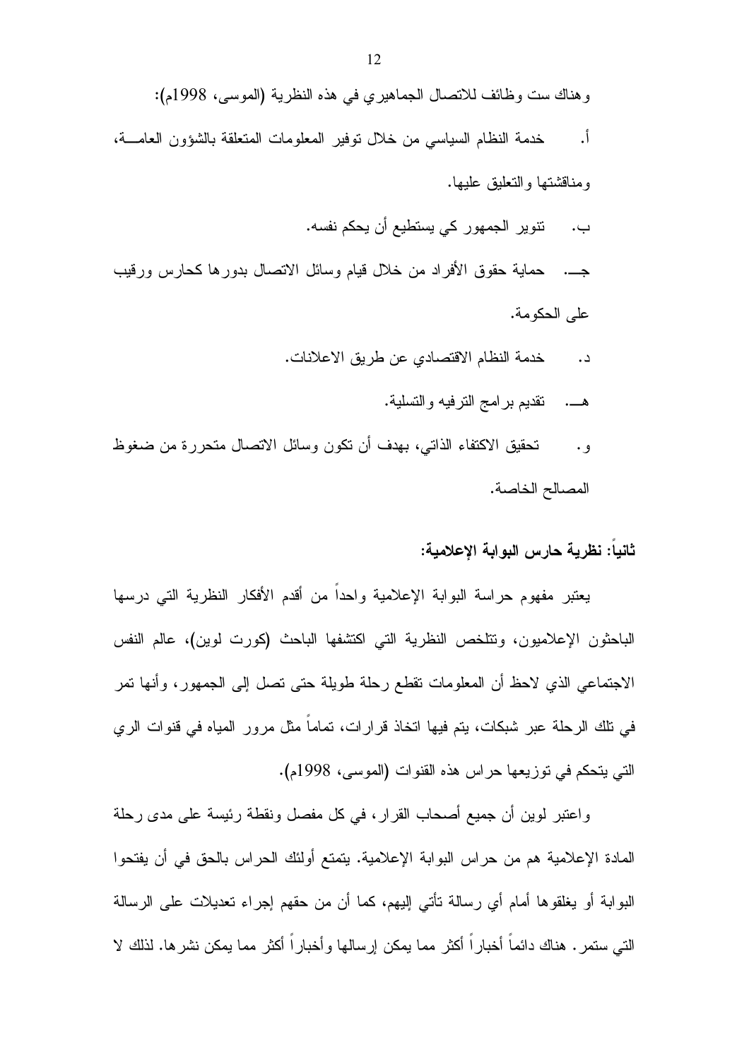وهناك ست وظائف للاتصال الجماهيري في هذه النظرية (الموسى، 1998م):

أ. خدمة النظام السياسي من خلال توفير المعلومات المتعلقة بالشؤون العامة، ومناقشتها والتعليق عليها.

ب. تنوير الجمهور كي يستطيع أن يحكم نفسه.

جـ. حماية حقوق الأفراد من خلال قيام وسائل الاتصال بدورها كحارس ورقيب على الحكومة.

د. خدمة النظام الاقتصادي عن طريق الاعلانات.

هـ. تقديم برامج الترفيه والتسلية.

و. تحقيق الاكتفاء الذاتي، بهدف أن تكون وسائل الاتصال متحررة من ضغوط المصالح الخاصة.

**ثانياً: نظرية حارس البوابة الإعلامية:**

يعتبر مفهوم حراسة البوابة الإعلامية واحداً من أقدم الأفكار النظرية التي درسها الباحثون الإعلاميون، وتتلخص النظرية التي اكتشفها الباحث (كورت لوين)، عالم النفس الاجتماعي الذي لاحظ أن المعلومات تقطع رحلة طويلة حتى تصل إلى الجمهور، وأنها تمر في تلك الرحلة عبر شبكات، يتم فيها اتخاذ قرارات، تماماً مثل مرور المياه في قنوات الري التي يتحكم في توزيعها حراس هذه القنوات (الموسى، 1998م).

واعتبر لوين أن جميع أصحاب القرار، في كل مفصل ونقطة رئيسة على مدى رحلة المادة الإعلامية هم من حراس البوابة الإعلامية. يتمتع أولئك الحراس بالحق في أن يفتحوا البوابة أو يغلقوها أمام أي رسالة تأتي إليهم، كما أن من حقهم إجراء تعديلات على الرسالة التي ستمر. هناك دائماً أخباراً أكثر مما يمكن إرسالها وأخباراً أكثر مما يمكن نشرها. لذلك لا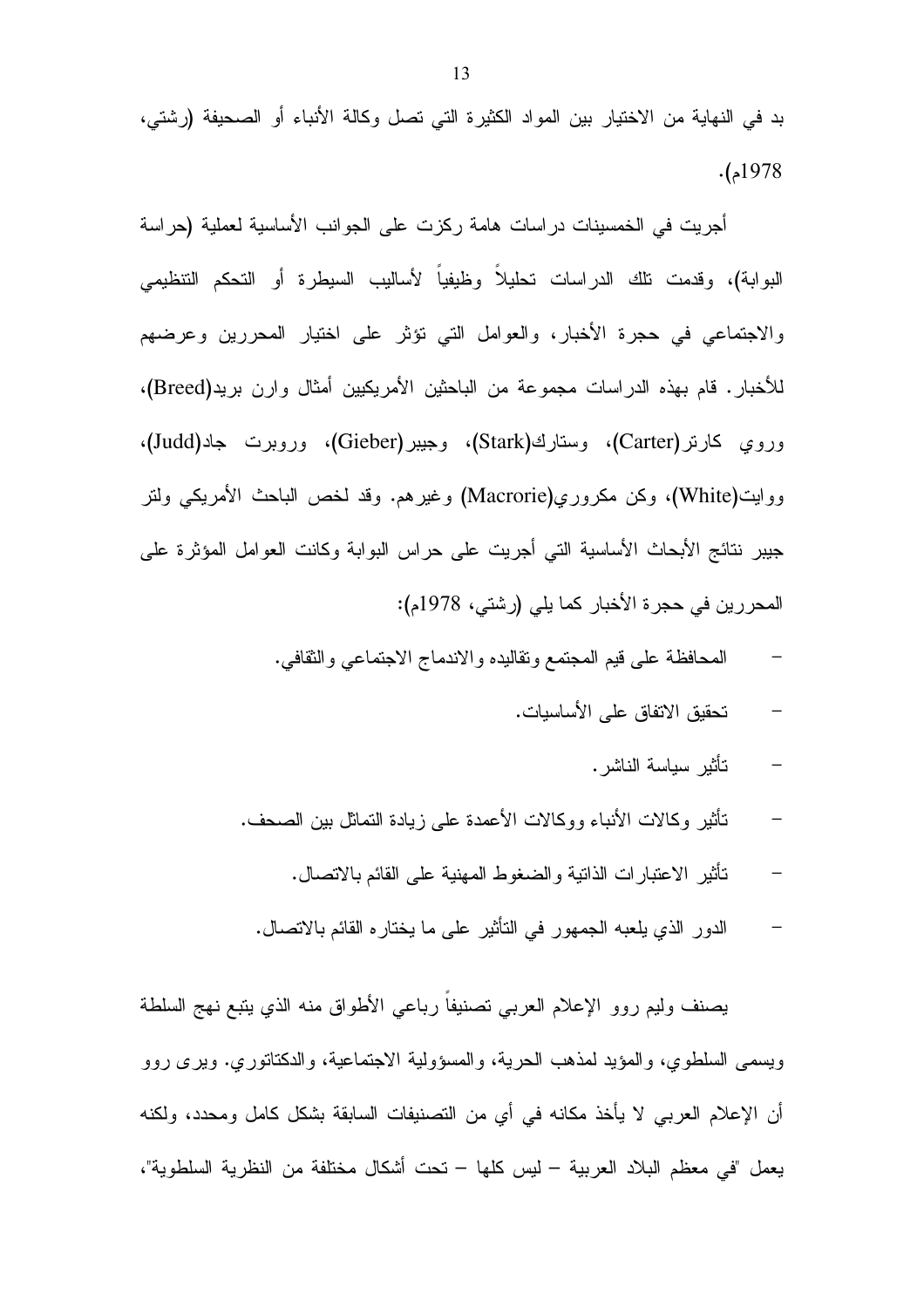بد في النهاية من الاختيار بين المواد الكثيرة التي تصل وكالة الأنباء أو الصحيفة (رشتي، 1978م).

أجريت في الخمسينات دراسات هامة ركزت على الجوانب الأساسية لعملية (حراسة البوابة)، وقدمت تلك الدراسات تحليلاً وظيفياً لأساليب السيطرة أو التحكم التنظيمي والاجتماعي في حجرة الأخبار، والعوامل التي تؤثر على اختيار المحررين وعرضهم للأخبار. قام بهذه الدراسات مجموعة من الباحثين الأمريكيين أمثال وارن بريد(Breed)، وروي كارتر(Carter)، وستارك(Stark)، وجيبر(Gieber)، وروبرت جاد(Judd)، ووايت(White)، وكن مكروري(Macrorie) وغيرهم. وقد لخص الباحث الأمريكي ولتر جيبر نتائج الأبحاث الأساسية التي أجريت على حراس البوابة وكانت العوامل المؤثرة على المحررين في حجرة الأخبار كما يلي (رشتي، 1978م):

- المحافظة على قيم المجتمع وتقاليده والاندماج الاجتماعي والثقافي.
- تحقيق الاتفاق على الأساسيات.
- تأثير سياسة الناشر.
- تأثير وكالات الأنباء ووكالات الأعمدة على زيادة التماثل بين الصحف.
- تأثير الاعتبارات الذاتية والضغوط المهنية على القائم بالاتصال.
- الدور الذي يلعبه الجمهور في التأثير على ما يختاره القائم بالاتصال.

يصنف وليم روو الإعلام العربي تصنيفاً رباعي الأطواق منه الذي يتبع نهج السلطة ويسمى السلطوي، والمؤيد لمذهب الحرية، والمسؤولية الاجتماعية، والدكتاتوري. ويرى روو أن الإعلام العربي لا يأخذ مكانه في أي من التصنيفات السابقة بشكل كامل ومحدد، ولكنه يعمل "في معظم البلاد العربية – ليس كلها – تحت أشكال مختلفة من النظرية السلطوية"،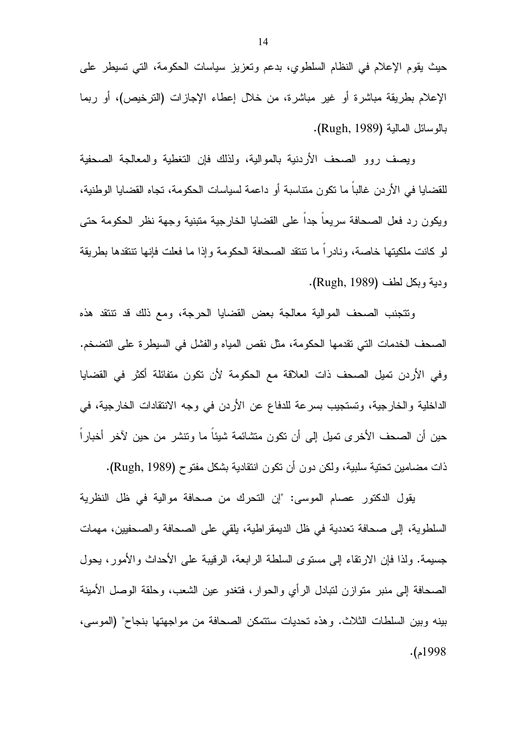حيث يقوم الإعلام في النظام السلطوي، بدعم وتعزيز سياسات الحكومة، التي تسيطر على الإعلام بطريقة مباشرة أو غير مباشرة، من خلال إعطاء الإجازات (الترخيص)، أو ربما بالوسائل المالية (Rugh, 1989).

ويصف روو الصحف الأردنية بالموالية، ولذلك فإن التغطية والمعالجة الصحفية للقضايا في الأردن غالباً ما تكون متناسبة أو داعمة لسياسات الحكومة، تجاه القضايا الوطنية، ويكون رد فعل الصحافة سريعاً جداً على القضايا الخارجية متبنية وجهة نظر الحكومة حتى لو كانت ملكيتها خاصة، ونادراً ما تنتقد الصحافة الحكومة وإذا ما فعلت فإنها تنتقدها بطريقة ودية وبكل لطف (Rugh, 1989).

وتتجنب الصحف الموالية معالجة بعض القضايا الحرجة، ومع ذلك قد تنتقد هذه الصحف الخدمات التي تقدمها الحكومة، مثل نقص المياه والفشل في السيطرة على التضخم. وفي الأردن تميل الصحف ذات العلاقة مع الحكومة لأن تكون متفائلة أكثر في القضايا الداخلية والخارجية، وتستجيب بسرعة للدفاع عن الأردن في وجه الانتقادات الخارجية، في حين أن الصحف الأخرى تميل إلى أن تكون متشائمة شيئاً ما وتنشر من حين لآخر أخباراً ذات مضامين تحتية سلبية، ولكن دون أن تكون انتقادية بشكل مفتوح (Rugh, 1989).

يقول الدكتور عصام الموسى: "إن التحرك من صحافة موالية في ظل النظرية السلطوية، إلى صحافة تعددية في ظل الديمقراطية، يلقي على الصحافة والصحفيين، مهمات جسيمة. ولذا فإن الارتقاء إلى مستوى السلطة الرابعة، الرقيبة على الأحداث والأمور، يحول الصحافة إلى منبر متوازن لتبادل الرأي والحوار، فتغدو عين الشعب، وحلقة الوصل الأمينة بينه وبين السلطات الثلاث. وهذه تحديات ستتمكن الصحافة من مواجهتها بنجاح" (الموسى، 1998م).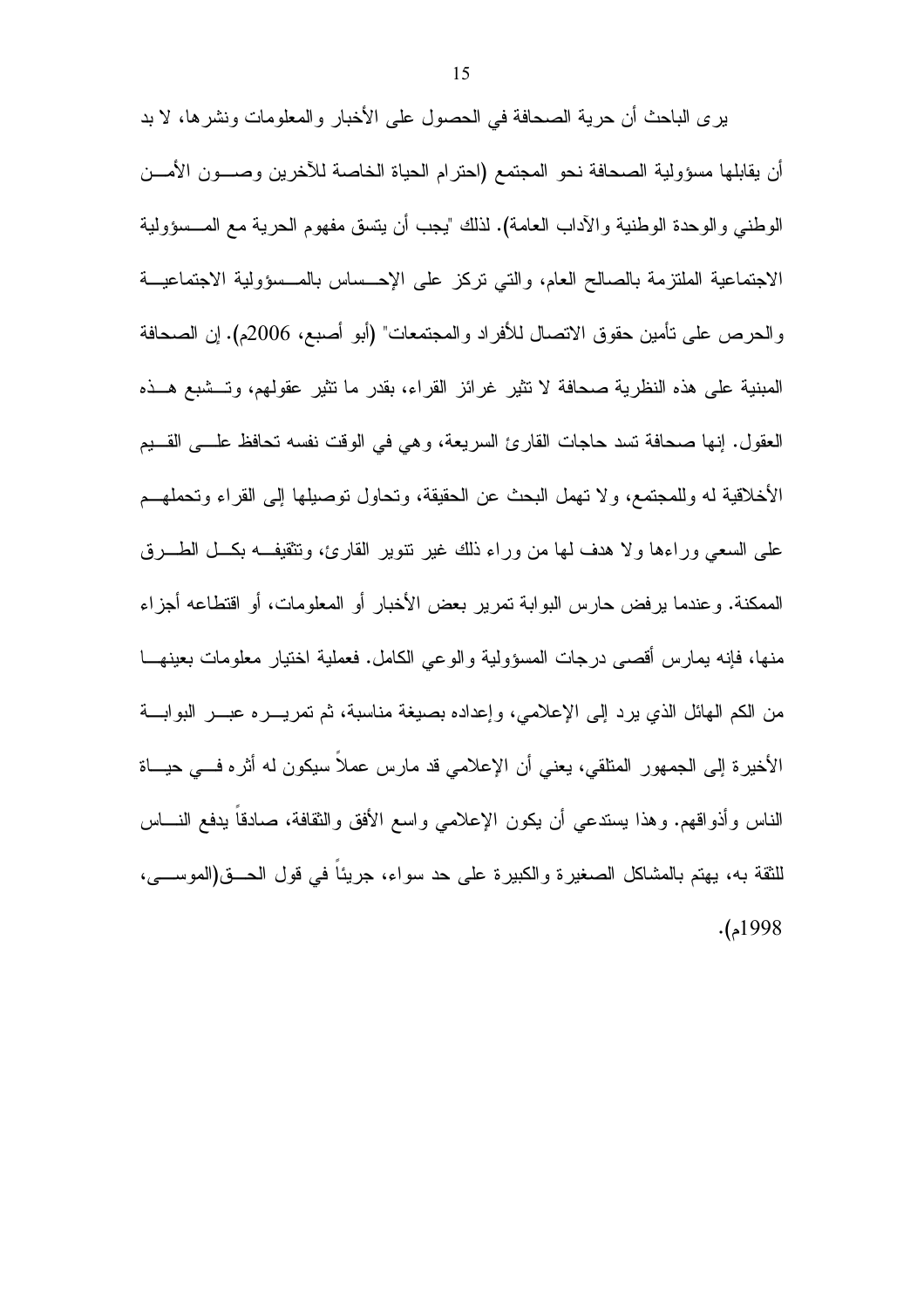يرى الباحث أن حرية الصحافة في الحصول على الأخبار والمعلومات ونشرها، لا بد أن يقابلها مسؤولية الصحافة نحو المجتمع (احترام الحياة الخاصة للآخرين وصون الأمن الوطني والوحدة الوطنية والآداب العامة). لذلك "يجب أن يتسق مفهوم الحرية مع المسؤولية الاجتماعية الملتزمة بالصالح العام، والتي تركز على الإحساس بالمسؤولية الاجتماعية والحرص على تأمين حقوق الاتصال للأفراد والمجتمعات" (أبو أصبع، 2006م). إن الصحافة المبنية على هذه النظرية صحافة لا تثير غرائز القراء، بقدر ما تثير عقولهم، وتشبع هذه العقول. إنها صحافة تسد حاجات القارئ السريعة، وهي في الوقت نفسه تحافظ على القيم الأخلاقية له وللمجتمع، ولا تهمل البحث عن الحقيقة، وتحاول توصيلها إلى القراء وتحملهم على السعي وراءها ولا هدف لها من وراء ذلك غير تنوير القارئ، وتثقيفه بكل الطرق الممكنة. وعندما يرفض حارس البوابة تمرير بعض الأخبار أو المعلومات، أو اقتطاعه أجزاء منها، فإنه يمارس أقصى درجات المسؤولية والوعي الكامل. فعملية اختيار معلومات بعينها من الكم الهائل الذي يرد إلى الإعلامي، وإعداده بصيغة مناسبة، ثم تمريره عبر البوابة الأخيرة إلى الجمهور المتلقي، يعني أن الإعلامي قد مارس عملاً سيكون له أثره في حياة الناس وأذواقهم. وهذا يستدعي أن يكون الإعلامي واسع الأفق والثقافة، صادقاً يدفع الناس للثقة به، يهتم بالمشاكل الصغيرة والكبيرة على حد سواء، جريئاً في قول الحق(الموسى، 1998م).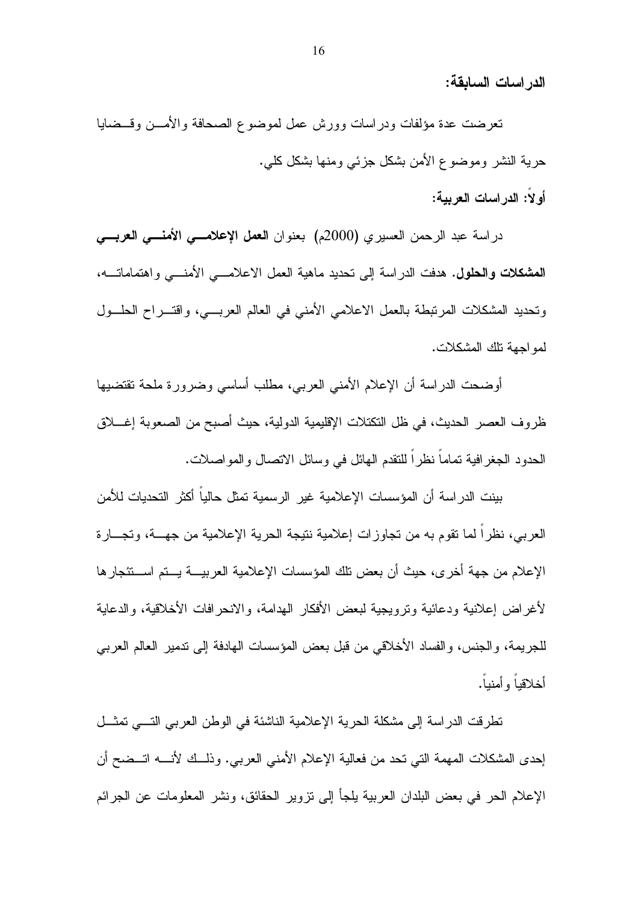## الدراسات السابقة:

تعرضت عدة مؤلفات ودراسات وورش عمل لموضوع الصحافة والأمن وقضايا حرية النشر وموضوع الأمن بشكل جزئي ومنها بشكل كلي.

### أولاً: الدراسات العربية:

دراسة عبد الرحمن العسيري (2000م) بعنوان **العمل الإعلامي الأمني العربي المشكلات والحلول**. هدفت الدراسة إلى تحديد ماهية العمل الاعلامي الأمني واهتماماته، وتحديد المشكلات المرتبطة بالعمل الاعلامي الأمني في العالم العربي، واقتراح الحلول لمواجهة تلك المشكلات.

أوضحت الدراسة أن الإعلام الأمني العربي، مطلب أساسي وضرورة ملحة تقتضيها ظروف العصر الحديث، في ظل التكتلات الإقليمية الدولية، حيث أصبح من الصعوبة إغلاق الحدود الجغرافية تماماً نظراً للتقدم الهائل في وسائل الاتصال والمواصلات.

بينت الدراسة أن المؤسسات الإعلامية غير الرسمية تمثل حالياً أكثر التحديات للأمن العربي، نظراً لما تقوم به من تجاوزات إعلامية نتيجة الحرية الإعلامية من جهة، وتجارة الإعلام من جهة أخرى، حيث أن بعض تلك المؤسسات الإعلامية العربية يتم استئجارها لأغراض إعلانية ودعائية وترويجية لبعض الأفكار الهدامة، والانحرافات الأخلاقية، والدعاية للجريمة، والجنس، والفساد الأخلاقي من قبل بعض المؤسسات الهادفة إلى تدمير العالم العربي أخلاقياً وأمنياً.

تطرقت الدراسة إلى مشكلة الحرية الإعلامية الناشئة في الوطن العربي التي تمثل إحدى المشكلات المهمة التي تحد من فعالية الإعلام الأمني العربي. وذلك لأنه اتضح أن الإعلام الحر في بعض البلدان العربية يلجأ إلى تزوير الحقائق، ونشر المعلومات عن الجرائم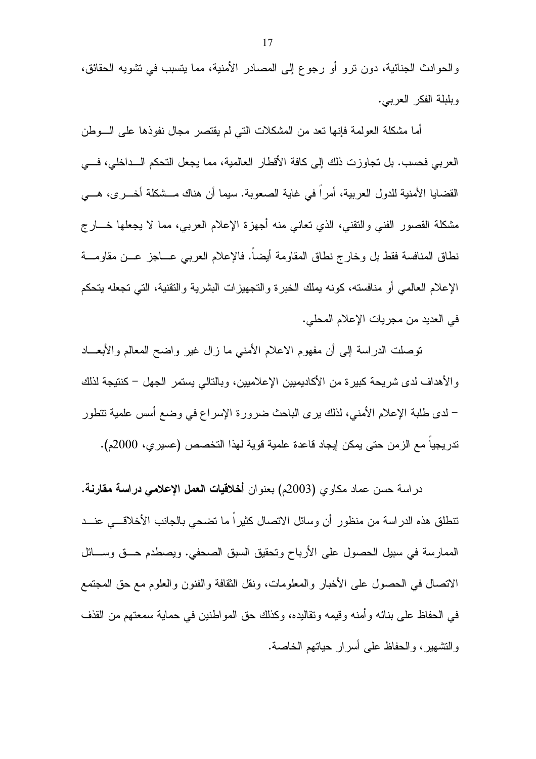والحوادث الجنائية، دون ترو أو رجوع إلى المصادر الأمنية، مما يتسبب في تشويه الحقائق، وبلبلة الفكر العربي.

أما مشكلة العولمة فإنها تعد من المشكلات التي لم يقتصر مجال نفوذها على الوطن العربي فحسب. بل تجاوزت ذلك إلى كافة الأقطار العالمية، مما يجعل التحكم الداخلي، في القضايا الأمنية للدول العربية، أمراً في غاية الصعوبة. سيما أن هناك مشكلة أخرى، هي مشكلة القصور الفني والتقني، الذي تعاني منه أجهزة الإعلام العربي، مما لا يجعلها خارج نطاق المنافسة فقط بل وخارج نطاق المقاومة أيضاً. فالإعلام العربي عاجز عن مقاومة الإعلام العالمي أو منافسته، كونه يملك الخبرة والتجهيزات البشرية والتقنية، التي تجعله يتحكم في العديد من مجريات الإعلام المحلي.

توصلت الدراسة إلى أن مفهوم الاعلام الأمني ما زال غير واضح المعالم والأبعاد والأهداف لدى شريحة كبيرة من الأكاديميين الإعلاميين، وبالتالي يستمر الجهل – كنتيجة لذلك – لدى طلبة الإعلام الأمني، لذلك يرى الباحث ضرورة الإسراع في وضع أسس علمية تتطور تدريجياً مع الزمن حتى يمكن إيجاد قاعدة علمية قوية لهذا التخصص (عسيري، 2000م).

دراسة حسن عماد مكاوي (2003م) بعنوان **أخلاقيات العمل الإعلامي دراسة مقارنة.** تنطلق هذه الدراسة من منظور أن وسائل الاتصال كثيراً ما تضحي بالجانب الأخلاقي عند الممارسة في سبيل الحصول على الأرباح وتحقيق السبق الصحفي. ويصطدم حق وسائل الاتصال في الحصول على الأخبار والمعلومات، ونقل الثقافة والفنون والعلوم مع حق المجتمع في الحفاظ على بنائه وأمنه وقيمه وتقاليده، وكذلك حق المواطنين في حماية سمعتهم من القذف والتشهير، والحفاظ على أسرار حياتهم الخاصة.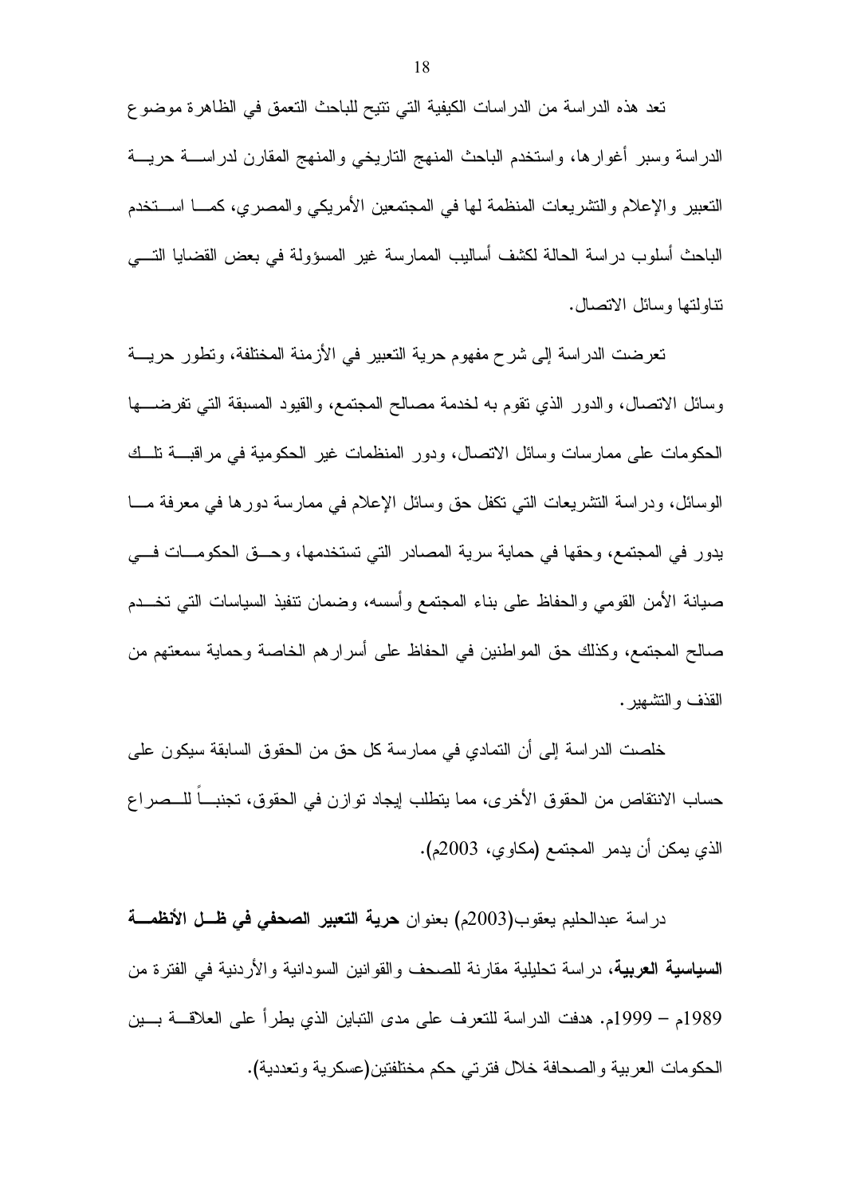تعد هذه الدراسة من الدراسات الكيفية التي تتيح للباحث التعمق في الظاهرة موضوع الدراسة وسبر أغوارها، واستخدم الباحث المنهج التاريخي والمنهج المقارن لدراسة حرية التعبير والإعلام والتشريعات المنظمة لها في المجتمعين الأمريكي والمصري، كما استخدم الباحث أسلوب دراسة الحالة لكشف أساليب الممارسة غير المسؤولة في بعض القضايا التي تناولتها وسائل الاتصال.

تعرضت الدراسة إلى شرح مفهوم حرية التعبير في الأزمنة المختلفة، وتطور حرية وسائل الاتصال، والدور الذي تقوم به لخدمة مصالح المجتمع، والقيود المسبقة التي تفرضها الحكومات على ممارسات وسائل الاتصال، ودور المنظمات غير الحكومية في مراقبة تلك الوسائل، ودراسة التشريعات التي تكفل حق وسائل الإعلام في ممارسة دورها في معرفة ما يدور في المجتمع، وحقها في حماية سرية المصادر التي تستخدمها، وحق الحكومات في صيانة الأمن القومي والحفاظ على بناء المجتمع وأسسه، وضمان تنفيذ السياسات التي تخدم صالح المجتمع، وكذلك حق المواطنين في الحفاظ على أسرارهم الخاصة وحماية سمعتهم من القذف والتشهير.

خلصت الدراسة إلى أن التمادي في ممارسة كل حق من الحقوق السابقة سيكون على حساب الانتقاص من الحقوق الأخرى، مما يتطلب إيجاد توازن في الحقوق، تجنباً للصراع الذي يمكن أن يدمر المجتمع (مكاوي، 2003م).

دراسة عبدالحليم يعقوب(2003م) بعنوان **حرية التعبير الصحفي في ظل الأنظمة السياسية العربية**، دراسة تحليلية مقارنة للصحف والقوانين السودانية والأردنية في الفترة من 1989م – 1999م. هدفت الدراسة للتعرف على مدى التباين الذي يطرأ على العلاقة بين الحكومات العربية والصحافة خلال فترتي حكم مختلفتين(عسكرية وتعددية).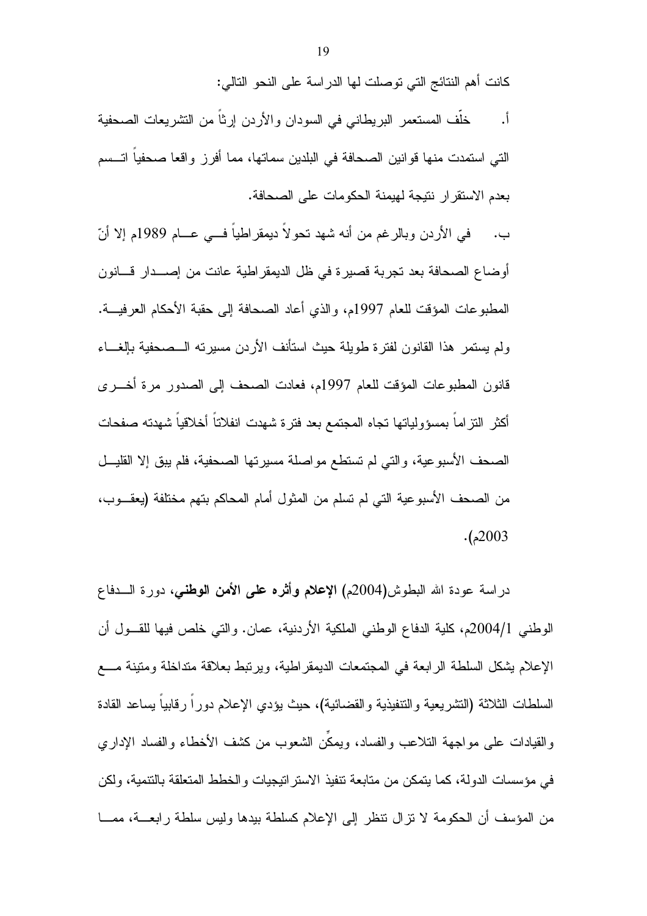كانت أهم النتائج التي توصلت لها الدراسة على النحو التالي:

أ. خلّف المستعمر البريطاني في السودان والأردن إرثاً من التشريعات الصحفية التي استمدت منها قوانين الصحافة في البلدين سماتها، مما أفرز واقعا صحفياً اتسم بعدم الاستقرار نتيجة لهيمنة الحكومات على الصحافة.

ب. في الأردن وبالرغم من أنه شهد تحولاً ديمقراطياً في عام 1989م إلا أنّ أوضاع الصحافة بعد تجربة قصيرة في ظل الديمقراطية عانت من إصدار قانون المطبوعات المؤقت للعام 1997م، والذي أعاد الصحافة إلى حقبة الأحكام العرفية. ولم يستمر هذا القانون لفترة طويلة حيث استأنف الأردن مسيرته الصحفية بإلغاء قانون المطبوعات المؤقت للعام 1997م، فعادت الصحف إلى الصدور مرة أخرى أكثر التزاماً بمسؤولياتها تجاه المجتمع بعد فترة شهدت انفلاتاً أخلاقياً شهدته صفحات الصحف الأسبوعية، والتي لم تستطع مواصلة مسيرتها الصحفية، فلم يبق إلا القليل من الصحف الأسبوعية التي لم تسلم من المثول أمام المحاكم بتهم مختلفة (يعقوب، 2003م).

دراسة عودة الله البطوش(2004م) **الإعلام وأثره على الأمن الوطني**، دورة الدفاع الوطني 2004/1م، كلية الدفاع الوطني الملكية الأردنية، عمان. والتي خلص فيها للقول أن الإعلام يشكل السلطة الرابعة في المجتمعات الديمقراطية، ويرتبط بعلاقة متداخلة ومتينة مع السلطات الثلاثة (التشريعية والتنفيذية والقضائية)، حيث يؤدي الإعلام دوراً رقابياً يساعد القادة والقيادات على مواجهة التلاعب والفساد، ويمكّن الشعوب من كشف الأخطاء والفساد الإداري في مؤسسات الدولة، كما يتمكن من متابعة تنفيذ الاستراتيجيات والخطط المتعلقة بالتنمية، ولكن من المؤسف أن الحكومة لا تزال تنظر إلى الإعلام كسلطة بيدها وليس سلطة رابعة، مما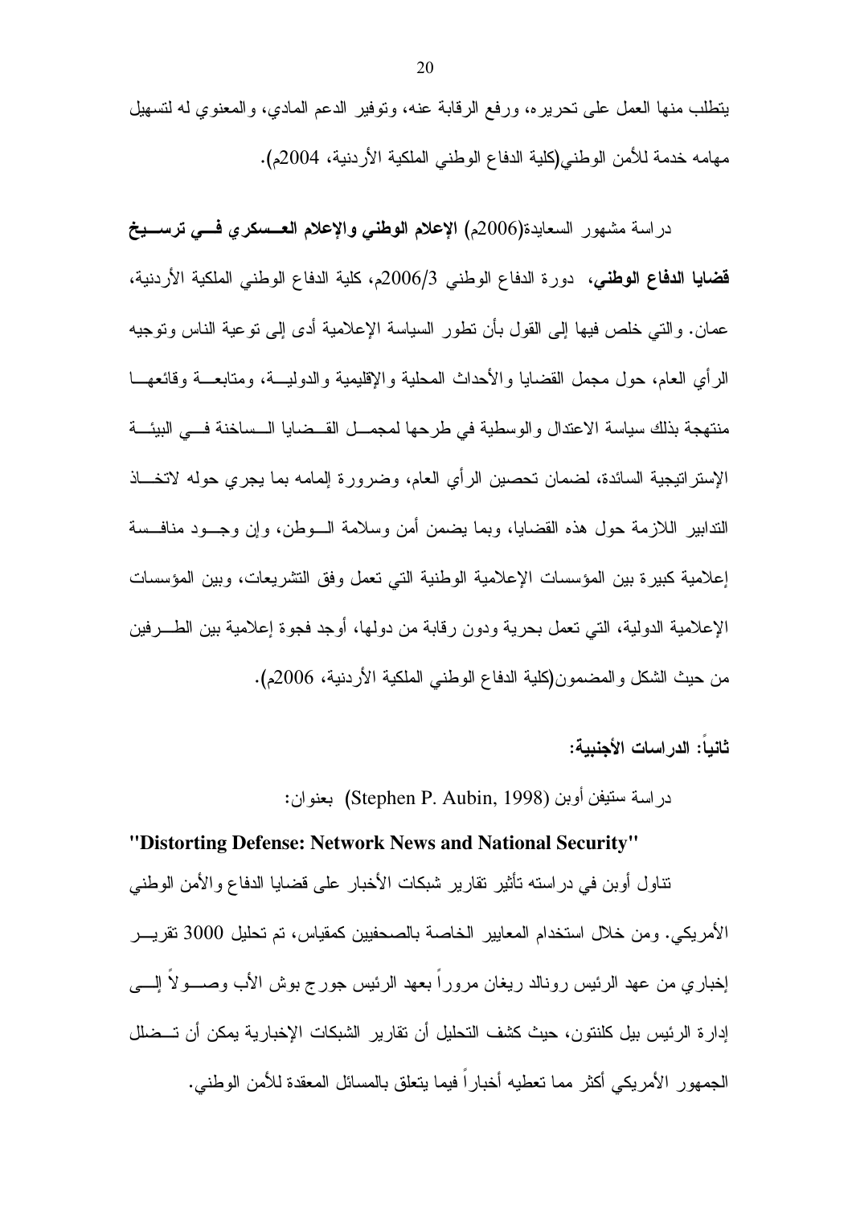يتطلب منها العمل على تحريره، ورفع الرقابة عنه، وتوفير الدعم المادي، والمعنوي له لتسهيل مهامه خدمة للأمن الوطني(كلية الدفاع الوطني الملكية الأردنية، 2004م).

دراسة مشهور السعايدة(2006م) **الإعلام الوطني والإعلام العسكري في ترسيخ قضايا الدفاع الوطني،** دورة الدفاع الوطني 2006/3م، كلية الدفاع الوطني الملكية الأردنية، عمان. والتي خلص فيها إلى القول بأن تطور السياسة الإعلامية أدى إلى توعية الناس وتوجيه الرأي العام، حول مجمل القضايا والأحداث المحلية والإقليمية والدولية، ومتابعة وقائعها منتهجة بذلك سياسة الاعتدال والوسطية في طرحها لمجمل القضايا الساخنة في البيئة الإستراتيجية السائدة، لضمان تحصين الرأي العام، وضرورة إلمامه بما يجري حوله لاتخاذ التدابير اللازمة حول هذه القضايا، وبما يضمن أمن وسلامة الوطن، وإن وجود منافسة إعلامية كبيرة بين المؤسسات الإعلامية الوطنية التي تعمل وفق التشريعات، وبين المؤسسات الإعلامية الدولية، التي تعمل بحرية ودون رقابة من دولها، أوجد فجوة إعلامية بين الطرفين من حيث الشكل والمضمون(كلية الدفاع الوطني الملكية الأردنية، 2006م).

**ثانياً: الدراسات الأجنبية:**

دراسة ستيفن أوبن (Stephen P. Aubin, 1998) بعنوان:

**"Distorting Defense: Network News and National Security"**

تناول أوبن في دراسته تأثير تقارير شبكات الأخبار على قضايا الدفاع والأمن الوطني الأمريكي. ومن خلال استخدام المعايير الخاصة بالصحفيين كمقياس، تم تحليل 3000 تقرير إخباري من عهد الرئيس رونالد ريغان مروراً بعهد الرئيس جورج بوش الأب وصولاً إلى إدارة الرئيس بيل كلنتون، حيث كشف التحليل أن تقارير الشبكات الإخبارية يمكن أن تضلل الجمهور الأمريكي أكثر مما تعطيه أخباراً فيما يتعلق بالمسائل المعقدة للأمن الوطني.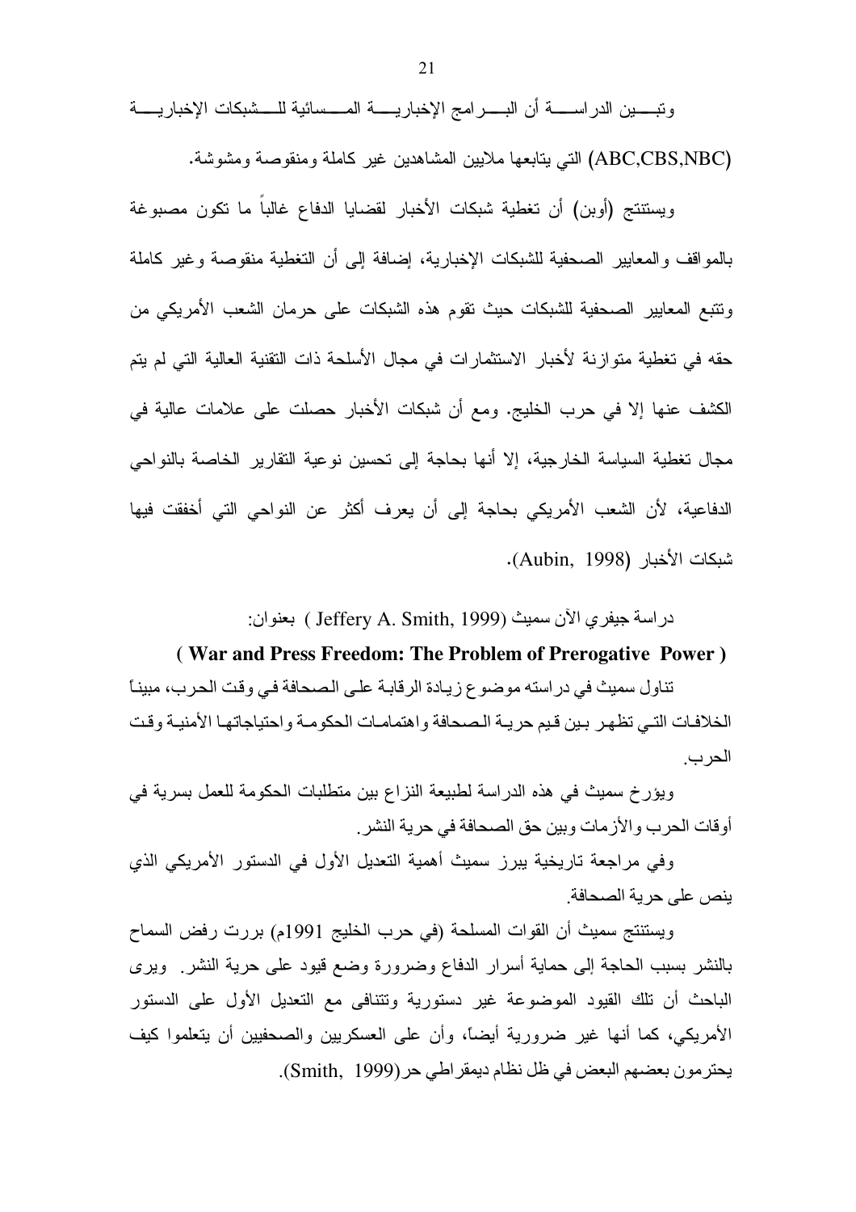وتبين الدراسة أن البرامج الإخبارية المسائية للشبكات الإخبارية (ABC,CBS,NBC) التي يتابعها ملايين المشاهدين غير كاملة ومنقوصة ومشوشة.

ويستنتج (أوبن) أن تغطية شبكات الأخبار لقضايا الدفاع غالباً ما تكون مصبوغة بالمواقف والمعايير الصحفية للشبكات الإخبارية، إضافة إلى أن التغطية منقوصة وغير كاملة وتتبع المعايير الصحفية للشبكات حيث تقوم هذه الشبكات على حرمان الشعب الأمريكي من حقه في تغطية متوازنة لأخبار الاستثمارات في مجال الأسلحة ذات التقنية العالية التي لم يتم الكشف عنها إلا في حرب الخليج. ومع أن شبكات الأخبار حصلت على علامات عالية في مجال تغطية السياسة الخارجية، إلا أنها بحاجة إلى تحسين نوعية التقارير الخاصة بالنواحي الدفاعية، لأن الشعب الأمريكي بحاجة إلى أن يعرف أكثر عن النواحي التي أخفقت فيها شبكات الأخبار (Aubin, 1998).

دراسة جيفري الآن سميث (Jeffery A. Smith, 1999 ) بعنوان:

**( War and Press Freedom: The Problem of Prerogative Power )**

تناول سميث في دراسته موضوع زيادة الرقابة على الصحافة في وقت الحرب، مبيناً الخلافات التي تظهر بين قيم حرية الصحافة واهتمامات الحكومة واحتياجاتها الأمنية وقت الحرب.

ويؤرخ سميث في هذه الدراسة لطبيعة النزاع بين متطلبات الحكومة للعمل بسرية في أوقات الحرب والأزمات وبين حق الصحافة في حرية النشر.

وفي مراجعة تاريخية يبرز سميث أهمية التعديل الأول في الدستور الأمريكي الذي ينص على حرية الصحافة.

ويستنتج سميث أن القوات المسلحة (في حرب الخليج 1991م) بررت رفض السماح بالنشر بسبب الحاجة إلى حماية أسرار الدفاع وضرورة وضع قيود على حرية النشر. ويرى الباحث أن تلك القيود الموضوعة غير دستورية وتتنافى مع التعديل الأول على الدستور الأمريكي، كما أنها غير ضرورية أيضاً، وأن على العسكريين والصحفيين أن يتعلموا كيف يحترمون بعضهم البعض في ظل نظام ديمقراطي حر(Smith, 1999).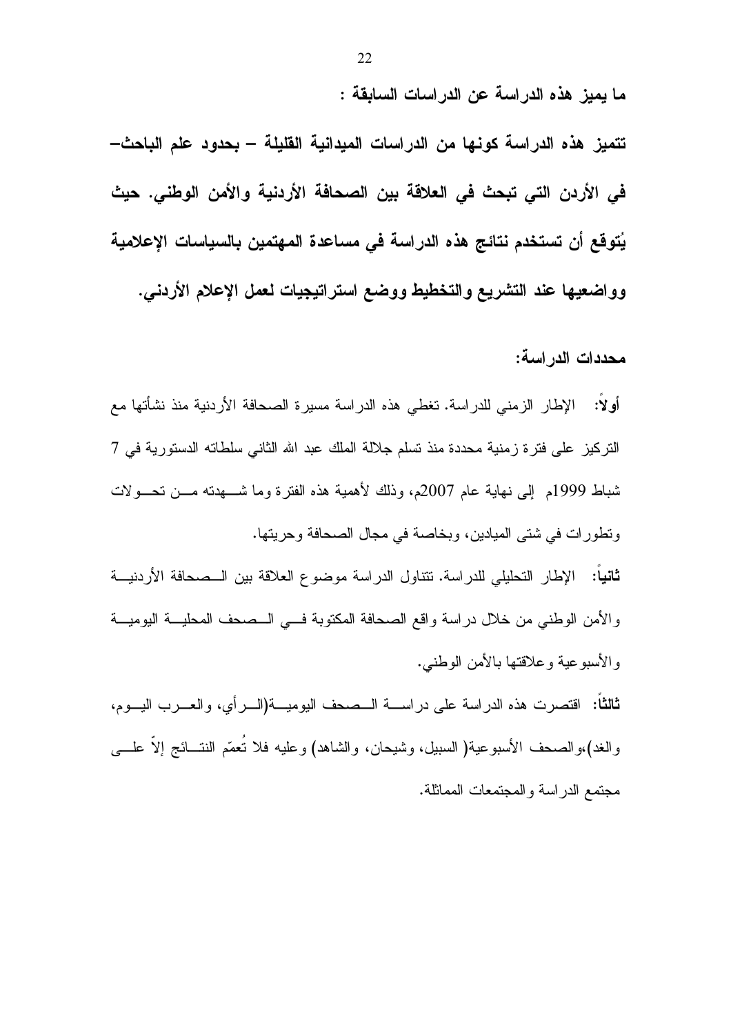**ما يميز هذه الدراسة عن الدراسات السابقة :**

**تتميز هذه الدراسة كونها من الدراسات الميدانية القليلة – بحدود علم الباحث– في الأردن التي تبحث في العلاقة بين الصحافة الأردنية والأمن الوطني. حيث يُتوقع أن تستخدم نتائج هذه الدراسة في مساعدة المهتمين بالسياسات الإعلامية وواضعيها عند التشريع والتخطيط ووضع استراتيجيات لعمل الإعلام الأردني.**

**محددات الدراسة:**

**أولاً:** الإطار الزمني للدراسة. تغطي هذه الدراسة مسيرة الصحافة الأردنية منذ نشأتها مع التركيز على فترة زمنية محددة منذ تسلم جلالة الملك عبد الله الثاني سلطاته الدستورية في 7 شباط 1999م إلى نهاية عام 2007م، وذلك لأهمية هذه الفترة وما شهدته من تحولات وتطورات في شتى الميادين، وبخاصة في مجال الصحافة وحريتها.

**ثانياً:** الإطار التحليلي للدراسة. تتناول الدراسة موضوع العلاقة بين الصحافة الأردنية والأمن الوطني من خلال دراسة واقع الصحافة المكتوبة في الصحف المحلية اليومية والأسبوعية وعلاقتها بالأمن الوطني.

**ثالثاً:** اقتصرت هذه الدراسة على دراسة الصحف اليومية(الرأي، والعرب اليوم، والغد)،والصحف الأسبوعية( السبيل، وشيحان، والشاهد) وعليه فلا تُعمّم النتائج إلاّ على مجتمع الدراسة والمجتمعات المماثلة.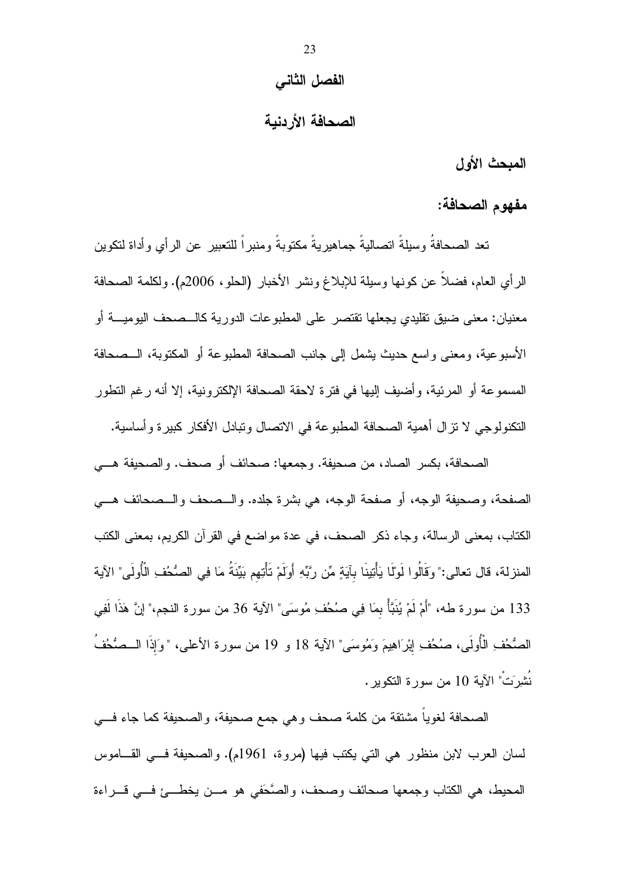# الفصل الثاني

## الصحافة الأردنية

### المبحث الأول

### مفهوم الصحافة:

تعد الصحافةُ وسيلةً اتصاليةً جماهيريةً مكتوبةً ومنبراً للتعبير عن الرأي وأداة لتكوين الرأي العام، فضلاً عن كونها وسيلة للإبلاغ ونشر الأخبار (الحلو، 2006م). ولكلمة الصحافة معنيان: معنى ضيق تقليدي يجعلها تقتصر على المطبوعات الدورية كالصحف اليومية أو الأسبوعية، ومعنى واسع حديث يشمل إلى جانب الصحافة المطبوعة أو المكتوبة، الصحافة المسموعة أو المرئية، وأضيف إليها في فترة لاحقة الصحافة الإلكترونية، إلا أنه رغم التطور التكنولوجي لا تزال أهمية الصحافة المطبوعة في الاتصال وتبادل الأفكار كبيرة وأساسية.

الصحافة، بكسر الصاد، من صحيفة. وجمعها: صحائف أو صحف. والصحيفة هي الصفحة، وصحيفة الوجه، أو صفحة الوجه، هي بشرة جلده. والصحف والصحائف هي الكتاب، بمعنى الرسالة، وجاء ذكر الصحف، في عدة مواضع في القرآن الكريم، بمعنى الكتب المنزلة، قال تعالى:" وَقَالُوا لَوْلَا يَأْتِينَا بِآيَةٍ مِّن رَّبِّهِ أَوَلَمْ تَأْتِهِم بَيِّنَةُ مَا فِي الصُّحُفِ الْأُولَى" الآية 133 من سورة طه، "أَمْ لَمْ يُنَبَّأْ بِمَا فِي صُحُفِ مُوسَى" الآية 36 من سورة النجم،" إِنَّ هَذَا لَفِي الصُّحُفِ الْأُولَى، صُحُفِ إِبْرَاهِيمَ وَمُوسَى" الآية 18 و 19 من سورة الأعلى، " وَإِذَا الصُّحُفُ نُشِرَتْ" الآية 10 من سورة التكوير.

الصحافة لغوياً مشتقة من كلمة صحف وهي جمع صحيفة، والصحيفة كما جاء في لسان العرب لابن منظور هي التي يكتب فيها (مروة، 1961م). والصحيفة في القاموس المحيط، هي الكتاب وجمعها صحائف وصحف، والصَّحَفي هو من يخطئ في قراءة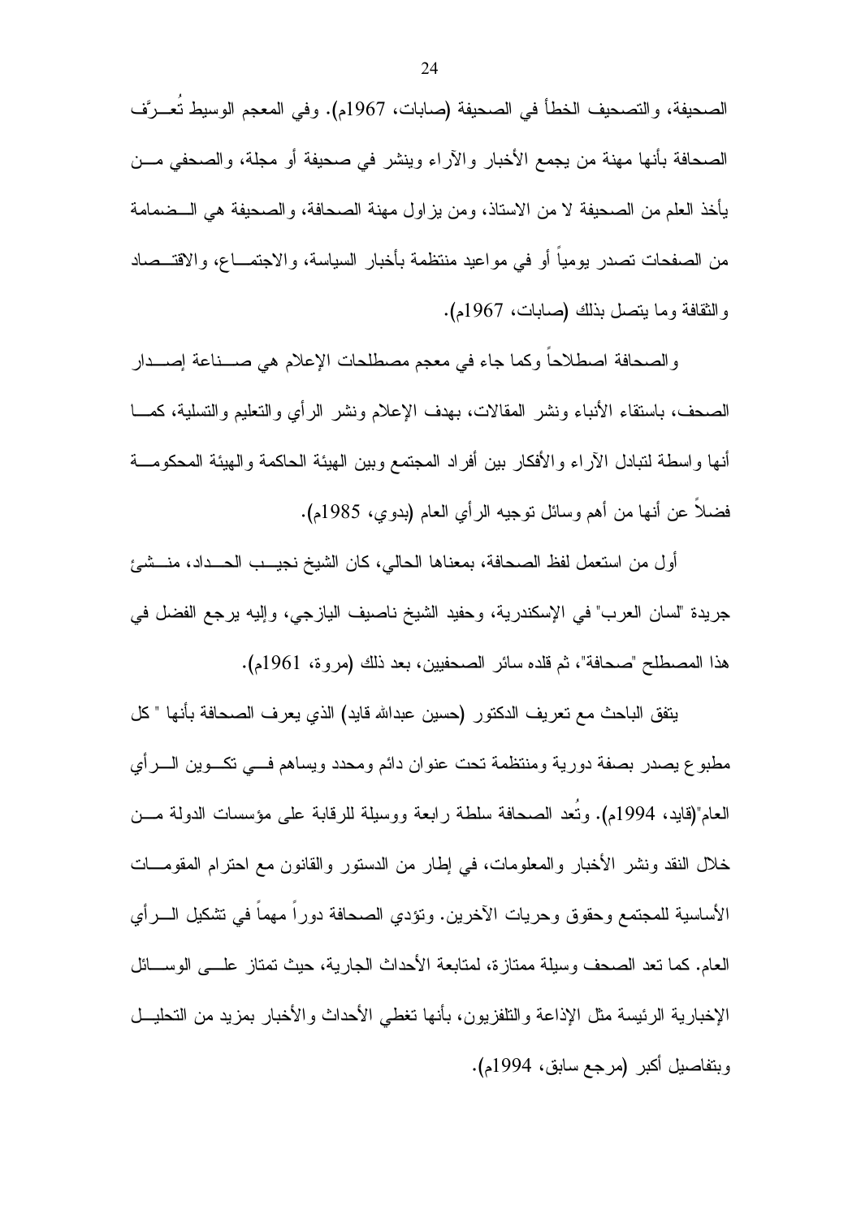الصحيفة، والتصحيف الخطأ في الصحيفة (صابات، 1967م). وفي المعجم الوسيط تُعرَّف الصحافة بأنها مهنة من يجمع الأخبار والآراء وينشر في صحيفة أو مجلة، والصحفي من يأخذ العلم من الصحيفة لا من الاستاذ، ومن يزاول مهنة الصحافة، والصحيفة هي الضمامة من الصفحات تصدر يومياً أو في مواعيد منتظمة بأخبار السياسة، والاجتماع، والاقتصاد والثقافة وما يتصل بذلك (صابات، 1967م).

والصحافة اصطلاحاً وكما جاء في معجم مصطلحات الإعلام هي صناعة إصدار الصحف، باستقاء الأنباء ونشر المقالات، بهدف الإعلام ونشر الرأي والتعليم والتسلية، كما أنها واسطة لتبادل الآراء والأفكار بين أفراد المجتمع وبين الهيئة الحاكمة والهيئة المحكومة فضلاً عن أنها من أهم وسائل توجيه الرأي العام (بدوي، 1985م).

أول من استعمل لفظ الصحافة، بمعناها الحالي، كان الشيخ نجيب الحداد، منشئ جريدة "لسان العرب" في الإسكندرية، وحفيد الشيخ ناصيف اليازجي، وإليه يرجع الفضل في هذا المصطلح "صحافة"، ثم قلده سائر الصحفيين، بعد ذلك (مروة، 1961م).

يتفق الباحث مع تعريف الدكتور (حسين عبدالله قايد) الذي يعرف الصحافة بأنها " كل مطبوع يصدر بصفة دورية ومنتظمة تحت عنوان دائم ومحدد ويساهم في تكوين الرأي العام"(قايد، 1994م). وتُعد الصحافة سلطة رابعة ووسيلة للرقابة على مؤسسات الدولة من خلال النقد ونشر الأخبار والمعلومات، في إطار من الدستور والقانون مع احترام المقومات الأساسية للمجتمع وحقوق وحريات الآخرين. وتؤدي الصحافة دوراً مهماً في تشكيل الرأي العام. كما تعد الصحف وسيلة ممتازة، لمتابعة الأحداث الجارية، حيث تمتاز على الوسائل الإخبارية الرئيسة مثل الإذاعة والتلفزيون، بأنها تغطي الأحداث والأخبار بمزيد من التحليل وبتفاصيل أكبر (مرجع سابق، 1994م).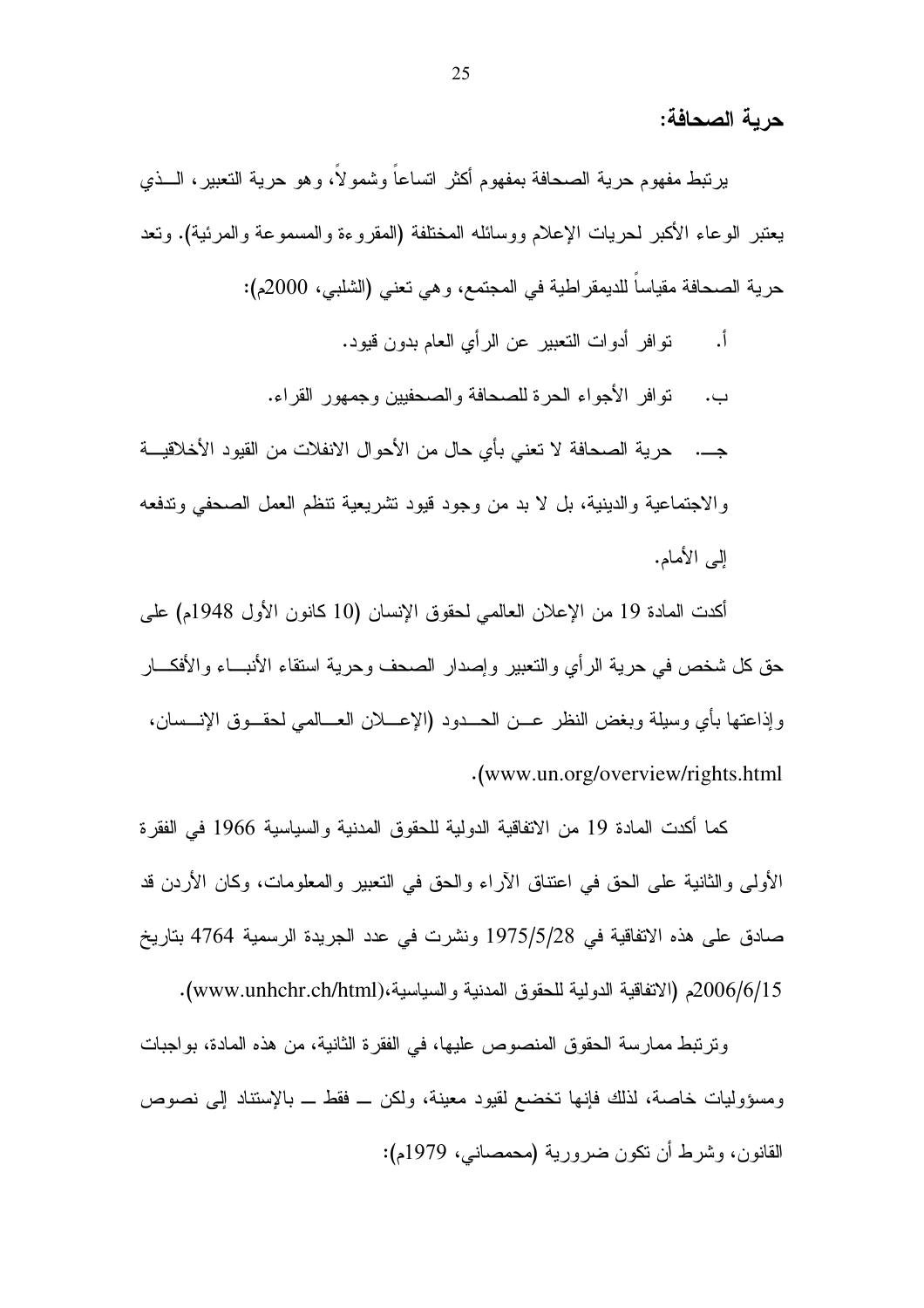### حرية الصحافة:

يرتبط مفهوم حرية الصحافة بمفهوم أكثر اتساعاً وشمولاً، وهو حرية التعبير، الــذي يعتبر الوعاء الأكبر لحريات الإعلام ووسائله المختلفة (المقروءة والمسموعة والمرئية). وتعد حرية الصحافة مقياساً للديمقراطية في المجتمع، وهي تعني (الشلبي، 2000م):

أ. توافر أدوات التعبير عن الرأي العام بدون قيود.

ب. توافر الأجواء الحرة للصحافة والصحفيين وجمهور القراء.

جـــ. حرية الصحافة لا تعني بأي حال من الأحوال الانفلات من القيود الأخلاقيـــة والاجتماعية والدينية، بل لا بد من وجود قيود تشريعية تنظم العمل الصحفي وتدفعه إلى الأمام.

أكدت المادة 19 من الإعلان العالمي لحقوق الإنسان (10 كانون الأول 1948م) على حق كل شخص في حرية الرأي والتعبير وإصدار الصحف وحرية استقاء الأنبـــاء والأفكـــار وإذاعتها بأي وسيلة وبغض النظر عـــن الحـــدود (الإعـــلان العـــالمي لحقـــوق الإنـــسان، www.un.org/overview/rights.html).

كما أكدت المادة 19 من الاتفاقية الدولية للحقوق المدنية والسياسية 1966 في الفقرة الأولى والثانية على الحق في اعتناق الآراء والحق في التعبير والمعلومات، وكان الأردن قد صادق على هذه الاتفاقية في 1975/5/28 ونشرت في عدد الجريدة الرسمية 4764 بتاريخ 2006/6/15م (الاتفاقية الدولية للحقوق المدنية والسياسية،(www.unhchr.ch/html).

وترتبط ممارسة الحقوق المنصوص عليها، في الفقرة الثانية، من هذه المادة، بواجبات ومسؤوليات خاصة، لذلك فإنها تخضع لقيود معينة، ولكن ــ فقط ــ بالإستناد إلى نصوص القانون، وشرط أن تكون ضرورية (محمصاني، 1979م):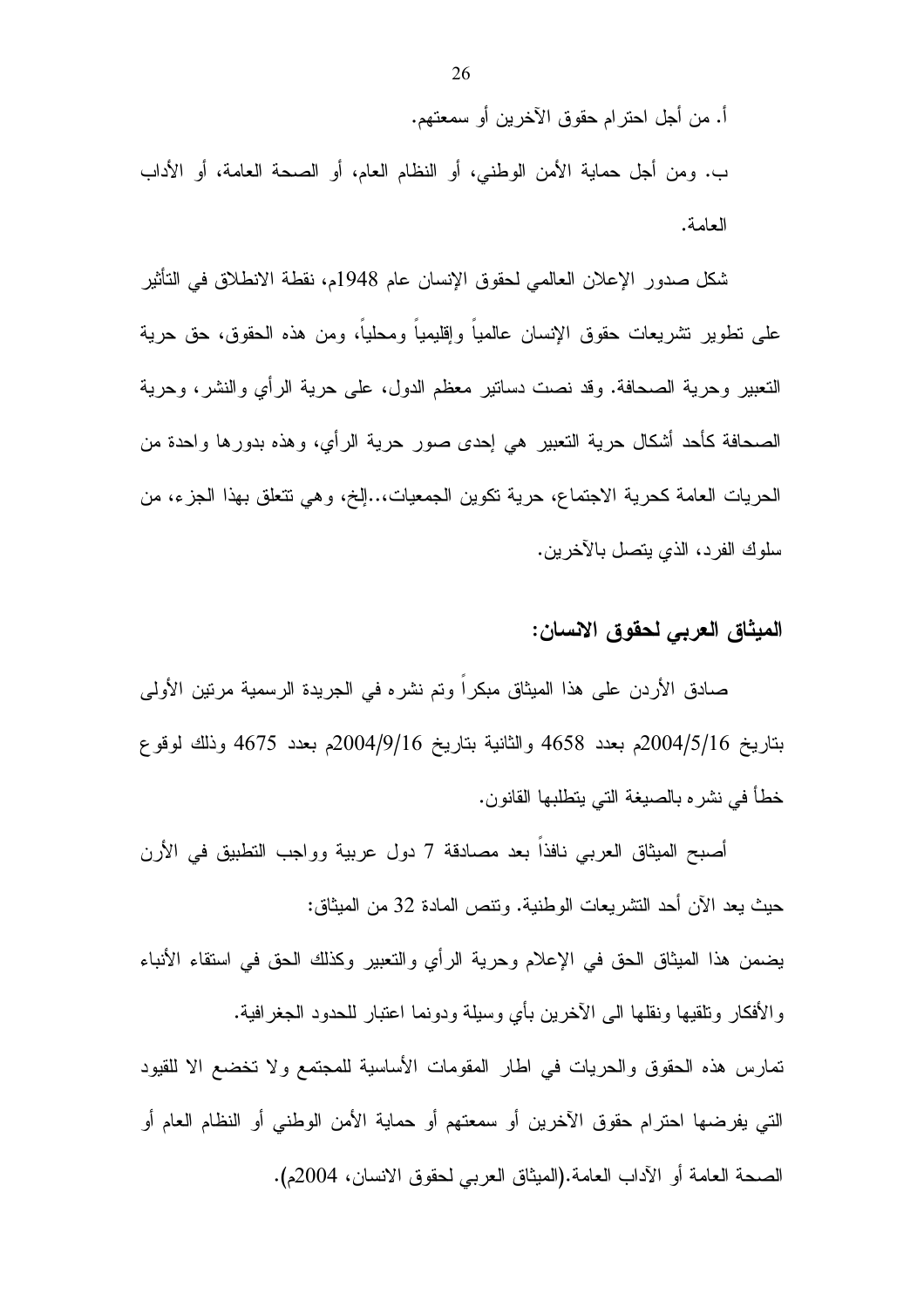أ. من أجل احترام حقوق الآخرين أو سمعتهم.

ب. ومن أجل حماية الأمن الوطني، أو النظام العام، أو الصحة العامة، أو الأداب العامة.

شكل صدور الإعلان العالمي لحقوق الإنسان عام 1948م، نقطة الانطلاق في التأثير على تطوير تشريعات حقوق الإنسان عالمياً وإقليمياً ومحلياً، ومن هذه الحقوق، حق حرية التعبير وحرية الصحافة. وقد نصت دساتير معظم الدول، على حرية الرأي والنشر، وحرية الصحافة كأحد أشكال حرية التعبير هي إحدى صور حرية الرأي، وهذه بدورها واحدة من الحريات العامة كحرية الاجتماع، حرية تكوين الجمعيات،..إلخ، وهي تتعلق بهذا الجزء، من سلوك الفرد، الذي يتصل بالآخرين.

## الميثاق العربي لحقوق الانسان:

صادق الأردن على هذا الميثاق مبكراً وتم نشره في الجريدة الرسمية مرتين الأولى بتاريخ 2004/5/16م بعدد 4658 والثانية بتاريخ 2004/9/16م بعدد 4675 وذلك لوقوع خطأ في نشره بالصيغة التي يتطلبها القانون.

أصبح الميثاق العربي نافذاً بعد مصادقة 7 دول عربية وواجب التطبيق في الأرن حيث يعد الآن أحد التشريعات الوطنية. وتنص المادة 32 من الميثاق:

يضمن هذا الميثاق الحق في الإعلام وحرية الرأي والتعبير وكذلك الحق في استقاء الأنباء والأفكار وتلقيها ونقلها الى الآخرين بأي وسيلة ودونما اعتبار للحدود الجغرافية.

تمارس هذه الحقوق والحريات في اطار المقومات الأساسية للمجتمع ولا تخضع الا للقيود التي يفرضها احترام حقوق الآخرين أو سمعتهم أو حماية الأمن الوطني أو النظام العام أو الصحة العامة أو الآداب العامة.(الميثاق العربي لحقوق الانسان، 2004م).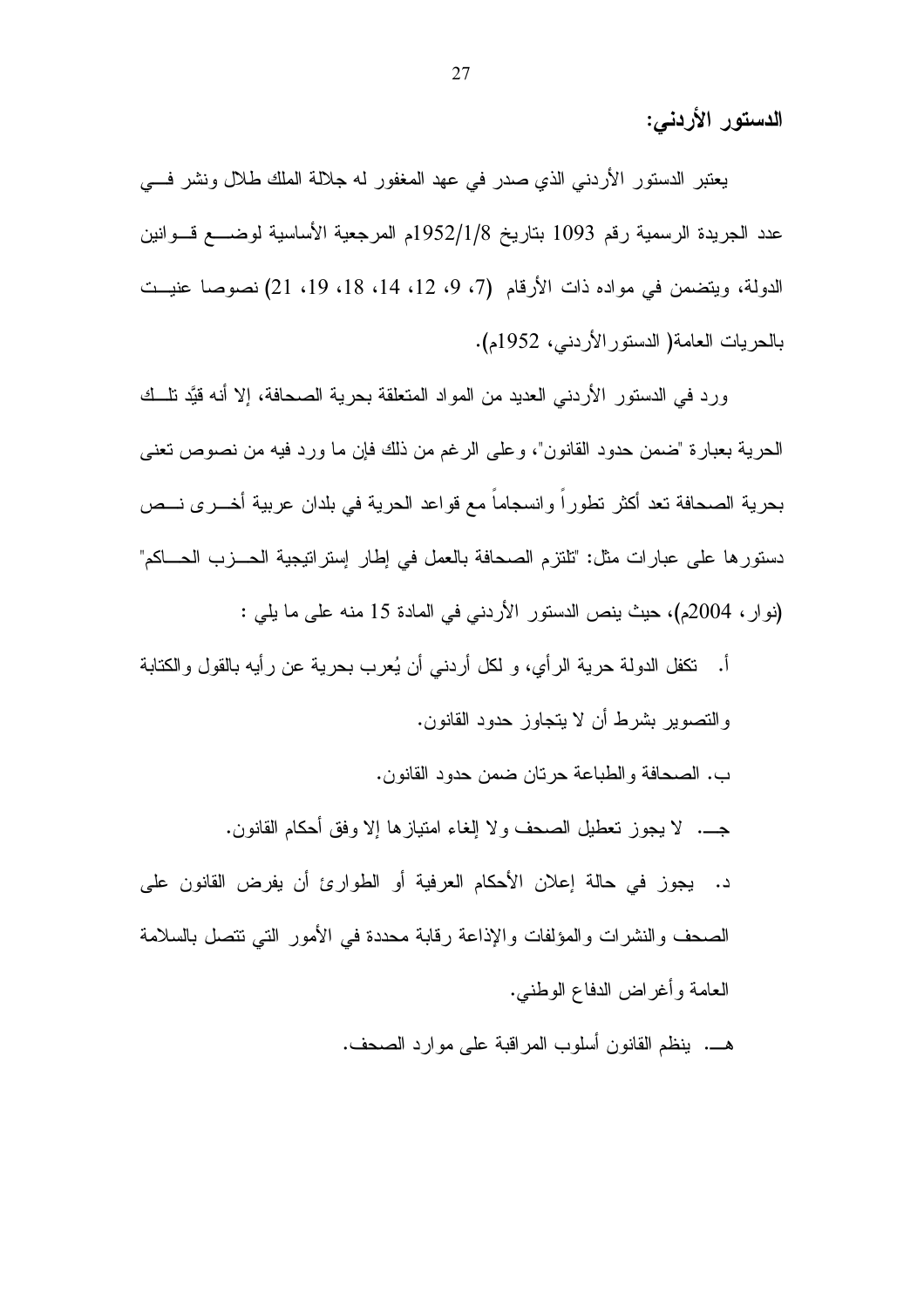**الدستور الأردني:**

يعتبر الدستور الأردني الذي صدر في عهد المغفور له جلالة الملك طلال ونشر في عدد الجريدة الرسمية رقم 1093 بتاريخ 1952/1/8م المرجعية الأساسية لوضع قوانين الدولة، ويتضمن في مواده ذات الأرقام (7، 9، 12، 14، 18، 19، 21) نصوصا عنيت بالحريات العامة( الدستورالأردني، 1952م).

ورد في الدستور الأردني العديد من المواد المتعلقة بحرية الصحافة، إلا أنه قيَّد تلك الحرية بعبارة "ضمن حدود القانون"، وعلى الرغم من ذلك فإن ما ورد فيه من نصوص تعنى بحرية الصحافة تعد أكثر تطوراً وانسجاماً مع قواعد الحرية في بلدان عربية أخرى نص دستورها على عبارات مثل: "تلتزم الصحافة بالعمل في إطار إستراتيجية الحزب الحاكم" (نوار، 2004م)، حيث ينص الدستور الأردني في المادة 15 منه على ما يلي :

أ. تكفل الدولة حرية الرأي، و لكل أردني أن يُعرب بحرية عن رأيه بالقول والكتابة والتصوير بشرط أن لا يتجاوز حدود القانون.

ب. الصحافة والطباعة حرتان ضمن حدود القانون.

جـ. لا يجوز تعطيل الصحف ولا إلغاء امتيازها إلا وفق أحكام القانون.

د. يجوز في حالة إعلان الأحكام العرفية أو الطوارئ أن يفرض القانون على الصحف والنشرات والمؤلفات والإذاعة رقابة محددة في الأمور التي تتصل بالسلامة العامة وأغراض الدفاع الوطني.

هـ. ينظم القانون أسلوب المراقبة على موارد الصحف.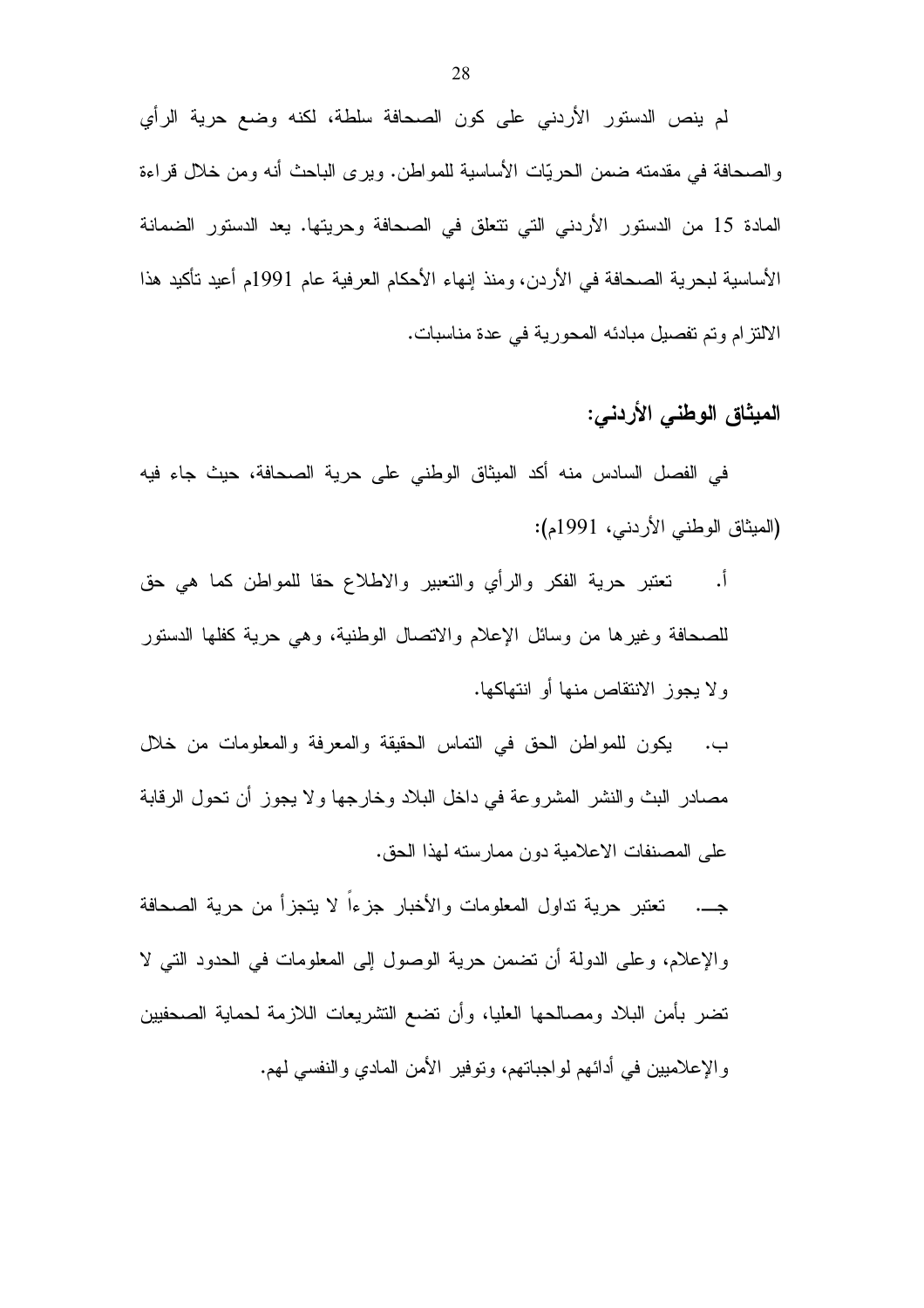لم ينص الدستور الأردني على كون الصحافة سلطة، لكنه وضع حرية الرأي والصحافة في مقدمته ضمن الحريّات الأساسية للمواطن. ويرى الباحث أنه ومن خلال قراءة المادة 15 من الدستور الأردني التي تتعلق في الصحافة وحريتها. يعد الدستور الضمانة الأساسية لبحرية الصحافة في الأردن، ومنذ إنهاء الأحكام العرفية عام 1991م أعيد تأكيد هذا الالتزام وتم تفصيل مبادئه المحورية في عدة مناسبات.

### الميثاق الوطني الأردني:

في الفصل السادس منه أكد الميثاق الوطني على حرية الصحافة، حيث جاء فيه (الميثاق الوطني الأردني، 1991م):

أ. تعتبر حرية الفكر والرأي والتعبير والاطلاع حقا للمواطن كما هي حق للصحافة وغيرها من وسائل الإعلام والاتصال الوطنية، وهي حرية كفلها الدستور ولا يجوز الانتقاص منها أو انتهاكها.

ب. يكون للمواطن الحق في التماس الحقيقة والمعرفة والمعلومات من خلال مصادر البث والنشر المشروعة في داخل البلاد وخارجها ولا يجوز أن تحول الرقابة على المصنفات الاعلامية دون ممارسته لهذا الحق.

جـ. تعتبر حرية تداول المعلومات والأخبار جزءاً لا يتجزأ من حرية الصحافة والإعلام، وعلى الدولة أن تضمن حرية الوصول إلى المعلومات في الحدود التي لا تضر بأمن البلاد ومصالحها العليا، وأن تضع التشريعات اللازمة لحماية الصحفيين والإعلاميين في أدائهم لواجباتهم، وتوفير الأمن المادي والنفسي لهم.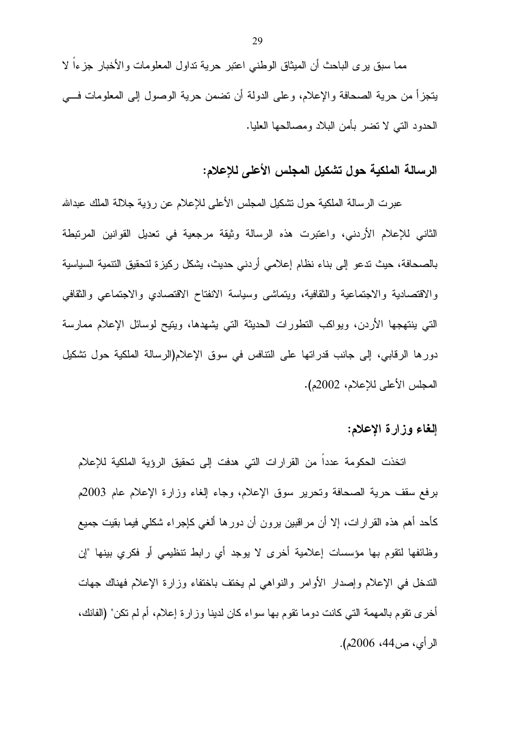مما سبق يرى الباحث أن الميثاق الوطني اعتبر حرية تداول المعلومات والأخبار جزءاً لا يتجزأ من حرية الصحافة والإعلام، وعلى الدولة أن تضمن حرية الوصول إلى المعلومات في الحدود التي لا تضر بأمن البلاد ومصالحها العليا.

## الرسالة الملكية حول تشكيل المجلس الأعلى للإعلام:

عبرت الرسالة الملكية حول تشكيل المجلس الأعلى للإعلام عن رؤية جلالة الملك عبدالله الثاني للإعلام الأردني، واعتبرت هذه الرسالة وثيقة مرجعية في تعديل القوانين المرتبطة بالصحافة، حيث تدعو إلى بناء نظام إعلامي أردني حديث، يشكل ركيزة لتحقيق التنمية السياسية والاقتصادية والاجتماعية والثقافية، ويتماشى وسياسة الانفتاح الاقتصادي والاجتماعي والثقافي التي ينتهجها الأردن، ويواكب التطورات الحديثة التي يشهدها، ويتيح لوسائل الإعلام ممارسة دورها الرقابي، إلى جانب قدراتها على التنافس في سوق الإعلام(الرسالة الملكية حول تشكيل المجلس الأعلى للإعلام، 2002م).

## إلغاء وزارة الإعلام:

اتخذت الحكومة عدداً من القرارات التي هدفت إلى تحقيق الرؤية الملكية للإعلام برفع سقف حرية الصحافة وتحرير سوق الإعلام، وجاء إلغاء وزارة الإعلام عام 2003م كأحد أهم هذه القرارات، إلا أن مراقبين يرون أن دورها ألغي كإجراء شكلي فيما بقيت جميع وظائفها لتقوم بها مؤسسات إعلامية أخرى لا يوجد أي رابط تنظيمي أو فكري بينها "إن التدخل في الإعلام وإصدار الأوامر والنواهي لم يختف باختفاء وزارة الإعلام فهناك جهات أخرى تقوم بالمهمة التي كانت دوما تقوم بها سواء كان لدينا وزارة إعلام، أم لم تكن" (الفانك، الرأي، ص44، 2006م).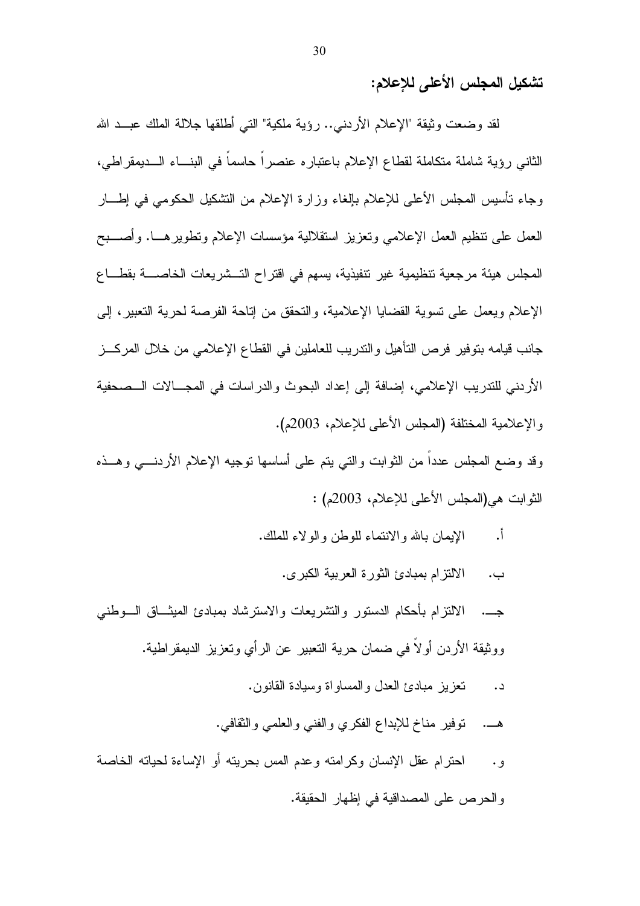## تشكيل المجلس الأعلى للإعلام:

لقد وضعت وثيقة "الإعلام الأردني.. رؤية ملكية" التي أطلقها جلالة الملك عبد الله الثاني رؤية شاملة متكاملة لقطاع الإعلام باعتباره عنصراً حاسماً في البناء الديمقراطي، وجاء تأسيس المجلس الأعلى للإعلام بإلغاء وزارة الإعلام من التشكيل الحكومي في إطار العمل على تنظيم العمل الإعلامي وتعزيز استقلالية مؤسسات الإعلام وتطويرها. وأصبح المجلس هيئة مرجعية تنظيمية غير تنفيذية، يسهم في اقتراح التشريعات الخاصة بقطاع الإعلام ويعمل على تسوية القضايا الإعلامية، والتحقق من إتاحة الفرصة لحرية التعبير، إلى جانب قيامه بتوفير فرص التأهيل والتدريب للعاملين في القطاع الإعلامي من خلال المركز الأردني للتدريب الإعلامي، إضافة إلى إعداد البحوث والدراسات في المجالات الصحفية والإعلامية المختلفة (المجلس الأعلى للإعلام، 2003م).

وقد وضع المجلس عدداً من الثوابت والتي يتم على أساسها توجيه الإعلام الأردني وهذه الثوابت هي(المجلس الأعلى للإعلام، 2003م) :

أ. الإيمان بالله والانتماء للوطن والولاء للملك.

ب. الالتزام بمبادئ الثورة العربية الكبرى.

جـ. الالتزام بأحكام الدستور والتشريعات والاسترشاد بمبادئ الميثاق الوطني ووثيقة الأردن أولاً في ضمان حرية التعبير عن الرأي وتعزيز الديمقراطية.

د. تعزيز مبادئ العدل والمساواة وسيادة القانون.

هـ. توفير مناخ للإبداع الفكري والفني والعلمي والثقافي.

و. احترام عقل الإنسان وكرامته وعدم المس بحريته أو الإساءة لحياته الخاصة والحرص على المصداقية في إظهار الحقيقة.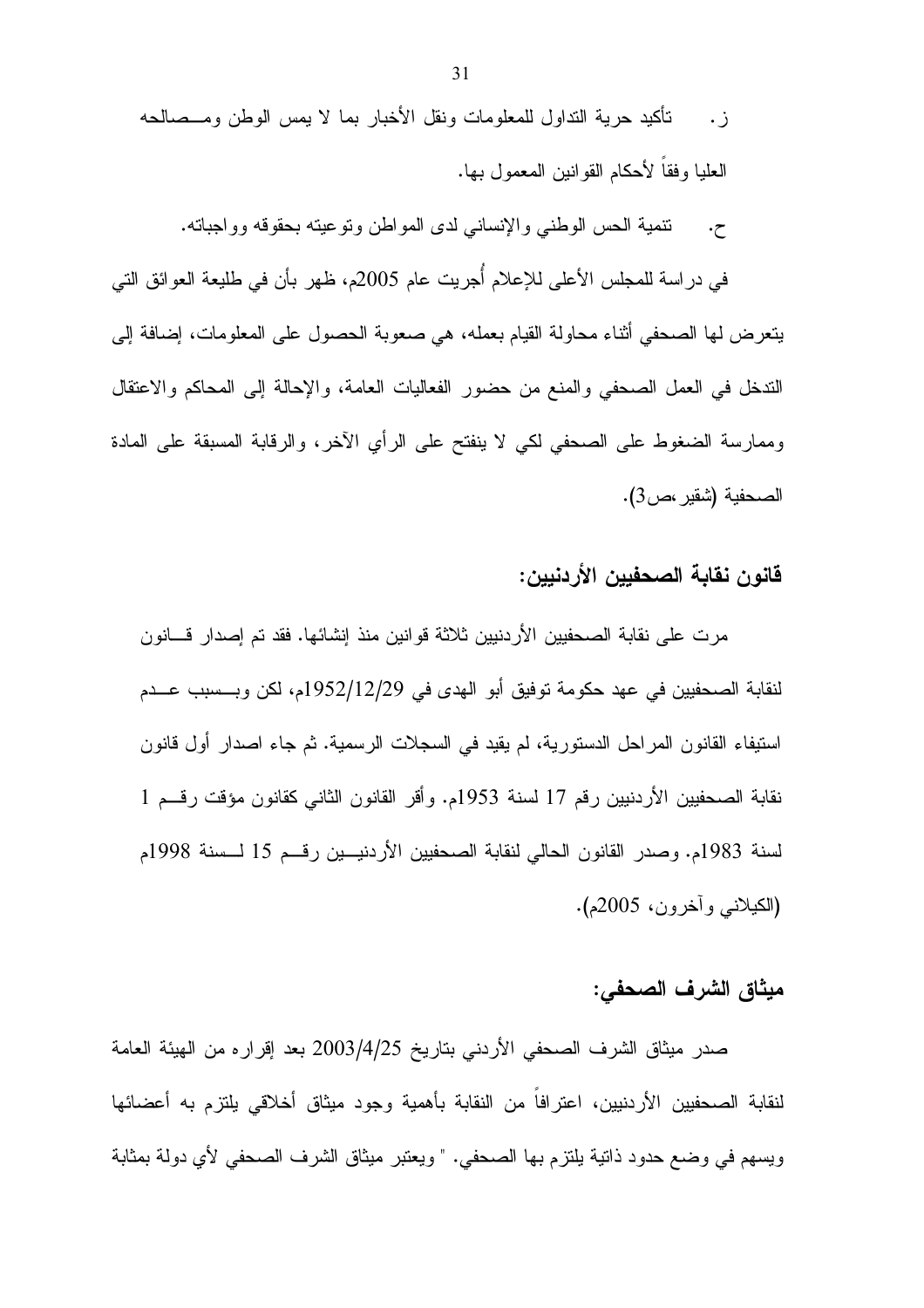ز. تأكيد حرية التداول للمعلومات ونقل الأخبار بما لا يمس الوطن ومصالحه العليا وفقاً لأحكام القوانين المعمول بها.

ح. تنمية الحس الوطني والإنساني لدى المواطن وتوعيته بحقوقه وواجباته.

في دراسة للمجلس الأعلى للإعلام أُجريت عام 2005م، ظهر بأن في طليعة العوائق التي يتعرض لها الصحفي أثناء محاولة القيام بعمله، هي صعوبة الحصول على المعلومات، إضافة إلى التدخل في العمل الصحفي والمنع من حضور الفعاليات العامة، والإحالة إلى المحاكم والاعتقال وممارسة الضغوط على الصحفي لكي لا ينفتح على الرأي الآخر، والرقابة المسبقة على المادة الصحفية (شقير،ص3).

## قانون نقابة الصحفيين الأردنيين:

مرت على نقابة الصحفيين الأردنيين ثلاثة قوانين منذ إنشائها. فقد تم إصدار قانون لنقابة الصحفيين في عهد حكومة توفيق أبو الهدى في 1952/12/29م، لكن وبسبب عدم استيفاء القانون المراحل الدستورية، لم يقيد في السجلات الرسمية. ثم جاء اصدار أول قانون نقابة الصحفيين الأردنيين رقم 17 لسنة 1953م. وأقر القانون الثاني كقانون مؤقت رقم 1 لسنة 1983م. وصدر القانون الحالي لنقابة الصحفيين الأردنيين رقم 15 لسنة 1998م (الكيلاني وآخرون، 2005م).

## ميثاق الشرف الصحفي:

صدر ميثاق الشرف الصحفي الأردني بتاريخ 2003/4/25 بعد إقراره من الهيئة العامة لنقابة الصحفيين الأردنيين، اعترافاً من النقابة بأهمية وجود ميثاق أخلاقي يلتزم به أعضائها ويسهم في وضع حدود ذاتية يلتزم بها الصحفي. " ويعتبر ميثاق الشرف الصحفي لأي دولة بمثابة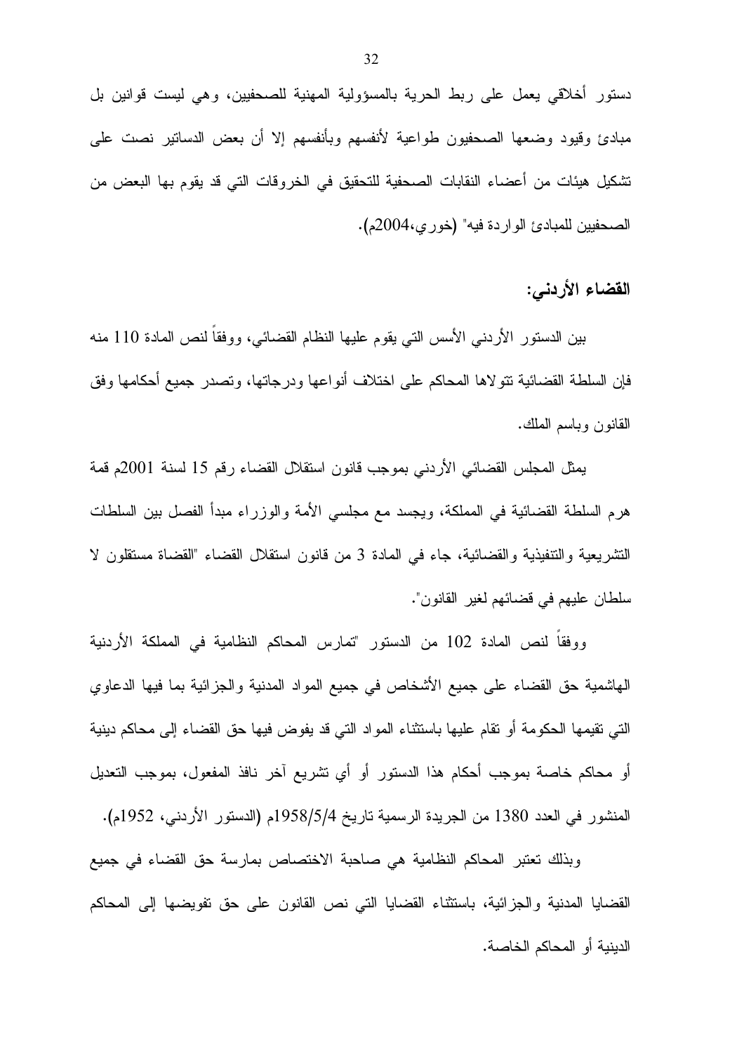دستور أخلاقي يعمل على ربط الحرية بالمسؤولية المهنية للصحفيين، وهي ليست قوانين بل مبادئ وقيود وضعها الصحفيون طواعية لأنفسهم وبأنفسهم إلا أن بعض الدساتير نصت على تشكيل هيئات من أعضاء النقابات الصحفية للتحقيق في الخروقات التي قد يقوم بها البعض من الصحفيين للمبادئ الواردة فيه" (خوري،2004م).

## القضاء الأردني:

بين الدستور الأردني الأسس التي يقوم عليها النظام القضائي، ووفقاً لنص المادة 110 منه فإن السلطة القضائية تتولاها المحاكم على اختلاف أنواعها ودرجاتها، وتصدر جميع أحكامها وفق القانون وباسم الملك.

يمثل المجلس القضائي الأردني بموجب قانون استقلال القضاء رقم 15 لسنة 2001م قمة هرم السلطة القضائية في المملكة، ويجسد مع مجلسي الأمة والوزراء مبدأ الفصل بين السلطات التشريعية والتنفيذية والقضائية، جاء في المادة 3 من قانون استقلال القضاء "القضاة مستقلون لا سلطان عليهم في قضائهم لغير القانون".

ووفقاً لنص المادة 102 من الدستور "تمارس المحاكم النظامية في المملكة الأردنية الهاشمية حق القضاء على جميع الأشخاص في جميع المواد المدنية والجزائية بما فيها الدعاوي التي تقيمها الحكومة أو تقام عليها باستثناء المواد التي قد يفوض فيها حق القضاء إلى محاكم دينية أو محاكم خاصة بموجب أحكام هذا الدستور أو أي تشريع آخر نافذ المفعول، بموجب التعديل المنشور في العدد 1380 من الجريدة الرسمية تاريخ 1958/5/4م (الدستور الأردني، 1952م).

وبذلك تعتبر المحاكم النظامية هي صاحبة الاختصاص بمارسة حق القضاء في جميع القضايا المدنية والجزائية، باستثناء القضايا التي نص القانون على حق تفويضها إلى المحاكم الدينية أو المحاكم الخاصة.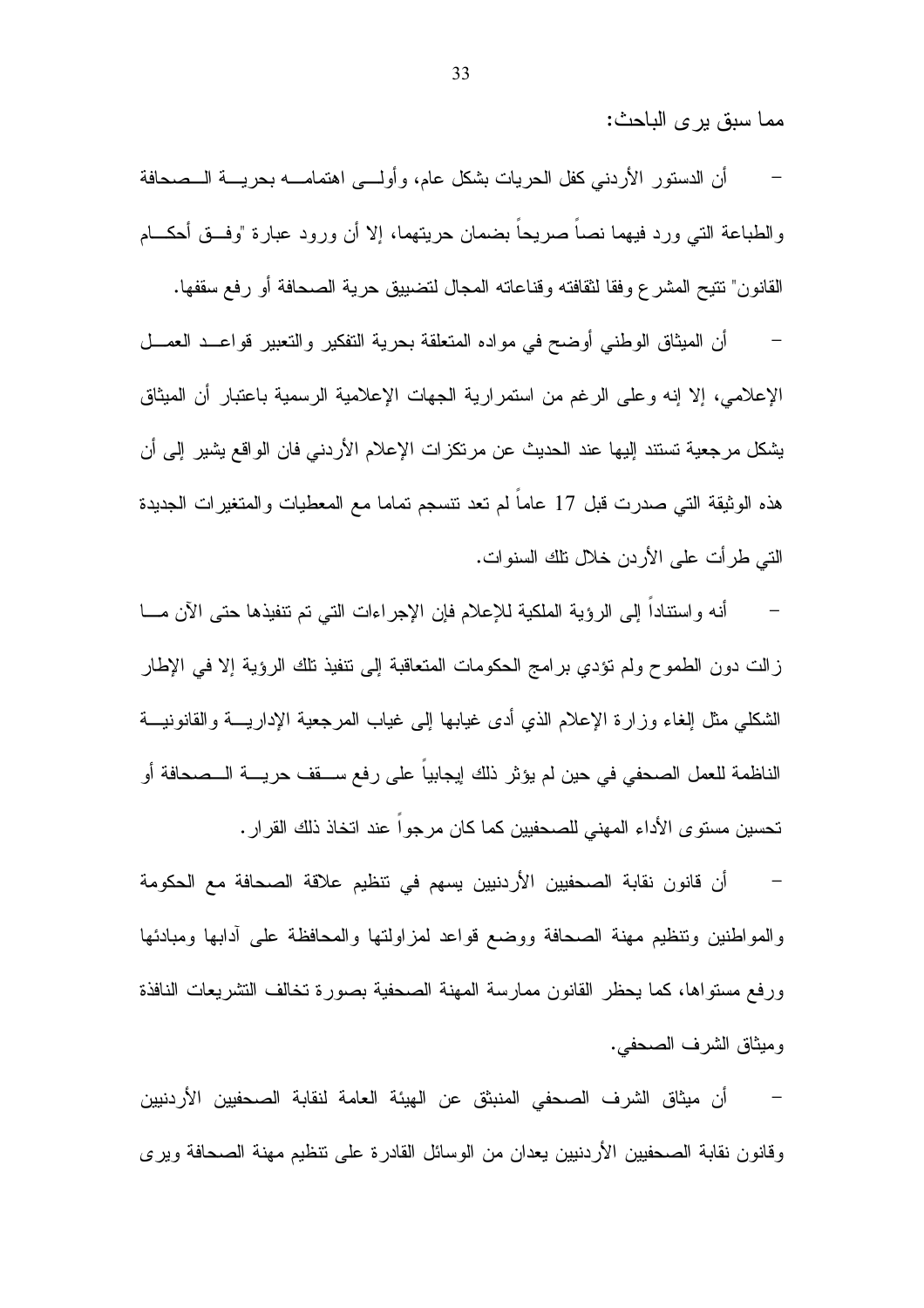مما سبق يرى الباحث:

- أن الدستور الأردني كفل الحريات بشكل عام، وأولى اهتمامه بحرية الصحافة والطباعة التي ورد فيهما نصاً صريحاً بضمان حريتهما، إلا أن ورود عبارة "وفق أحكام القانون" تتيح المشرع وفقا لثقافته وقناعاته المجال لتضييق حرية الصحافة أو رفع سقفها.

- أن الميثاق الوطني أوضح في مواده المتعلقة بحرية التفكير والتعبير قواعد العمل الإعلامي، إلا إنه وعلى الرغم من استمرارية الجهات الإعلامية الرسمية باعتبار أن الميثاق يشكل مرجعية تستند إليها عند الحديث عن مرتكزات الإعلام الأردني فان الواقع يشير إلى أن هذه الوثيقة التي صدرت قبل 17 عاماً لم تعد تنسجم تماما مع المعطيات والمتغيرات الجديدة التي طرأت على الأردن خلال تلك السنوات.

- أنه واستناداً إلى الرؤية الملكية للإعلام فإن الإجراءات التي تم تنفيذها حتى الآن ما زالت دون الطموح ولم تؤدي برامج الحكومات المتعاقبة إلى تنفيذ تلك الرؤية إلا في الإطار الشكلي مثل إلغاء وزارة الإعلام الذي أدى غيابها إلى غياب المرجعية الإدارية والقانونية الناظمة للعمل الصحفي في حين لم يؤثر ذلك إيجابياً على رفع سقف حرية الصحافة أو تحسين مستوى الأداء المهني للصحفيين كما كان مرجواً عند اتخاذ ذلك القرار.

- أن قانون نقابة الصحفيين الأردنيين يسهم في تنظيم علاقة الصحافة مع الحكومة والمواطنين وتنظيم مهنة الصحافة ووضع قواعد لمزاولتها والمحافظة على آدابها ومبادئها ورفع مستواها، كما يحظر القانون ممارسة المهنة الصحفية بصورة تخالف التشريعات النافذة وميثاق الشرف الصحفي.

- أن ميثاق الشرف الصحفي المنبثق عن الهيئة العامة لنقابة الصحفيين الأردنيين وقانون نقابة الصحفيين الأردنيين يعدان من الوسائل القادرة على تنظيم مهنة الصحافة ويرى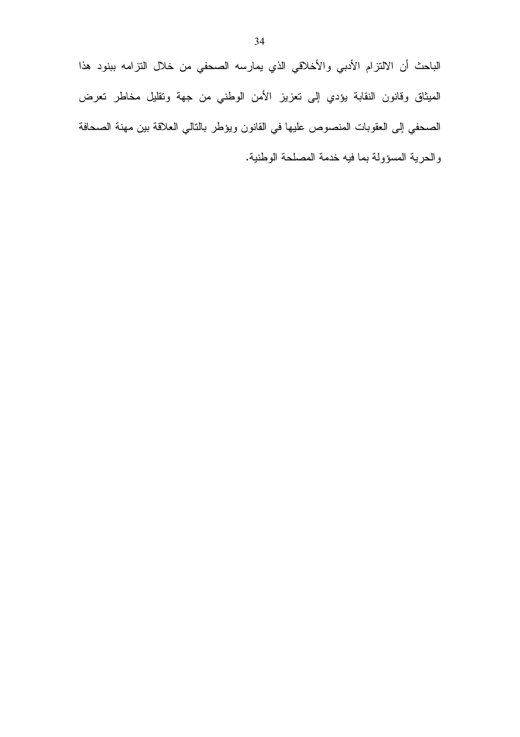الباحث أن الالتزام الأدبي والأخلاقي الذي يمارسه الصحفي من خلال التزامه ببنود هذا الميثاق وقانون النقابة يؤدي إلى تعزيز الأمن الوطني من جهة وتقليل مخاطر تعرض الصحفي إلى العقوبات المنصوص عليها في القانون ويؤطر بالتالي العلاقة بين مهنة الصحافة والحرية المسؤولة بما فيه خدمة المصلحة الوطنية.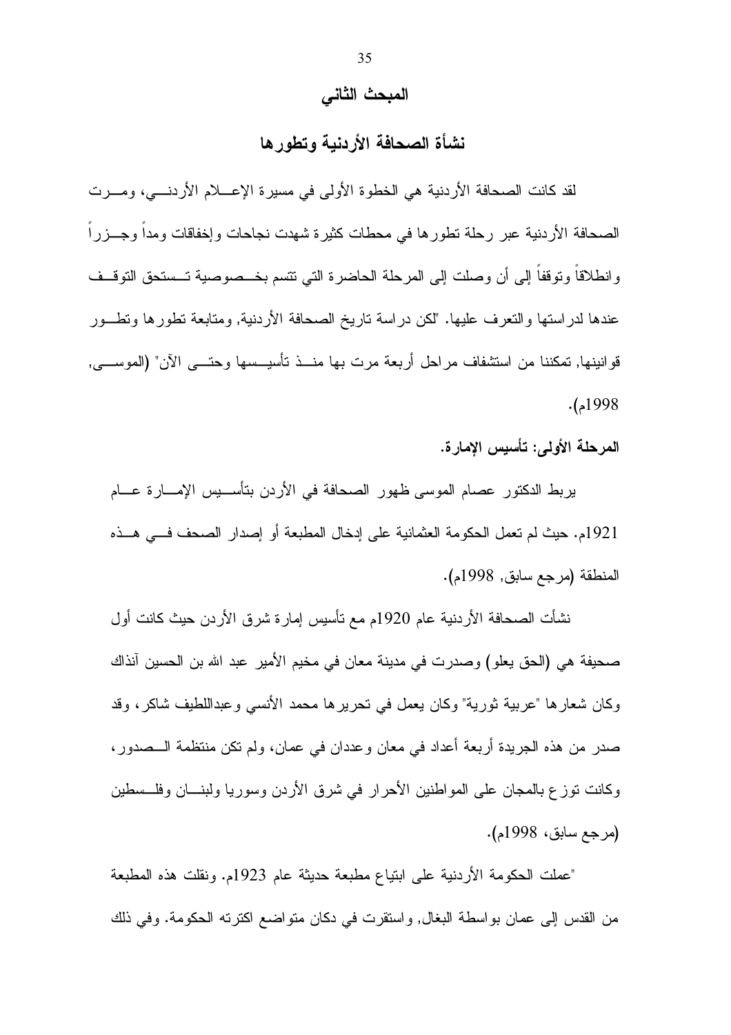## المبحث الثاني

## نشأة الصحافة الأردنية وتطورها

لقد كانت الصحافة الأردنية هي الخطوة الأولى في مسيرة الإعلام الأردني، ومرت الصحافة الأردنية عبر رحلة تطورها في محطات كثيرة شهدت نجاحات وإخفاقات ومداً وجزراً وانطلاقاً وتوقفاً إلى أن وصلت إلى المرحلة الحاضرة التي تتسم بخصوصية تستحق التوقف عندها لدراستها والتعرف عليها. "لكن دراسة تاريخ الصحافة الأردنية, ومتابعة تطورها وتطور قوانينها, تمكننا من استشفاف مراحل أربعة مرت بها منذ تأسيسها وحتى الآن" (الموسى, 1998م).

**المرحلة الأولى: تأسيس الإمارة.**

يربط الدكتور عصام الموسى ظهور الصحافة في الأردن بتأسيس الإمارة عام 1921م. حيث لم تعمل الحكومة العثمانية على إدخال المطبعة أو إصدار الصحف في هذه المنطقة (مرجع سابق, 1998م).

نشأت الصحافة الأردنية عام 1920م مع تأسيس إمارة شرق الأردن حيث كانت أول صحيفة هي (الحق يعلو) وصدرت في مدينة معان في مخيم الأمير عبد الله بن الحسين آنذاك وكان شعارها "عربية ثورية" وكان يعمل في تحريرها محمد الأنسي وعبداللطيف شاكر، وقد صدر من هذه الجريدة أربعة أعداد في معان وعددان في عمان، ولم تكن منتظمة الصدور، وكانت توزع بالمجان على المواطنين الأحرار في شرق الأردن وسوريا ولبنان وفلسطين (مرجع سابق، 1998م).

"عملت الحكومة الأردنية على ابتياع مطبعة حديثة عام 1923م. ونقلت هذه المطبعة من القدس إلى عمان بواسطة البغال, واستقرت في دكان متواضع اكترته الحكومة. وفي ذلك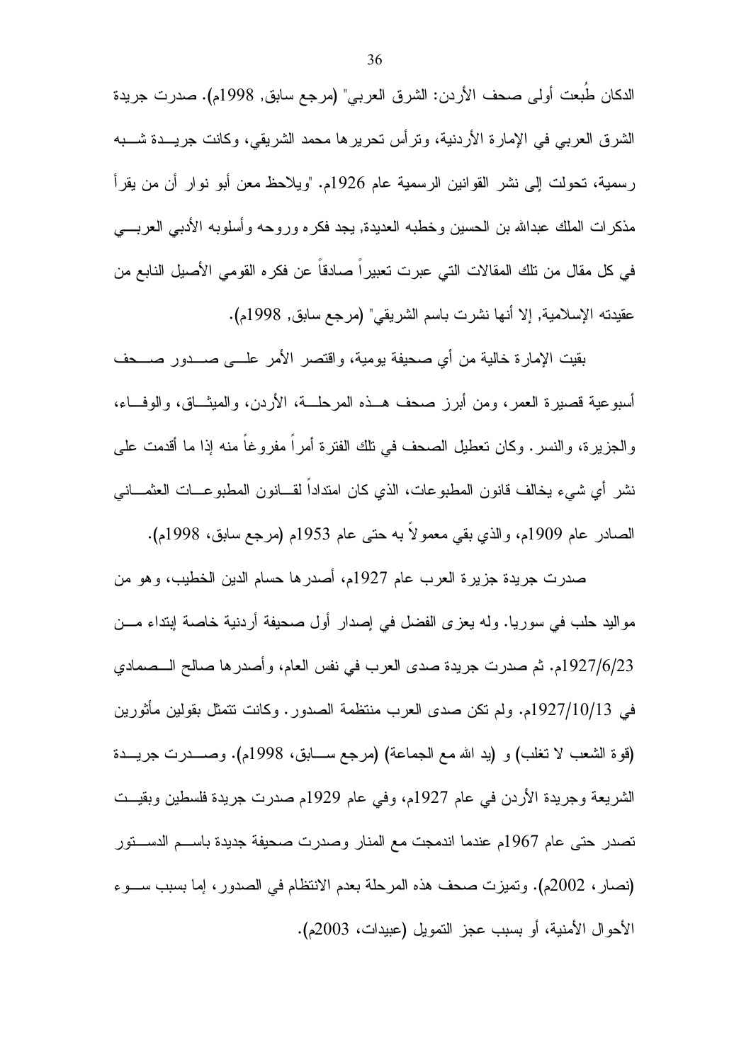الدكان طُبعت أولى صحف الأردن: الشرق العربي" (مرجع سابق, 1998م). صدرت جريدة الشرق العربي في الإمارة الأردنية، وترأس تحريرها محمد الشريقي، وكانت جريدة شبه رسمية، تحولت إلى نشر القوانين الرسمية عام 1926م. "ويلاحظ معن أبو نوار أن من يقرأ مذكرات الملك عبدالله بن الحسين وخطبه العديدة, يجد فكره وروحه وأسلوبه الأدبي العربي في كل مقال من تلك المقالات التي عبرت تعبيراً صادقاً عن فكره القومي الأصيل النابع من عقيدته الإسلامية, إلا أنها نشرت باسم الشريقي" (مرجع سابق, 1998م).

بقيت الإمارة خالية من أي صحيفة يومية، واقتصر الأمر على صدور صحف أسبوعية قصيرة العمر، ومن أبرز صحف هذه المرحلة، الأردن، والميثاق، والوفاء، والجزيرة، والنسر. وكان تعطيل الصحف في تلك الفترة أمراً مفروغاً منه إذا ما أقدمت على نشر أي شيء يخالف قانون المطبوعات، الذي كان امتداداً لقانون المطبوعات العثماني الصادر عام 1909م، والذي بقي معمولاً به حتى عام 1953م (مرجع سابق، 1998م).

صدرت جريدة جزيرة العرب عام 1927م، أصدرها حسام الدين الخطيب، وهو من مواليد حلب في سوريا. وله يعزى الفضل في إصدار أول صحيفة أردنية خاصة إبتداء من 1927/6/23م. ثم صدرت جريدة صدى العرب في نفس العام، وأصدرها صالح الصمادي في 1927/10/13م. ولم تكن صدى العرب منتظمة الصدور. وكانت تتمثل بقولين مأثورين (قوة الشعب لا تغلب) و (يد الله مع الجماعة) (مرجع سابق، 1998م). وصدرت جريدة الشريعة وجريدة الأردن في عام 1927م، وفي عام 1929م صدرت جريدة فلسطين وبقيت تصدر حتى عام 1967م عندما اندمجت مع المنار وصدرت صحيفة جديدة باسم الدستور (نصار، 2002م). وتميزت صحف هذه المرحلة بعدم الانتظام في الصدور، إما بسبب سوء الأحوال الأمنية، أو بسبب عجز التمويل (عبيدات، 2003م).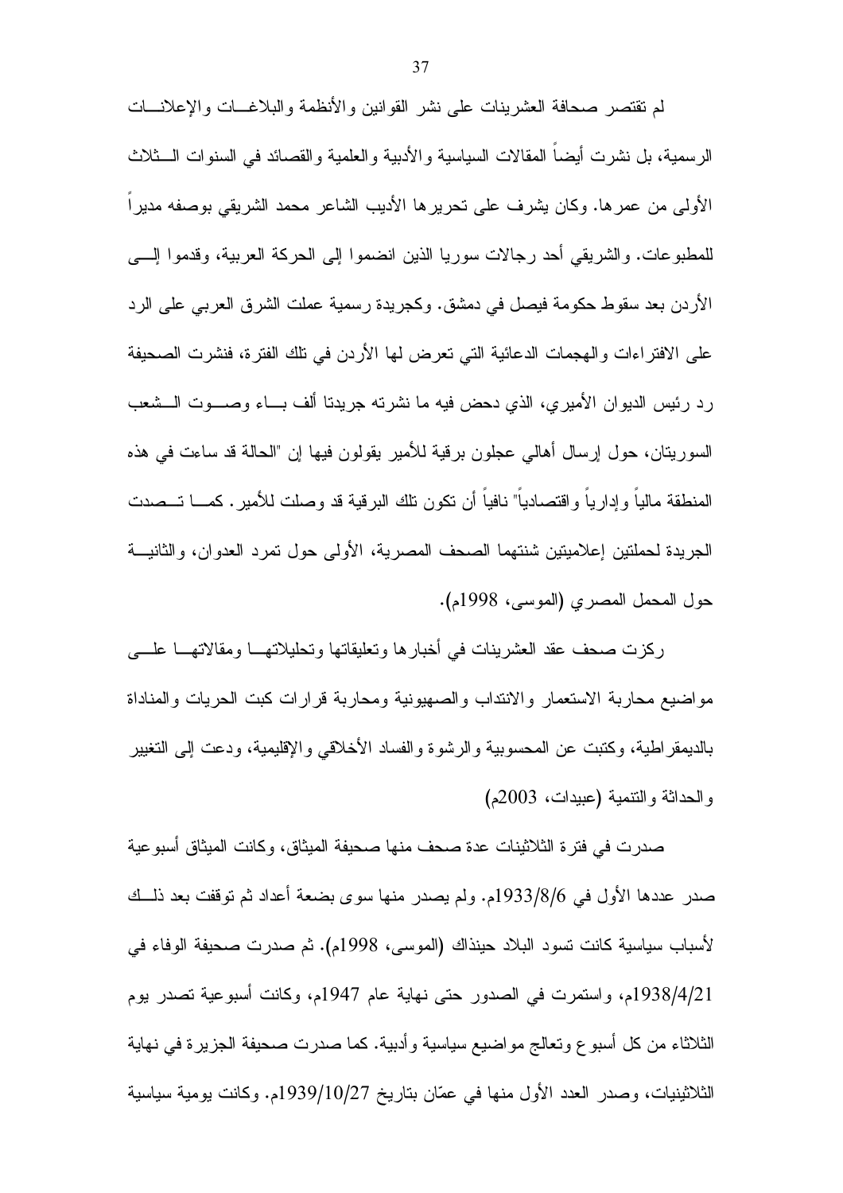لم تقتصر صحافة العشرينات على نشر القوانين والأنظمة والبلاغات والإعلانات الرسمية، بل نشرت أيضاً المقالات السياسية والأدبية والعلمية والقصائد في السنوات الثلاث الأولى من عمرها. وكان يشرف على تحريرها الأديب الشاعر محمد الشريقي بوصفه مديراً للمطبوعات. والشريقي أحد رجالات سوريا الذين انضموا إلى الحركة العربية، وقدموا إلى الأردن بعد سقوط حكومة فيصل في دمشق. وكجريدة رسمية عملت الشرق العربي على الرد على الافتراءات والهجمات الدعائية التي تعرض لها الأردن في تلك الفترة، فنشرت الصحيفة رد رئيس الديوان الأميري، الذي دحض فيه ما نشرته جريدتا ألف باء وصوت الشعب السوريتان، حول إرسال أهالي عجلون برقية للأمير يقولون فيها إن "الحالة قد ساءت في هذه المنطقة مالياً وإدارياً واقتصادياً" نافياً أن تكون تلك البرقية قد وصلت للأمير. كما تصدت الجريدة لحملتين إعلاميتين شنتهما الصحف المصرية، الأولى حول تمرد العدوان، والثانية حول المحمل المصري (الموسى، 1998م).

ركزت صحف عقد العشرينات في أخبارها وتعليقاتها وتحليلاتها ومقالاتها على مواضيع محاربة الاستعمار والانتداب والصهيونية ومحاربة قرارات كبت الحريات والمناداة بالديمقراطية، وكتبت عن المحسوبية والرشوة والفساد الأخلاقي والإقليمية، ودعت إلى التغيير والحداثة والتنمية (عبيدات، 2003م)

صدرت في فترة الثلاثينات عدة صحف منها صحيفة الميثاق، وكانت الميثاق أسبوعية صدر عددها الأول في 1933/8/6م. ولم يصدر منها سوى بضعة أعداد ثم توقفت بعد ذلك لأسباب سياسية كانت تسود البلاد حينذاك (الموسى، 1998م). ثم صدرت صحيفة الوفاء في 1938/4/21م، واستمرت في الصدور حتى نهاية عام 1947م، وكانت أسبوعية تصدر يوم الثلاثاء من كل أسبوع وتعالج مواضيع سياسية وأدبية. كما صدرت صحيفة الجزيرة في نهاية الثلاثينيات، وصدر العدد الأول منها في عمّان بتاريخ 1939/10/27م. وكانت يومية سياسية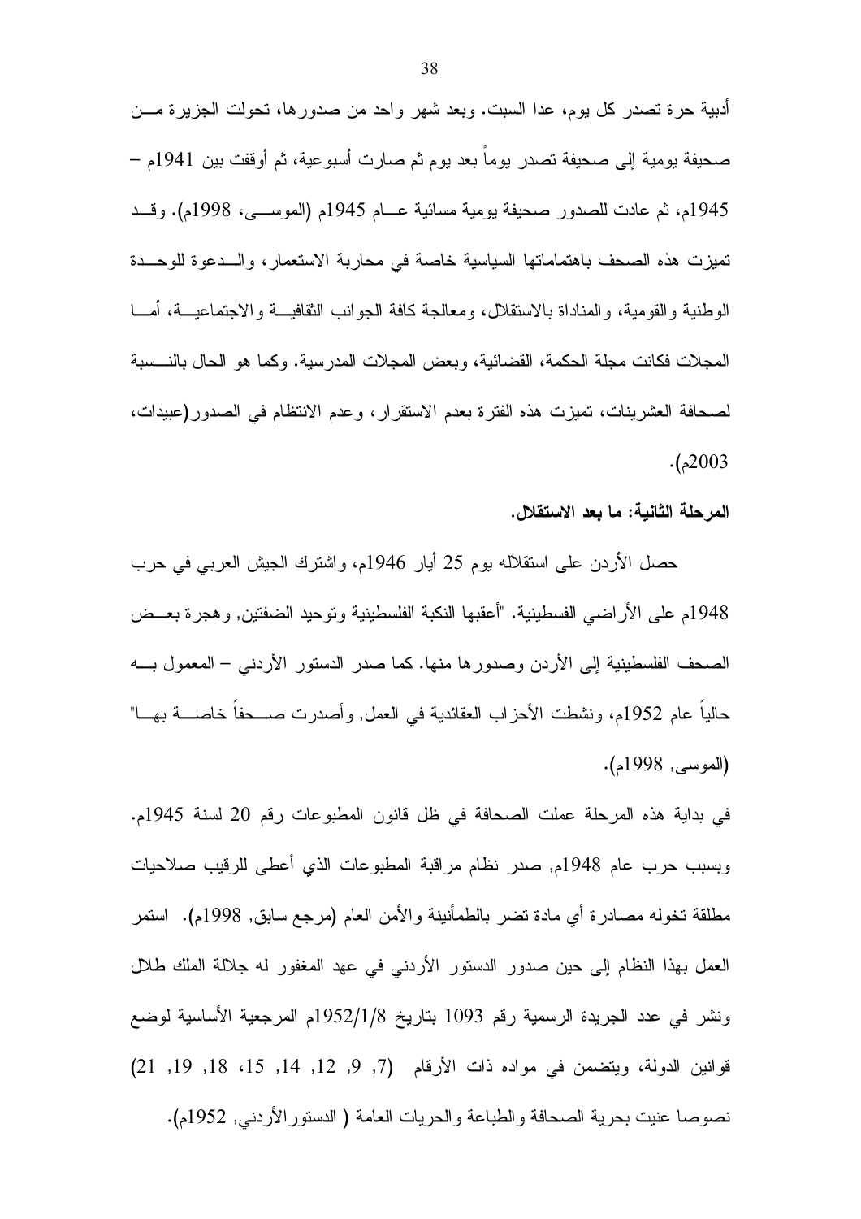أدبية حرة تصدر كل يوم، عدا السبت. وبعد شهر واحد من صدورها، تحولت الجزيرة من صحيفة يومية إلى صحيفة تصدر يوماً بعد يوم ثم صارت أسبوعية، ثم أوقفت بين 1941م – 1945م، ثم عادت للصدور صحيفة يومية مسائية عام 1945م (الموسى، 1998م). وقد تميزت هذه الصحف باهتماماتها السياسية خاصة في محاربة الاستعمار، والدعوة للوحدة الوطنية والقومية، والمناداة بالاستقلال، ومعالجة كافة الجوانب الثقافية والاجتماعية، أما المجلات فكانت مجلة الحكمة، القضائية، وبعض المجلات المدرسية. وكما هو الحال بالنسبة لصحافة العشرينات، تميزت هذه الفترة بعدم الاستقرار، وعدم الانتظام في الصدور(عبيدات، 2003م).

**المرحلة الثانية: ما بعد الاستقلال.**

حصل الأردن على استقلاله يوم 25 أيار 1946م، واشترك الجيش العربي في حرب 1948م على الأراضي الفلسطينية. "أعقبها النكبة الفلسطينية وتوحيد الضفتين, وهجرة بعض الصحف الفلسطينية إلى الأردن وصدورها منها. كما صدر الدستور الأردني – المعمول به حالياً عام 1952م، ونشطت الأحزاب العقائدية في العمل, وأصدرت صحفاً خاصة بها" (الموسى, 1998م).

في بداية هذه المرحلة عملت الصحافة في ظل قانون المطبوعات رقم 20 لسنة 1945م. وبسبب حرب عام 1948م, صدر نظام مراقبة المطبوعات الذي أعطى للرقيب صلاحيات مطلقة تخوله مصادرة أي مادة تضر بالطمأنينة والأمن العام (مرجع سابق, 1998م). استمر العمل بهذا النظام إلى حين صدور الدستور الأردني في عهد المغفور له جلالة الملك طلال ونشر في عدد الجريدة الرسمية رقم 1093 بتاريخ 1952/1/8م المرجعية الأساسية لوضع قوانين الدولة، ويتضمن في مواده ذات الأرقام (7, 9, 12, 14, 15، 18, 19, 21) نصوصا عنيت بحرية الصحافة والطباعة والحريات العامة ( الدستورالأردني, 1952م).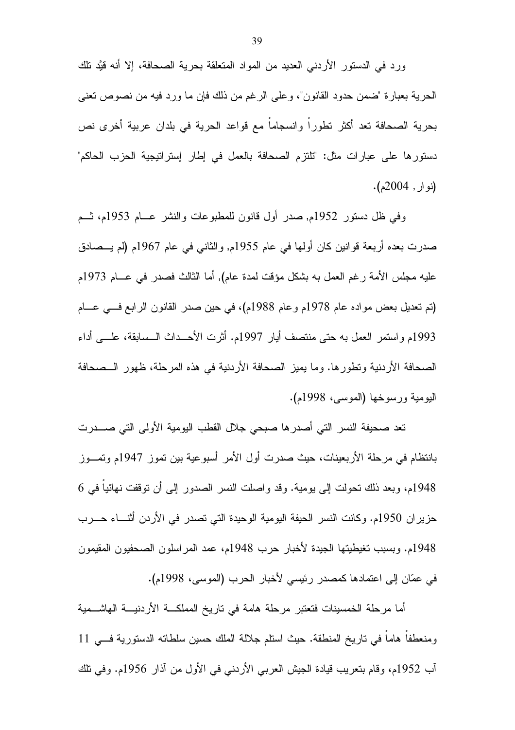ورد في الدستور الأردني العديد من المواد المتعلقة بحرية الصحافة، إلا أنه قيَّد تلك الحرية بعبارة "ضمن حدود القانون"، وعلى الرغم من ذلك فإن ما ورد فيه من نصوص تعنى بحرية الصحافة تعد أكثر تطوراً وانسجاماً مع قواعد الحرية في بلدان عربية أخرى نص دستورها على عبارات مثل: "تلتزم الصحافة بالعمل في إطار إستراتيجية الحزب الحاكم" (نوار, 2004م).

وفي ظل دستور 1952م, صدر أول قانون للمطبوعات والنشر عـام 1953م، ثـم صدرت بعده أربعة قوانين كان أولها في عام 1955م, والثاني في عام 1967م (لم يـصادق عليه مجلس الأمة رغم العمل به بشكل مؤقت لمدة عام), أما الثالث فصدر في عـام 1973م (تم تعديل بعض مواده عام 1978م وعام 1988م)، في حين صدر القانون الرابع فـي عـام 1993م واستمر العمل به حتى منتصف أيار 1997م. أثرت الأحـداث الـسابقة، علـى أداء الصحافة الأردنية وتطورها. وما يميز الصحافة الأردنية في هذه المرحلة، ظهور الـصحافة اليومية ورسوخها (الموسى، 1998م).

تعد صحيفة النسر التي أصدرها صبحي جلال القطب اليومية الأولى التي صـدرت بانتظام في مرحلة الأربعينات، حيث صدرت أول الأمر أسبوعية بين تموز 1947م وتمـوز 1948م، وبعد ذلك تحولت إلى يومية. وقد واصلت النسر الصدور إلى أن توقفت نهائياً في 6 حزيران 1950م. وكانت النسر الحيفة اليومية الوحيدة التي تصدر في الأردن أثنـاء حـرب 1948م. وبسبب تغطيتها الجيدة لأخبار حرب 1948م، عمد المراسلون الصحفيون المقيمون في عمّان إلى اعتمادها كمصدر رئيسي لأخبار الحرب (الموسى، 1998م).

أما مرحلة الخمسينات فتعتبر مرحلة هامة في تاريخ المملكـة الأردنيـة الهاشـمية ومنعطفاً هاماً في تاريخ المنطقة. حيث استلم جلالة الملك حسين سلطاته الدستورية فـي 11 آب 1952م، وقام بتعريب قيادة الجيش العربي الأردني في الأول من آذار 1956م. وفي تلك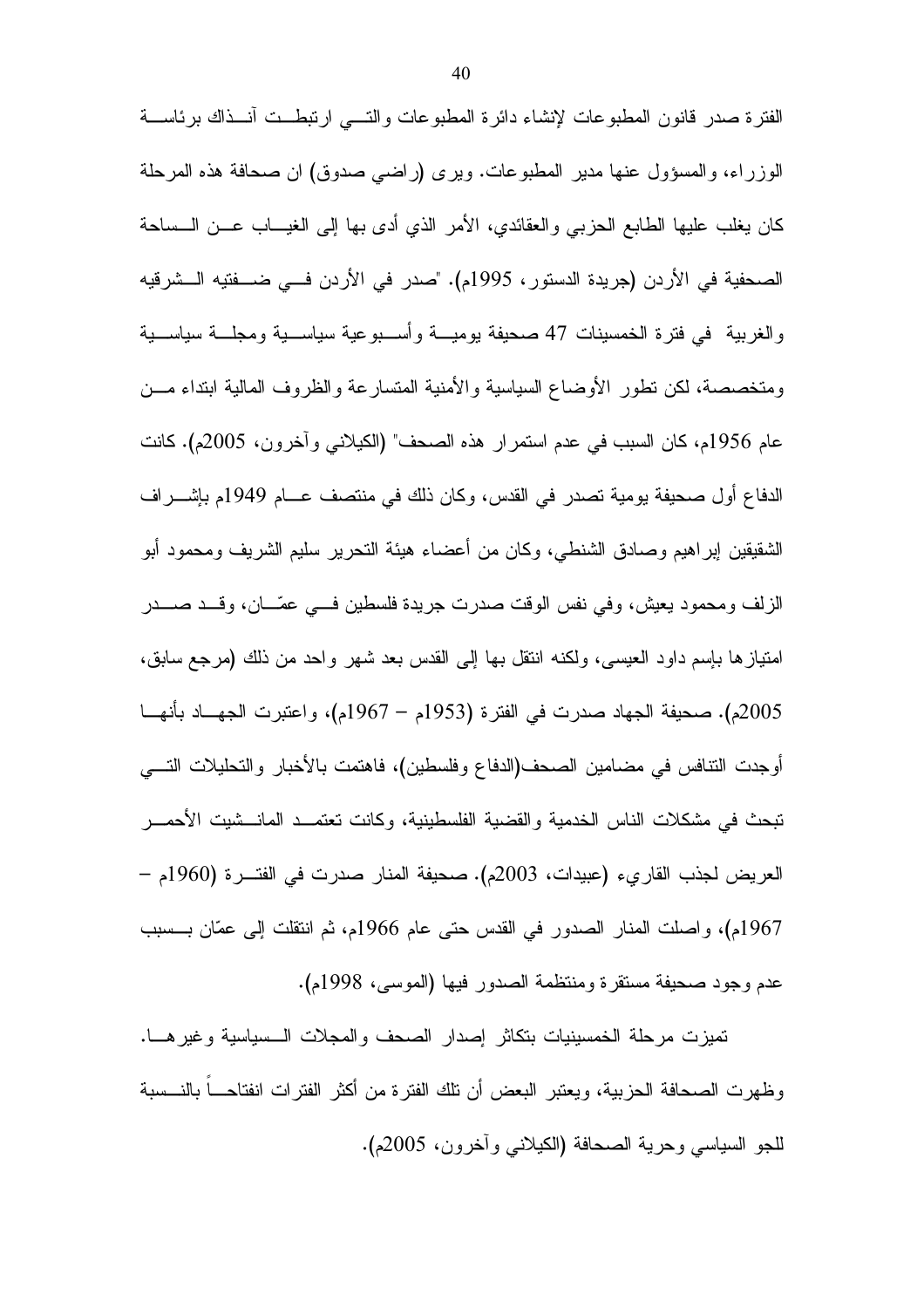الفترة صدر قانون المطبوعات لإنشاء دائرة المطبوعات والتي ارتبطت آنذاك برئاسة الوزراء، والمسؤول عنها مدير المطبوعات. ويرى (راضي صدوق) ان صحافة هذه المرحلة كان يغلب عليها الطابع الحزبي والعقائدي، الأمر الذي أدى بها إلى الغياب عن الساحة الصحفية في الأردن (جريدة الدستور، 1995م). "صدر في الأردن في ضفتيه الشرقيه والغربية في فترة الخمسينات 47 صحيفة يومية وأسبوعية سياسية ومجلة سياسية ومتخصصة، لكن تطور الأوضاع السياسية والأمنية المتسارعة والظروف المالية ابتداء من عام 1956م، كان السبب في عدم استمرار هذه الصحف" (الكيلاني وآخرون، 2005م). كانت الدفاع أول صحيفة يومية تصدر في القدس، وكان ذلك في منتصف عام 1949م بإشراف الشقيقين إبراهيم وصادق الشنطي، وكان من أعضاء هيئة التحرير سليم الشريف ومحمود أبو الزلف ومحمود يعيش، وفي نفس الوقت صدرت جريدة فلسطين في عمّان، وقد صدر امتيازها بإسم داود العيسى، ولكنه انتقل بها إلى القدس بعد شهر واحد من ذلك (مرجع سابق، 2005م). صحيفة الجهاد صدرت في الفترة (1953م – 1967م)، واعتبرت الجهاد بأنها أوجدت التنافس في مضامين الصحف(الدفاع وفلسطين)، فاهتمت بالأخبار والتحليلات التي تبحث في مشكلات الناس الخدمية والقضية الفلسطينية، وكانت تعتمد المانشيت الأحمر العريض لجذب القاريء (عبيدات، 2003م). صحيفة المنار صدرت في الفترة (1960م – 1967م)، واصلت المنار الصدور في القدس حتى عام 1966م، ثم انتقلت إلى عمّان بسبب عدم وجود صحيفة مستقرة ومنتظمة الصدور فيها (الموسى، 1998م).

تميزت مرحلة الخمسينيات بتكاثر إصدار الصحف والمجلات السياسية وغيرها. وظهرت الصحافة الحزبية، ويعتبر البعض أن تلك الفترة من أكثر الفترات انفتاحاً بالنسبة للجو السياسي وحرية الصحافة (الكيلاني وآخرون، 2005م).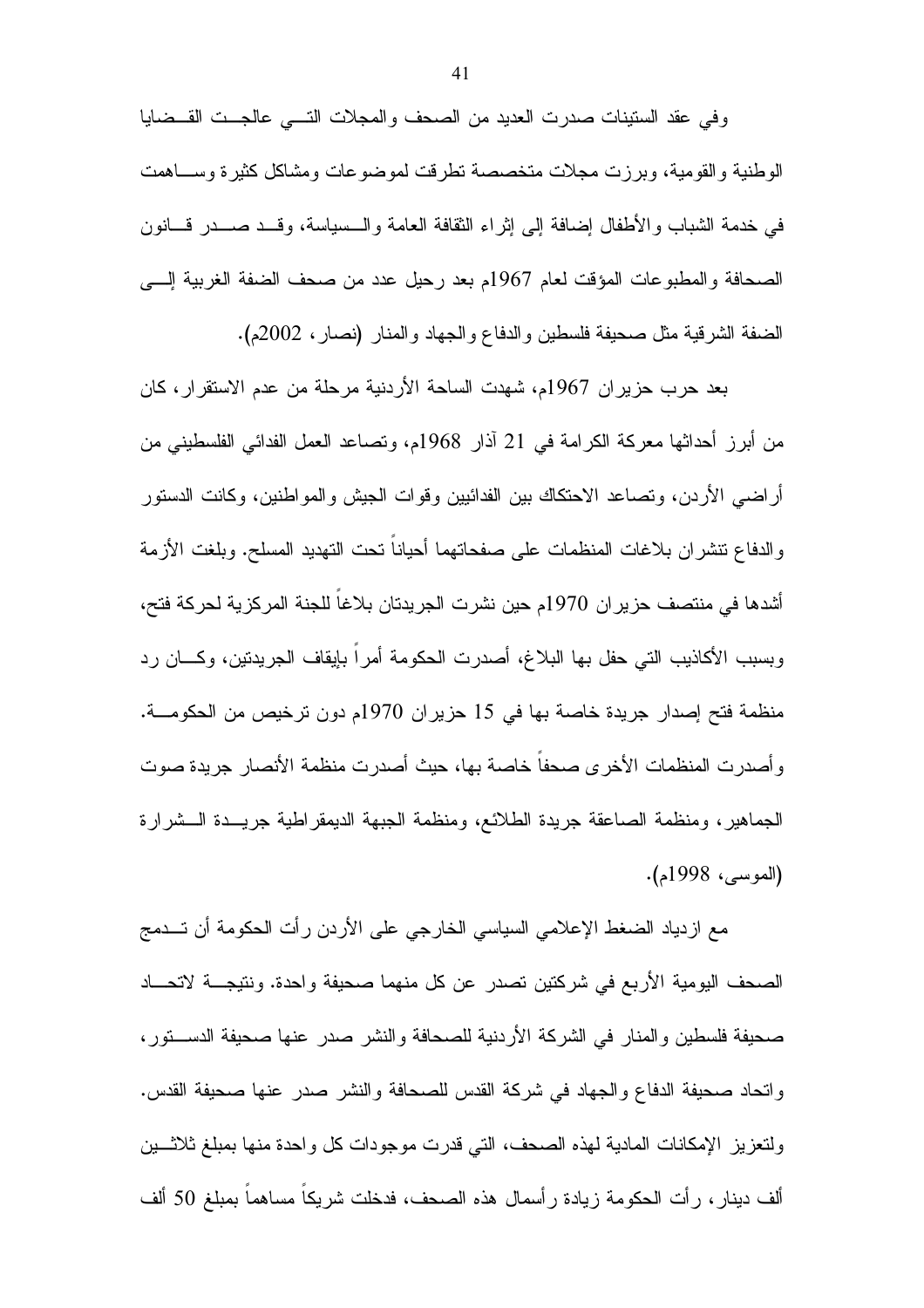وفي عقد الستينات صدرت العديد من الصحف والمجلات التي عالجت القضايا الوطنية والقومية، وبرزت مجلات متخصصة تطرقت لموضوعات ومشاكل كثيرة وساهمت في خدمة الشباب والأطفال إضافة إلى إثراء الثقافة العامة والسياسة، وقد صدر قانون الصحافة والمطبوعات المؤقت لعام 1967م بعد رحيل عدد من صحف الضفة الغربية إلى الضفة الشرقية مثل صحيفة فلسطين والدفاع والجهاد والمنار (نصار، 2002م).

بعد حرب حزيران 1967م، شهدت الساحة الأردنية مرحلة من عدم الاستقرار، كان من أبرز أحداثها معركة الكرامة في 21 آذار 1968م، وتصاعد العمل الفدائي الفلسطيني من أراضي الأردن، وتصاعد الاحتكاك بين الفدائيين وقوات الجيش والمواطنين، وكانت الدستور والدفاع تنشران بلاغات المنظمات على صفحاتهما أحياناً تحت التهديد المسلح. وبلغت الأزمة أشدها في منتصف حزيران 1970م حين نشرت الجريدتان بلاغاً للجنة المركزية لحركة فتح، وبسبب الأكاذيب التي حفل بها البلاغ، أصدرت الحكومة أمراً بإيقاف الجريدتين، وكان رد منظمة فتح إصدار جريدة خاصة بها في 15 حزيران 1970م دون ترخيص من الحكومة. وأصدرت المنظمات الأخرى صحفاً خاصة بها، حيث أصدرت منظمة الأنصار جريدة صوت الجماهير، ومنظمة الصاعقة جريدة الطلائع، ومنظمة الجبهة الديمقراطية جريدة الشرارة (الموسى، 1998م).

مع ازدياد الضغط الإعلامي السياسي الخارجي على الأردن رأت الحكومة أن تدمج الصحف اليومية الأربع في شركتين تصدر عن كل منهما صحيفة واحدة. ونتيجة لاتحاد صحيفة فلسطين والمنار في الشركة الأردنية للصحافة والنشر صدر عنها صحيفة الدستور، واتحاد صحيفة الدفاع والجهاد في شركة القدس للصحافة والنشر صدر عنها صحيفة القدس. ولتعزيز الإمكانات المادية لهذه الصحف، التي قدرت موجودات كل واحدة منها بمبلغ ثلاثين ألف دينار، رأت الحكومة زيادة رأسمال هذه الصحف، فدخلت شريكاً مساهماً بمبلغ 50 ألف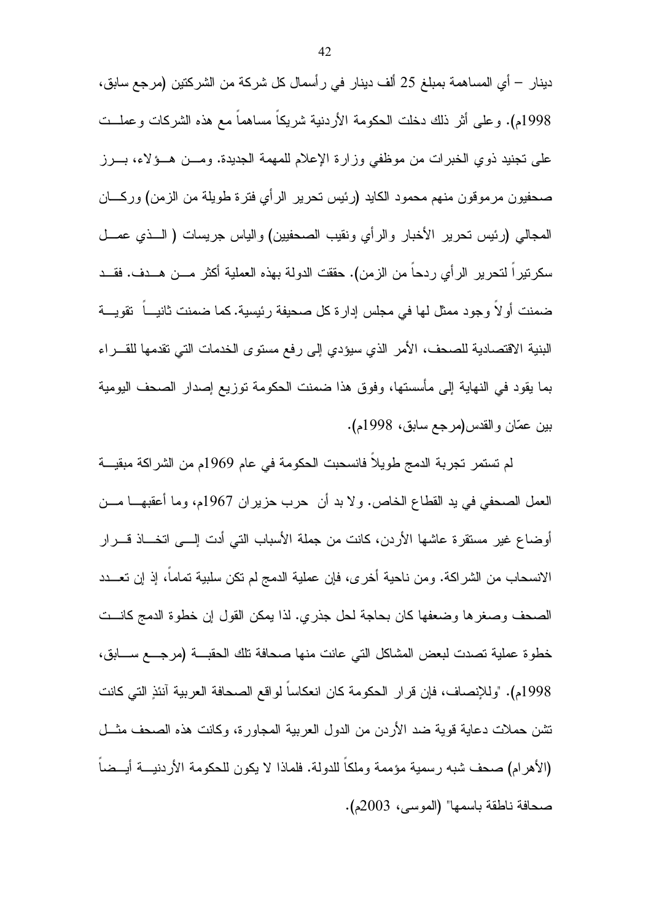دينار – أي المساهمة بمبلغ 25 ألف دينار في رأسمال كل شركة من الشركتين (مرجع سابق، 1998م). وعلى أثر ذلك دخلت الحكومة الأردنية شريكاً مساهماً مع هذه الشركات وعملت على تجنيد ذوي الخبرات من موظفي وزارة الإعلام للمهمة الجديدة. ومن هؤلاء، برز صحفيون مرموقون منهم محمود الكايد (رئيس تحرير الرأي فترة طويلة من الزمن) وركان المجالي (رئيس تحرير الأخبار والرأي ونقيب الصحفيين) والياس جريسات ( الذي عمل سكرتيراً لتحرير الرأي ردحاً من الزمن). حققت الدولة بهذه العملية أكثر من هدف. فقد ضمنت أولاً وجود ممثل لها في مجلس إدارة كل صحيفة رئيسية. كما ضمنت ثانياً تقوية البنية الاقتصادية للصحف، الأمر الذي سيؤدي إلى رفع مستوى الخدمات التي تقدمها للقراء بما يقود في النهاية إلى مأسستها، وفوق هذا ضمنت الحكومة توزيع إصدار الصحف اليومية بين عمّان والقدس(مرجع سابق، 1998م).

لم تستمر تجربة الدمج طويلاً فانسحبت الحكومة في عام 1969م من الشراكة مبقية العمل الصحفي في يد القطاع الخاص. ولا بد أن حرب حزيران 1967م، وما أعقبها من أوضاع غير مستقرة عاشها الأردن، كانت من جملة الأسباب التي أدت إلى اتخاذ قرار الانسحاب من الشراكة. ومن ناحية أخرى، فإن عملية الدمج لم تكن سلبية تماماً، إذ إن تعدد الصحف وصغرها وضعفها كان بحاجة لحل جذري. لذا يمكن القول إن خطوة الدمج كانت خطوة عملية تصدت لبعض المشاكل التي عانت منها صحافة تلك الحقبة (مرجع سابق، 1998م). "وللإنصاف، فإن قرار الحكومة كان انعكاساً لواقع الصحافة العربية آنئذٍ التي كانت تشن حملات دعاية قوية ضد الأردن من الدول العربية المجاورة، وكانت هذه الصحف مثل (الأهرام) صحف شبه رسمية مؤممة وملكاً للدولة. فلماذا لا يكون للحكومة الأردنية أيضاً صحافة ناطقة باسمها" (الموسى، 2003م).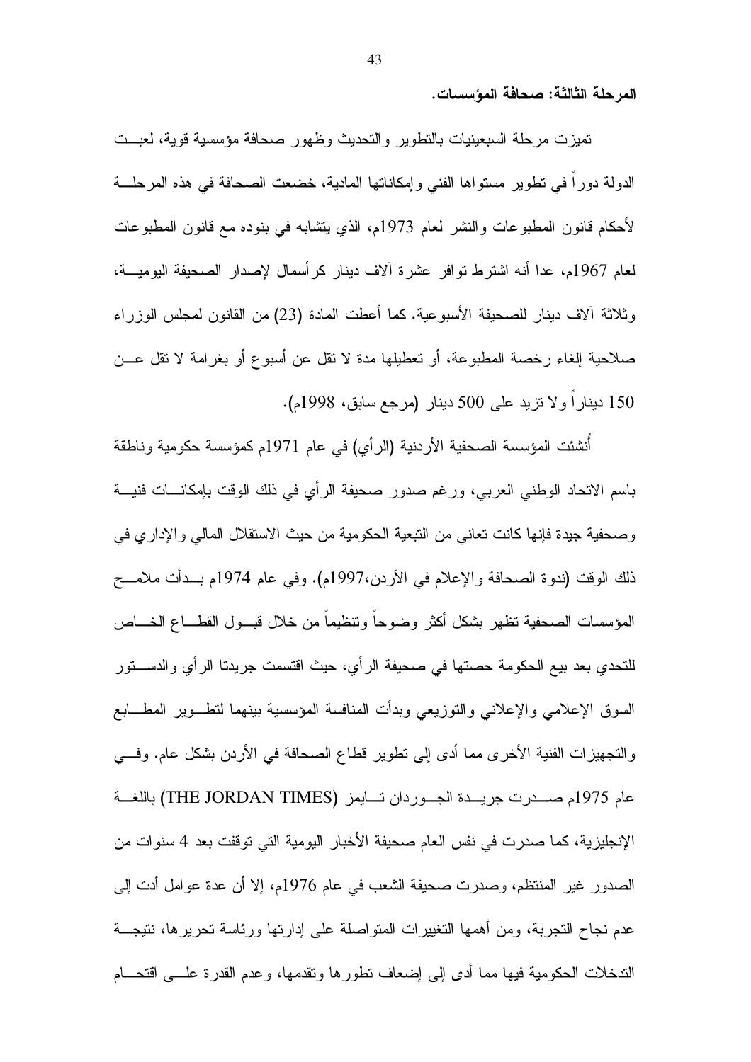**المرحلة الثالثة: صحافة المؤسسات.**

تميزت مرحلة السبعينيات بالتطوير والتحديث وظهور صحافة مؤسسية قوية، لعبت الدولة دوراً في تطوير مستواها الفني وإمكاناتها المادية، خضعت الصحافة في هذه المرحلة لأحكام قانون المطبوعات والنشر لعام 1973م، الذي يتشابه في بنوده مع قانون المطبوعات لعام 1967م، عدا أنه اشترط توافر عشرة آلاف دينار كرأسمال لإصدار الصحيفة اليومية، وثلاثة آلاف دينار للصحيفة الأسبوعية. كما أعطت المادة (23) من القانون لمجلس الوزراء صلاحية إلغاء رخصة المطبوعة، أو تعطيلها مدة لا تقل عن أسبوع أو بغرامة لا تقل عن 150 ديناراً ولا تزيد على 500 دينار (مرجع سابق، 1998م).

أُنشئت المؤسسة الصحفية الأردنية (الرأي) في عام 1971م كمؤسسة حكومية وناطقة باسم الاتحاد الوطني العربي، ورغم صدور صحيفة الرأي في ذلك الوقت بإمكانات فنية وصحفية جيدة فإنها كانت تعاني من التبعية الحكومية من حيث الاستقلال المالي والإداري في ذلك الوقت (ندوة الصحافة والإعلام في الأردن،1997م). وفي عام 1974م بدأت ملامح المؤسسات الصحفية تظهر بشكل أكثر وضوحاً وتنظيماً من خلال قبول القطاع الخاص للتحدي بعد بيع الحكومة حصتها في صحيفة الرأي، حيث اقتسمت جريدتا الرأي والدستور السوق الإعلامي والإعلاني والتوزيعي وبدأت المنافسة المؤسسية بينهما لتطوير المطابع والتجهيزات الفنية الأخرى مما أدى إلى تطوير قطاع الصحافة في الأردن بشكل عام. وفي عام 1975م صدرت جريدة الجوردان تايمز (THE JORDAN TIMES) باللغة الإنجليزية، كما صدرت في نفس العام صحيفة الأخبار اليومية التي توقفت بعد 4 سنوات من الصدور غير المنتظم، وصدرت صحيفة الشعب في عام 1976م، إلا أن عدة عوامل أدت إلى عدم نجاح التجربة، ومن أهمها التغييرات المتواصلة على إدارتها ورئاسة تحريرها، نتيجة التدخلات الحكومية فيها مما أدى إلى إضعاف تطورها وتقدمها، وعدم القدرة على اقتحام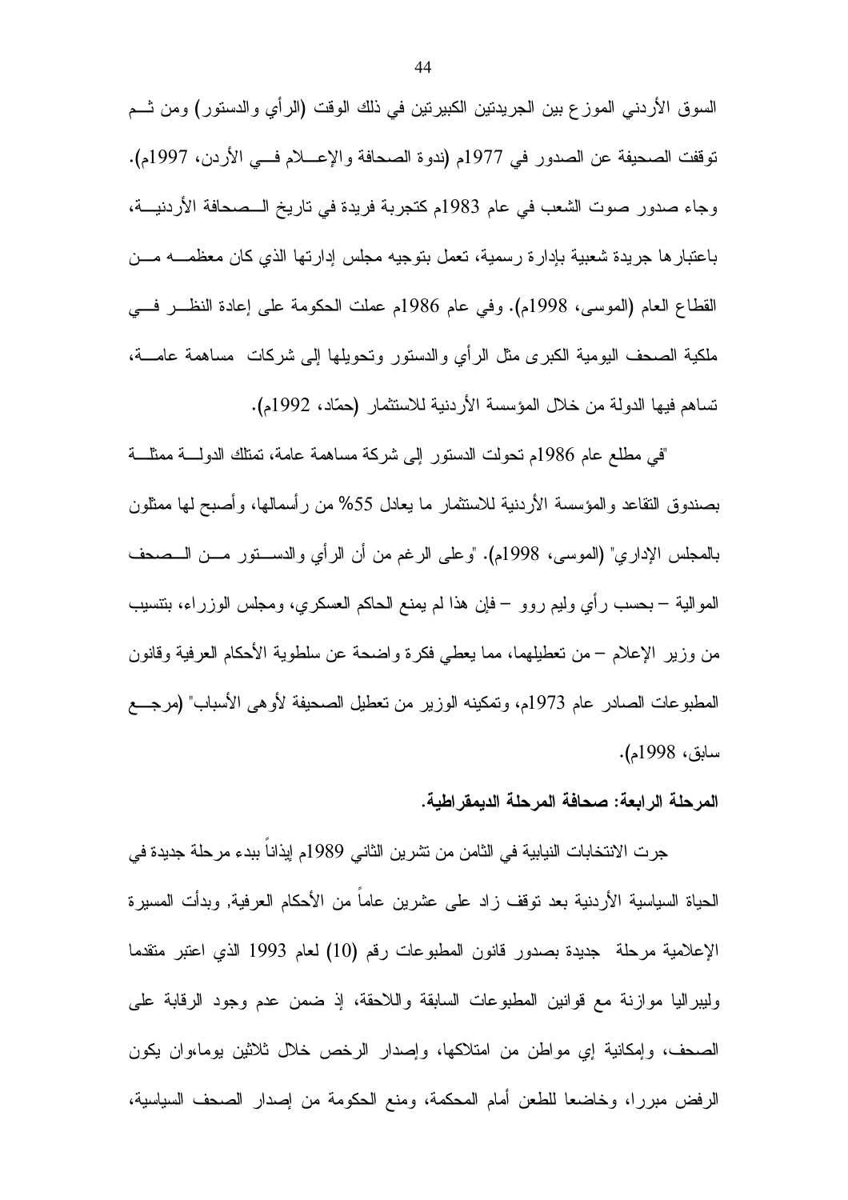السوق الأردني الموزع بين الجريدتين الكبيرتين في ذلك الوقت (الرأي والدستور) ومن ثـم توقفت الصحيفة عن الصدور في 1977م (ندوة الصحافة والإعـلام فـي الأردن، 1997م). وجاء صدور صوت الشعب في عام 1983م كتجربة فريدة في تاريخ الـصحافة الأردنيـة، باعتبارها جريدة شعبية بإدارة رسمية، تعمل بتوجيه مجلس إدارتها الذي كان معظمـه مـن القطاع العام (الموسى، 1998م). وفي عام 1986م عملت الحكومة على إعادة النظـر فـي ملكية الصحف اليومية الكبرى مثل الرأي والدستور وتحويلها إلى شركات مساهمة عامـة، تساهم فيها الدولة من خلال المؤسسة الأردنية للاستثمار (حمّاد، 1992م).

"في مطلع عام 1986م تحولت الدستور إلى شركة مساهمة عامة، تمتلك الدولـة ممثلـة بصندوق التقاعد والمؤسسة الأردنية للاستثمار ما يعادل 55% من رأسمالها، وأصبح لها ممثلون بالمجلس الإداري" (الموسى، 1998م). "وعلى الرغم من أن الرأي والدسـتور مـن الـصحف الموالية – بحسب رأي وليم روو – فإن هذا لم يمنع الحاكم العسكري، ومجلس الوزراء، بتنسيب من وزير الإعلام – من تعطيلهما، مما يعطي فكرة واضحة عن سلطوية الأحكام العرفية وقانون المطبوعات الصادر عام 1973م، وتمكينه الوزير من تعطيل الصحيفة لأوهى الأسباب" (مرجـع سابق، 1998م).

**المرحلة الرابعة: صحافة المرحلة الديمقراطية.**

جرت الانتخابات النيابية في الثامن من تشرين الثاني 1989م إيذاناً ببدء مرحلة جديدة في الحياة السياسية الأردنية بعد توقف زاد على عشرين عاماً من الأحكام العرفية, وبدأت المسيرة الإعلامية مرحلة جديدة بصدور قانون المطبوعات رقم (10) لعام 1993 الذي اعتبر متقدما وليبراليا موازنة مع قوانين المطبوعات السابقة واللاحقة، إذ ضمن عدم وجود الرقابة على الصحف، وإمكانية إي مواطن من امتلاكها، وإصدار الرخص خلال ثلاثين يوما،وان يكون الرفض مبررا، وخاضعا للطعن أمام المحكمة، ومنع الحكومة من إصدار الصحف السياسية،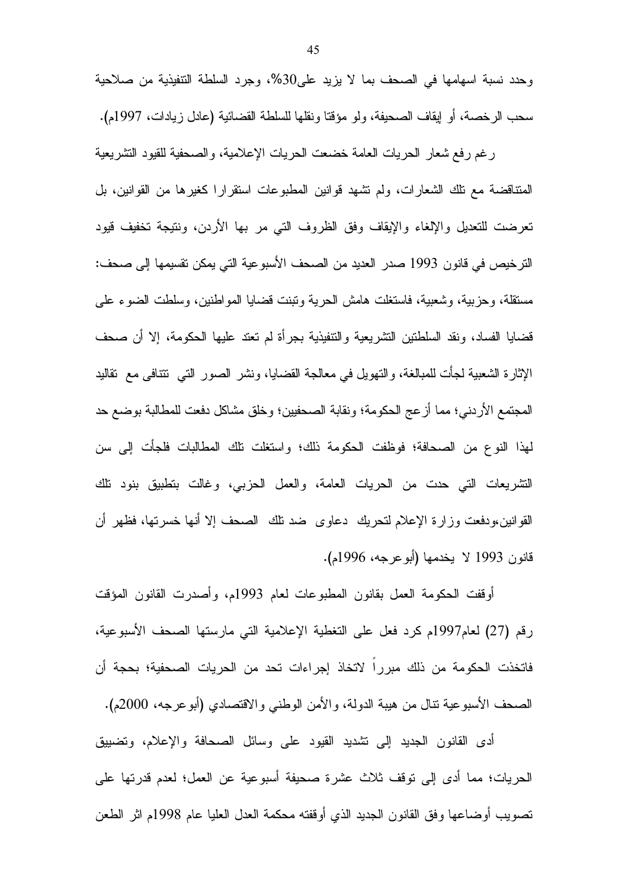وحدد نسبة اسهامها في الصحف بما لا يزيد على30%، وجرد السلطة التنفيذية من صلاحية سحب الرخصة، أو إيقاف الصحيفة، ولو مؤقتا ونقلها للسلطة القضائية (عادل زيادات، 1997م).

رغم رفع شعار الحريات العامة خضعت الحريات الإعلامية، والصحفية للقيود التشريعية المتناقضة مع تلك الشعارات، ولم تشهد قوانين المطبوعات استقرارا كغيرها من القوانين، بل تعرضت للتعديل والإلغاء والإيقاف وفق الظروف التي مر بها الأردن، ونتيجة تخفيف قيود الترخيص في قانون 1993 صدر العديد من الصحف الأسبوعية التي يمكن تقسيمها إلى صحف: مستقلة، وحزبية، وشعبية، فاستغلت هامش الحرية وتبنت قضايا المواطنين، وسلطت الضوء على قضايا الفساد، ونقد السلطتين التشريعية والتنفيذية بجرأة لم تعتد عليها الحكومة، إلا أن صحف الإثارة الشعبية لجأت للمبالغة، والتهويل في معالجة القضايا، ونشر الصور التي تتنافى مع تقاليد المجتمع الأردني؛ مما أزعج الحكومة؛ ونقابة الصحفيين؛ وخلق مشاكل دفعت للمطالبة بوضع حد لهذا النوع من الصحافة؛ فوظفت الحكومة ذلك؛ واستغلت تلك المطالبات فلجأت إلى سن التشريعات التي حدت من الحريات العامة، والعمل الحزبي، وغالت بتطبيق بنود تلك القوانين،ودفعت وزارة الإعلام لتحريك دعاوى ضد تلك الصحف إلا أنها خسرتها، فظهر أن قانون 1993 لا يخدمها (أبوعرجه، 1996م).

أوقفت الحكومة العمل بقانون المطبوعات لعام 1993م، وأصدرت القانون المؤقت رقم (27) لعام1997م كرد فعل على التغطية الإعلامية التي مارستها الصحف الأسبوعية، فاتخذت الحكومة من ذلك مبرراً لاتخاذ إجراءات تحد من الحريات الصحفية؛ بحجة أن الصحف الأسبوعية تنال من هيبة الدولة، والأمن الوطني والاقتصادي (أبوعرجه، 2000م).

أدى القانون الجديد إلى تشديد القيود على وسائل الصحافة والإعلام، وتضييق الحريات؛ مما أدى إلى توقف ثلاث عشرة صحيفة أسبوعية عن العمل؛ لعدم قدرتها على تصويب أوضاعها وفق القانون الجديد الذي أوقفته محكمة العدل العليا عام 1998م اثر الطعن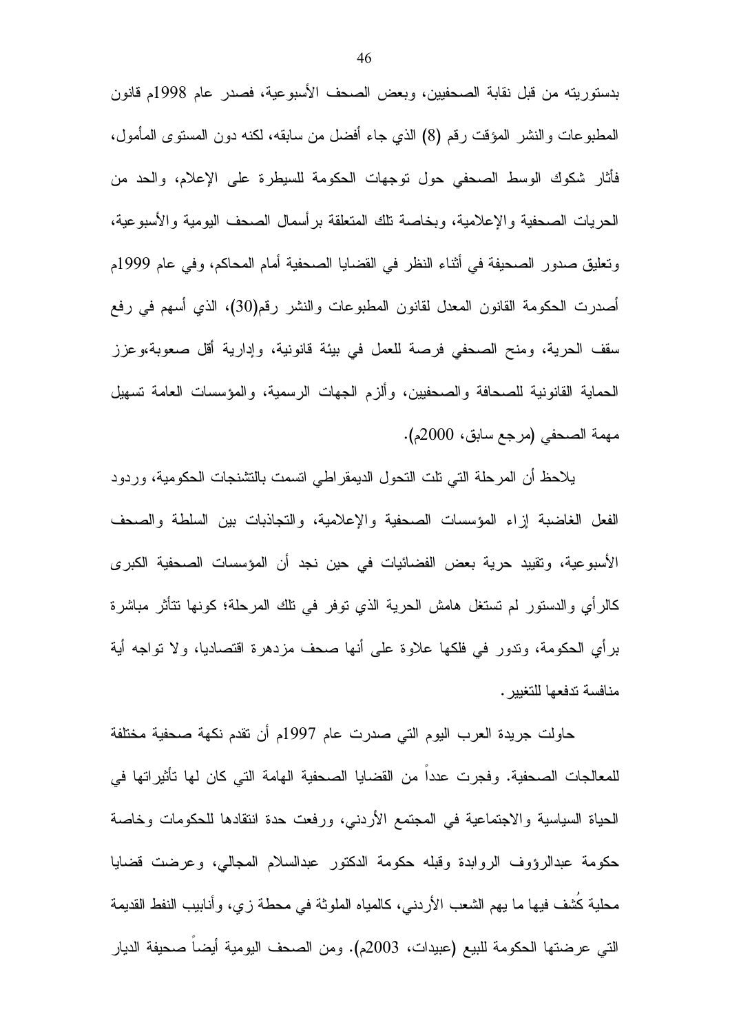بدستوريته من قبل نقابة الصحفيين، وبعض الصحف الأسبوعية، فصدر عام 1998م قانون المطبوعات والنشر المؤقت رقم (8) الذي جاء أفضل من سابقه، لكنه دون المستوى المأمول، فأثار شكوك الوسط الصحفي حول توجهات الحكومة للسيطرة على الإعلام، والحد من الحريات الصحفية والإعلامية، وبخاصة تلك المتعلقة برأسمال الصحف اليومية والأسبوعية، وتعليق صدور الصحيفة في أثناء النظر في القضايا الصحفية أمام المحاكم، وفي عام 1999م أصدرت الحكومة القانون المعدل لقانون المطبوعات والنشر رقم(30)، الذي أسهم في رفع سقف الحرية، ومنح الصحفي فرصة للعمل في بيئة قانونية، وإدارية أقل صعوبة،وعزز الحماية القانونية للصحافة والصحفيين، وألزم الجهات الرسمية، والمؤسسات العامة تسهيل مهمة الصحفي (مرجع سابق، 2000م).

يلاحظ أن المرحلة التي تلت التحول الديمقراطي اتسمت بالتشنجات الحكومية، وردود الفعل الغاضبة إزاء المؤسسات الصحفية والإعلامية، والتجاذبات بين السلطة والصحف الأسبوعية، وتقييد حرية بعض الفضائيات في حين نجد أن المؤسسات الصحفية الكبرى كالرأي والدستور لم تستغل هامش الحرية الذي توفر في تلك المرحلة؛ كونها تتأثر مباشرة برأي الحكومة، وتدور في فلكها علاوة على أنها صحف مزدهرة اقتصاديا، ولا تواجه أية منافسة تدفعها للتغيير.

حاولت جريدة العرب اليوم التي صدرت عام 1997م أن تقدم نكهة صحفية مختلفة للمعالجات الصحفية. وفجرت عدداً من القضايا الصحفية الهامة التي كان لها تأثيراتها في الحياة السياسية والاجتماعية في المجتمع الأردني، ورفعت حدة انتقادها للحكومات وخاصة حكومة عبدالرؤوف الروابدة وقبله حكومة الدكتور عبدالسلام المجالي، وعرضت قضايا محلية كُشف فيها ما يهم الشعب الأردني، كالمياه الملوثة في محطة زي، وأنابيب النفط القديمة التي عرضتها الحكومة للبيع (عبيدات، 2003م). ومن الصحف اليومية أيضاً صحيفة الديار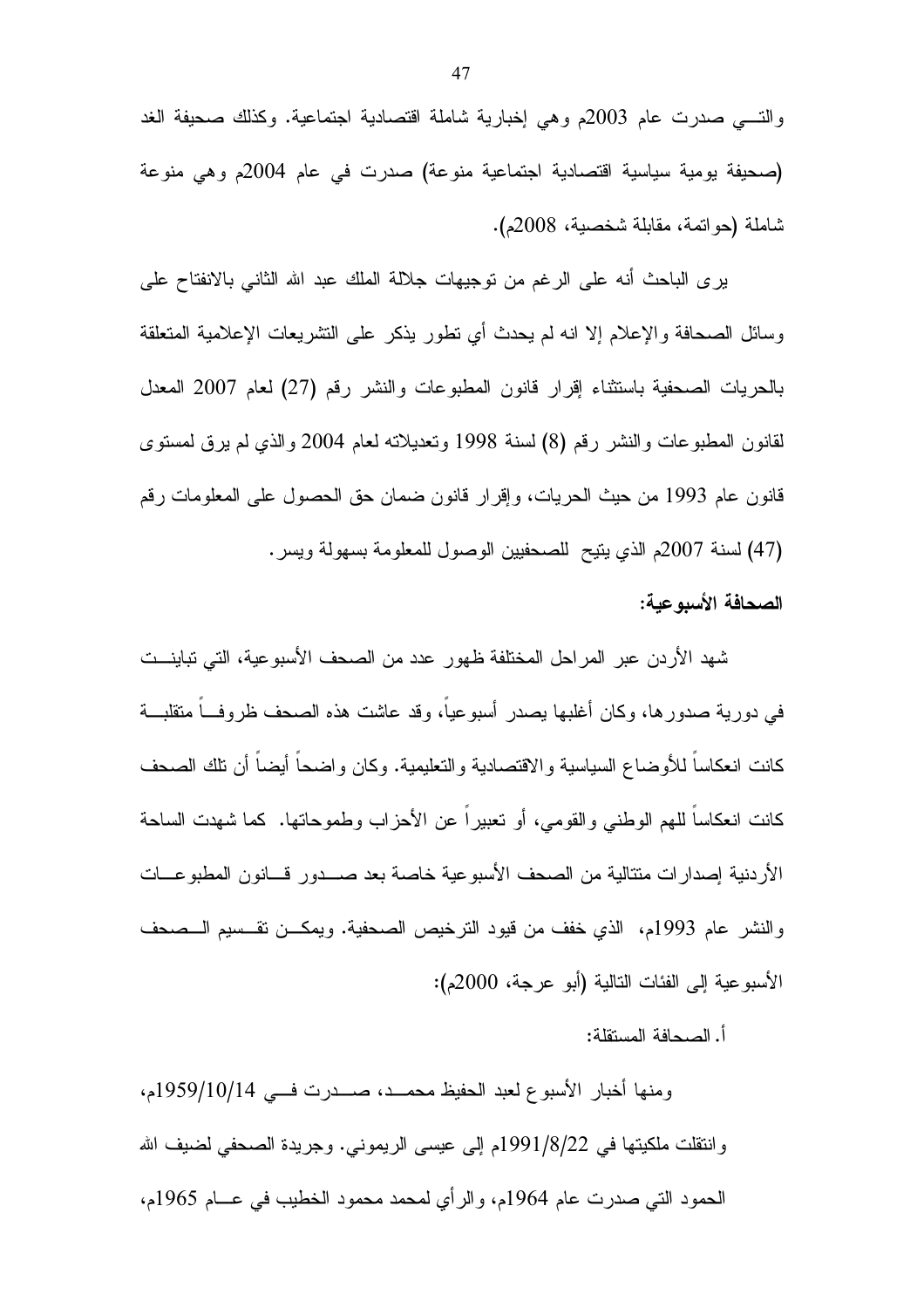والتـي صدرت عام 2003م وهي إخبارية شاملة اقتصادية اجتماعية. وكذلك صحيفة الغد (صحيفة يومية سياسية اقتصادية اجتماعية منوعة) صدرت في عام 2004م وهي منوعة شاملة (حواتمة، مقابلة شخصية، 2008م).

يرى الباحث أنه على الرغم من توجيهات جلالة الملك عبد الله الثاني بالانفتاح على وسائل الصحافة والإعلام إلا انه لم يحدث أي تطور يذكر على التشريعات الإعلامية المتعلقة بالحريات الصحفية باستثناء إقرار قانون المطبوعات والنشر رقم (27) لعام 2007 المعدل لقانون المطبوعات والنشر رقم (8) لسنة 1998 وتعديلاته لعام 2004 والذي لم يرق لمستوى قانون عام 1993 من حيث الحريات، وإقرار قانون ضمان حق الحصول على المعلومات رقم (47) لسنة 2007م الذي يتيح للصحفيين الوصول للمعلومة بسهولة ويسر.

**الصحافة الأسبوعية:**

شهد الأردن عبر المراحل المختلفة ظهور عدد من الصحف الأسبوعية، التي تباينت في دورية صدورها، وكان أغلبها يصدر أسبوعياً، وقد عاشت هذه الصحف ظروفاً متقلبة كانت انعكاساً للأوضاع السياسية والاقتصادية والتعليمية. وكان واضحاً أيضاً أن تلك الصحف كانت انعكاساً للهم الوطني والقومي، أو تعبيراً عن الأحزاب وطموحاتها. كما شهدت الساحة الأردنية إصدارات متتالية من الصحف الأسبوعية خاصة بعد صدور قانون المطبوعات والنشر عام 1993م، الذي خفف من قيود الترخيص الصحفية. ويمكن تقسيم الصحف الأسبوعية إلى الفئات التالية (أبو عرجة، 2000م):

أ. الصحافة المستقلة:

ومنها أخبار الأسبوع لعبد الحفيظ محمد، صدرت في 1959/10/14م، وانتقلت ملكيتها في 1991/8/22م إلى عيسى الريموني. وجريدة الصحفي لضيف الله الحمود التي صدرت عام 1964م، والرأي لمحمد محمود الخطيب في عام 1965م،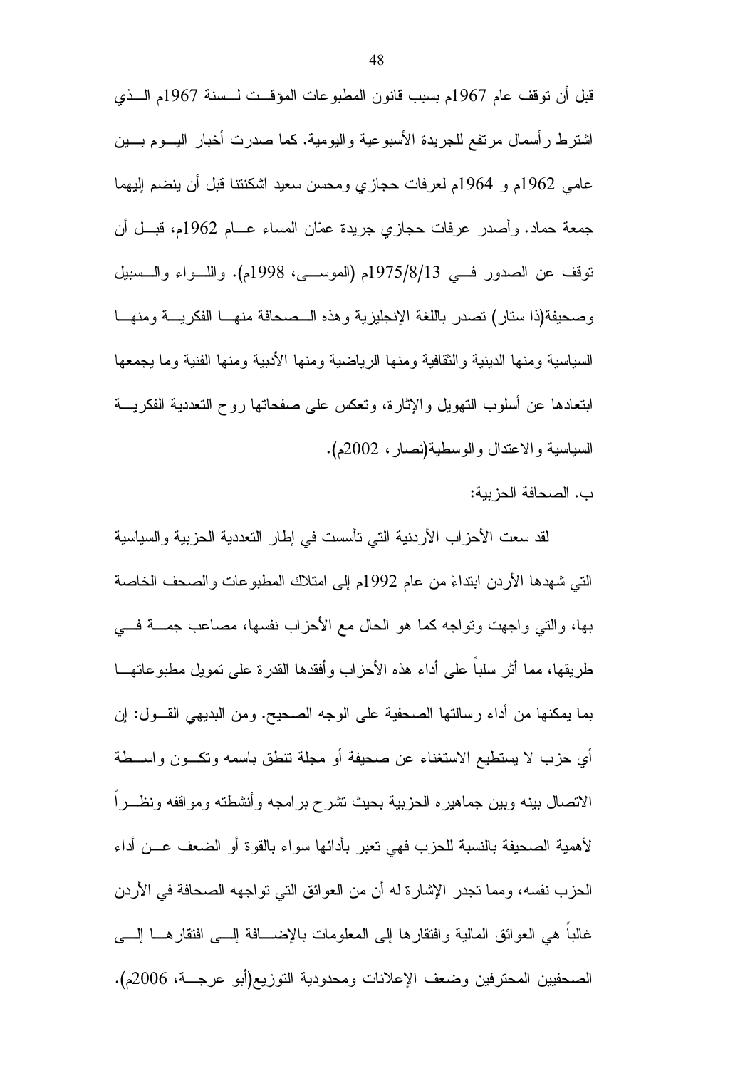قبل أن توقف عام 1967م بسبب قانون المطبوعات المؤقت لسنة 1967م الذي اشترط رأسمال مرتفع للجريدة الأسبوعية واليومية. كما صدرت أخبار اليوم بين عامي 1962م و 1964م لعرفات حجازي ومحسن سعيد اشكنتنا قبل أن ينضم إليهما جمعة حماد. وأصدر عرفات حجازي جريدة عمّان المساء عام 1962م، قبل أن توقف عن الصدور في 1975/8/13م (الموسى، 1998م). واللواء والسبيل وصحيفة(ذا ستار) تصدر باللغة الإنجليزية وهذه الصحافة منها الفكرية ومنها السياسية ومنها الدينية والثقافية ومنها الرياضية ومنها الأدبية ومنها الفنية وما يجمعها ابتعادها عن أسلوب التهويل والإثارة، وتعكس على صفحاتها روح التعددية الفكرية السياسية والاعتدال والوسطية(نصار، 2002م).

ب. الصحافة الحزبية:

لقد سعت الأحزاب الأردنية التي تأسست في إطار التعددية الحزبية والسياسية التي شهدها الأردن ابتداءً من عام 1992م إلى امتلاك المطبوعات والصحف الخاصة بها، والتي واجهت وتواجه كما هو الحال مع الأحزاب نفسها، مصاعب جمة في طريقها، مما أثر سلباً على أداء هذه الأحزاب وأفقدها القدرة على تمويل مطبوعاتها بما يمكنها من أداء رسالتها الصحفية على الوجه الصحيح. ومن البديهي القول: إن أي حزب لا يستطيع الاستغناء عن صحيفة أو مجلة تنطق باسمه وتكون واسطة الاتصال بينه وبين جماهيره الحزبية بحيث تشرح برامجه وأنشطته ومواقفه ونظراً لأهمية الصحيفة بالنسبة للحزب فهي تعبر بأدائها سواء بالقوة أو الضعف عن أداء الحزب نفسه، ومما تجدر الإشارة له أن من العوائق التي تواجهه الصحافة في الأردن غالباً هي العوائق المالية وافتقارها إلى المعلومات بالإضافة إلى افتقارها إلى الصحفيين المحترفين وضعف الإعلانات ومحدودية التوزيع(أبو عرجة، 2006م).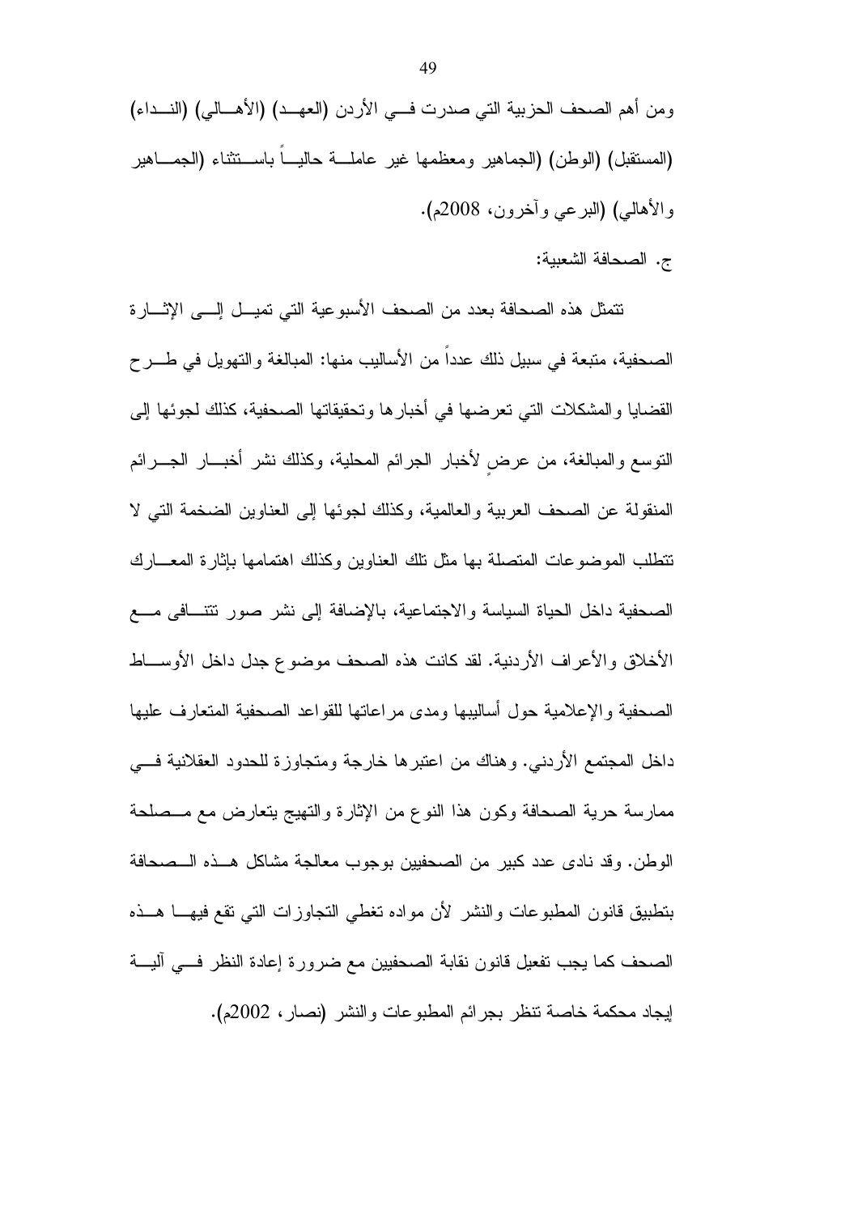ومن أهم الصحف الحزبية التي صدرت في الأردن (العهد) (الأهالي) (النداء) (المستقبل) (الوطن) (الجماهير ومعظمها غير عاملة حالياً باستثناء (الجماهير والأهالي) (البرعي وآخرون، 2008م).

ج. الصحافة الشعبية:

تتمثل هذه الصحافة بعدد من الصحف الأسبوعية التي تميل إلى الإثارة الصحفية، متبعة في سبيل ذلك عدداً من الأساليب منها: المبالغة والتهويل في طرح القضايا والمشكلات التي تعرضها في أخبارها وتحقيقاتها الصحفية، كذلك لجوئها إلى التوسع والمبالغة، من عرضٍ لأخبار الجرائم المحلية، وكذلك نشر أخبار الجرائم المنقولة عن الصحف العربية والعالمية، وكذلك لجوئها إلى العناوين الضخمة التي لا تتطلب الموضوعات المتصلة بها مثل تلك العناوين وكذلك اهتمامها بإثارة المعارك الصحفية داخل الحياة السياسة والاجتماعية، بالإضافة إلى نشر صور تتنافى مع الأخلاق والأعراف الأردنية. لقد كانت هذه الصحف موضوع جدل داخل الأوساط الصحفية والإعلامية حول أساليبها ومدى مراعاتها للقواعد الصحفية المتعارف عليها داخل المجتمع الأردني. وهناك من اعتبرها خارجة ومتجاوزة للحدود العقلانية في ممارسة حرية الصحافة وكون هذا النوع من الإثارة والتهيج يتعارض مع مصلحة الوطن. وقد نادى عدد كبير من الصحفيين بوجوب معالجة مشاكل هذه الصحافة بتطبيق قانون المطبوعات والنشر لأن مواده تغطي التجاوزات التي تقع فيها هذه الصحف كما يجب تفعيل قانون نقابة الصحفيين مع ضرورة إعادة النظر في آلية إيجاد محكمة خاصة تنظر بجرائم المطبوعات والنشر (نصار، 2002م).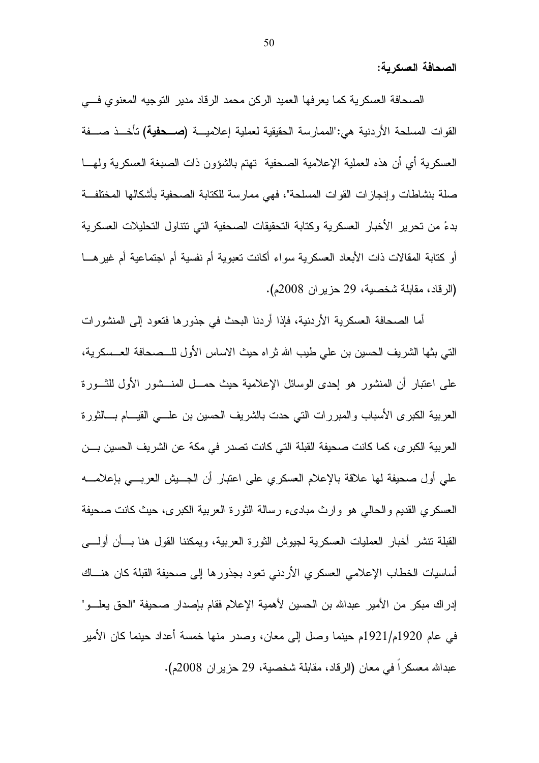**الصحافة العسكرية:**

الصحافة العسكرية كما يعرفها العميد الركن محمد الرقاد مدير التوجيه المعنوي في القوات المسلحة الأردنية هي:"الممارسة الحقيقية لعملية إعلامية **(صحفية)** تأخذ صفة العسكرية أي أن هذه العملية الإعلامية الصحفية تهتم بالشؤون ذات الصبغة العسكرية ولها صلة بنشاطات وإنجازات القوات المسلحة"، فهي ممارسة للكتابة الصحفية بأشكالها المختلفة بدءً من تحرير الأخبار العسكرية وكتابة التحقيقات الصحفية التي تتناول التحليلات العسكرية أو كتابة المقالات ذات الأبعاد العسكرية سواء أكانت تعبوية أم نفسية أم اجتماعية أم غيرها (الرقاد، مقابلة شخصية، 29 حزيران 2008م).

أما الصحافة العسكرية الأردنية، فإذا أردنا البحث في جذورها فتعود إلى المنشورات التي بثها الشريف الحسين بن علي طيب الله ثراه حيث الاساس الأول للصحافة العسكرية، على اعتبار أن المنشور هو إحدى الوسائل الإعلامية حيث حمل المنشور الأول للثورة العربية الكبرى الأسباب والمبررات التي حدت بالشريف الحسين بن علي القيام بالثورة العربية الكبرى، كما كانت صحيفة القبلة التي كانت تصدر في مكة عن الشريف الحسين بن علي أول صحيفة لها علاقة بالإعلام العسكري على اعتبار أن الجيش العربي بإعلامه العسكري القديم والحالي هو وارث مبادىء رسالة الثورة العربية الكبرى، حيث كانت صحيفة القبلة تنشر أخبار العمليات العسكرية لجيوش الثورة العربية، ويمكننا القول هنا بأن أولى أساسيات الخطاب الإعلامي العسكري الأردني تعود بجذورها إلى صحيفة القبلة كان هناك إدراك مبكر من الأمير عبدالله بن الحسين لأهمية الإعلام فقام بإصدار صحيفة "الحق يعلو" في عام 1920م/1921م حينما وصل إلى معان، وصدر منها خمسة أعداد حينما كان الأمير عبدالله معسكراً في معان (الرقاد، مقابلة شخصية، 29 حزيران 2008م).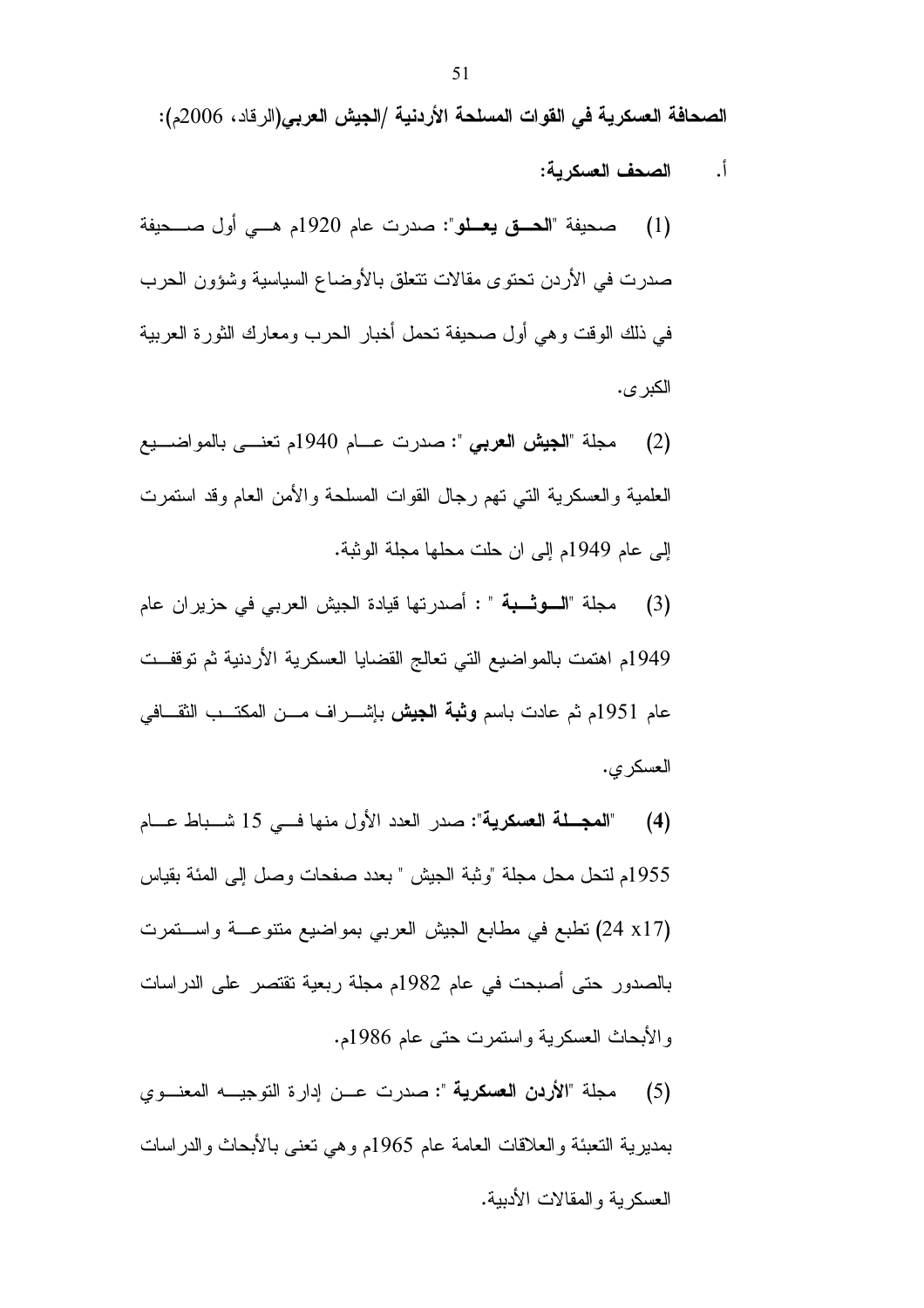**الصحافة العسكرية في القوات المسلحة الأردنية /الجيش العربي**(الرقاد، 2006م):

أ. **الصحف العسكرية:**

(1) صحيفة "**الحق يعلو**": صدرت عام 1920م هي أول صحيفة صدرت في الأردن تحتوى مقالات تتعلق بالأوضاع السياسية وشؤون الحرب في ذلك الوقت وهي أول صحيفة تحمل أخبار الحرب ومعارك الثورة العربية الكبرى.

(2) مجلة "**الجيش العربي** ": صدرت عام 1940م تعنى بالمواضيع العلمية والعسكرية التي تهم رجال القوات المسلحة والأمن العام وقد استمرت إلى عام 1949م إلى ان حلت محلها مجلة الوثبة.

(3) مجلة "**الوثبة** " : أصدرتها قيادة الجيش العربي في حزيران عام 1949م اهتمت بالمواضيع التي تعالج القضايا العسكرية الأردنية ثم توقفت عام 1951م ثم عادت باسم **وثبة الجيش** بإشراف من المكتب الثقافي العسكري.

(4) "**المجلة العسكرية**": صدر العدد الأول منها في 15 شباط عام 1955م لتحل محل مجلة "وثبة الجيش " بعدد صفحات وصل إلى المئة بقياس (24 x17) تطبع في مطابع الجيش العربي بمواضيع متنوعة واستمرت بالصدور حتى أصبحت في عام 1982م مجلة ربعية تقتصر على الدراسات والأبحاث العسكرية واستمرت حتى عام 1986م.

(5) مجلة "**الأردن العسكرية** ": صدرت عن إدارة التوجيه المعنوي بمديرية التعبئة والعلاقات العامة عام 1965م وهي تعنى بالأبحاث والدراسات العسكرية والمقالات الأدبية.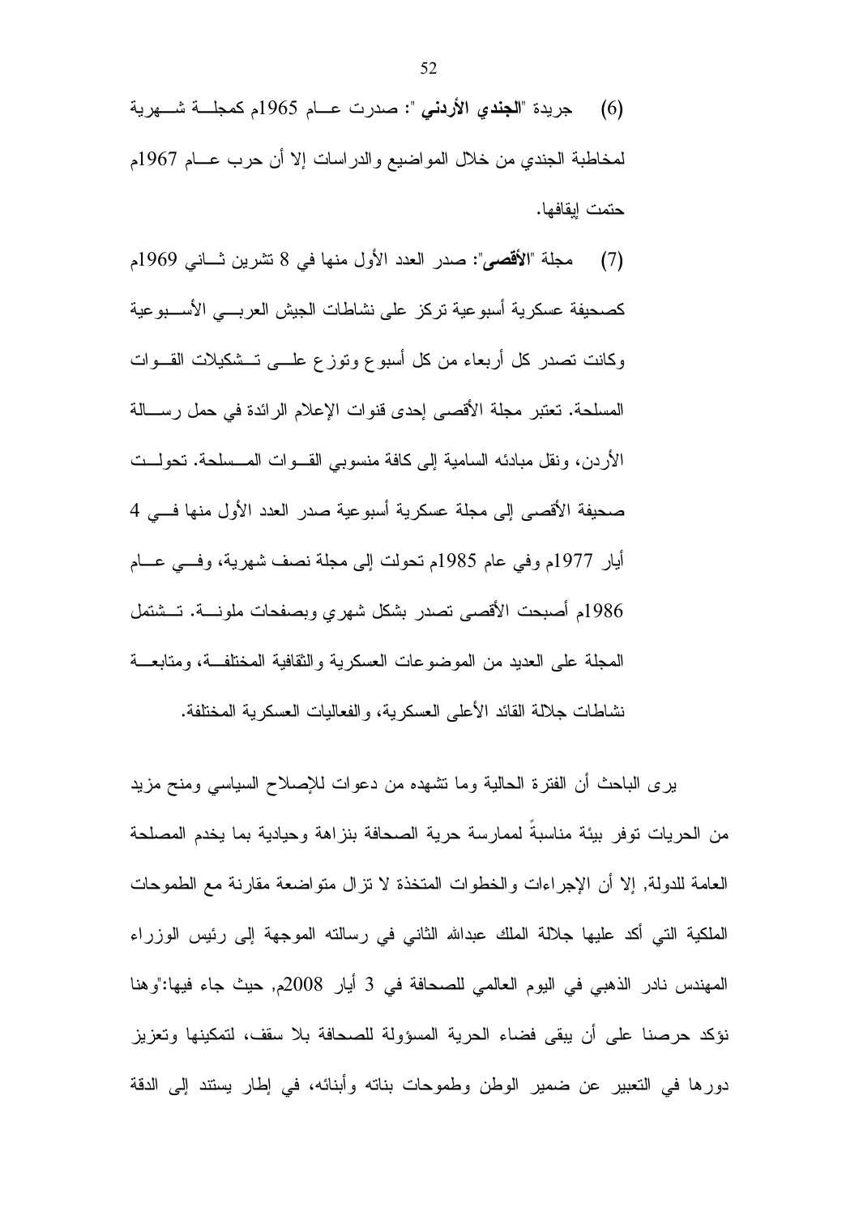(6) جريدة "**الجندي الأردني** ": صدرت عام 1965م كمجلة شهرية لمخاطبة الجندي من خلال المواضيع والدراسات إلا أن حرب عام 1967م حتمت إيقافها.

(7) مجلة "**الأقصى**": صدر العدد الأول منها في 8 تشرين ثاني 1969م كصحيفة عسكرية أسبوعية تركز على نشاطات الجيش العربي الأسبوعية وكانت تصدر كل أربعاء من كل أسبوع وتوزع على تشكيلات القوات المسلحة. تعتبر مجلة الأقصى إحدى قنوات الإعلام الرائدة في حمل رسالة الأردن، ونقل مبادئه السامية إلى كافة منسوبي القوات المسلحة. تحولت صحيفة الأقصى إلى مجلة عسكرية أسبوعية صدر العدد الأول منها في 4 أيار 1977م وفي عام 1985م تحولت إلى مجلة نصف شهرية، وفي عام 1986م أصبحت الأقصى تصدر بشكل شهري وبصفحات ملونة. تشتمل المجلة على العديد من الموضوعات العسكرية والثقافية المختلفة، ومتابعة نشاطات جلالة القائد الأعلى العسكرية، والفعاليات العسكرية المختلفة.

يرى الباحث أن الفترة الحالية وما تشهده من دعوات للإصلاح السياسي ومنح مزيد من الحريات توفر بيئة مناسبةً لممارسة حرية الصحافة بنزاهة وحيادية بما يخدم المصلحة العامة للدولة, إلا أن الإجراءات والخطوات المتخذة لا تزال متواضعة مقارنة مع الطموحات الملكية التي أكد عليها جلالة الملك عبدالله الثاني في رسالته الموجهة إلى رئيس الوزراء المهندس نادر الذهبي في اليوم العالمي للصحافة في 3 أيار 2008م, حيث جاء فيها:"وهنا نؤكد حرصنا على أن يبقى فضاء الحرية المسؤولة للصحافة بلا سقف، لتمكينها وتعزيز دورها في التعبير عن ضمير الوطن وطموحات بناته وأبنائه، في إطار يستند إلى الدقة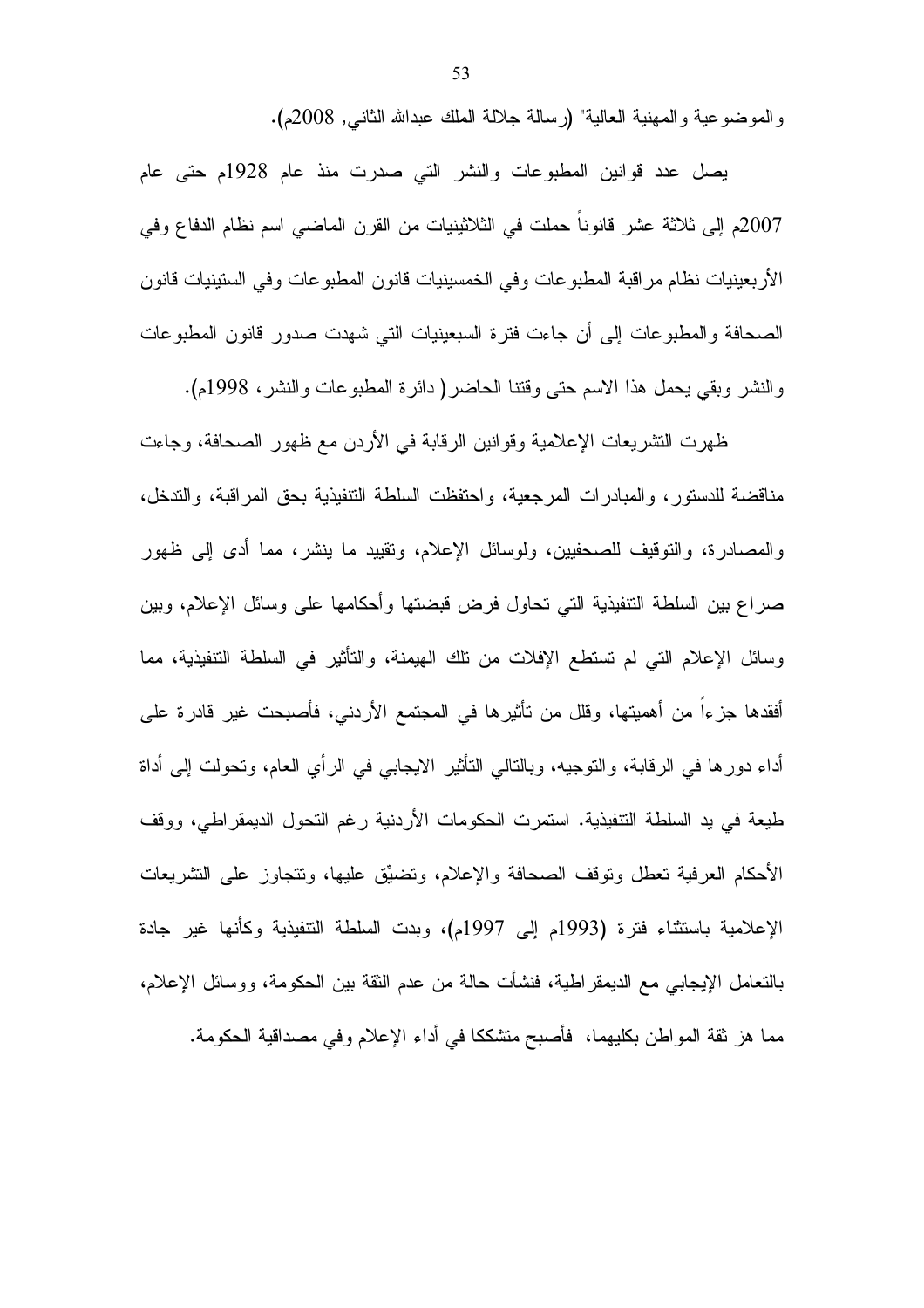والموضوعية والمهنية العالية" (رسالة جلالة الملك عبدالله الثاني, 2008م).

يصل عدد قوانين المطبوعات والنشر التي صدرت منذ عام 1928م حتى عام 2007م إلى ثلاثة عشر قانوناً حملت في الثلاثينيات من القرن الماضي اسم نظام الدفاع وفي الأربعينيات نظام مراقبة المطبوعات وفي الخمسينيات قانون المطبوعات وفي الستينيات قانون الصحافة والمطبوعات إلى أن جاءت فترة السبعينيات التي شهدت صدور قانون المطبوعات والنشر وبقي يحمل هذا الاسم حتى وقتنا الحاضر( دائرة المطبوعات والنشر، 1998م).

ظهرت التشريعات الإعلامية وقوانين الرقابة في الأردن مع ظهور الصحافة، وجاءت مناقضة للدستور، والمبادرات المرجعية، واحتفظت السلطة التنفيذية بحق المراقبة، والتدخل، والمصادرة، والتوقيف للصحفيين، ولوسائل الإعلام، وتقييد ما ينشر، مما أدى إلى ظهور صراع بين السلطة التنفيذية التي تحاول فرض قبضتها وأحكامها على وسائل الإعلام، وبين وسائل الإعلام التي لم تستطع الإفلات من تلك الهيمنة، والتأثير في السلطة التنفيذية، مما أفقدها جزءاً من أهميتها، وقلل من تأثيرها في المجتمع الأردني، فأصبحت غير قادرة على أداء دورها في الرقابة، والتوجيه، وبالتالي التأثير الايجابي في الرأي العام، وتحولت إلى أداة طيعة في يد السلطة التنفيذية. استمرت الحكومات الأردنية رغم التحول الديمقراطي، ووقف الأحكام العرفية تعطل وتوقف الصحافة والإعلام، وتضيّق عليها، وتتجاوز على التشريعات الإعلامية باستثناء فترة (1993م إلى 1997م)، وبدت السلطة التنفيذية وكأنها غير جادة بالتعامل الإيجابي مع الديمقراطية، فنشأت حالة من عدم الثقة بين الحكومة، ووسائل الإعلام، مما هز ثقة المواطن بكليهما، فأصبح متشككا في أداء الإعلام وفي مصداقية الحكومة.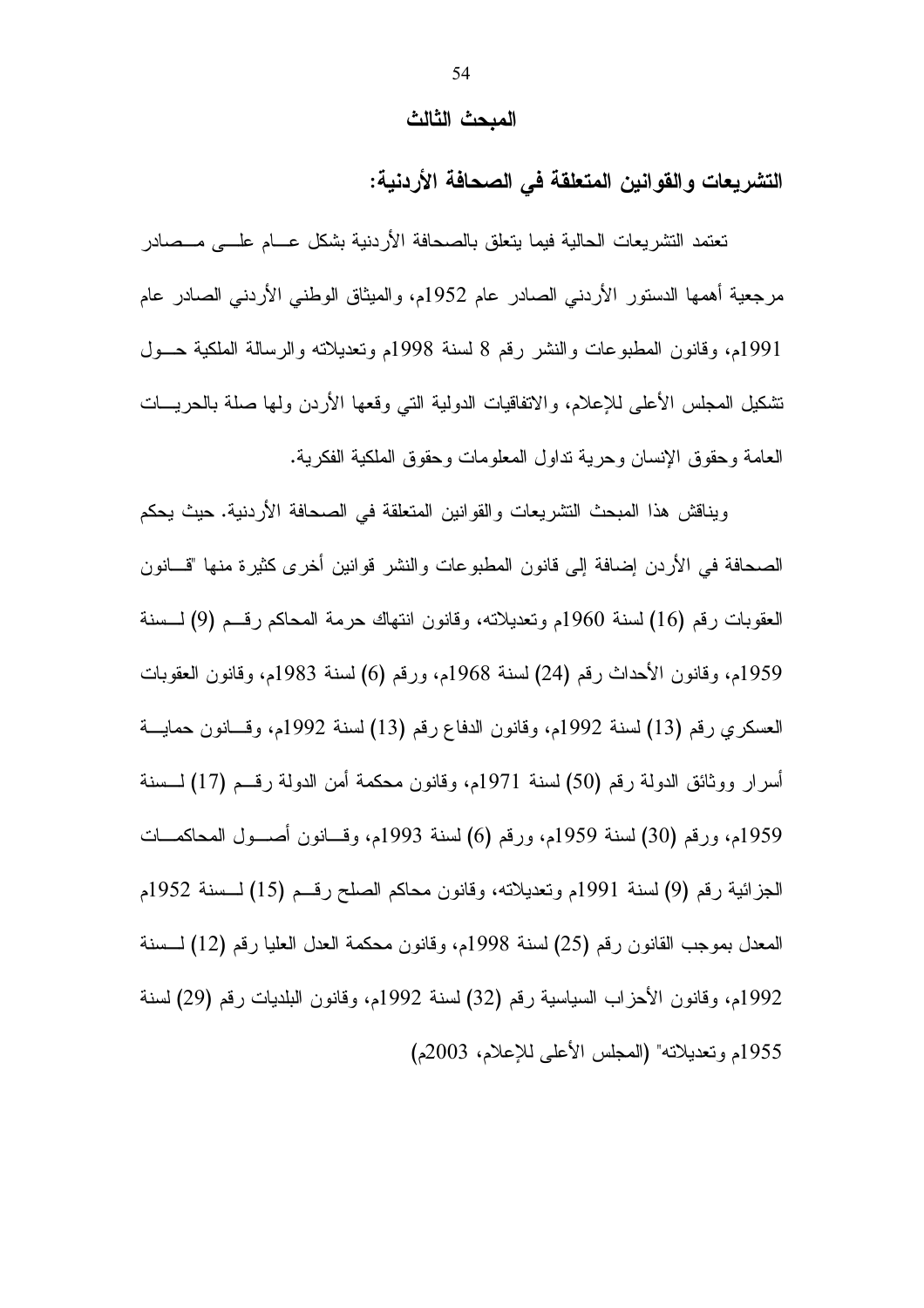## المبحث الثالث

### التشريعات والقوانين المتعلقة في الصحافة الأردنية:

تعتمد التشريعات الحالية فيما يتعلق بالصحافة الأردنية بشكل عام على مصادر مرجعية أهمها الدستور الأردني الصادر عام 1952م، والميثاق الوطني الأردني الصادر عام 1991م، وقانون المطبوعات والنشر رقم 8 لسنة 1998م وتعديلاته والرسالة الملكية حول تشكيل المجلس الأعلى للإعلام، والاتفاقيات الدولية التي وقعها الأردن ولها صلة بالحريات العامة وحقوق الإنسان وحرية تداول المعلومات وحقوق الملكية الفكرية.

ويناقش هذا المبحث التشريعات والقوانين المتعلقة في الصحافة الأردنية. حيث يحكم الصحافة في الأردن إضافة إلى قانون المطبوعات والنشر قوانين أخرى كثيرة منها "قانون العقوبات رقم (16) لسنة 1960م وتعديلاته، وقانون انتهاك حرمة المحاكم رقم (9) لسنة 1959م، وقانون الأحداث رقم (24) لسنة 1968م، ورقم (6) لسنة 1983م، وقانون العقوبات العسكري رقم (13) لسنة 1992م، وقانون الدفاع رقم (13) لسنة 1992م، وقانون حماية أسرار ووثائق الدولة رقم (50) لسنة 1971م، وقانون محكمة أمن الدولة رقم (17) لسنة 1959م، ورقم (30) لسنة 1959م، ورقم (6) لسنة 1993م، وقانون أصول المحاكمات الجزائية رقم (9) لسنة 1991م وتعديلاته، وقانون محاكم الصلح رقم (15) لسنة 1952م المعدل بموجب القانون رقم (25) لسنة 1998م، وقانون محكمة العدل العليا رقم (12) لسنة 1992م، وقانون الأحزاب السياسية رقم (32) لسنة 1992م، وقانون البلديات رقم (29) لسنة 1955م وتعديلاته" (المجلس الأعلى للإعلام، 2003م)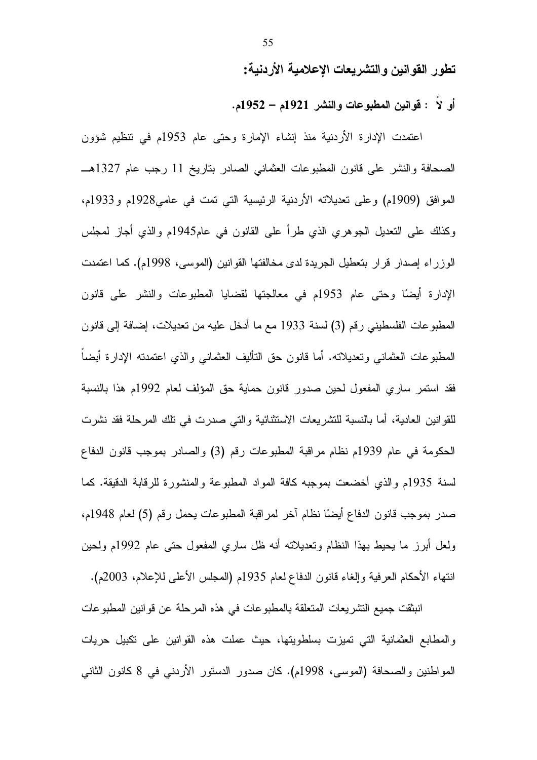## تطور القوانين والتشريعات الإعلامية الأردنية:

### أولاً : قوانين المطبوعات والنشر 1921م – 1952م.

اعتمدت الإدارة الأردنية منذ إنشاء الإمارة وحتى عام 1953م في تنظيم شؤون الصحافة والنشر على قانون المطبوعات العثماني الصادر بتاريخ 11 رجب عام 1327هـ الموافق (1909م) وعلى تعديلاته الأردنية الرئيسية التي تمت في عامي1928م و1933م، وكذلك على التعديل الجوهري الذي طرأ على القانون في عام1945م والذي أجاز لمجلس الوزراء إصدار قرار بتعطيل الجريدة لدى مخالفتها القوانين (الموسى، 1998م). كما اعتمدت الإدارة أيضًا وحتى عام 1953م في معالجتها لقضايا المطبوعات والنشر على قانون المطبوعات الفلسطيني رقم (3) لسنة 1933 مع ما أدخل عليه من تعديلات، إضافة إلى قانون المطبوعات العثماني وتعديلاته. أما قانون حق التأليف العثماني والذي اعتمدته الإدارة أيضاً فقد استمر ساري المفعول لحين صدور قانون حماية حق المؤلف لعام 1992م هذا بالنسبة للقوانين العادية، أما بالنسبة للتشريعات الاستثنائية والتي صدرت في تلك المرحلة فقد نشرت الحكومة في عام 1939م نظام مراقبة المطبوعات رقم (3) والصادر بموجب قانون الدفاع لسنة 1935م والذي أخضعت بموجبه كافة المواد المطبوعة والمنشورة للرقابة الدقيقة. كما صدر بموجب قانون الدفاع أيضًا نظام آخر لمراقبة المطبوعات يحمل رقم (5) لعام 1948م، ولعل أبرز ما يحيط بهذا النظام وتعديلاته أنه ظل ساري المفعول حتى عام 1992م ولحين انتهاء الأحكام العرفية وإلغاء قانون الدفاع لعام 1935م (المجلس الأعلى للإعلام، 2003م).

انبثقت جميع التشريعات المتعلقة بالمطبوعات في هذه المرحلة عن قوانين المطبوعات والمطابع العثمانية التي تميزت بسلطويتها، حيث عملت هذه القوانين على تكبيل حريات المواطنين والصحافة (الموسى، 1998م). كان صدور الدستور الأردني في 8 كانون الثاني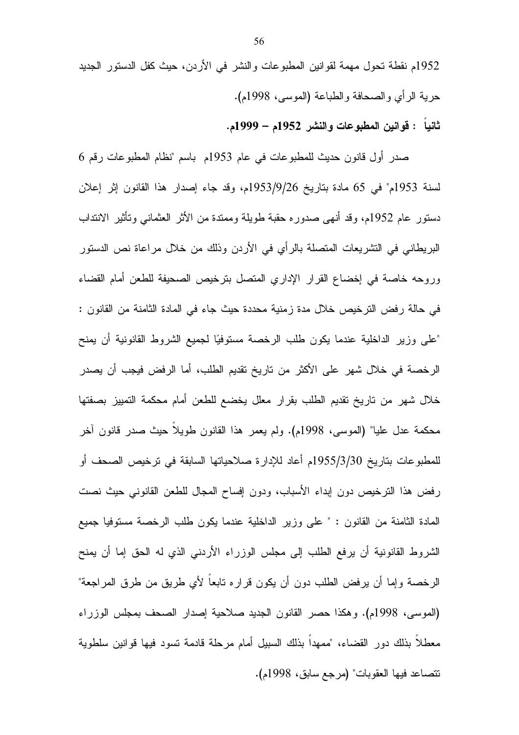1952م نقطة تحول مهمة لقوانين المطبوعات والنشر في الأردن، حيث كفل الدستور الجديد حرية الرأي والصحافة والطباعة (الموسى، 1998م).

**ثانياً : قوانين المطبوعات والنشر 1952م – 1999م.**

صدر أول قانون حديث للمطبوعات في عام 1953م باسم "نظام المطبوعات رقم 6 لسنة 1953م" في 65 مادة بتاريخ 1953/9/26م، وقد جاء إصدار هذا القانون إثر إعلان دستور عام 1952م، وقد أنهى صدوره حقبة طويلة وممتدة من الأثر العثماني وتأثير الانتداب البريطاني في التشريعات المتصلة بالرأي في الأردن وذلك من خلال مراعاة نص الدستور وروحه خاصة في إخضاع القرار الإداري المتصل بترخيص الصحيفة للطعن أمام القضاء في حالة رفض الترخيص خلال مدة زمنية محددة حيث جاء في المادة الثامنة من القانون : "على وزير الداخلية عندما يكون طلب الرخصة مستوفيًا لجميع الشروط القانونية أن يمنح الرخصة في خلال شهر على الأكثر من تاريخ تقديم الطلب، أما الرفض فيجب أن يصدر خلال شهر من تاريخ تقديم الطلب بقرار معلل يخضع للطعن أمام محكمة التمييز بصفتها محكمة عدل عليا" (الموسى، 1998م). ولم يعمر هذا القانون طويلاً حيث صدر قانون آخر للمطبوعات بتاريخ 1955/3/30م أعاد للإدارة صلاحياتها السابقة في ترخيص الصحف أو رفض هذا الترخيص دون إبداء الأسباب، ودون إفساح المجال للطعن القانوني حيث نصت المادة الثامنة من القانون : " على وزير الداخلية عندما يكون طلب الرخصة مستوفيا جميع الشروط القانونية أن يرفع الطلب إلى مجلس الوزراء الأردني الذي له الحق إما أن يمنح الرخصة وإما أن يرفض الطلب دون أن يكون قراره تابعاً لأي طريق من طرق المراجعة" (الموسى، 1998م). وهكذا حصر القانون الجديد صلاحية إصدار الصحف بمجلس الوزراء معطلاً بذلك دور القضاء، "ممهداً بذلك السبيل أمام مرحلة قادمة تسود فيها قوانين سلطوية تتصاعد فيها العقوبات" (مرجع سابق، 1998م).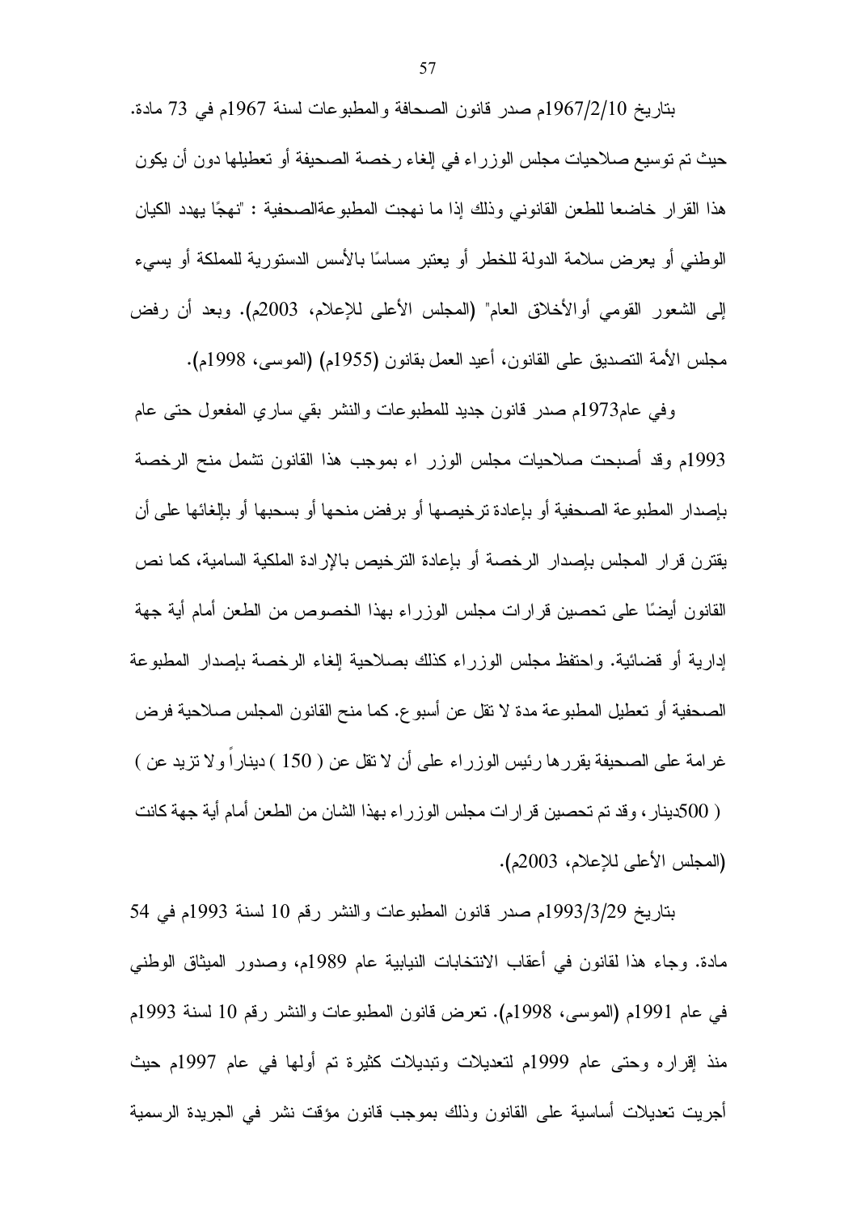بتاريخ 1967/2/10م صدر قانون الصحافة والمطبوعات لسنة 1967م في 73 مادة. حيث تم توسيع صلاحيات مجلس الوزراء في إلغاء رخصة الصحيفة أو تعطيلها دون أن يكون هذا القرار خاضعا للطعن القانوني وذلك إذا ما نهجت المطبوعةالصحفية : "نهجًا يهدد الكيان الوطني أو يعرض سلامة الدولة للخطر أو يعتبر مساسًا بالأسس الدستورية للمملكة أو يسيء إلى الشعور القومي أوالأخلاق العام" (المجلس الأعلى للإعلام، 2003م). وبعد أن رفض مجلس الأمة التصديق على القانون، أعيد العمل بقانون (1955م) (الموسى، 1998م).

وفي عام1973م صدر قانون جديد للمطبوعات والنشر بقي ساري المفعول حتى عام 1993م وقد أصبحت صلاحيات مجلس الوزر اء بموجب هذا القانون تشمل منح الرخصة بإصدار المطبوعة الصحفية أو بإعادة ترخيصها أو برفض منحها أو بسحبها أو بإلغائها على أن يقترن قرار المجلس بإصدار الرخصة أو بإعادة الترخيص بالإرادة الملكية السامية، كما نص القانون أيضًا على تحصين قرارات مجلس الوزراء بهذا الخصوص من الطعن أمام أية جهة إدارية أو قضائية. واحتفظ مجلس الوزراء كذلك بصلاحية إلغاء الرخصة بإصدار المطبوعة الصحفية أو تعطيل المطبوعة مدة لا تقل عن أسبوع. كما منح القانون المجلس صلاحية فرض غرامة على الصحيفة يقررها رئيس الوزراء على أن لا تقل عن ( 150 ) ديناراً ولا تزيد عن ) ( 500دينار، وقد تم تحصين قرارات مجلس الوزراء بهذا الشان من الطعن أمام أية جهة كانت (المجلس الأعلى للإعلام، 2003م).

بتاريخ 1993/3/29م صدر قانون المطبوعات والنشر رقم 10 لسنة 1993م في 54 مادة. وجاء هذا لقانون في أعقاب الانتخابات النيابية عام 1989م، وصدور الميثاق الوطني في عام 1991م (الموسى، 1998م). تعرض قانون المطبوعات والنشر رقم 10 لسنة 1993م منذ إقراره وحتى عام 1999م لتعديلات وتبديلات كثيرة تم أولها في عام 1997م حيث أجريت تعديلات أساسية على القانون وذلك بموجب قانون مؤقت نشر في الجريدة الرسمية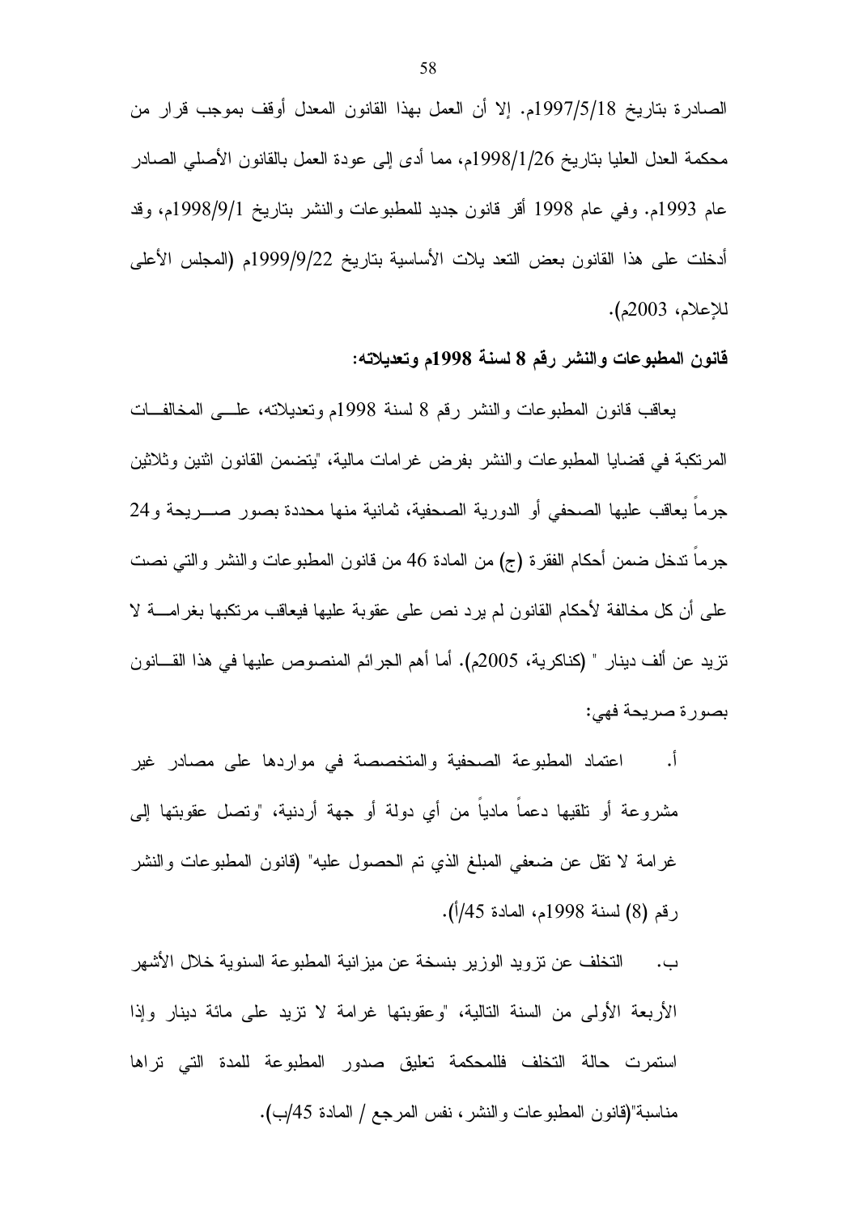الصادرة بتاريخ 1997/5/18م. إلا أن العمل بهذا القانون المعدل أوقف بموجب قرار من محكمة العدل العليا بتاريخ 1998/1/26م، مما أدى إلى عودة العمل بالقانون الأصلي الصادر عام 1993م. وفي عام 1998 أقر قانون جديد للمطبوعات والنشر بتاريخ 1998/9/1م، وقد أدخلت على هذا القانون بعض التعد يلات الأساسية بتاريخ 1999/9/22م (المجلس الأعلى للإعلام، 2003م).

**قانون المطبوعات والنشر رقم 8 لسنة 1998م وتعديلاته:**

يعاقب قانون المطبوعات والنشر رقم 8 لسنة 1998م وتعديلاته، على المخالفات المرتكبة في قضايا المطبوعات والنشر بفرض غرامات مالية، "يتضمن القانون اثنين وثلاثين جرماً يعاقب عليها الصحفي أو الدورية الصحفية، ثمانية منها محددة بصور صريحة و24 جرماً تدخل ضمن أحكام الفقرة (ج) من المادة 46 من قانون المطبوعات والنشر والتي نصت على أن كل مخالفة لأحكام القانون لم يرد نص على عقوبة عليها فيعاقب مرتكبها بغرامة لا تزيد عن ألف دينار " (كناكرية، 2005م). أما أهم الجرائم المنصوص عليها في هذا القانون بصورة صريحة فهي:

أ. اعتماد المطبوعة الصحفية والمتخصصة في مواردها على مصادر غير مشروعة أو تلقيها دعماً مادياً من أي دولة أو جهة أردنية، "وتصل عقوبتها إلى غرامة لا تقل عن ضعفي المبلغ الذي تم الحصول عليه" (قانون المطبوعات والنشر رقم (8) لسنة 1998م، المادة 45/أ).

ب. التخلف عن تزويد الوزير بنسخة عن ميزانية المطبوعة السنوية خلال الأشهر الأربعة الأولى من السنة التالية، "وعقوبتها غرامة لا تزيد على مائة دينار وإذا استمرت حالة التخلف فللمحكمة تعليق صدور المطبوعة للمدة التي تراها مناسبة"(قانون المطبوعات والنشر، نفس المرجع / المادة 45/ب).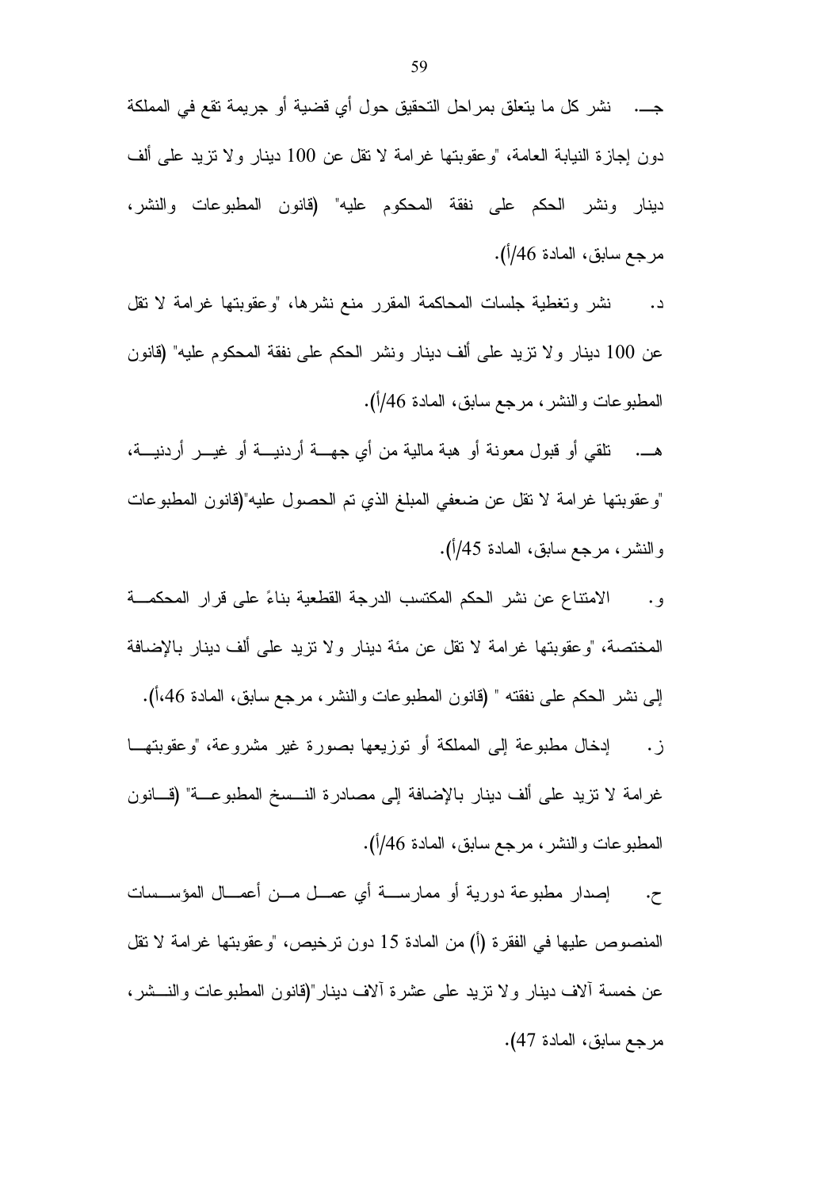جـ. نشر كل ما يتعلق بمراحل التحقيق حول أي قضية أو جريمة تقع في المملكة دون إجازة النيابة العامة، "وعقوبتها غرامة لا تقل عن 100 دينار ولا تزيد على ألف دينار ونشر الحكم على نفقة المحكوم عليه" (قانون المطبوعات والنشر، مرجع سابق، المادة 46/أ).

د. نشر وتغطية جلسات المحاكمة المقرر منع نشرها، "وعقوبتها غرامة لا تقل عن 100 دينار ولا تزيد على ألف دينار ونشر الحكم على نفقة المحكوم عليه" (قانون المطبوعات والنشر، مرجع سابق، المادة 46/أ).

هـ. تلقي أو قبول معونة أو هبة مالية من أي جهة أردنية أو غير أردنية، "وعقوبتها غرامة لا تقل عن ضعفي المبلغ الذي تم الحصول عليه"(قانون المطبوعات والنشر، مرجع سابق، المادة 45/أ).

و. الامتناع عن نشر الحكم المكتسب الدرجة القطعية بناءً على قرار المحكمة المختصة، "وعقوبتها غرامة لا تقل عن مئة دينار ولا تزيد على ألف دينار بالإضافة إلى نشر الحكم على نفقته " (قانون المطبوعات والنشر، مرجع سابق، المادة 46،أ).

ز. إدخال مطبوعة إلى المملكة أو توزيعها بصورة غير مشروعة، "وعقوبتها غرامة لا تزيد على ألف دينار بالإضافة إلى مصادرة النسخ المطبوعة" (قانون المطبوعات والنشر، مرجع سابق، المادة 46/أ).

ح. إصدار مطبوعة دورية أو ممارسة أي عمل من أعمال المؤسسات المنصوص عليها في الفقرة (أ) من المادة 15 دون ترخيص، "وعقوبتها غرامة لا تقل عن خمسة آلاف دينار ولا تزيد على عشرة آلاف دينار"(قانون المطبوعات والنشر، مرجع سابق، المادة 47).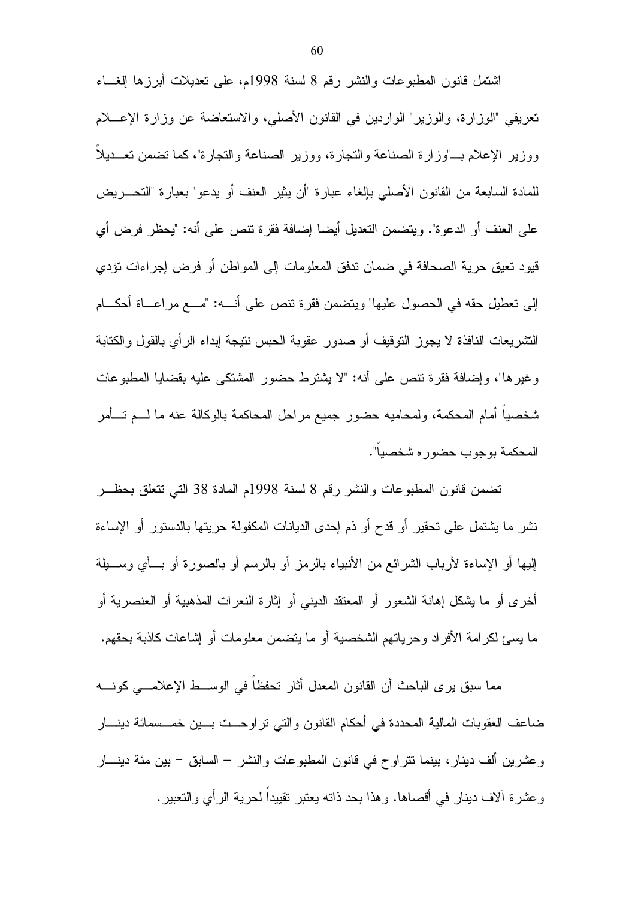اشتمل قانون المطبوعات والنشر رقم 8 لسنة 1998م، على تعديلات أبرزها إلغاء تعريفي "الوزارة، والوزير" الواردين في القانون الأصلي، والاستعاضة عن وزارة الإعلام ووزير الإعلام بـ"وزارة الصناعة والتجارة، ووزير الصناعة والتجارة"، كما تضمن تعديلاً للمادة السابعة من القانون الأصلي بإلغاء عبارة "أن يثير العنف أو يدعو" بعبارة "التحريض على العنف أو الدعوة". ويتضمن التعديل أيضا إضافة فقرة تنص على أنه: "يحظر فرض أي قيود تعيق حرية الصحافة في ضمان تدفق المعلومات إلى المواطن أو فرض إجراءات تؤدي إلى تعطيل حقه في الحصول عليها" ويتضمن فقرة تنص على أنه: "مع مراعاة أحكام التشريعات النافذة لا يجوز التوقيف أو صدور عقوبة الحبس نتيجة إبداء الرأي بالقول والكتابة وغيرها"، وإضافة فقرة تنص على أنه: "لا يشترط حضور المشتكى عليه بقضايا المطبوعات شخصياً أمام المحكمة، ولمحاميه حضور جميع مراحل المحاكمة بالوكالة عنه ما لم تأمر المحكمة بوجوب حضوره شخصياً".

تضمن قانون المطبوعات والنشر رقم 8 لسنة 1998م المادة 38 التي تتعلق بحظر نشر ما يشتمل على تحقير أو قدح أو ذم إحدى الديانات المكفولة حريتها بالدستور أو الإساءة إليها أو الإساءة لأرباب الشرائع من الأنبياء بالرمز أو بالرسم أو بالصورة أو بأي وسيلة أخرى أو ما يشكل إهانة الشعور أو المعتقد الديني أو إثارة النعرات المذهبية أو العنصرية أو ما يسئ لكرامة الأفراد وحرياتهم الشخصية أو ما يتضمن معلومات أو إشاعات كاذبة بحقهم.

مما سبق يرى الباحث أن القانون المعدل أثار تحفظاً في الوسط الإعلامي كونه ضاعف العقوبات المالية المحددة في أحكام القانون والتي تراوحت بين خمسمائة دينار وعشرين ألف دينار، بينما تتراوح في قانون المطبوعات والنشر – السابق – بين مئة دينار وعشرة آلاف دينار في أقصاها. وهذا بحد ذاته يعتبر تقييداً لحرية الرأي والتعبير.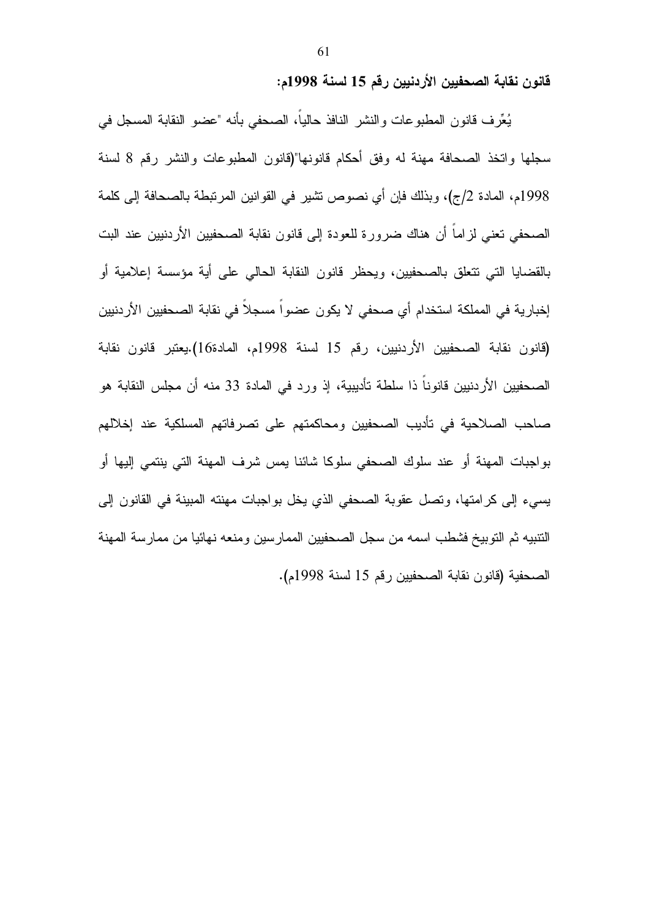**قانون نقابة الصحفيين الأردنيين رقم 15 لسنة 1998م:**

يُعرِّف قانون المطبوعات والنشر النافذ حالياً، الصحفي بأنه "عضو النقابة المسجل في سجلها واتخذ الصحافة مهنة له وفق أحكام قانونها"(قانون المطبوعات والنشر رقم 8 لسنة 1998م، المادة 2/ج)، وبذلك فإن أي نصوص تشير في القوانين المرتبطة بالصحافة إلى كلمة الصحفي تعني لزاماً أن هناك ضرورة للعودة إلى قانون نقابة الصحفيين الأردنيين عند البت بالقضايا التي تتعلق بالصحفيين، ويحظر قانون النقابة الحالي على أية مؤسسة إعلامية أو إخبارية في المملكة استخدام أي صحفي لا يكون عضواً مسجلاً في نقابة الصحفيين الأردنيين (قانون نقابة الصحفيين الأردنيين، رقم 15 لسنة 1998م، المادة16).يعتبر قانون نقابة الصحفيين الأردنيين قانوناً ذا سلطة تأديبية، إذ ورد في المادة 33 منه أن مجلس النقابة هو صاحب الصلاحية في تأديب الصحفيين ومحاكمتهم على تصرفاتهم المسلكية عند إخلالهم بواجبات المهنة أو عند سلوك الصحفي سلوكا شائنا يمس شرف المهنة التي ينتمي إليها أو يسيء إلى كرامتها، وتصل عقوبة الصحفي الذي يخل بواجبات مهنته المبينة في القانون إلى التنبيه ثم التوبيخ فشطب اسمه من سجل الصحفيين الممارسين ومنعه نهائيا من ممارسة المهنة الصحفية (قانون نقابة الصحفيين رقم 15 لسنة 1998م).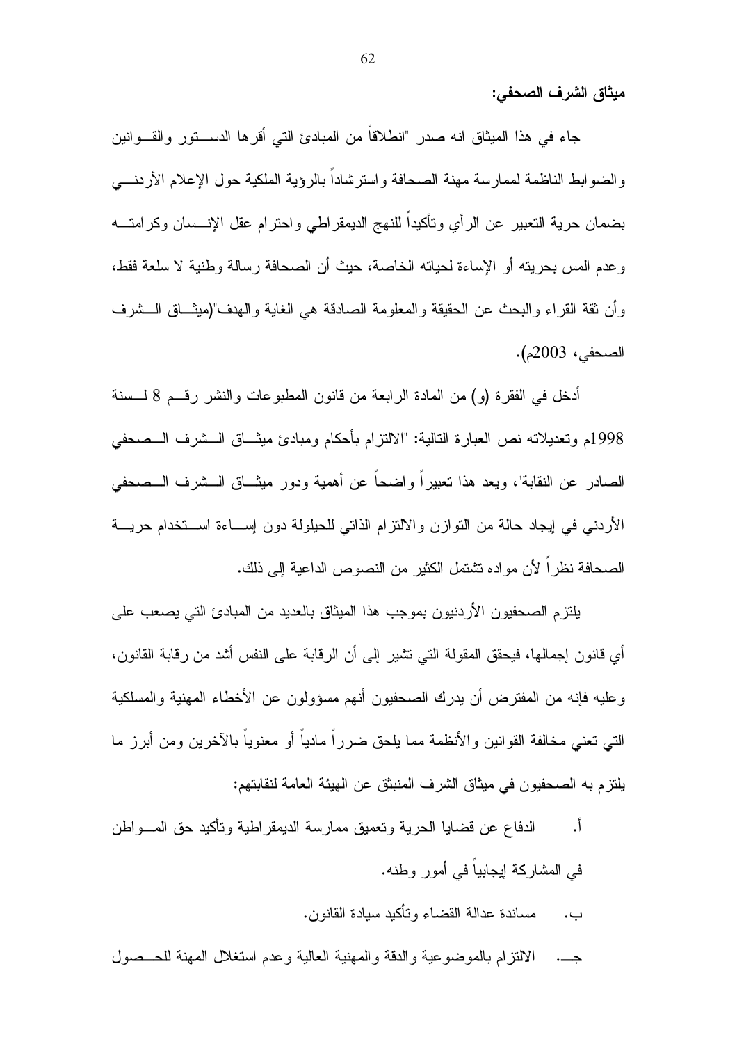**ميثاق الشرف الصحفي:**

جاء في هذا الميثاق انه صدر "انطلاقاً من المبادئ التي أقرها الدستور والقوانين والضوابط الناظمة لممارسة مهنة الصحافة واسترشاداً بالرؤية الملكية حول الإعلام الأردني بضمان حرية التعبير عن الرأي وتأكيداً للنهج الديمقراطي واحترام عقل الإنسان وكرامته وعدم المس بحريته أو الإساءة لحياته الخاصة، حيث أن الصحافة رسالة وطنية لا سلعة فقط، وأن ثقة القراء والبحث عن الحقيقة والمعلومة الصادقة هي الغاية والهدف"(ميثاق الشرف الصحفي، 2003م).

أدخل في الفقرة (و) من المادة الرابعة من قانون المطبوعات والنشر رقم 8 لسنة 1998م وتعديلاته نص العبارة التالية: "الالتزام بأحكام ومبادئ ميثاق الشرف الصحفي الصادر عن النقابة"، ويعد هذا تعبيراً واضحاً عن أهمية ودور ميثاق الشرف الصحفي الأردني في إيجاد حالة من التوازن والالتزام الذاتي للحيلولة دون إساءة استخدام حرية الصحافة نظراً لأن مواده تشتمل الكثير من النصوص الداعية إلى ذلك.

يلتزم الصحفيون الأردنيون بموجب هذا الميثاق بالعديد من المبادئ التي يصعب على أي قانون إجمالها، فيحقق المقولة التي تشير إلى أن الرقابة على النفس أشد من رقابة القانون، وعليه فإنه من المفترض أن يدرك الصحفيون أنهم مسؤولون عن الأخطاء المهنية والمسلكية التي تعني مخالفة القوانين والأنظمة مما يلحق ضرراً مادياً أو معنوياً بالآخرين ومن أبرز ما يلتزم به الصحفيون في ميثاق الشرف المنبثق عن الهيئة العامة لنقابتهم:

أ. الدفاع عن قضايا الحرية وتعميق ممارسة الديمقراطية وتأكيد حق المواطن في المشاركة إيجابياً في أمور وطنه.

ب. مساندة عدالة القضاء وتأكيد سيادة القانون.

جـ. الالتزام بالموضوعية والدقة والمهنية العالية وعدم استغلال المهنة للحصول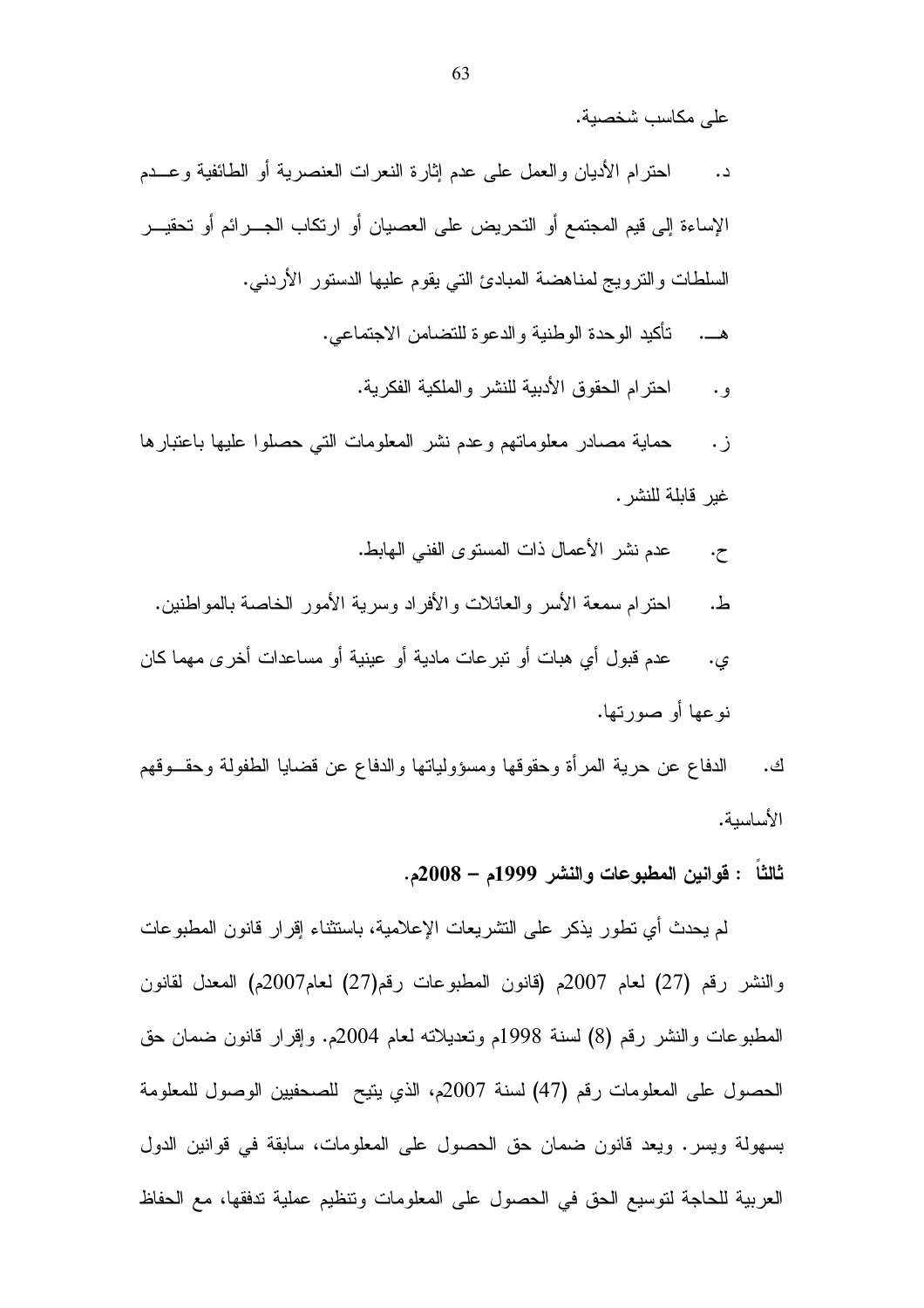على مكاسب شخصية.

د. احترام الأديان والعمل على عدم إثارة النعرات العنصرية أو الطائفية وعدم الإساءة إلى قيم المجتمع أو التحريض على العصيان أو ارتكاب الجرائم أو تحقير السلطات والترويج لمناهضة المبادئ التي يقوم عليها الدستور الأردني.

هـ. تأكيد الوحدة الوطنية والدعوة للتضامن الاجتماعي.

و. احترام الحقوق الأدبية للنشر والملكية الفكرية.

ز. حماية مصادر معلوماتهم وعدم نشر المعلومات التي حصلوا عليها باعتبارها غير قابلة للنشر.

ح. عدم نشر الأعمال ذات المستوى الفني الهابط.

ط. احترام سمعة الأسر والعائلات والأفراد وسرية الأمور الخاصة بالمواطنين.

ي. عدم قبول أي هبات أو تبرعات مادية أو عينية أو مساعدات أخرى مهما كان نوعها أو صورتها.

ك. الدفاع عن حرية المرأة وحقوقها ومسؤولياتها والدفاع عن قضايا الطفولة وحقوقهم الأساسية.

**ثالثاً : قوانين المطبوعات والنشر 1999م – 2008م.**

لم يحدث أي تطور يذكر على التشريعات الإعلامية، باستثناء إقرار قانون المطبوعات والنشر رقم (27) لعام 2007م (قانون المطبوعات رقم(27) لعام2007م) المعدل لقانون المطبوعات والنشر رقم (8) لسنة 1998م وتعديلاته لعام 2004م. وإقرار قانون ضمان حق الحصول على المعلومات رقم (47) لسنة 2007م، الذي يتيح للصحفيين الوصول للمعلومة بسهولة ويسر. ويعد قانون ضمان حق الحصول على المعلومات، سابقة في قوانين الدول العربية للحاجة لتوسيع الحق في الحصول على المعلومات وتنظيم عملية تدفقها، مع الحفاظ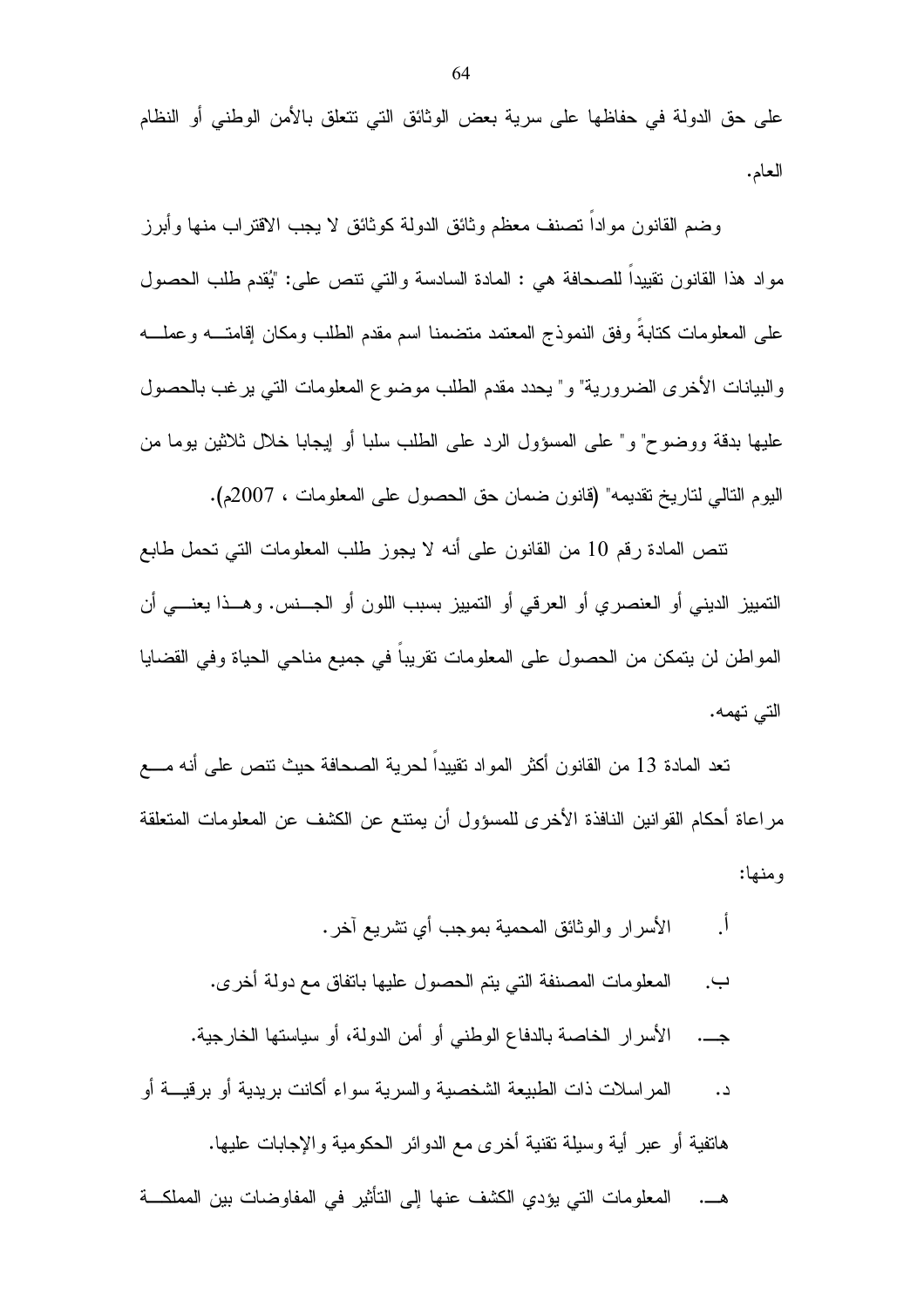على حق الدولة في حفاظها على سرية بعض الوثائق التي تتعلق بالأمن الوطني أو النظام العام.

وضم القانون مواداً تصنف معظم وثائق الدولة كوثائق لا يجب الاقتراب منها وأبرز مواد هذا القانون تقييداً للصحافة هي : المادة السادسة والتي تنص على: "يُقدم طلب الحصول على المعلومات كتابةً وفق النموذج المعتمد متضمنا اسم مقدم الطلب ومكان إقامته وعمله والبيانات الأخرى الضرورية" و" يحدد مقدم الطلب موضوع المعلومات التي يرغب بالحصول عليها بدقة ووضوح" و" على المسؤول الرد على الطلب سلبا أو إيجابا خلال ثلاثين يوما من اليوم التالي لتاريخ تقديمه" (قانون ضمان حق الحصول على المعلومات ، 2007م).

تنص المادة رقم 10 من القانون على أنه لا يجوز طلب المعلومات التي تحمل طابع التمييز الديني أو العنصري أو العرقي أو التمييز بسبب اللون أو الجنس. وهذا يعني أن المواطن لن يتمكن من الحصول على المعلومات تقريباً في جميع مناحي الحياة وفي القضايا التي تهمه.

تعد المادة 13 من القانون أكثر المواد تقييداً لحرية الصحافة حيث تنص على أنه مع مراعاة أحكام القوانين النافذة الأخرى للمسؤول أن يمتنع عن الكشف عن المعلومات المتعلقة ومنها:

أ. الأسرار والوثائق المحمية بموجب أي تشريع آخر.

ب. المعلومات المصنفة التي يتم الحصول عليها باتفاق مع دولة أخرى.

جـ. الأسرار الخاصة بالدفاع الوطني أو أمن الدولة، أو سياستها الخارجية.

د. المراسلات ذات الطبيعة الشخصية والسرية سواء أكانت بريدية أو برقية أو هاتفية أو عبر أية وسيلة تقنية أخرى مع الدوائر الحكومية والإجابات عليها.

هـ. المعلومات التي يؤدي الكشف عنها إلى التأثير في المفاوضات بين المملكة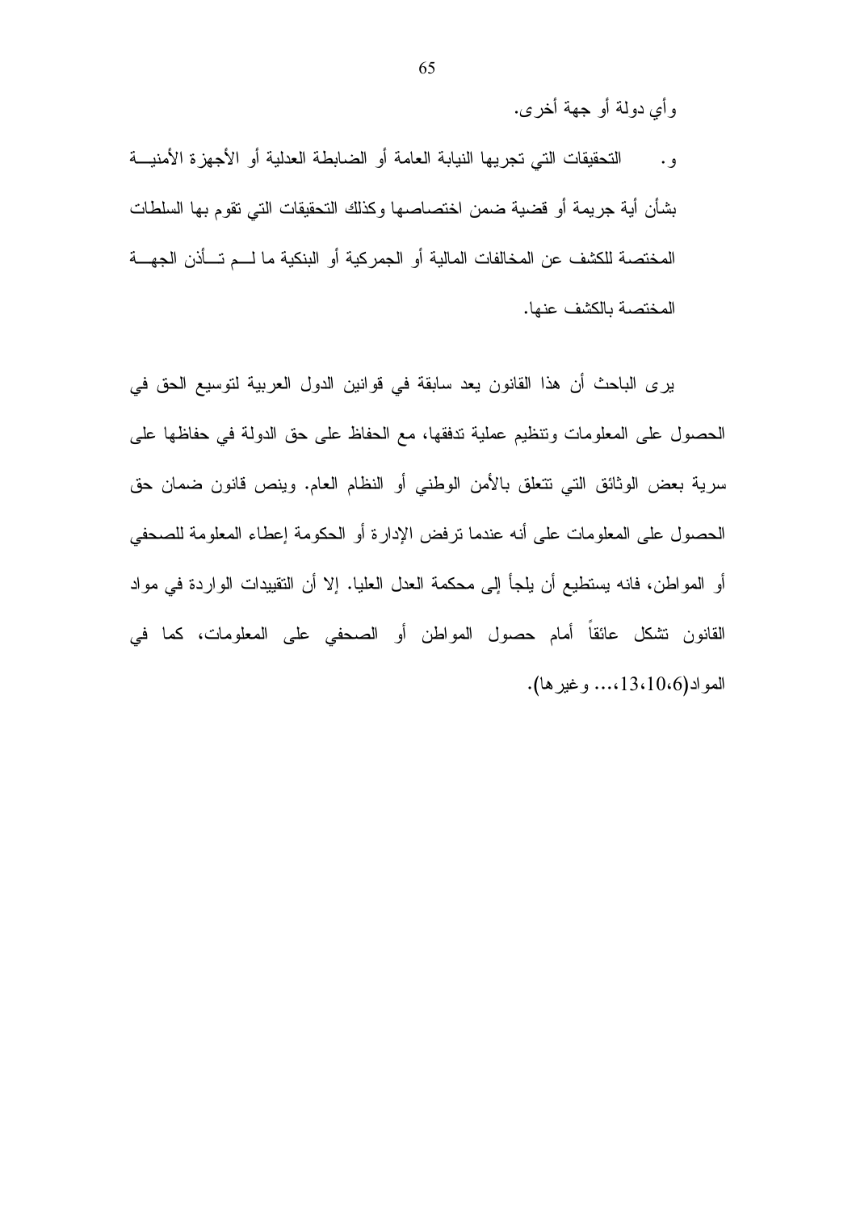وأي دولة أو جهة أخرى.

و. التحقيقات التي تجريها النيابة العامة أو الضابطة العدلية أو الأجهزة الأمنية بشأن أية جريمة أو قضية ضمن اختصاصها وكذلك التحقيقات التي تقوم بها السلطات المختصة للكشف عن المخالفات المالية أو الجمركية أو البنكية ما لم تأذن الجهة المختصة بالكشف عنها.

يرى الباحث أن هذا القانون يعد سابقة في قوانين الدول العربية لتوسيع الحق في الحصول على المعلومات وتنظيم عملية تدفقها، مع الحفاظ على حق الدولة في حفاظها على سرية بعض الوثائق التي تتعلق بالأمن الوطني أو النظام العام. وينص قانون ضمان حق الحصول على المعلومات على أنه عندما ترفض الإدارة أو الحكومة إعطاء المعلومة للصحفي أو المواطن، فانه يستطيع أن يلجأ إلى محكمة العدل العليا. إلا أن التقييدات الواردة في مواد القانون تشكل عائقاً أمام حصول المواطن أو الصحفي على المعلومات، كما في المواد(6،10،13،... وغيرها).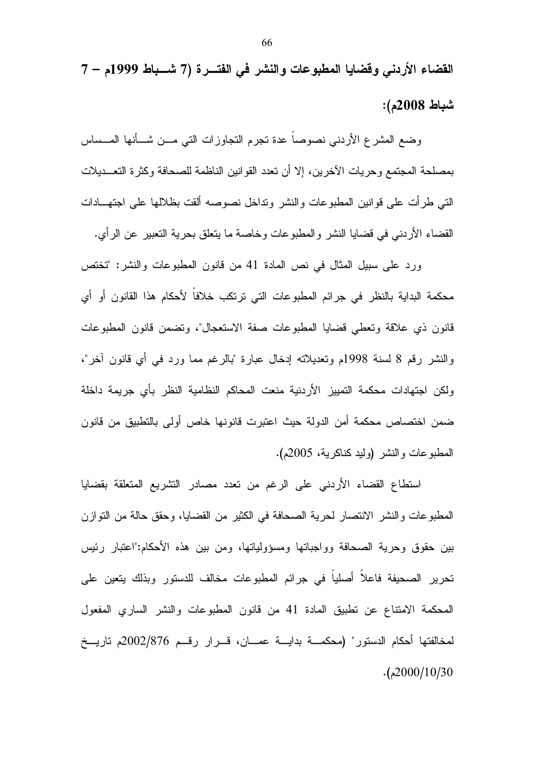## القضاء الأردني وقضايا المطبوعات والنشر في الفترة (7 شباط 1999م – 7 شباط 2008م):

وضع المشرع الأردني نصوصاً عدة تجرم التجاوزات التي من شأنها المساس بمصلحة المجتمع وحريات الآخرين، إلا أن تعدد القوانين الناظمة للصحافة وكثرة التعديلات التي طرأت على قوانين المطبوعات والنشر وتداخل نصوصه ألقت بظلالها على اجتهادات القضاء الأردني في قضايا النشر والمطبوعات وخاصة ما يتعلق بحرية التعبير عن الرأي.

ورد على سبيل المثال في نص المادة 41 من قانون المطبوعات والنشر: "تختص محكمة البداية بالنظر في جرائم المطبوعات التي ترتكب خلافاً لأحكام هذا القانون أو أي قانون ذي علاقة وتعطي قضايا المطبوعات صفة الاستعجال"، وتضمن قانون المطبوعات والنشر رقم 8 لسنة 1998م وتعديلاته إدخال عبارة "بالرغم مما ورد في أي قانون آخر"، ولكن اجتهادات محكمة التمييز الأردنية منعت المحاكم النظامية النظر بأي جريمة داخلة ضمن اختصاص محكمة أمن الدولة حيث اعتبرت قانونها خاص أولى بالتطبيق من قانون المطبوعات والنشر (وليد كناكرية، 2005م).

استطاع القضاء الأردني على الرغم من تعدد مصادر التشريع المتعلقة بقضايا المطبوعات والنشر الانتصار لحرية الصحافة في الكثير من القضايا، وحقق حالة من التوازن بين حقوق وحرية الصحافة وواجباتها ومسؤولياتها، ومن بين هذه الأحكام:"اعتبار رئيس تحرير الصحيفة فاعلاً أصلياً في جرائم المطبوعات مخالف للدستور وبذلك يتعين على المحكمة الامتناع عن تطبيق المادة 41 من قانون المطبوعات والنشر الساري المفعول لمخالفتها أحكام الدستور" (محكمة بداية عمان، قرار رقم 2002/876م تاريخ 2000/10/30م).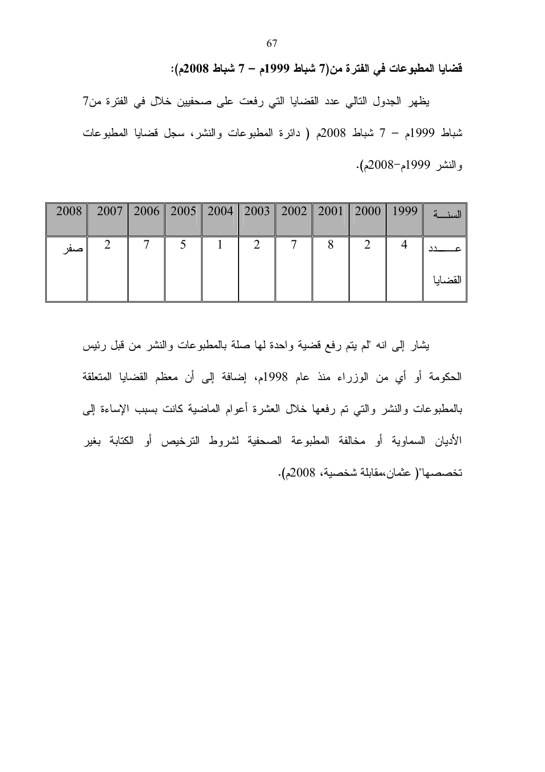**قضايا المطبوعات في الفترة من(7 شباط 1999م – 7 شباط 2008م):**

يظهر الجدول التالي عدد القضايا التي رفعت على صحفيين خلال في الفترة من7 شباط 1999م – 7 شباط 2008م ( دائرة المطبوعات والنشر، سجل قضايا المطبوعات والنشر 1999م-2008م).

| السنة | 1999 | 2000 | 2001 | 2002 | 2003 | 2004 | 2005 | 2006 | 2007 | 2008 |
|---|---|---|---|---|---|---|---|---|---|---|
| عدد القضايا | 4 | 2 | 8 | 7 | 2 | 1 | 5 | 7 | 2 | صفر |

يشار إلى انه "لم يتم رفع قضية واحدة لها صلة بالمطبوعات والنشر من قبل رئيس الحكومة أو أي من الوزراء منذ عام 1998م، إضافة إلى أن معظم القضايا المتعلقة بالمطبوعات والنشر والتي تم رفعها خلال العشرة أعوام الماضية كانت بسبب الإساءة إلى الأديان السماوية أو مخالفة المطبوعة الصحفية لشروط الترخيص أو الكتابة بغير تخصصها"( عثمان،مقابلة شخصية، 2008م).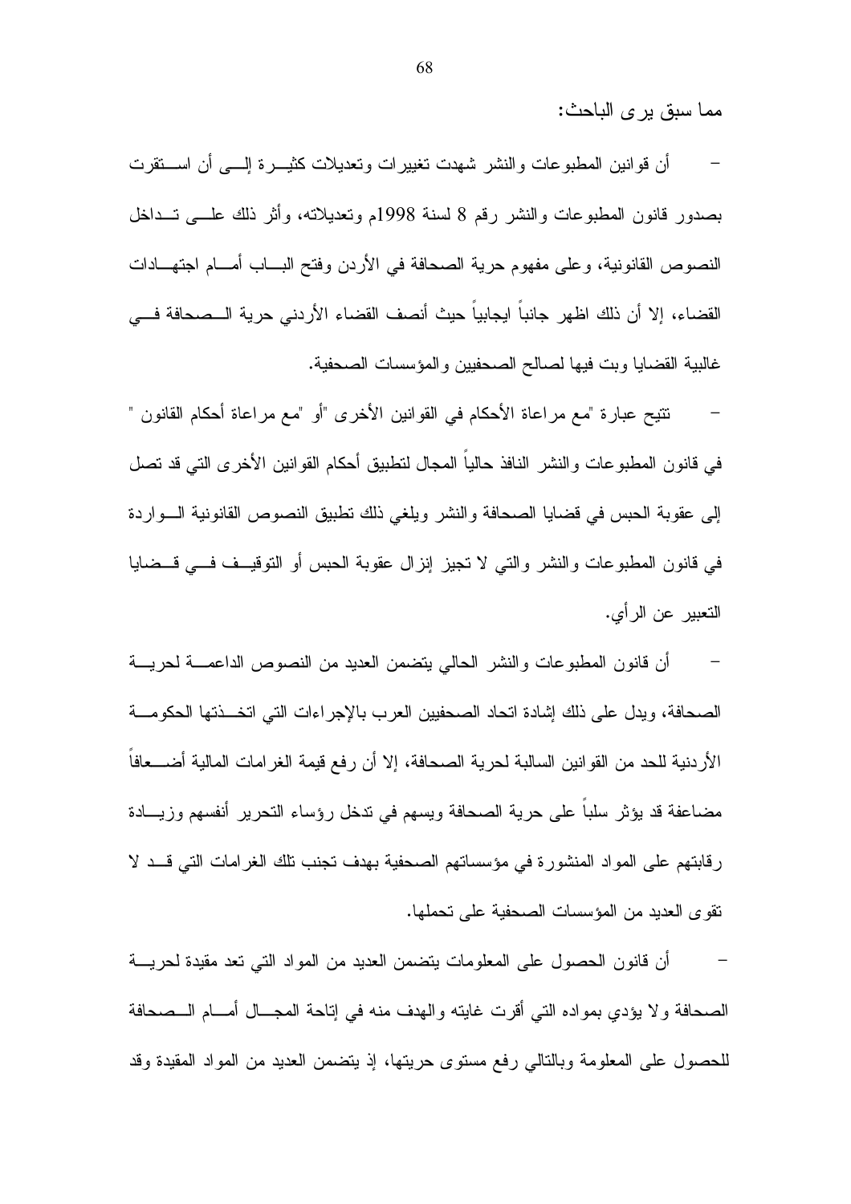مما سبق يرى الباحث:

- أن قوانين المطبوعات والنشر شهدت تغييرات وتعديلات كثيرة إلى أن استقرت بصدور قانون المطبوعات والنشر رقم 8 لسنة 1998م وتعديلاته، وأثر ذلك على تداخل النصوص القانونية، وعلى مفهوم حرية الصحافة في الأردن وفتح الباب أمام اجتهادات القضاء، إلا أن ذلك اظهر جانباً ايجابياً حيث أنصف القضاء الأردني حرية الصحافة في غالبية القضايا وبت فيها لصالح الصحفيين والمؤسسات الصحفية.

- تتيح عبارة "مع مراعاة الأحكام في القوانين الأخرى "أو "مع مراعاة أحكام القانون " في قانون المطبوعات والنشر النافذ حالياً المجال لتطبيق أحكام القوانين الأخرى التي قد تصل إلى عقوبة الحبس في قضايا الصحافة والنشر ويلغي ذلك تطبيق النصوص القانونية الواردة في قانون المطبوعات والنشر والتي لا تجيز إنزال عقوبة الحبس أو التوقيف في قضايا التعبير عن الرأي.

- أن قانون المطبوعات والنشر الحالي يتضمن العديد من النصوص الداعمة لحرية الصحافة، ويدل على ذلك إشادة اتحاد الصحفيين العرب بالإجراءات التي اتخذتها الحكومة الأردنية للحد من القوانين السالبة لحرية الصحافة، إلا أن رفع قيمة الغرامات المالية أضعافاً مضاعفة قد يؤثر سلباً على حرية الصحافة ويسهم في تدخل رؤساء التحرير أنفسهم وزيادة رقابتهم على المواد المنشورة في مؤسساتهم الصحفية بهدف تجنب تلك الغرامات التي قد لا تقوى العديد من المؤسسات الصحفية على تحملها.

- أن قانون الحصول على المعلومات يتضمن العديد من المواد التي تعد مقيدة لحرية الصحافة ولا يؤدي بمواده التي أقرت غايته والهدف منه في إتاحة المجال أمام الصحافة للحصول على المعلومة وبالتالي رفع مستوى حريتها، إذ يتضمن العديد من المواد المقيدة وقد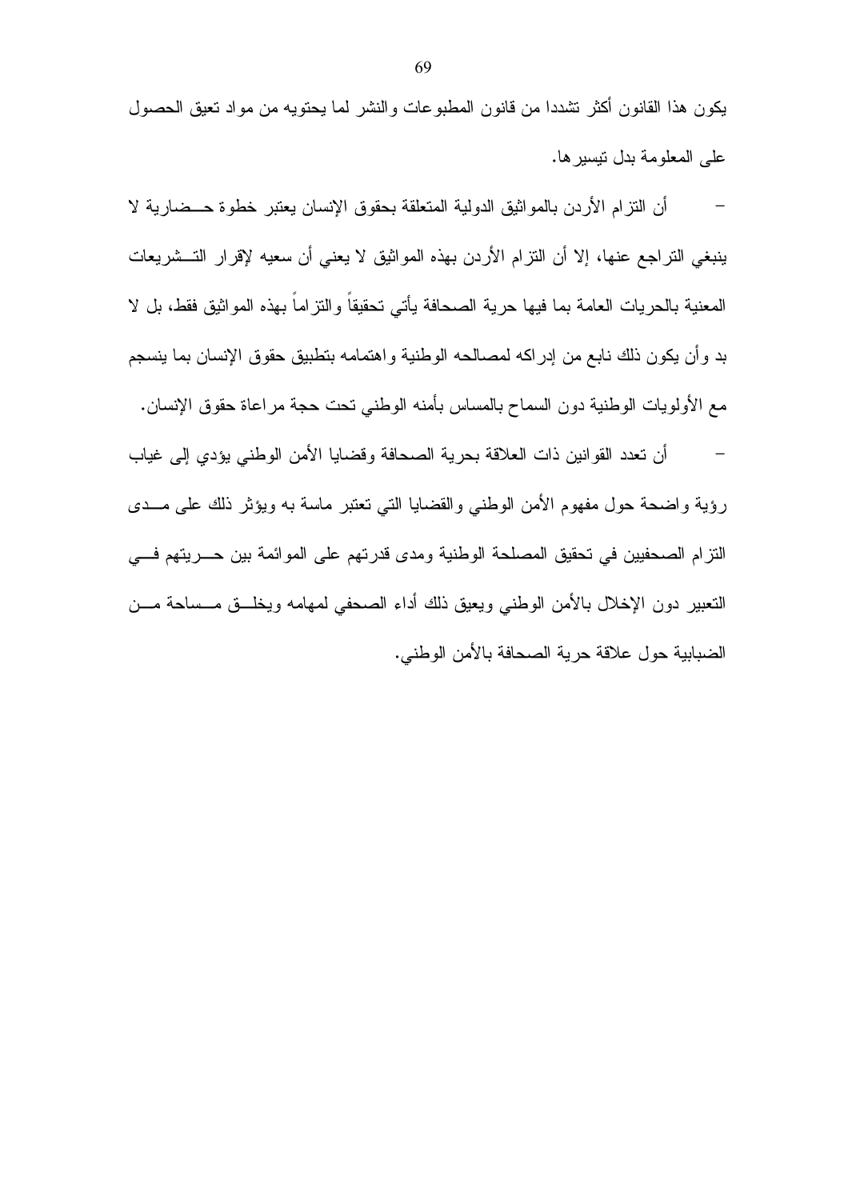يكون هذا القانون أكثر تشددا من قانون المطبوعات والنشر لما يحتويه من مواد تعيق الحصول على المعلومة بدل تيسيرها.

- أن التزام الأردن بالمواثيق الدولية المتعلقة بحقوق الإنسان يعتبر خطوة حضارية لا ينبغي التراجع عنها، إلا أن التزام الأردن بهذه المواثيق لا يعني أن سعيه لإقرار التشريعات المعنية بالحريات العامة بما فيها حرية الصحافة يأتي تحقيقاً والتزاماً بهذه المواثيق فقط، بل لا بد وأن يكون ذلك نابع من إدراكه لمصالحه الوطنية واهتمامه بتطبيق حقوق الإنسان بما ينسجم مع الأولويات الوطنية دون السماح بالمساس بأمنه الوطني تحت حجة مراعاة حقوق الإنسان.

- أن تعدد القوانين ذات العلاقة بحرية الصحافة وقضايا الأمن الوطني يؤدي إلى غياب رؤية واضحة حول مفهوم الأمن الوطني والقضايا التي تعتبر ماسة به ويؤثر ذلك على مدى التزام الصحفيين في تحقيق المصلحة الوطنية ومدى قدرتهم على الموائمة بين حريتهم في التعبير دون الإخلال بالأمن الوطني ويعيق ذلك أداء الصحفي لمهامه ويخلق مساحة من الضبابية حول علاقة حرية الصحافة بالأمن الوطني.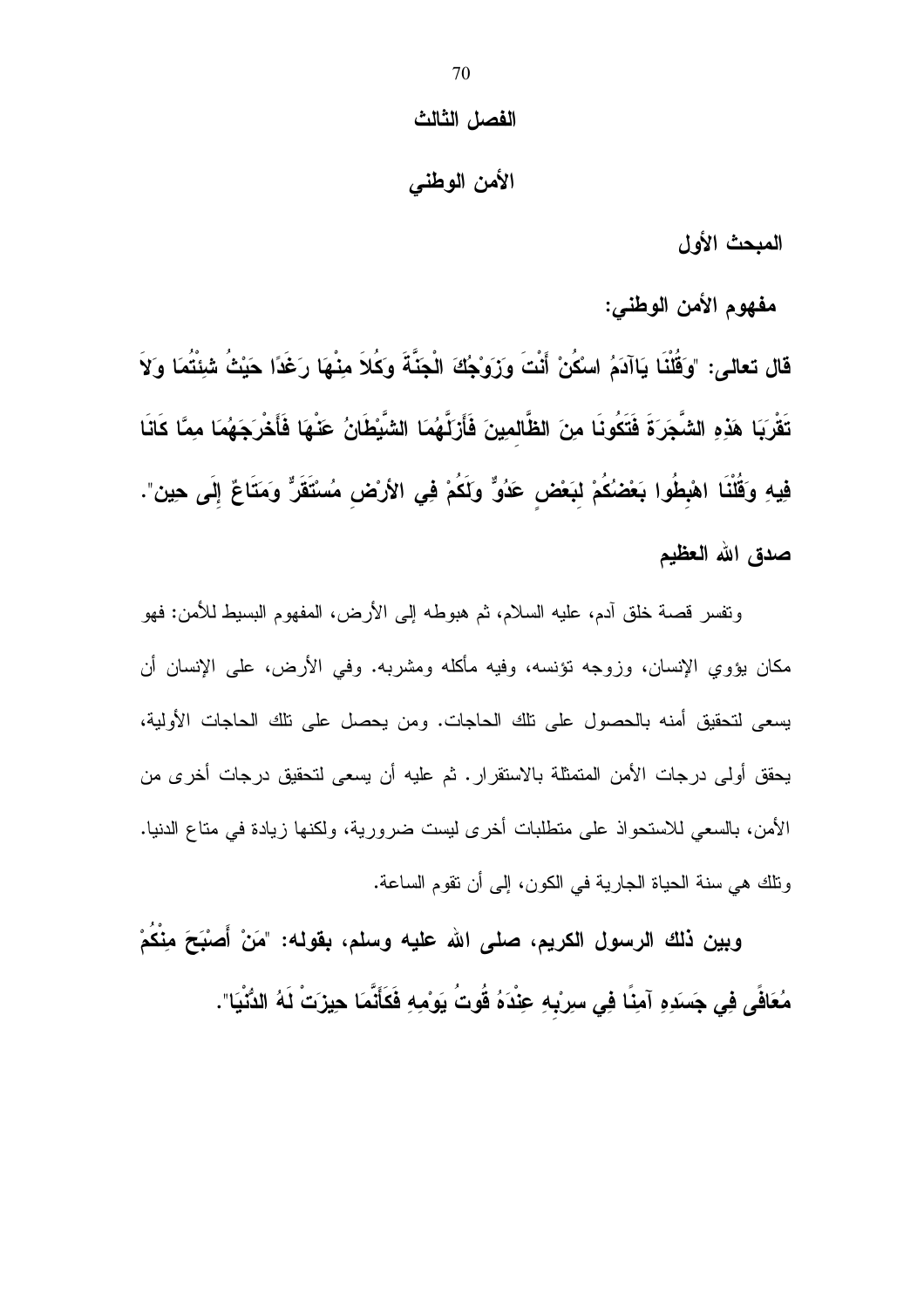# الفصل الثالث

# الأمن الوطني

## المبحث الأول

### مفهوم الأمن الوطني:

**قال تعالى: "وَقُلْنَا يَاآدَمُ اسْكُنْ أَنْتَ وَزَوْجُكَ الْجَنَّةَ وَكُلاَ مِنْهَا رَغَدًا حَيْثُ شِئْتُمَا وَلاَ تَقْرَبَا هَذِهِ الشَّجَرَةَ فَتَكُونَا مِنَ الظَّالِمِينَ فَأَزَلَّهُمَا الشَّيْطَانُ عَنْهَا فَأَخْرَجَهُمَا مِمَّا كَانَا فِيهِ وَقُلْنَا اهْبِطُوا بَعْضُكُمْ لِبَعْضٍ عَدُوٌّ وَلَكُمْ فِي الأَرْضِ مُسْتَقَرٌّ وَمَتَاعٌ إِلَى حِين". صدق الله العظيم**

وتفسر قصة خلق آدم، عليه السلام، ثم هبوطه إلى الأرض، المفهوم البسيط للأمن: فهو مكان يؤوي الإنسان، وزوجه تؤنسه، وفيه مأكله ومشربه. وفي الأرض، على الإنسان أن يسعى لتحقيق أمنه بالحصول على تلك الحاجات. ومن يحصل على تلك الحاجات الأولية، يحقق أولى درجات الأمن المتمثلة بالاستقرار. ثم عليه أن يسعى لتحقيق درجات أخرى من الأمن، بالسعي للاستحواذ على متطلبات أخرى ليست ضرورية، ولكنها زيادة في متاع الدنيا. وتلك هي سنة الحياة الجارية في الكون، إلى أن تقوم الساعة.

**وبين ذلك الرسول الكريم، صلى الله عليه وسلم، بقوله: "مَنْ أَصْبَحَ مِنْكُمْ مُعَافًى فِي جَسَدِهِ آمِنًا فِي سِرْبِهِ عِنْدَهُ قُوتُ يَوْمِهِ فَكَأَنَّمَا حِيزَتْ لَهُ الدُّنْيَا".**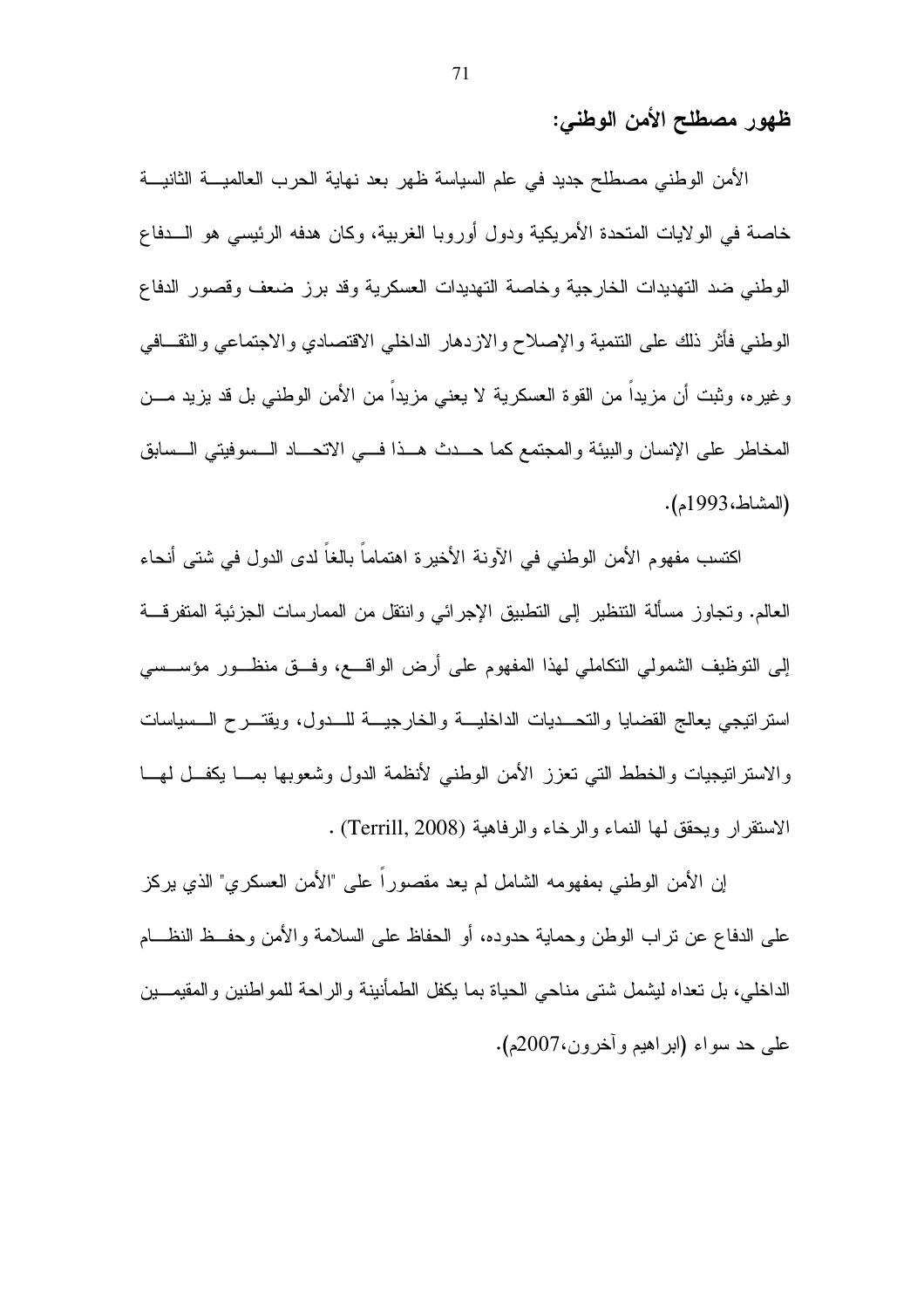## ظهور مصطلح الأمن الوطني:

الأمن الوطني مصطلح جديد في علم السياسة ظهر بعد نهاية الحرب العالمية الثانية خاصة في الولايات المتحدة الأمريكية ودول أوروبا الغربية، وكان هدفه الرئيسي هو الدفاع الوطني ضد التهديدات الخارجية وخاصة التهديدات العسكرية وقد برز ضعف وقصور الدفاع الوطني فأثر ذلك على التنمية والإصلاح والازدهار الداخلي الاقتصادي والاجتماعي والثقافي وغيره، وثبت أن مزيداً من القوة العسكرية لا يعني مزيداً من الأمن الوطني بل قد يزيد من المخاطر على الإنسان والبيئة والمجتمع كما حدث هذا في الاتحاد السوفيتي السابق (المشاط،1993م).

اكتسب مفهوم الأمن الوطني في الآونة الأخيرة اهتماماً بالغاً لدى الدول في شتى أنحاء العالم. وتجاوز مسألة التنظير إلى التطبيق الإجرائي وانتقل من الممارسات الجزئية المتفرقة إلى التوظيف الشمولي التكاملي لهذا المفهوم على أرض الواقع، وفق منظور مؤسسي استراتيجي يعالج القضايا والتحديات الداخلية والخارجية للدول، ويقترح السياسات والاستراتيجيات والخطط التي تعزز الأمن الوطني لأنظمة الدول وشعوبها بما يكفل لها الاستقرار ويحقق لها النماء والرخاء والرفاهية (Terrill, 2008) .

إن الأمن الوطني بمفهومه الشامل لم يعد مقصوراً على "الأمن العسكري" الذي يركز على الدفاع عن تراب الوطن وحماية حدوده، أو الحفاظ على السلامة والأمن وحفظ النظام الداخلي، بل تعداه ليشمل شتى مناحي الحياة بما يكفل الطمأنينة والراحة للمواطنين والمقيمين على حد سواء (ابراهيم وآخرون،2007م).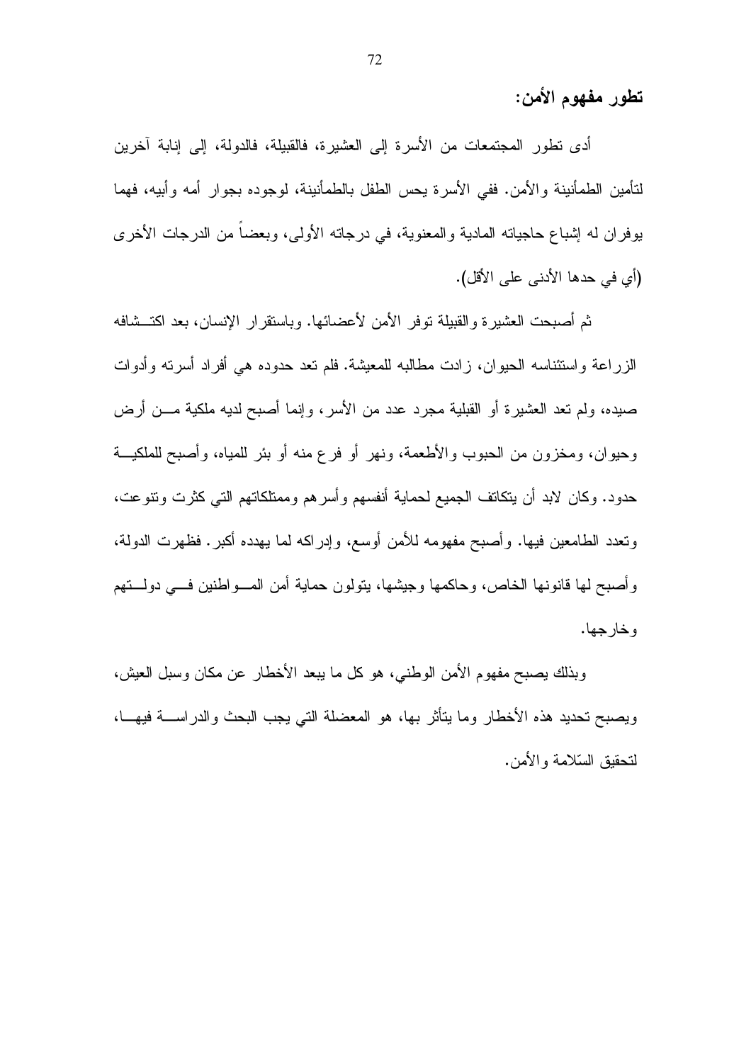## تطور مفهوم الأمن:

أدى تطور المجتمعات من الأسرة إلى العشيرة، فالقبيلة، فالدولة، إلى إنابة آخرين لتأمين الطمأنينة والأمن. ففي الأسرة يحس الطفل بالطمأنينة، لوجوده بجوار أمه وأبيه، فهما يوفران له إشباع حاجياته المادية والمعنوية، في درجاته الأولى، وبعضاً من الدرجات الأخرى (أي في حدها الأدنى على الأقل).

ثم أصبحت العشيرة والقبيلة توفر الأمن لأعضائها. وباستقرار الإنسان، بعد اكتشافه الزراعة واستئناسه الحيوان، زادت مطالبه للمعيشة. فلم تعد حدوده هي أفراد أسرته وأدوات صيده، ولم تعد العشيرة أو القبلية مجرد عدد من الأسر، وإنما أصبح لديه ملكية من أرض وحيوان، ومخزون من الحبوب والأطعمة، ونهر أو فرع منه أو بئر للمياه، وأصبح للملكية حدود. وكان لابد أن يتكاتف الجميع لحماية أنفسهم وأسرهم وممتلكاتهم التي كثرت وتنوعت، وتعدد الطامعين فيها. وأصبح مفهومه للأمن أوسع، وإدراكه لما يهدده أكبر. فظهرت الدولة، وأصبح لها قانونها الخاص، وحاكمها وجيشها، يتولون حماية أمن المواطنين في دولتهم وخارجها.

وبذلك يصبح مفهوم الأمن الوطني، هو كل ما يبعد الأخطار عن مكان وسبل العيش، ويصبح تحديد هذه الأخطار وما يتأثر بها، هو المعضلة التي يجب البحث والدراسة فيها، لتحقيق السّلامة والأمن.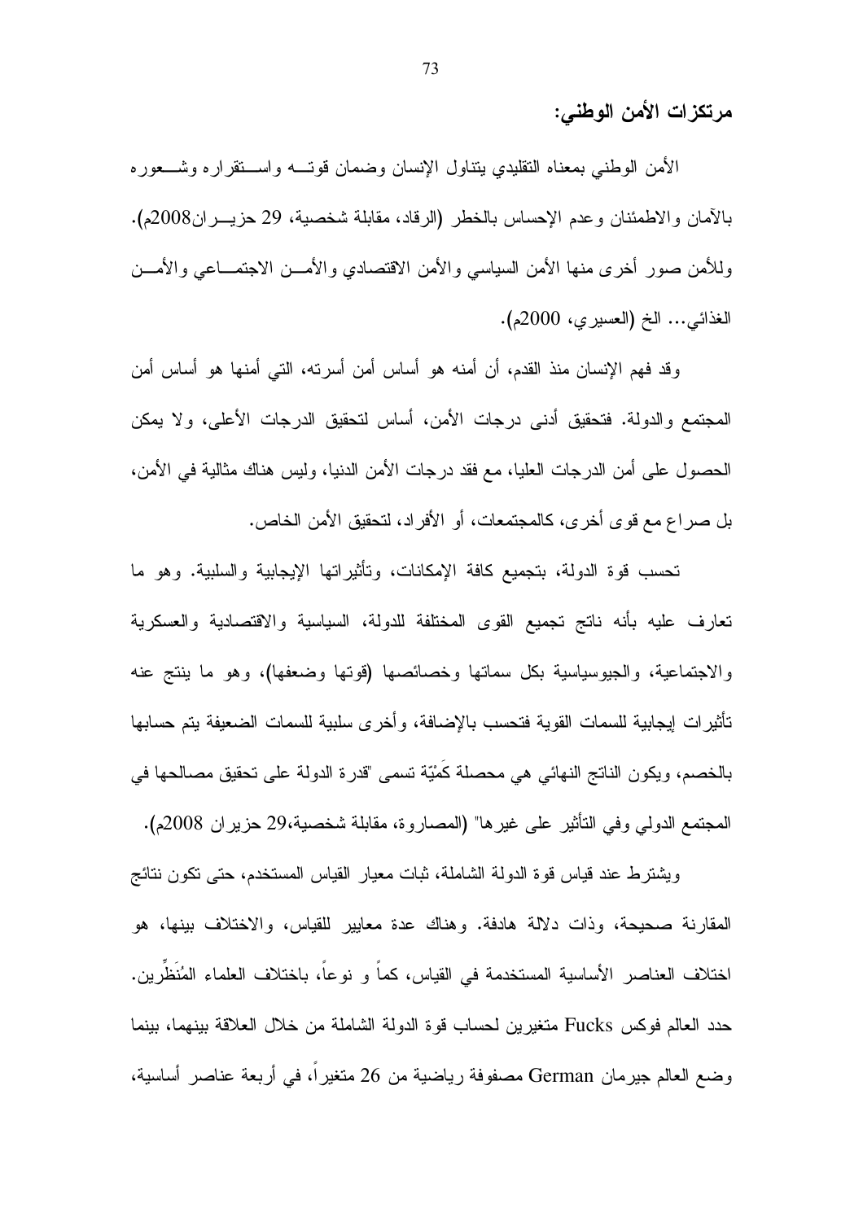**مرتكزات الأمن الوطني:**

الأمن الوطني بمعناه التقليدي يتناول الإنسان وضمان قوته واستقراره وشعوره بالآمان والاطمئنان وعدم الإحساس بالخطر (الرقاد، مقابلة شخصية، 29 حزيران2008م). وللأمن صور أخرى منها الأمن السياسي والأمن الاقتصادي والأمن الاجتماعي والأمن الغذائي... الخ (العسيري، 2000م).

وقد فهم الإنسان منذ القدم، أن أمنه هو أساس أمن أسرته، التي أمنها هو أساس أمن المجتمع والدولة. فتحقيق أدنى درجات الأمن، أساس لتحقيق الدرجات الأعلى، ولا يمكن الحصول على أمن الدرجات العليا، مع فقد درجات الأمن الدنيا، وليس هناك مثالية في الأمن، بل صراع مع قوى أخرى، كالمجتمعات، أو الأفراد، لتحقيق الأمن الخاص.

تحسب قوة الدولة، بتجميع كافة الإمكانات، وتأثيراتها الإيجابية والسلبية. وهو ما تعارف عليه بأنه ناتج تجميع القوى المختلفة للدولة، السياسية والاقتصادية والعسكرية والاجتماعية، والجيوسياسية بكل سماتها وخصائصها (قوتها وضعفها)، وهو ما ينتج عنه تأثيرات إيجابية للسمات القوية فتحسب بالإضافة، وأخرى سلبية للسمات الضعيفة يتم حسابها بالخصم، ويكون الناتج النهائي هي محصلة كَمْيّة تسمى "قدرة الدولة على تحقيق مصالحها في المجتمع الدولي وفي التأثير على غيرها" (المصاروة، مقابلة شخصية،29 حزيران 2008م).

ويشترط عند قياس قوة الدولة الشاملة، ثبات معيار القياس المستخدم، حتى تكون نتائج المقارنة صحيحة، وذات دلالة هادفة. وهناك عدة معايير للقياس، والاختلاف بينها، هو اختلاف العناصر الأساسية المستخدمة في القياس، كماً و نوعاً، باختلاف العلماء المُنَظِّرين. حدد العالم فوكس Fucks متغيرين لحساب قوة الدولة الشاملة من خلال العلاقة بينهما، بينما وضع العالم جيرمان German مصفوفة رياضية من 26 متغيراً، في أربعة عناصر أساسية،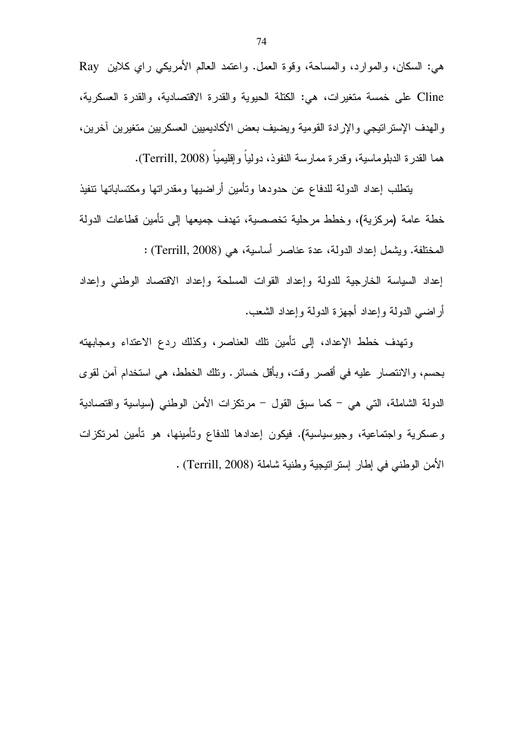هي: السكان، والموارد، والمساحة، وقوة العمل. واعتمد العالم الأمريكي راي كلاين Ray Cline على خمسة متغيرات، هي: الكتلة الحيوية والقدرة الاقتصادية، والقدرة العسكرية، والهدف الإستراتيجي والإرادة القومية ويضيف بعض الأكاديميين العسكريين متغيرين آخرين، هما القدرة الدبلوماسية، وقدرة ممارسة النفوذ، دولياً وإقليمياً (Terrill, 2008).

يتطلب إعداد الدولة للدفاع عن حدودها وتأمين أراضيها ومقدراتها ومكتسباتها تنفيذ خطة عامة (مركزية)، وخطط مرحلية تخصصية، تهدف جميعها إلى تأمين قطاعات الدولة المختلفة. ويشمل إعداد الدولة، عدة عناصر أساسية، هي (Terrill, 2008) :

إعداد السياسة الخارجية للدولة وإعداد القوات المسلحة وإعداد الاقتصاد الوطني وإعداد أراضي الدولة وإعداد أجهزة الدولة وإعداد الشعب.

وتهدف خطط الإعداد، إلى تأمين تلك العناصر، وكذلك ردع الاعتداء ومجابهته بحسم، والانتصار عليه في أقصر وقت، وبأقل خسائر. وتلك الخطط، هي استخدام آمن لقوى الدولة الشاملة، التي هي – كما سبق القول – مرتكزات الأمن الوطني (سياسية واقتصادية وعسكرية واجتماعية، وجيوسياسية). فيكون إعدادها للدفاع وتأمينها، هو تأمين لمرتكزات الأمن الوطني في إطار إستراتيجية وطنية شاملة (Terrill, 2008) .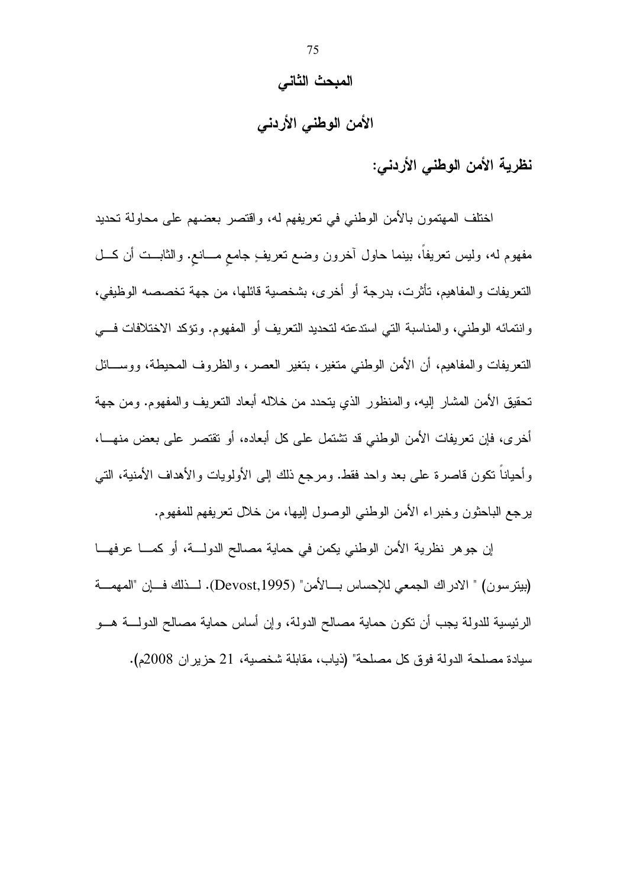## المبحث الثاني

## الأمن الوطني الأردني

### نظرية الأمن الوطني الأردني:

اختلف المهتمون بالأمن الوطني في تعريفهم له، واقتصر بعضهم على محاولة تحديد مفهوم له، وليس تعريفاً، بينما حاول آخرون وضع تعريفٍ جامعٍ مانعٍ. والثابت أن كل التعريفات والمفاهيم، تأثرت، بدرجة أو أخرى، بشخصية قائلها، من جهة تخصصه الوظيفي، وانتمائه الوطني، والمناسبة التي استدعته لتحديد التعريف أو المفهوم. وتؤكد الاختلافات في التعريفات والمفاهيم، أن الأمن الوطني متغير، بتغير العصر، والظروف المحيطة، ووسائل تحقيق الأمن المشار إليه، والمنظور الذي يتحدد من خلاله أبعاد التعريف والمفهوم. ومن جهة أخرى، فإن تعريفات الأمن الوطني قد تشتمل على كل أبعاده، أو تقتصر على بعض منها، وأحياناً تكون قاصرة على بعد واحد فقط. ومرجع ذلك إلى الأولويات والأهداف الأمنية، التي يرجع الباحثون وخبراء الأمن الوطني الوصول إليها، من خلال تعريفهم للمفهوم.

إن جوهر نظرية الأمن الوطني يكمن في حماية مصالح الدولة، أو كما عرفها (بيترسون) " الادراك الجمعي للإحساس بالأمن" (Devost,1995). لذلك فإن "المهمة الرئيسية للدولة يجب أن تكون حماية مصالح الدولة، وإن أساس حماية مصالح الدولة هو سيادة مصلحة الدولة فوق كل مصلحة" (ذياب، مقابلة شخصية، 21 حزيران 2008م).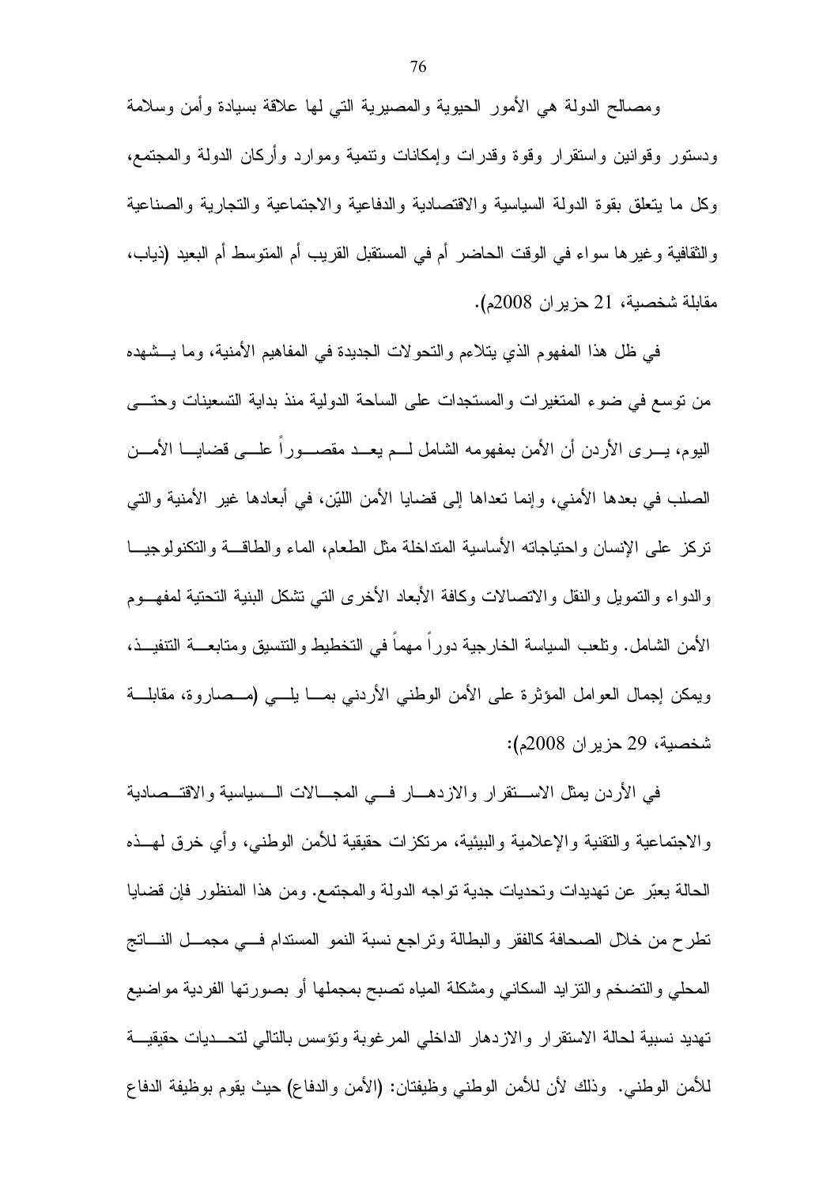ومصالح الدولة هي الأمور الحيوية والمصيرية التي لها علاقة بسيادة وأمن وسلامة ودستور وقوانين واستقرار وقوة وقدرات وإمكانات وتنمية وموارد وأركان الدولة والمجتمع، وكل ما يتعلق بقوة الدولة السياسية والاقتصادية والدفاعية والاجتماعية والتجارية والصناعية والثقافية وغيرها سواء في الوقت الحاضر أم في المستقبل القريب أم المتوسط أم البعيد (ذياب، مقابلة شخصية، 21 حزيران 2008م).

في ظل هذا المفهوم الذي يتلاءم والتحولات الجديدة في المفاهيم الأمنية، وما يشهده من توسع في ضوء المتغيرات والمستجدات على الساحة الدولية منذ بداية التسعينات وحتى اليوم، يرى الأردن أن الأمن بمفهومه الشامل لم يعد مقصوراً على قضايا الأمن الصلب في بعدها الأمني، وإنما تعداها إلى قضايا الأمن الليّن، في أبعادها غير الأمنية والتي تركز على الإنسان واحتياجاته الأساسية المتداخلة مثل الطعام، الماء والطاقة والتكنولوجيا والدواء والتمويل والنقل والاتصالات وكافة الأبعاد الأخرى التي تشكل البنية التحتية لمفهوم الأمن الشامل. وتلعب السياسة الخارجية دوراً مهماً في التخطيط والتنسيق ومتابعة التنفيذ، ويمكن إجمال العوامل المؤثرة على الأمن الوطني الأردني بما يلي (مصاروة، مقابلة شخصية، 29 حزيران 2008م):

في الأردن يمثل الاستقرار والازدهار في المجالات السياسية والاقتصادية والاجتماعية والتقنية والإعلامية والبيئية، مرتكزات حقيقية للأمن الوطني، وأي خرق لهذه الحالة يعبّر عن تهديدات وتحديات جدية تواجه الدولة والمجتمع. ومن هذا المنظور فإن قضايا تطرح من خلال الصحافة كالفقر والبطالة وتراجع نسبة النمو المستدام في مجمل الناتج المحلي والتضخم والتزايد السكاني ومشكلة المياه تصبح بمجملها أو بصورتها الفردية مواضيع تهديد نسبية لحالة الاستقرار والازدهار الداخلي المرغوبة وتؤسس بالتالي لتحديات حقيقية للأمن الوطني. وذلك لأن للأمن الوطني وظيفتان: (الأمن والدفاع) حيث يقوم بوظيفة الدفاع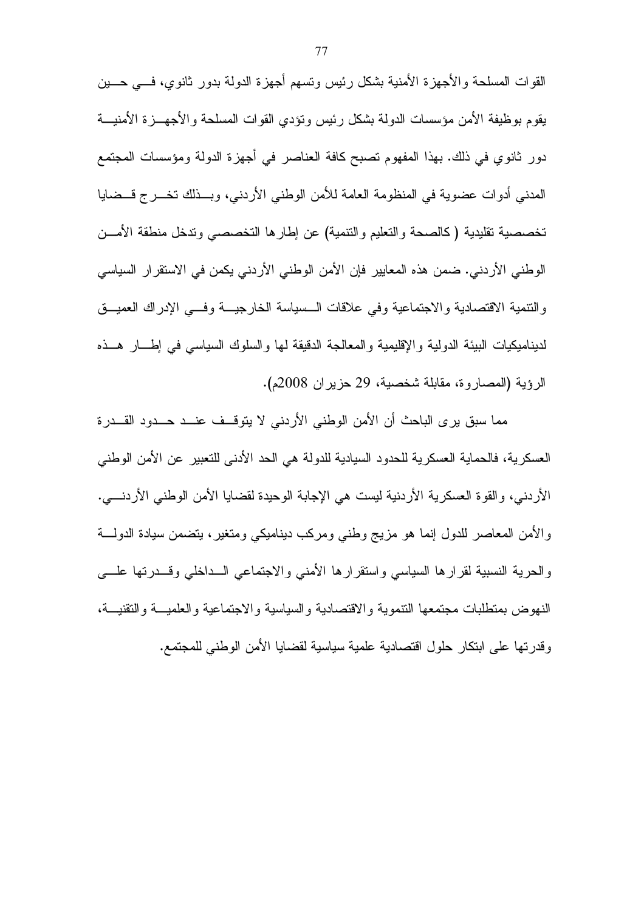القوات المسلحة والأجهزة الأمنية بشكل رئيس وتسهم أجهزة الدولة بدور ثانوي، في حين يقوم بوظيفة الأمن مؤسسات الدولة بشكل رئيس وتؤدي القوات المسلحة والأجهزة الأمنية دور ثانوي في ذلك. بهذا المفهوم تصبح كافة العناصر في أجهزة الدولة ومؤسسات المجتمع المدني أدوات عضوية في المنظومة العامة للأمن الوطني الأردني، وبذلك تخرج قضايا تخصصية تقليدية ( كالصحة والتعليم والتنمية) عن إطارها التخصصي وتدخل منطقة الأمن الوطني الأردني. ضمن هذه المعايير فإن الأمن الوطني الأردني يكمن في الاستقرار السياسي والتنمية الاقتصادية والاجتماعية وفي علاقات السياسة الخارجية وفي الإدراك العميق لديناميكيات البيئة الدولية والإقليمية والمعالجة الدقيقة لها والسلوك السياسي في إطار هذه الرؤية (المصاروة، مقابلة شخصية، 29 حزيران 2008م).

مما سبق يرى الباحث أن الأمن الوطني الأردني لا يتوقف عند حدود القدرة العسكرية، فالحماية العسكرية للحدود السيادية للدولة هي الحد الأدنى للتعبير عن الأمن الوطني الأردني، والقوة العسكرية الأردنية ليست هي الإجابة الوحيدة لقضايا الأمن الوطني الأردني. والأمن المعاصر للدول إنما هو مزيج وطني ومركب ديناميكي ومتغير، يتضمن سيادة الدولة والحرية النسبية لقرارها السياسي واستقرارها الأمني والاجتماعي الداخلي وقدرتها على النهوض بمتطلبات مجتمعها التنموية والاقتصادية والسياسية والاجتماعية والعلمية والتقنية، وقدرتها على ابتكار حلول اقتصادية علمية سياسية لقضايا الأمن الوطني للمجتمع.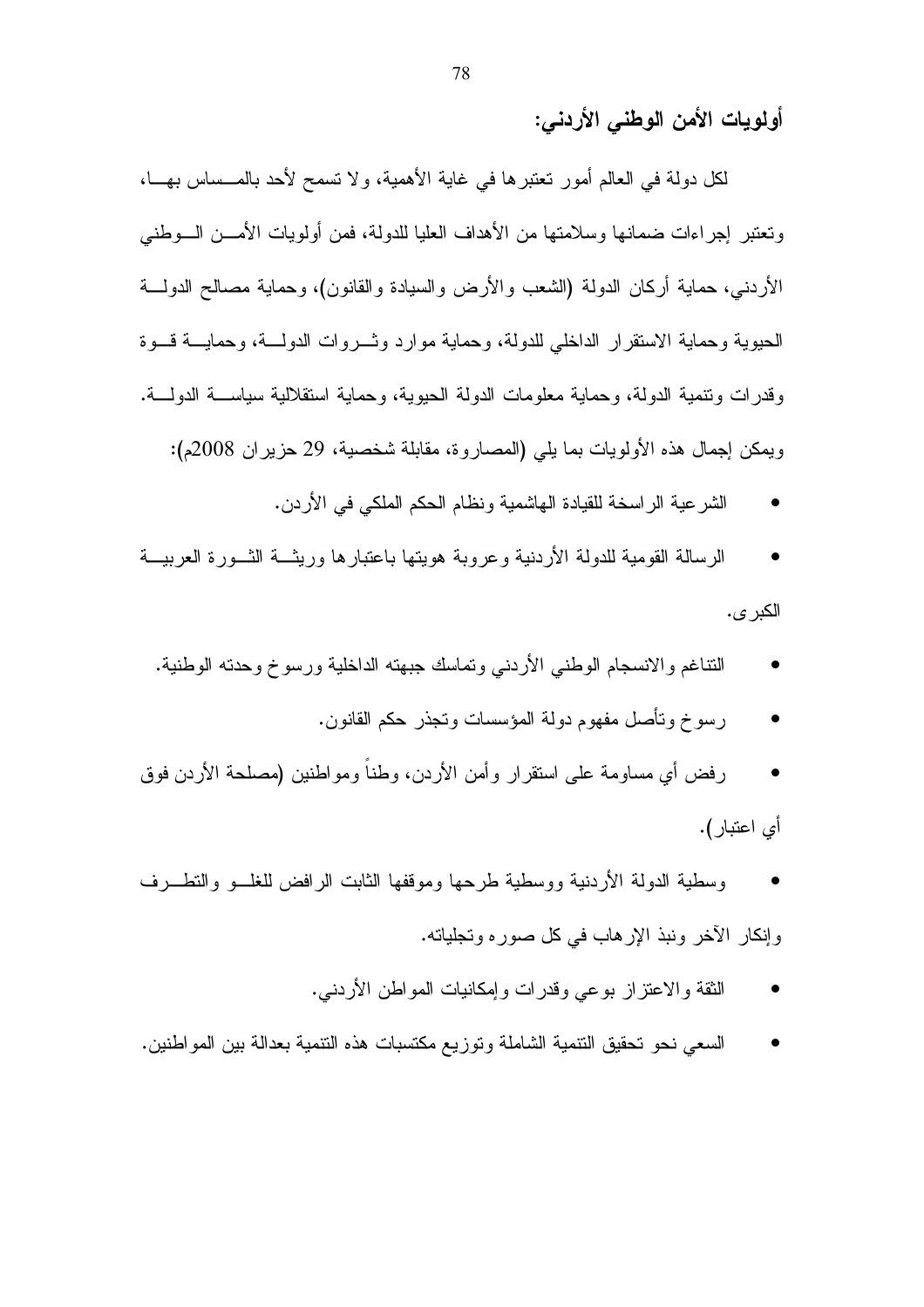## أولويات الأمن الوطني الأردني:

لكل دولة في العالم أمور تعتبرها في غاية الأهمية، ولا تسمح لأحد بالمساس بها، وتعتبر إجراءات ضمانها وسلامتها من الأهداف العليا للدولة، فمن أولويات الأمن الوطني الأردني، حماية أركان الدولة (الشعب والأرض والسيادة والقانون)، وحماية مصالح الدولة الحيوية وحماية الاستقرار الداخلي للدولة، وحماية موارد وثروات الدولة، وحماية قوة وقدرات وتنمية الدولة، وحماية معلومات الدولة الحيوية، وحماية استقلالية سياسة الدولة. ويمكن إجمال هذه الأولويات بما يلي (المصاروة، مقابلة شخصية، 29 حزيران 2008م):

- الشرعية الراسخة للقيادة الهاشمية ونظام الحكم الملكي في الأردن.
- الرسالة القومية للدولة الأردنية وعروبة هويتها باعتبارها وريثة الثورة العربية الكبرى.
- التناغم والانسجام الوطني الأردني وتماسك جبهته الداخلية ورسوخ وحدته الوطنية.
- رسوخ وتأصل مفهوم دولة المؤسسات وتجذر حكم القانون.
- رفض أي مساومة على استقرار وأمن الأردن، وطناً ومواطنين (مصلحة الأردن فوق أي اعتبار).
- وسطية الدولة الأردنية ووسطية طرحها وموقفها الثابت الرافض للغلو والتطرف وإنكار الآخر ونبذ الإرهاب في كل صوره وتجلياته.
- الثقة والاعتزاز بوعي وقدرات وإمكانيات المواطن الأردني.
- السعي نحو تحقيق التنمية الشاملة وتوزيع مكتسبات هذه التنمية بعدالة بين المواطنين.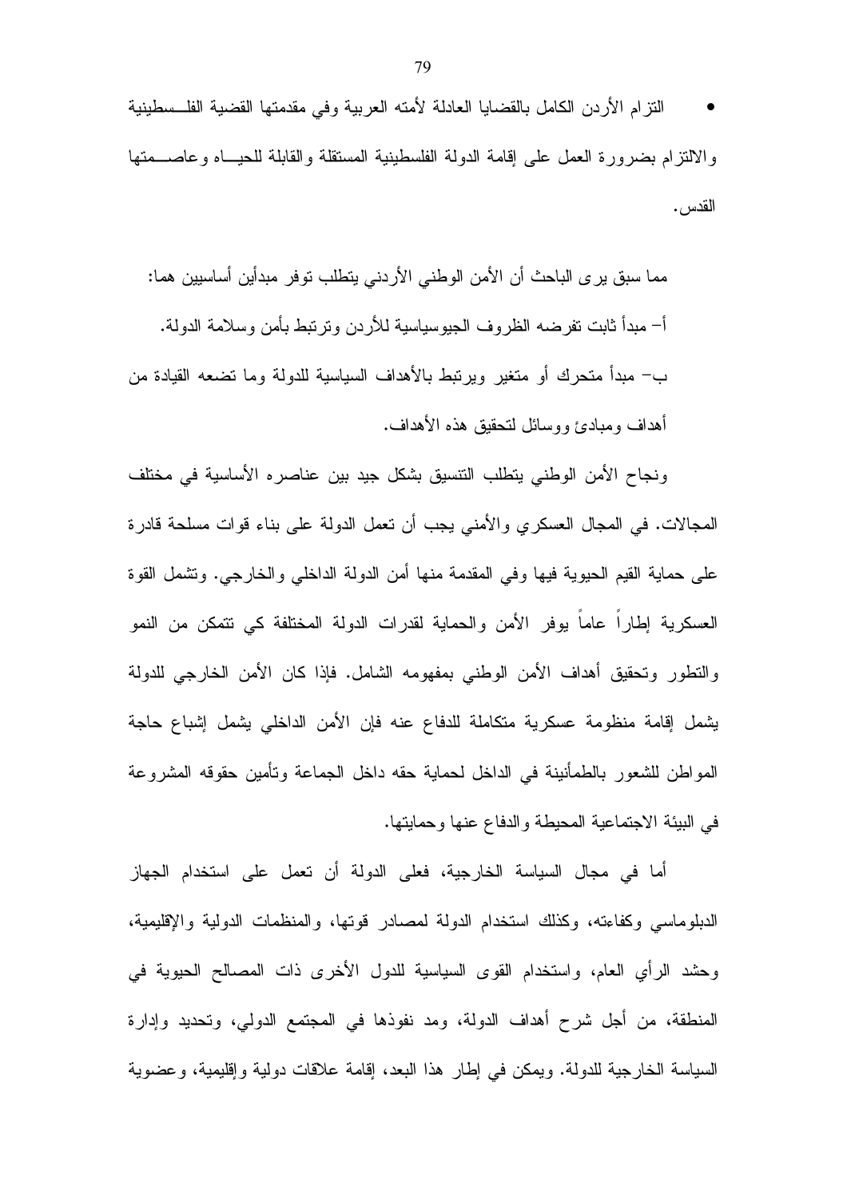- التزام الأردن الكامل بالقضايا العادلة لأمته العربية وفي مقدمتها القضية الفلسطينية والالتزام بضرورة العمل على إقامة الدولة الفلسطينية المستقلة والقابلة للحياه وعاصمتها القدس.

مما سبق يرى الباحث أن الأمن الوطني الأردني يتطلب توفر مبدأين أساسيين هما:

أ- مبدأ ثابت تفرضه الظروف الجيوسياسية للأردن وترتبط بأمن وسلامة الدولة.

ب- مبدأ متحرك أو متغير ويرتبط بالأهداف السياسية للدولة وما تضعه القيادة من أهداف ومبادئ ووسائل لتحقيق هذه الأهداف.

ونجاح الأمن الوطني يتطلب التنسيق بشكل جيد بين عناصره الأساسية في مختلف المجالات. في المجال العسكري والأمني يجب أن تعمل الدولة على بناء قوات مسلحة قادرة على حماية القيم الحيوية فيها وفي المقدمة منها أمن الدولة الداخلي والخارجي. وتشمل القوة العسكرية إطاراً عاماً يوفر الأمن والحماية لقدرات الدولة المختلفة كي تتمكن من النمو والتطور وتحقيق أهداف الأمن الوطني بمفهومه الشامل. فإذا كان الأمن الخارجي للدولة يشمل إقامة منظومة عسكرية متكاملة للدفاع عنه فإن الأمن الداخلي يشمل إشباع حاجة المواطن للشعور بالطمأنينة في الداخل لحماية حقه داخل الجماعة وتأمين حقوقه المشروعة في البيئة الاجتماعية المحيطة والدفاع عنها وحمايتها.

أما في مجال السياسة الخارجية، فعلى الدولة أن تعمل على استخدام الجهاز الدبلوماسي وكفاءته، وكذلك استخدام الدولة لمصادر قوتها، والمنظمات الدولية والإقليمية، وحشد الرأي العام، واستخدام القوى السياسية للدول الأخرى ذات المصالح الحيوية في المنطقة، من أجل شرح أهداف الدولة، ومد نفوذها في المجتمع الدولي، وتحديد وإدارة السياسة الخارجية للدولة. ويمكن في إطار هذا البعد، إقامة علاقات دولية وإقليمية، وعضوية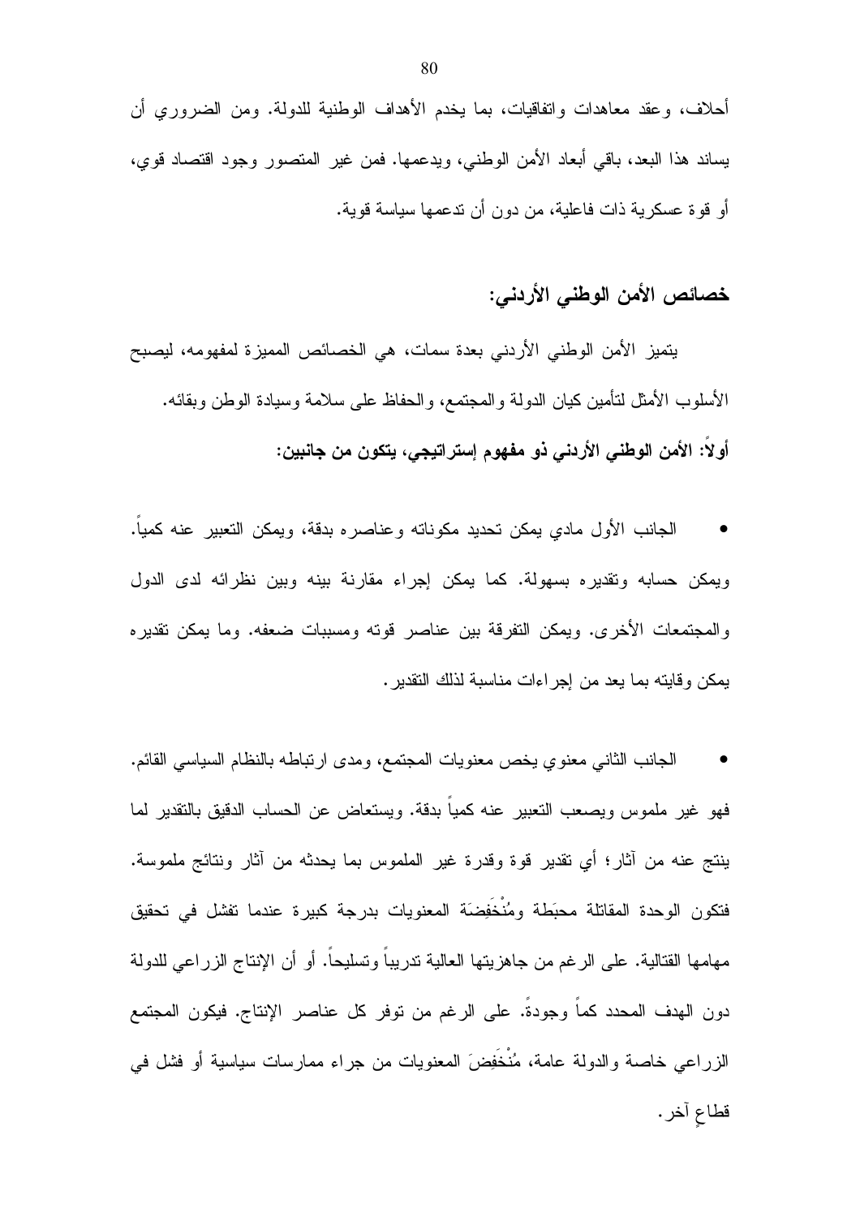أحلاف، وعقد معاهدات واتفاقيات، بما يخدم الأهداف الوطنية للدولة. ومن الضروري أن يساند هذا البعد، باقي أبعاد الأمن الوطني، ويدعمها. فمن غير المتصور وجود اقتصاد قوي، أو قوة عسكرية ذات فاعلية، من دون أن تدعمها سياسة قوية.

## خصائص الأمن الوطني الأردني:

يتميز الأمن الوطني الأردني بعدة سمات، هي الخصائص المميزة لمفهومه، ليصبح الأسلوب الأمثل لتأمين كيان الدولة والمجتمع، والحفاظ على سلامة وسيادة الوطن وبقائه.

**أولاً: الأمن الوطني الأردني ذو مفهوم إستراتيجي، يتكون من جانبين:**

- الجانب الأول مادي يمكن تحديد مكوناته وعناصره بدقة، ويمكن التعبير عنه كمياً. ويمكن حسابه وتقديره بسهولة. كما يمكن إجراء مقارنة بينه وبين نظرائه لدى الدول والمجتمعات الأخرى. ويمكن التفرقة بين عناصر قوته ومسببات ضعفه. وما يمكن تقديره يمكن وقايته بما يعد من إجراءات مناسبة لذلك التقدير.

- الجانب الثاني معنوي يخص معنويات المجتمع، ومدى ارتباطه بالنظام السياسي القائم. فهو غير ملموس ويصعب التعبير عنه كمياً بدقة. ويستعاض عن الحساب الدقيق بالتقدير لما ينتج عنه من آثار؛ أي تقدير قوة وقدرة غير الملموس بما يحدثه من آثار ونتائج ملموسة. فتكون الوحدة المقاتلة محبَطة ومُنْخَفِضَة المعنويات بدرجة كبيرة عندما تفشل في تحقيق مهامها القتالية. على الرغم من جاهزيتها العالية تدريباً وتسليحاً. أو أن الإنتاج الزراعي للدولة دون الهدف المحدد كماً وجودةً. على الرغم من توفر كل عناصر الإنتاج. فيكون المجتمع الزراعي خاصة والدولة عامة، مُنْخَفِضَ المعنويات من جراء ممارسات سياسية أو فشل في قطاعٍ آخر.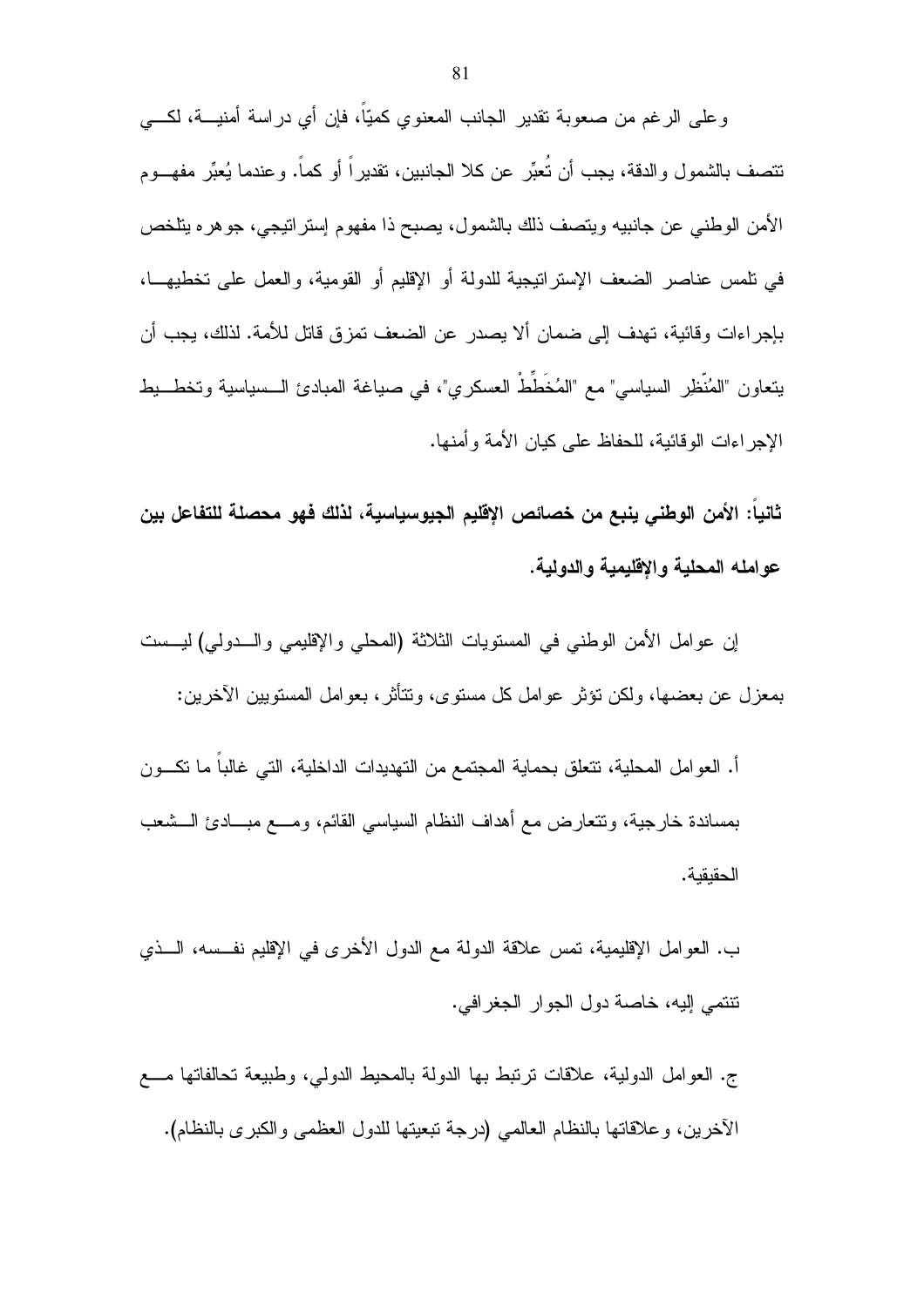وعلى الرغم من صعوبة تقدير الجانب المعنوي كميّاً، فإن أي دراسة أمنية، لكي تتصف بالشمول والدقة، يجب أن تُعبِّر عن كلا الجانبين، تقديراً أو كماً. وعندما يُعبِّر مفهوم الأمن الوطني عن جانبيه ويتصف ذلك بالشمول، يصبح ذا مفهوم إستراتيجي، جوهره يتلخص في تلمس عناصر الضعف الإستراتيجية للدولة أو الإقليم أو القومية، والعمل على تخطيها، بإجراءات وقائية، تهدف إلى ضمان ألا يصدر عن الضعف تمزق قاتل للأمة. لذلك، يجب أن يتعاون "المُنَّظِر السياسي" مع "المُخَطِّطْ العسكري"، في صياغة المبادئ السياسية وتخطيط الإجراءات الوقائية، للحفاظ على كيان الأمة وأمنها.

**ثانياً: الأمن الوطني ينبع من خصائص الإقليم الجيوسياسية، لذلك فهو محصلة للتفاعل بين عوامله المحلية والإقليمية والدولية.**

إن عوامل الأمن الوطني في المستويات الثلاثة (المحلي والإقليمي والدولي) ليست بمعزل عن بعضها، ولكن تؤثر عوامل كل مستوى، وتتأثر، بعوامل المستويين الآخرين:

أ. العوامل المحلية، تتعلق بحماية المجتمع من التهديدات الداخلية، التي غالباً ما تكون بمساندة خارجية، وتتعارض مع أهداف النظام السياسي القائم، ومع مبادئ الشعب الحقيقية.

ب. العوامل الإقليمية، تمس علاقة الدولة مع الدول الأخرى في الإقليم نفسه، الذي تنتمي إليه، خاصة دول الجوار الجغرافي.

ج. العوامل الدولية، علاقات ترتبط بها الدولة بالمحيط الدولي، وطبيعة تحالفاتها مع الآخرين، وعلاقاتها بالنظام العالمي (درجة تبعيتها للدول العظمى والكبرى بالنظام).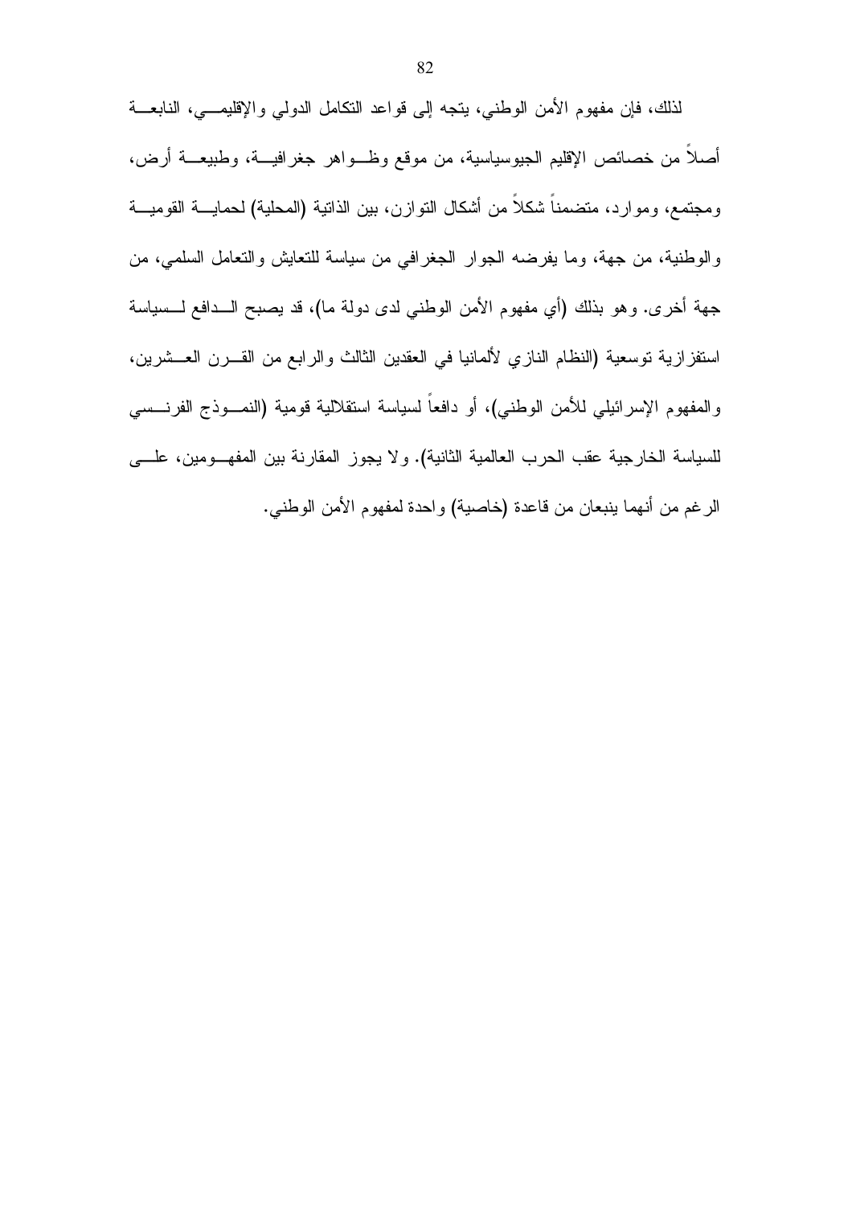لذلك، فإن مفهوم الأمن الوطني، يتجه إلى قواعد التكامل الدولي والإقليمي، النابعة أصلاً من خصائص الإقليم الجيوسياسية، من موقع وظواهر جغرافية، وطبيعة أرض، ومجتمع، وموارد، متضمناً شكلاً من أشكال التوازن، بين الذاتية (المحلية) لحماية القومية والوطنية، من جهة، وما يفرضه الجوار الجغرافي من سياسة للتعايش والتعامل السلمي، من جهة أخرى. وهو بذلك (أي مفهوم الأمن الوطني لدى دولة ما)، قد يصبح الدافع لسياسة استفزازية توسعية (النظام النازي لألمانيا في العقدين الثالث والرابع من القرن العشرين، والمفهوم الإسرائيلي للأمن الوطني)، أو دافعاً لسياسة استقلالية قومية (النموذج الفرنسي للسياسة الخارجية عقب الحرب العالمية الثانية). ولا يجوز المقارنة بين المفهومين، على الرغم من أنهما ينبعان من قاعدة (خاصية) واحدة لمفهوم الأمن الوطني.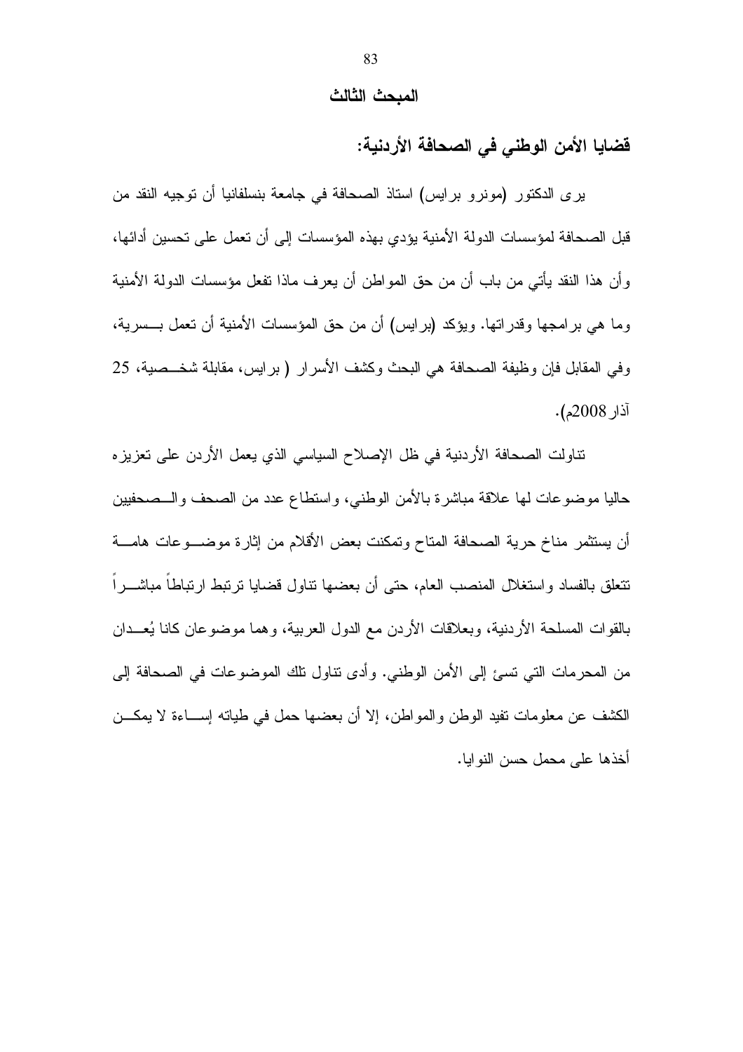## المبحث الثالث

### قضايا الأمن الوطني في الصحافة الأردنية:

يرى الدكتور (مونرو برايس) استاذ الصحافة في جامعة بنسلفانيا أن توجيه النقد من قبل الصحافة لمؤسسات الدولة الأمنية يؤدي بهذه المؤسسات إلى أن تعمل على تحسين أدائها، وأن هذا النقد يأتي من باب أن من حق المواطن أن يعرف ماذا تفعل مؤسسات الدولة الأمنية وما هي برامجها وقدراتها. ويؤكد (برايس) أن من حق المؤسسات الأمنية أن تعمل بسرية، وفي المقابل فإن وظيفة الصحافة هي البحث وكشف الأسرار ( برايس، مقابلة شخصية، 25 آذار2008م).

تناولت الصحافة الأردنية في ظل الإصلاح السياسي الذي يعمل الأردن على تعزيزه حاليا موضوعات لها علاقة مباشرة بالأمن الوطني، واستطاع عدد من الصحف والصحفيين أن يستثمر مناخ حرية الصحافة المتاح وتمكنت بعض الأقلام من إثارة موضوعات هامة تتعلق بالفساد واستغلال المنصب العام، حتى أن بعضها تناول قضايا ترتبط ارتباطاً مباشراً بالقوات المسلحة الأردنية، وبعلاقات الأردن مع الدول العربية، وهما موضوعان كانا يُعدان من المحرمات التي تسئ إلى الأمن الوطني. وأدى تناول تلك الموضوعات في الصحافة إلى الكشف عن معلومات تفيد الوطن والمواطن، إلا أن بعضها حمل في طياته إساءة لا يمكن أخذها على محمل حسن النوايا.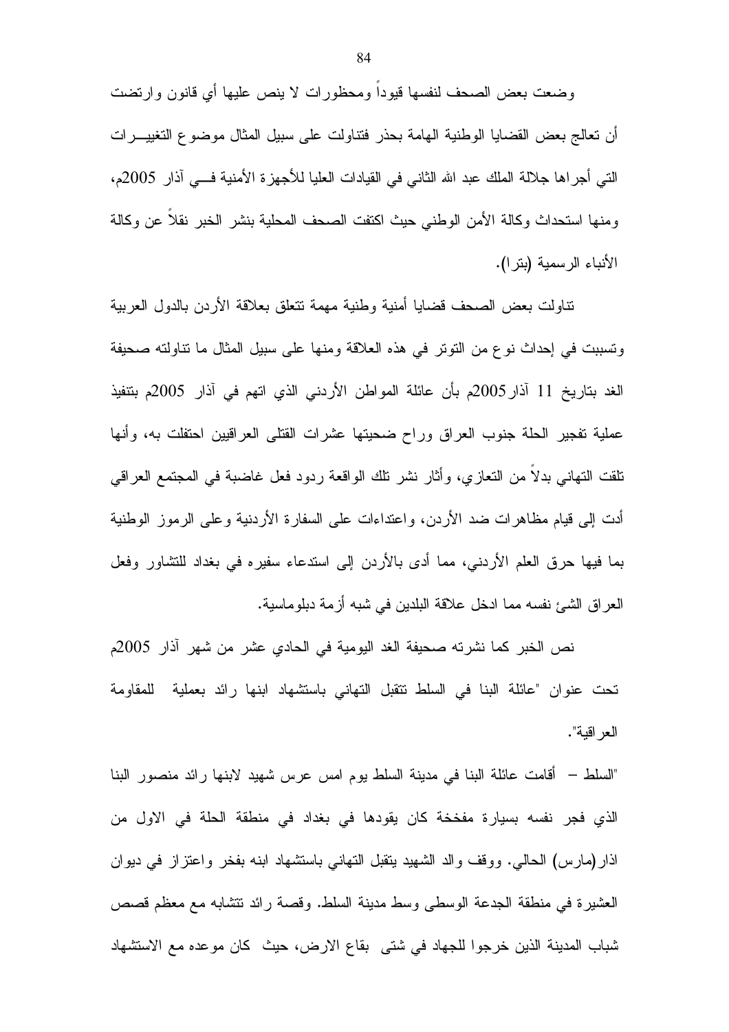وضعت بعض الصحف لنفسها قيوداً ومحظورات لا ينص عليها أي قانون وارتضت أن تعالج بعض القضايا الوطنية الهامة بحذر فتناولت على سبيل المثال موضوع التغييرات التي أجراها جلالة الملك عبد الله الثاني في القيادات العليا للأجهزة الأمنية في آذار 2005م، ومنها استحداث وكالة الأمن الوطني حيث اكتفت الصحف المحلية بنشر الخبر نقلاً عن وكالة الأنباء الرسمية (بترا).

تناولت بعض الصحف قضايا أمنية ووطنية مهمة تتعلق بعلاقة الأردن بالدول العربية وتسببت في إحداث نوع من التوتر في هذه العلاقة ومنها على سبيل المثال ما تناولته صحيفة الغد بتاريخ 11 آذار2005م بأن عائلة المواطن الأردني الذي اتهم في آذار 2005م بتنفيذ عملية تفجير الحلة جنوب العراق وراح ضحيتها عشرات القتلى العراقيين احتفلت به، وأنها تلقت التهاني بدلاً من التعازي، وأثار نشر تلك الواقعة ردود فعل غاضبة في المجتمع العراقي أدت إلى قيام مظاهرات ضد الأردن، واعتداءات على السفارة الأردنية وعلى الرموز الوطنية بما فيها حرق العلم الأردني، مما أدى بالأردن إلى استدعاء سفيره في بغداد للتشاور وفعل العراق الشئ نفسه مما ادخل علاقة البلدين في شبه أزمة دبلوماسية.

نص الخبر كما نشرته صحيفة الغد اليومية في الحادي عشر من شهر آذار 2005م تحت عنوان "عائلة البنا في السلط تتقبل التهاني باستشهاد ابنها رائد بعملية للمقاومة العراقية".

"السلط – أقامت عائلة البنا في مدينة السلط يوم امس عرس شهيد لابنها رائد منصور البنا الذي فجر نفسه بسيارة مفخخة كان يقودها في بغداد في منطقة الحلة في الاول من اذار(مارس) الحالي. ووقف والد الشهيد يتقبل التهاني باستشهاد ابنه بفخر واعتزاز في ديوان العشيرة في منطقة الجدعة الوسطى وسط مدينة السلط. وقصة رائد تتشابه مع معظم قصص شباب المدينة الذين خرجوا للجهاد في شتى بقاع الارض، حيث كان موعده مع الاستشهاد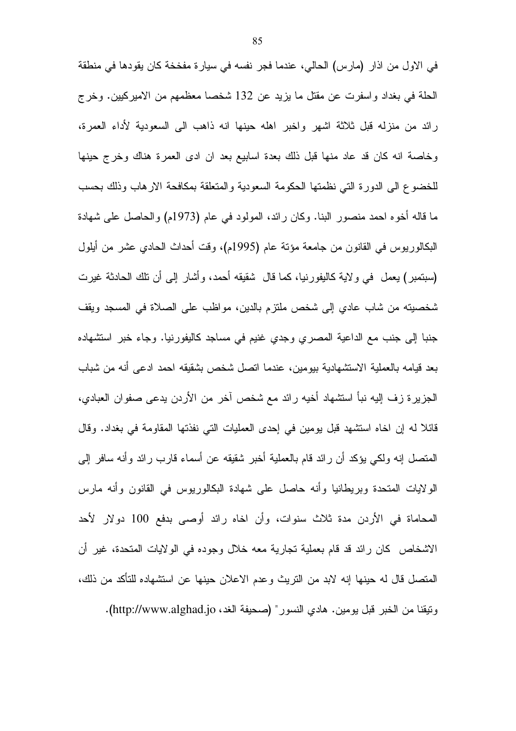في الاول من اذار (مارس) الحالي، عندما فجر نفسه في سيارة مفخخة كان يقودها في منطقة الحلة في بغداد واسفرت عن مقتل ما يزيد عن 132 شخصا معظمهم من الاميركيين. وخرج رائد من منزله قبل ثلاثة اشهر واخبر اهله حينها انه ذاهب الى السعودية لأداء العمرة، وخاصة انه كان قد عاد منها قبل ذلك بعدة اسابيع بعد ان ادى العمرة هناك وخرج حينها للخضوع الى الدورة التي نظمتها الحكومة السعودية والمتعلقة بمكافحة الارهاب وذلك بحسب ما قاله أخوه احمد منصور البنا. وكان رائد، المولود في عام (1973م) والحاصل على شهادة البكالوريوس في القانون من جامعة مؤتة عام (1995م)، وقت أحداث الحادي عشر من أيلول (سبتمبر) يعمل في ولاية كاليفورنيا، كما قال شقيقه أحمد، وأشار إلى أن تلك الحادثة غيرت شخصيته من شاب عادي إلى شخص ملتزم بالدين، مواظب على الصلاة في المسجد ويقف جنبا إلى جنب مع الداعية المصري وجدي غنيم في مساجد كاليفورنيا. وجاء خبر استشهاده بعد قيامه بالعملية الاستشهادية بيومين، عندما اتصل شخص بشقيقه احمد ادعى أنه من شباب الجزيرة زف إليه نبأ استشهاد أخيه رائد مع شخص آخر من الأردن يدعى صفوان العبادي، قائلا له إن اخاه استشهد قبل يومين في إحدى العمليات التي نفذتها المقاومة في بغداد. وقال المتصل إنه ولكي يؤكد أن رائد قام بالعملية أخبر شقيقه عن أسماء قارب رائد وأنه سافر إلى الولايات المتحدة وبريطانيا وأنه حاصل على شهادة البكالوريوس في القانون وأنه مارس المحاماة في الأردن مدة ثلاث سنوات، وأن اخاه رائد أوصى بدفع 100 دولار لأحد الاشخاص كان رائد قد قام بعملية تجارية معه خلال وجوده في الولايات المتحدة، غير أن المتصل قال له حينها إنه لابد من التريث وعدم الاعلان حينها عن استشهاده للتأكد من ذلك، وتيقنا من الخبر قبل يومين. هادي النسور" (صحيفة الغد، http://www.alghad.jo).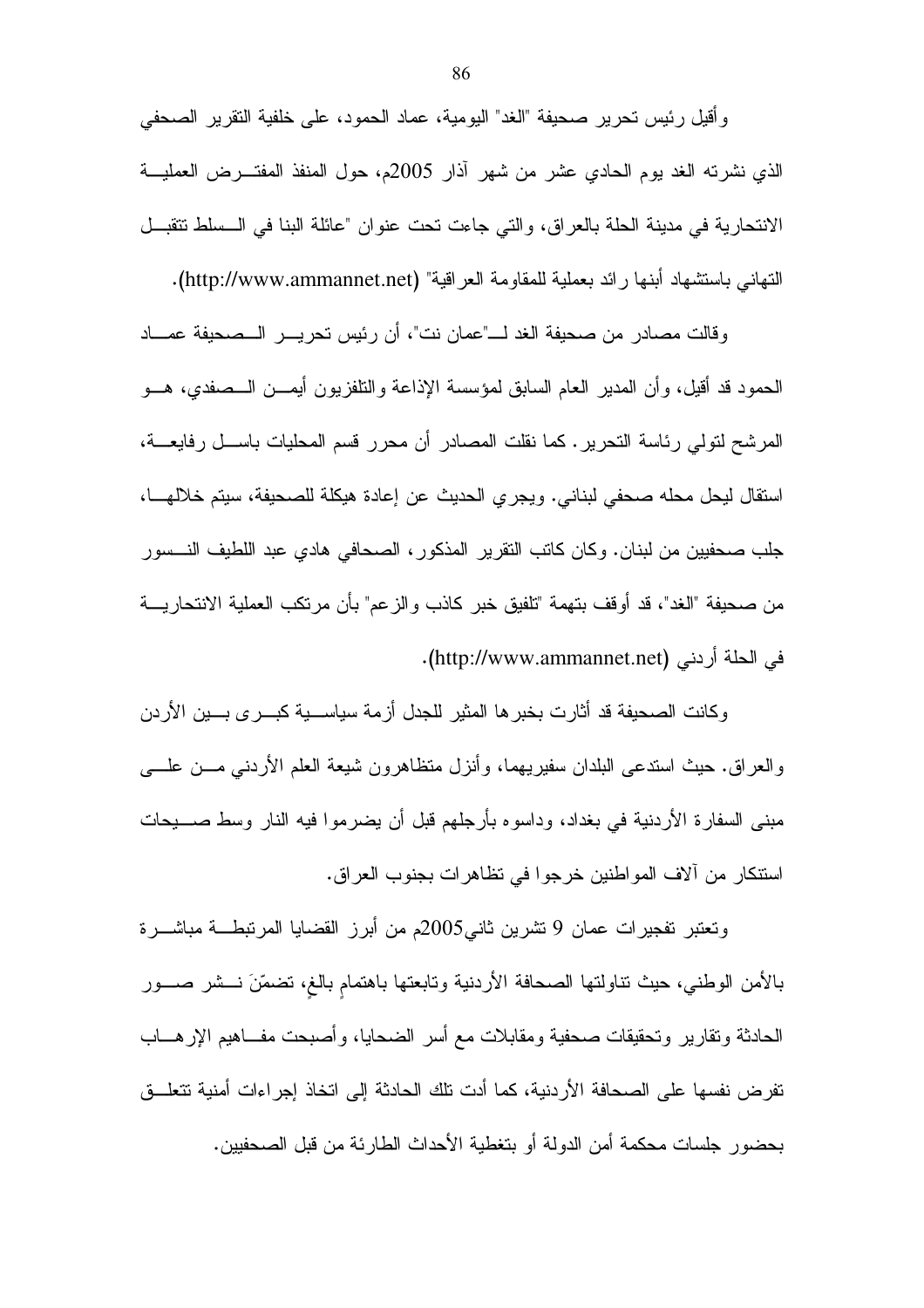وأقيل رئيس تحرير صحيفة "الغد" اليومية، عماد الحمود، على خلفية التقرير الصحفي الذي نشرته الغد يوم الحادي عشر من شهر آذار 2005م، حول المنفذ المفترض العملية الانتحارية في مدينة الحلة بالعراق، والتي جاءت تحت عنوان "عائلة البنا في السلط تتقبل التهاني باستشهاد أبنها رائد بعملية للمقاومة العراقية" (http://www.ammannet.net).

وقالت مصادر من صحيفة الغد لـ"عمان نت"، أن رئيس تحرير الصحيفة عماد الحمود قد أقيل، وأن المدير العام السابق لمؤسسة الإذاعة والتلفزيون أيمن الصفدي، هو المرشح لتولي رئاسة التحرير. كما نقلت المصادر أن محرر قسم المحليات باسل رفايعة، استقال ليحل محله صحفي لبناني. ويجري الحديث عن إعادة هيكلة للصحيفة، سيتم خلالها، جلب صحفيين من لبنان. وكان كاتب التقرير المذكور، الصحافي هادي عبد اللطيف النسور من صحيفة "الغد"، قد أوقف بتهمة "تلفيق خبر كاذب والزعم" بأن مرتكب العملية الانتحارية في الحلة أردني (http://www.ammannet.net).

وكانت الصحيفة قد أثارت بخبرها المثير للجدل أزمة سياسية كبرى بين الأردن والعراق. حيث استدعى البلدان سفيريهما، وأنزل متظاهرون شيعة العلم الأردني من على مبنى السفارة الأردنية في بغداد، وداسوه بأرجلهم قبل أن يضرموا فيه النار وسط صيحات استنكار من آلاف المواطنين خرجوا في تظاهرات بجنوب العراق.

وتعتبر تفجيرات عمان 9 تشرين ثاني2005م من أبرز القضايا المرتبطة مباشرة بالأمن الوطني، حيث تناولتها الصحافة الأردنية وتابعتها باهتمامٍ بالغٍ، تضمّنَ نشر صور الحادثة وتقارير وتحقيقات صحفية ومقابلات مع أسر الضحايا، وأصبحت مفاهيم الإرهاب تفرض نفسها على الصحافة الأردنية، كما أدت تلك الحادثة إلى اتخاذ إجراءات أمنية تتعلق بحضور جلسات محكمة أمن الدولة أو بتغطية الأحداث الطارئة من قبل الصحفيين.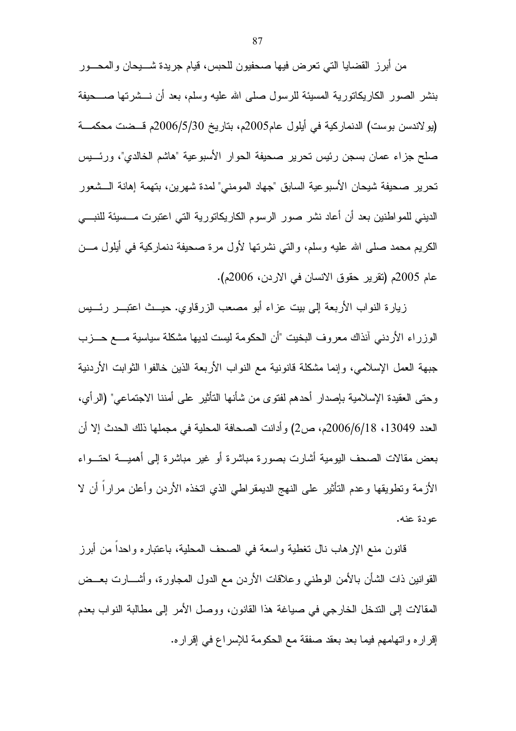من أبرز القضايا التي تعرض فيها صحفيون للحبس، قيام جريدة شيحان والمحور بنشر الصور الكاريكاتورية المسيئة للرسول صلى الله عليه وسلم، بعد أن نشرتها صحيفة (يولاندسن بوست) الدنماركية في أيلول عام2005م، بتاريخ 2006/5/30م قضت محكمة صلح جزاء عمان بسجن رئيس تحرير صحيفة الحوار الأسبوعية "هاشم الخالدي"، ورئيس تحرير صحيفة شيحان الأسبوعية السابق "جهاد المومني" لمدة شهرين، بتهمة إهانة الشعور الديني للمواطنين بعد أن أعاد نشر صور الرسوم الكاريكاتورية التي اعتبرت مسيئة للنبي الكريم محمد صلى الله عليه وسلم، والتي نشرتها لأول مرة صحيفة دنماركية في أيلول من عام 2005م (تقرير حقوق الانسان في الاردن، 2006م).

زيارة النواب الأربعة إلى بيت عزاء أبو مصعب الزرقاوي. حيث اعتبر رئيس الوزراء الأردني آنذاك معروف البخيت "أن الحكومة ليست لديها مشكلة سياسية مع حزب جبهة العمل الإسلامي، وإنما مشكلة قانونية مع النواب الأربعة الذين خالفوا الثوابت الأردنية وحتى العقيدة الإسلامية بإصدار أحدهم لفتوى من شأنها التأثير على أمننا الاجتماعي" (الرأي، العدد 13049، 2006/6/18م، ص2) وأدانت الصحافة المحلية في مجملها ذلك الحدث إلا أن بعض مقالات الصحف اليومية أشارت بصورة مباشرة أو غير مباشرة إلى أهمية احتواء الأزمة وتطويقها وعدم التأثير على النهج الديمقراطي الذي اتخذه الأردن وأعلن مراراً أن لا عودة عنه.

قانون منع الإرهاب نال تغطية واسعة في الصحف المحلية، باعتباره واحداً من أبرز القوانين ذات الشأن بالأمن الوطني وعلاقات الأردن مع الدول المجاورة، وأشارت بعض المقالات إلى التدخل الخارجي في صياغة هذا القانون، ووصل الأمر إلى مطالبة النواب بعدم إقراره واتهامهم فيما بعد بعقد صفقة مع الحكومة للإسراع في إقراره.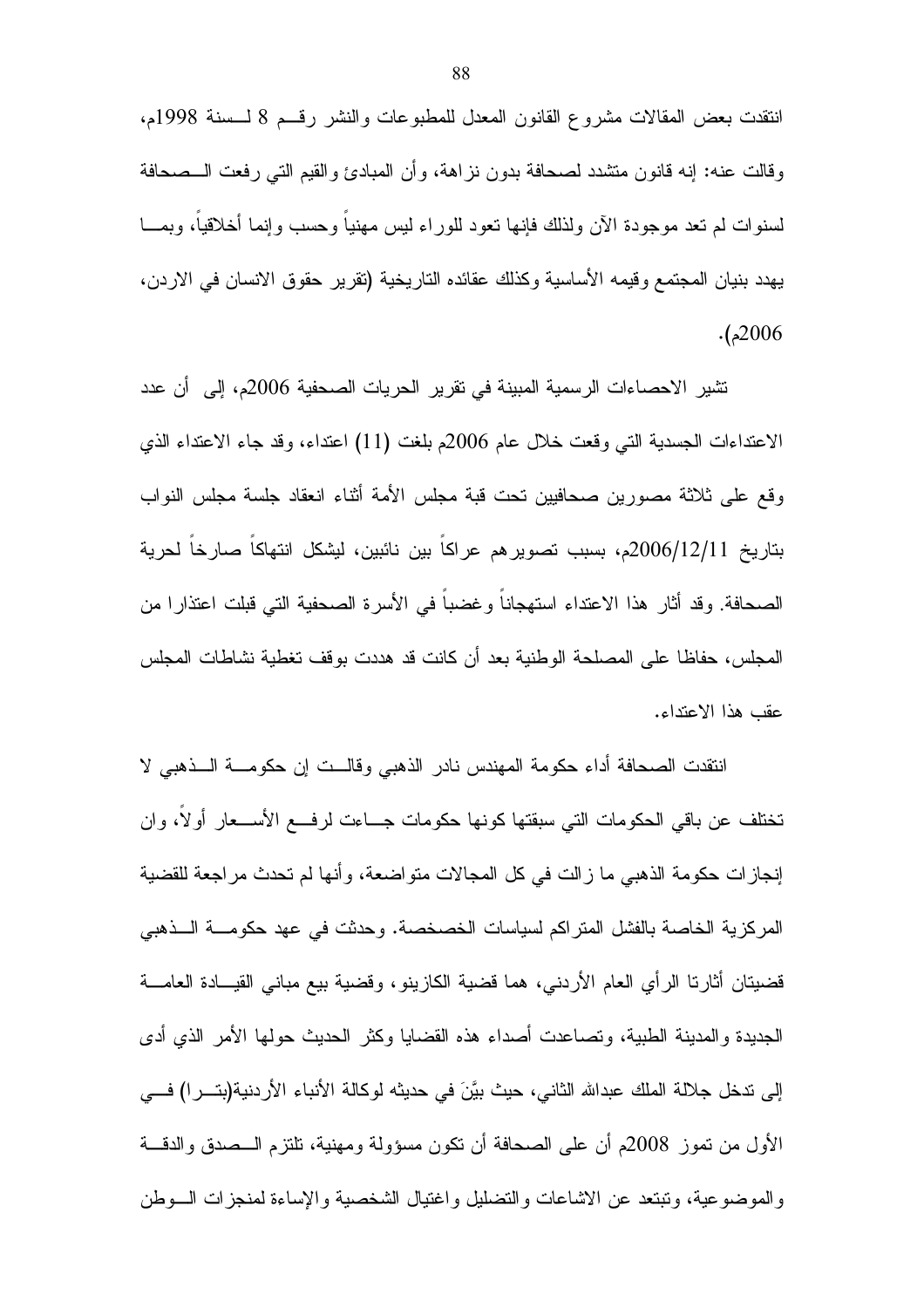انتقدت بعض المقالات مشروع القانون المعدل للمطبوعات والنشر رقم 8 لسنة 1998م، وقالت عنه: إنه قانون متشدد لصحافة بدون نزاهة، وأن المبادئ والقيم التي رفعت الصحافة لسنوات لم تعد موجودة الآن ولذلك فإنها تعود للوراء ليس مهنياً وحسب وإنما أخلاقياً، وبما يهدد بنيان المجتمع وقيمه الأساسية وكذلك عقائده التاريخية (تقرير حقوق الانسان في الاردن، 2006م).

تشير الاحصاءات الرسمية المبينة في تقرير الحريات الصحفية 2006م، إلى أن عدد الاعتداءات الجسدية التي وقعت خلال عام 2006م بلغت (11) اعتداء، وقد جاء الاعتداء الذي وقع على ثلاثة مصورين صحافيين تحت قبة مجلس الأمة أثناء انعقاد جلسة مجلس النواب بتاريخ 2006/12/11م، بسبب تصويرهم عراكاً بين نائبين، ليشكل انتهاكاً صارخاً لحرية الصحافة. وقد أثار هذا الاعتداء استهجاناً وغضباً في الأسرة الصحفية التي قبلت اعتذارا من المجلس، حفاظا على المصلحة الوطنية بعد أن كانت قد هددت بوقف تغطية نشاطات المجلس عقب هذا الاعتداء.

انتقدت الصحافة أداء حكومة المهندس نادر الذهبي وقالت إن حكومة الذهبي لا تختلف عن باقي الحكومات التي سبقتها كونها حكومات جاءت لرفع الأسعار أولاً، وان إنجازات حكومة الذهبي ما زالت في كل المجالات متواضعة، وأنها لم تحدث مراجعة للقضية المركزية الخاصة بالفشل المتراكم لسياسات الخصخصة. وحدثت في عهد حكومة الذهبي قضيتان أثارتا الرأي العام الأردني، هما قضية الكازينو، وقضية بيع مباني القيادة العامة الجديدة والمدينة الطبية، وتصاعدت أصداء هذه القضايا وكثر الحديث حولها الأمر الذي أدى إلى تدخل جلالة الملك عبدالله الثاني، حيث بيَّنَ في حديثه لوكالة الأنباء الأردنية(بترا) في الأول من تموز 2008م أن على الصحافة أن تكون مسؤولة ومهنية، تلتزم الصدق والدقة والموضوعية، وتبتعد عن الاشاعات والتضليل واغتيال الشخصية والإساءة لمنجزات الوطن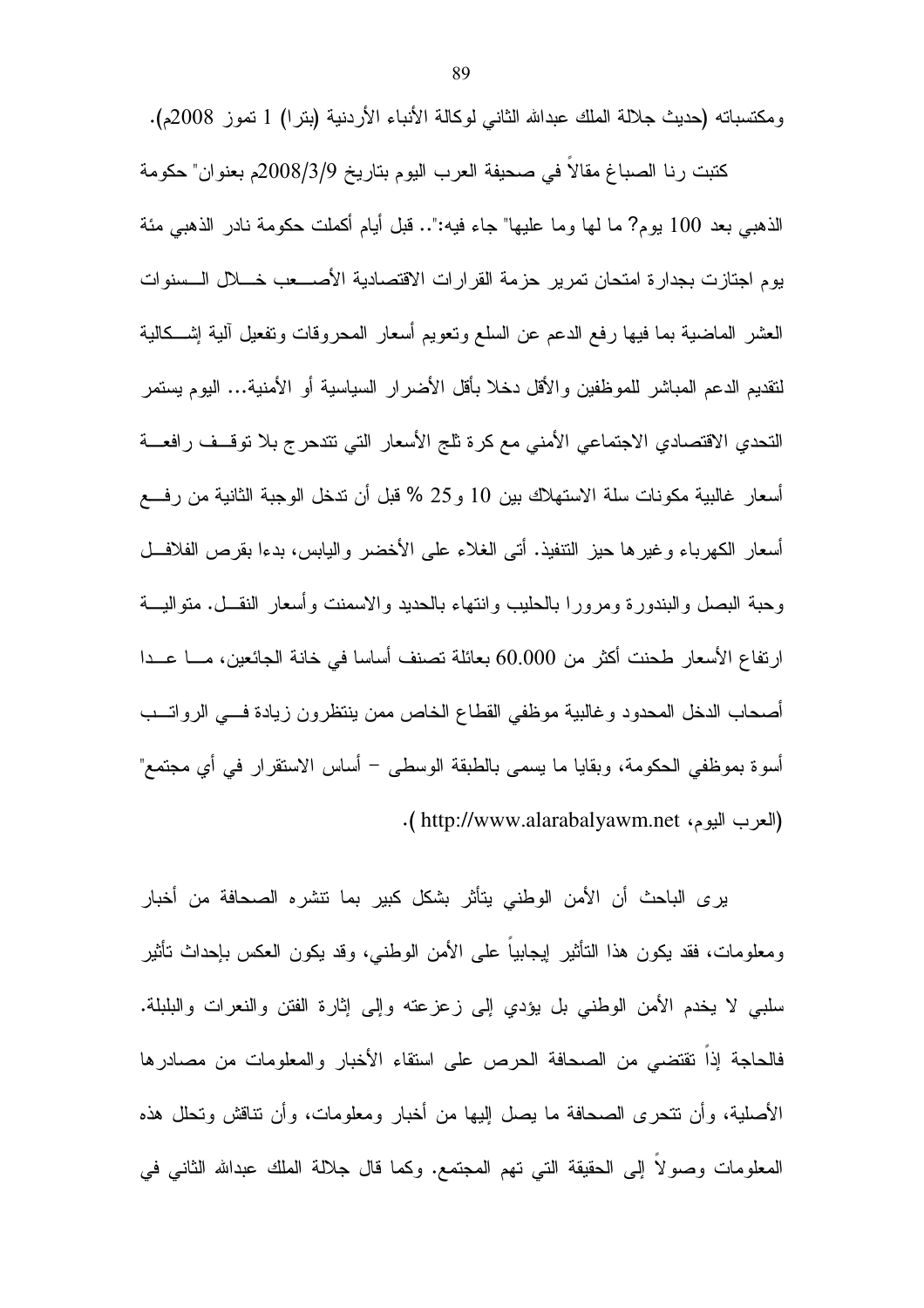ومكتسباته (حديث جلالة الملك عبدالله الثاني لوكالة الأنباء الأردنية (بترا) 1 تموز 2008م).

كتبت رنا الصباغ مقالاً في صحيفة العرب اليوم بتاريخ 2008/3/9م بعنوان" حكومة الذهبي بعد 100 يوم? ما لها وما عليها" جاء فيه:".. قبل أيام أكملت حكومة نادر الذهبي مئة يوم اجتازت بجدارة امتحان تمرير حزمة القرارات الاقتصادية الأصعب خلال السنوات العشر الماضية بما فيها رفع الدعم عن السلع وتعويم أسعار المحروقات وتفعيل آلية إشكالية لتقديم الدعم المباشر للموظفين والأقل دخلا بأقل الأضرار السياسية أو الأمنية... اليوم يستمر التحدي الاقتصادي الاجتماعي الأمني مع كرة ثلج الأسعار التي تتدحرج بلا توقف رافعة أسعار غالبية مكونات سلة الاستهلاك بين 10 و25 % قبل أن تدخل الوجبة الثانية من رفع أسعار الكهرباء وغيرها حيز التنفيذ. أتى الغلاء على الأخضر واليابس، بدءا بقرص الفلافل وحبة البصل والبندورة ومرورا بالحليب وانتهاء بالحديد والاسمنت وأسعار النقل. متوالية ارتفاع الأسعار طحنت أكثر من 60.000 بعائلة تصنف أساسا في خانة الجائعين، ما عدا أصحاب الدخل المحدود وغالبية موظفي القطاع الخاص ممن ينتظرون زيادة في الرواتب أسوة بموظفي الحكومة، وبقايا ما يسمى بالطبقة الوسطى – أساس الاستقرار في أي مجتمع" (العرب اليوم، http://www.alarabalyawm.net ).

يرى الباحث أن الأمن الوطني يتأثر بشكل كبير بما تنشره الصحافة من أخبار ومعلومات، فقد يكون هذا التأثير إيجابياً على الأمن الوطني، وقد يكون العكس بإحداث تأثير سلبي لا يخدم الأمن الوطني بل يؤدي إلى زعزعته وإلى إثارة الفتن والنعرات والبلبلة. فالحاجة إذاً تقتضي من الصحافة الحرص على استقاء الأخبار والمعلومات من مصادرها الأصلية، وأن تتحرى الصحافة ما يصل إليها من أخبار ومعلومات، وأن تناقش وتحلل هذه المعلومات وصولاً إلى الحقيقة التي تهم المجتمع. وكما قال جلالة الملك عبدالله الثاني في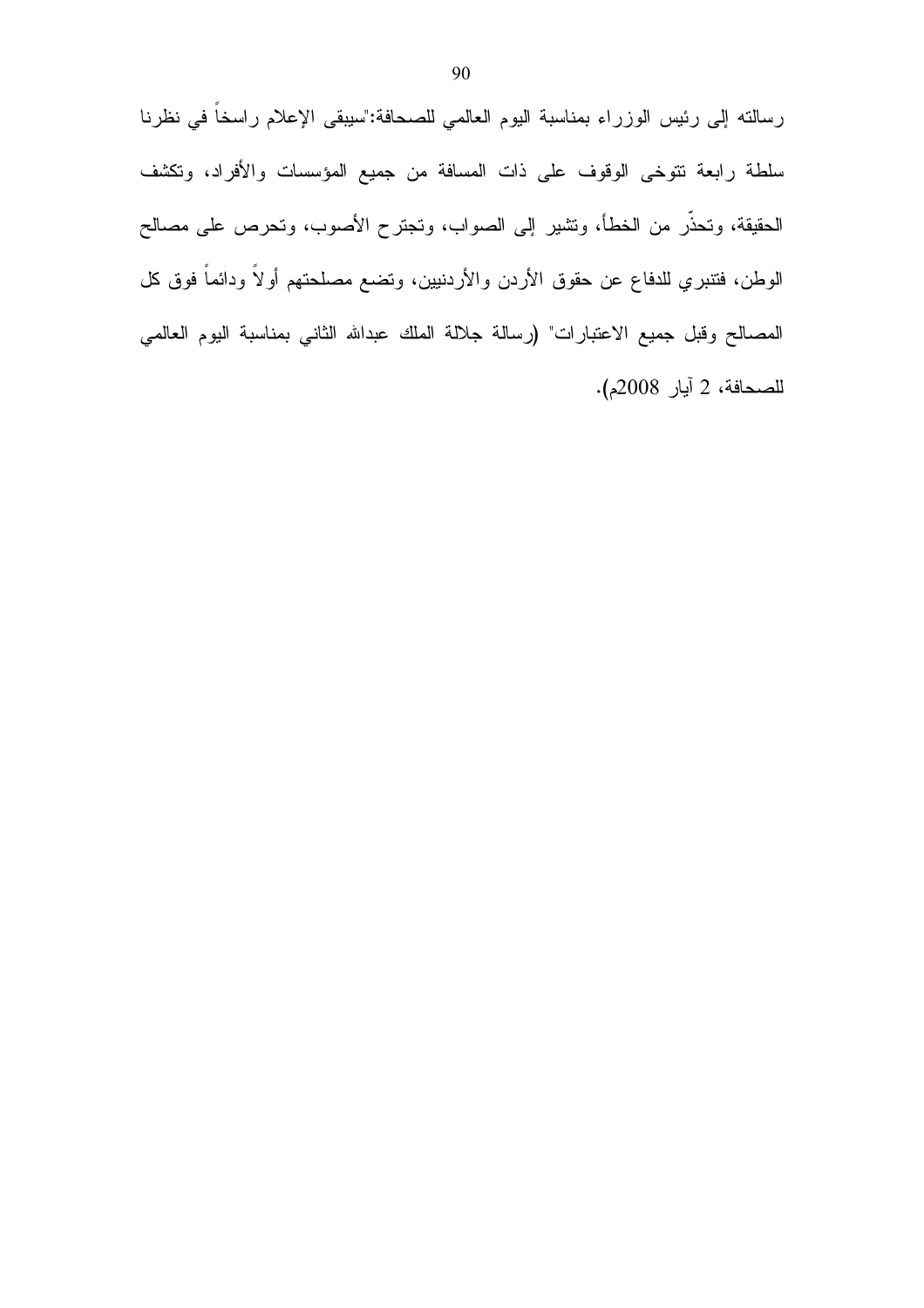رسالته إلى رئيس الوزراء بمناسبة اليوم العالمي للصحافة:"سيبقى الإعلام راسخاً في نظرنا سلطة رابعة تتوخى الوقوف على ذات المسافة من جميع المؤسسات والأفراد، وتكشف الحقيقة، وتحذّر من الخطأ، وتشير إلى الصواب، وتجترح الأصوب، وتحرص على مصالح الوطن، فتنبري للدفاع عن حقوق الأردن والأردنيين، وتضع مصلحتهم أولاً ودائماً فوق كل المصالح وقبل جميع الاعتبارات" (رسالة جلالة الملك عبدالله الثاني بمناسبة اليوم العالمي للصحافة، 2 آيار 2008م).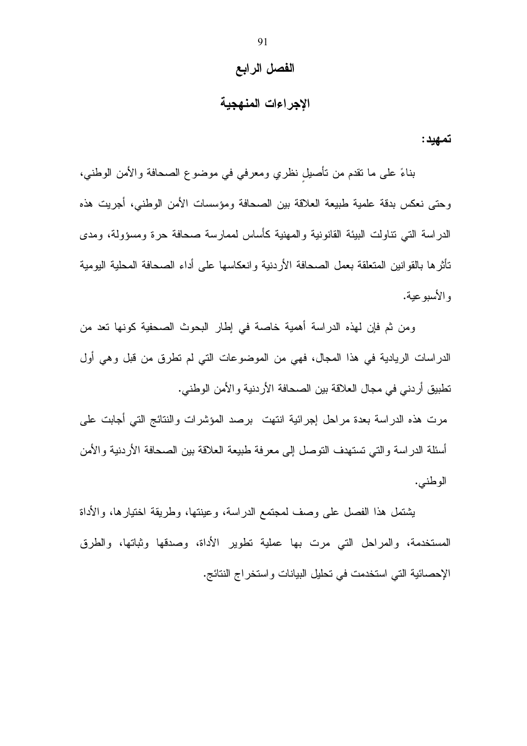# الفصل الرابع

## الإجراءات المنهجية

**تمهيد:**

بناءً على ما تقدم من تأصيلٍ نظري ومعرفي في موضوع الصحافة والأمن الوطني، وحتى نعكس بدقة علمية طبيعة العلاقة بين الصحافة ومؤسسات الأمن الوطني، أجريت هذه الدراسة التي تناولت البيئة القانونية والمهنية كأساس لممارسة صحافة حرة ومسؤولة، ومدى تأثرها بالقوانين المتعلقة بعمل الصحافة الأردنية وانعكاسها على أداء الصحافة المحلية اليومية والأسبوعية.

ومن ثم فإن لهذه الدراسة أهمية خاصة في إطار البحوث الصحفية كونها تعد من الدراسات الريادية في هذا المجال، فهي من الموضوعات التي لم تطرق من قبل وهي أول تطبيق أردني في مجال العلاقة بين الصحافة الأردنية والأمن الوطني.

مرت هذه الدراسة بعدة مراحل إجرائية انتهت برصد المؤشرات والنتائج التي أجابت على أسئلة الدراسة والتي تستهدف التوصل إلى معرفة طبيعة العلاقة بين الصحافة الأردنية والأمن الوطني.

يشتمل هذا الفصل على وصف لمجتمع الدراسة، وعينتها، وطريقة اختيارها، والأداة المستخدمة، والمراحل التي مرت بها عملية تطوير الأداة، وصدقها وثباتها، والطرق الإحصائية التي استخدمت في تحليل البيانات واستخراج النتائج.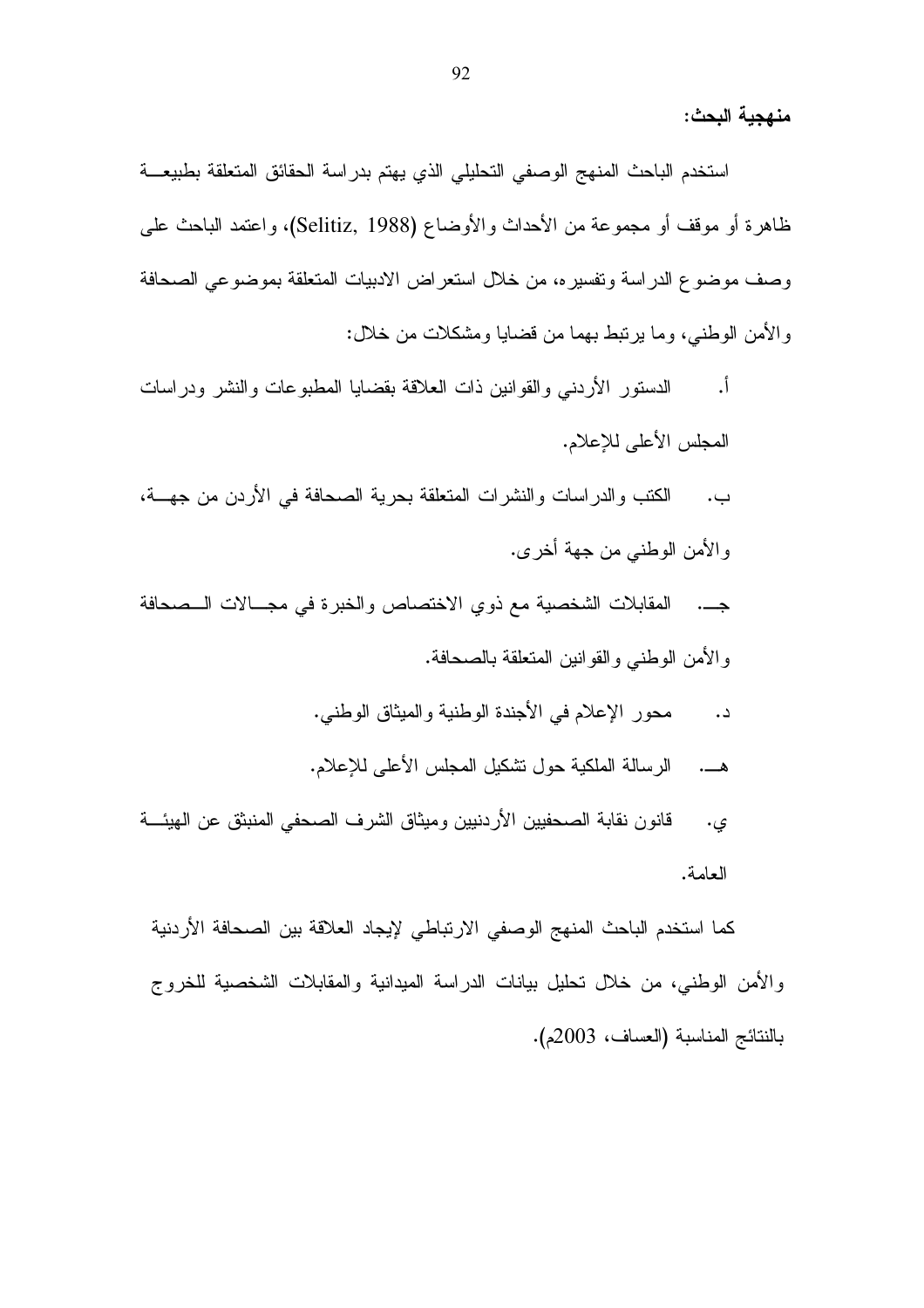**منهجية البحث:**

استخدم الباحث المنهج الوصفي التحليلي الذي يهتم بدراسة الحقائق المتعلقة بطبيعة ظاهرة أو موقف أو مجموعة من الأحداث والأوضاع (Selitiz, 1988)، واعتمد الباحث على وصف موضوع الدراسة وتفسيره، من خلال استعراض الادبيات المتعلقة بموضوعي الصحافة والأمن الوطني، وما يرتبط بهما من قضايا ومشكلات من خلال:

أ. الدستور الأردني والقوانين ذات العلاقة بقضايا المطبوعات والنشر ودراسات المجلس الأعلى للإعلام.

ب. الكتب والدراسات والنشرات المتعلقة بحرية الصحافة في الأردن من جهة، والأمن الوطني من جهة أخرى.

جـ. المقابلات الشخصية مع ذوي الاختصاص والخبرة في مجالات الصحافة والأمن الوطني والقوانين المتعلقة بالصحافة.

د. محور الإعلام في الأجندة الوطنية والميثاق الوطني.

هـ. الرسالة الملكية حول تشكيل المجلس الأعلى للإعلام.

ي. قانون نقابة الصحفيين الأردنيين وميثاق الشرف الصحفي المنبثق عن الهيئة العامة.

كما استخدم الباحث المنهج الوصفي الارتباطي لإيجاد العلاقة بين الصحافة الأردنية والأمن الوطني، من خلال تحليل بيانات الدراسة الميدانية والمقابلات الشخصية للخروج بالنتائج المناسبة (العساف، 2003م).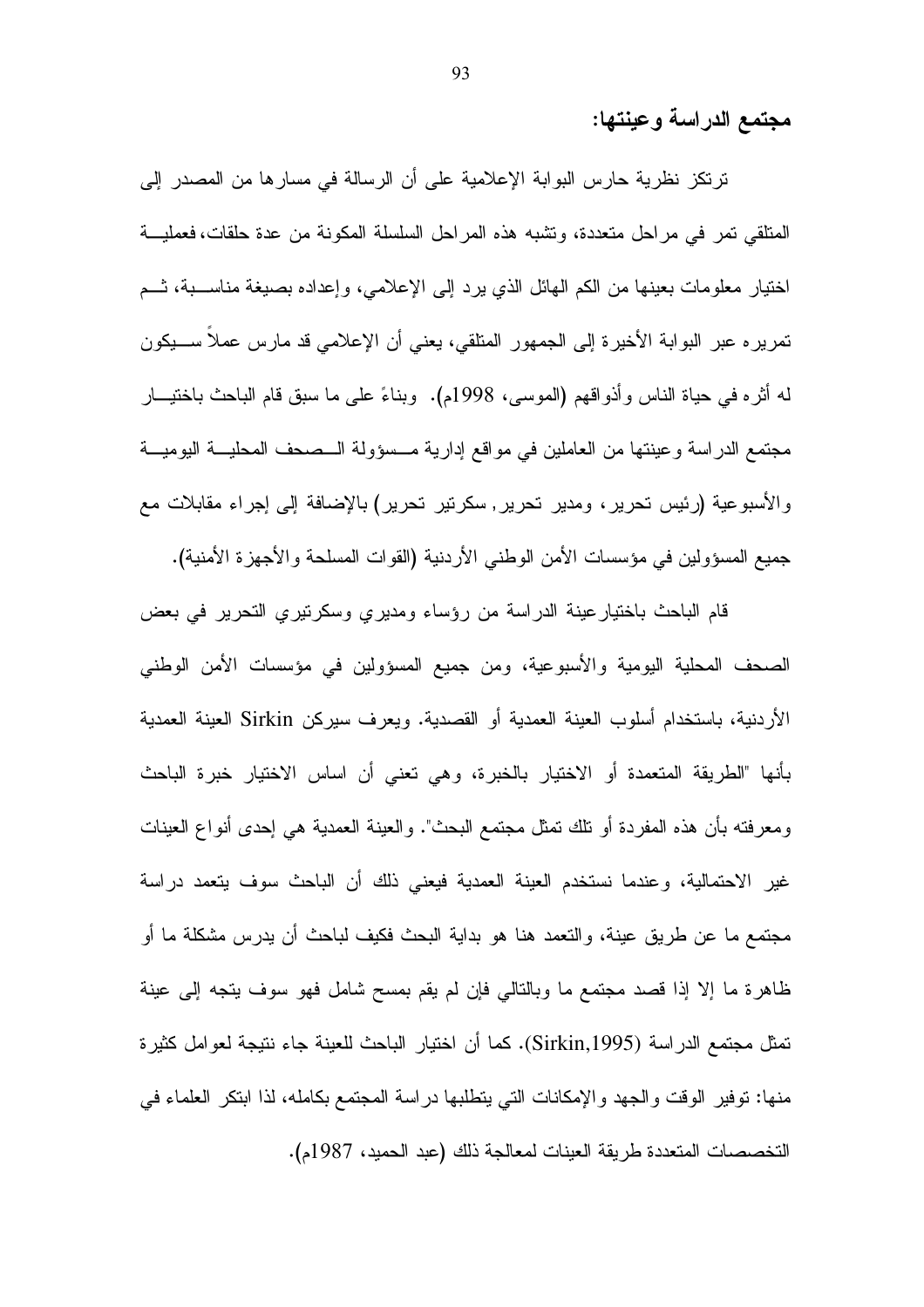## مجتمع الدراسة وعينتها:

ترتكز نظرية حارس البوابة الإعلامية على أن الرسالة في مسارها من المصدر إلى المتلقي تمر في مراحل متعددة، وتشبه هذه المراحل السلسلة المكونة من عدة حلقات، فعملية اختيار معلومات بعينها من الكم الهائل الذي يرد إلى الإعلامي، وإعداده بصيغة مناسبة، ثم تمريره عبر البوابة الأخيرة إلى الجمهور المتلقي، يعني أن الإعلامي قد مارس عملاً سيكون له أثره في حياة الناس وأذواقهم (الموسى، 1998م). وبناءً على ما سبق قام الباحث باختيار مجتمع الدراسة وعينتها من العاملين في مواقع إدارية مسؤولة الصحف المحلية اليومية والأسبوعية (رئيس تحرير، ومدير تحرير, سكرتير تحرير) بالإضافة إلى إجراء مقابلات مع جميع المسؤولين في مؤسسات الأمن الوطني الأردنية (القوات المسلحة والأجهزة الأمنية).

قام الباحث باختيارعينة الدراسة من رؤساء ومديري وسكرتيري التحرير في بعض الصحف المحلية اليومية والأسبوعية، ومن جميع المسؤولين في مؤسسات الأمن الوطني الأردنية، باستخدام أسلوب العينة العمدية أو القصدية. ويعرف سيركن Sirkin العينة العمدية بأنها "الطريقة المتعمدة أو الاختيار بالخبرة، وهي تعني أن اساس الاختيار خبرة الباحث ومعرفته بأن هذه المفردة أو تلك تمثل مجتمع البحث". والعينة العمدية هي إحدى أنواع العينات غير الاحتمالية، وعندما نستخدم العينة العمدية فيعني ذلك أن الباحث سوف يتعمد دراسة مجتمع ما عن طريق عينة، والتعمد هنا هو بداية البحث فكيف لباحث أن يدرس مشكلة ما أو ظاهرة ما إلا إذا قصد مجتمع ما وبالتالي فإن لم يقم بمسح شامل فهو سوف يتجه إلى عينة تمثل مجتمع الدراسة (Sirkin,1995). كما أن اختيار الباحث للعينة جاء نتيجة لعوامل كثيرة منها: توفير الوقت والجهد والإمكانات التي يتطلبها دراسة المجتمع بكامله، لذا ابتكر العلماء في التخصصات المتعددة طريقة العينات لمعالجة ذلك (عبد الحميد، 1987م).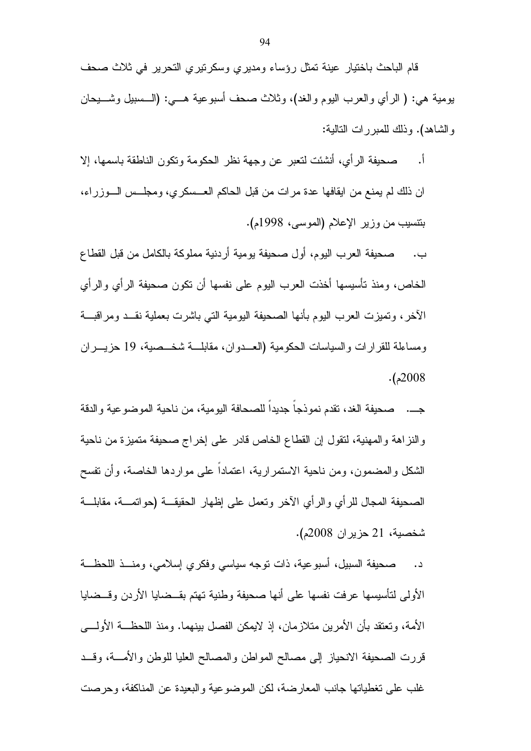قام الباحث باختيار عينة تمثل رؤساء ومديري وسكرتيري التحرير في ثلاث صحف يومية هي: ( الرأي والعرب اليوم والغد)، وثلاث صحف أسبوعية هي: (السبيل وشيحان والشاهد). وذلك للمبررات التالية:

أ. صحيفة الرأي، أنشئت لتعبر عن وجهة نظر الحكومة وتكون الناطقة باسمها، إلا ان ذلك لم يمنع من ايقافها عدة مرات من قبل الحاكم العسكري، ومجلس الوزراء، بتنسيب من وزير الإعلام (الموسى، 1998م).

ب. صحيفة العرب اليوم، أول صحيفة يومية أردنية مملوكة بالكامل من قبل القطاع الخاص، ومنذ تأسيسها أخذت العرب اليوم على نفسها أن تكون صحيفة الرأي والرأي الآخر، وتميزت العرب اليوم بأنها الصحيفة اليومية التي باشرت بعملية نقد ومراقبة ومساءلة للقرارات والسياسات الحكومية (العدوان، مقابلة شخصية، 19 حزيران 2008م).

جـ. صحيفة الغد، تقدم نموذجاً جديداً للصحافة اليومية، من ناحية الموضوعية والدقة والنزاهة والمهنية، لتقول إن القطاع الخاص قادر على إخراج صحيفة متميزة من ناحية الشكل والمضمون، ومن ناحية الاستمرارية، اعتماداً على مواردها الخاصة، وأن تفسح الصحيفة المجال للرأي والرأي الآخر وتعمل على إظهار الحقيقة (حواتمة، مقابلة شخصية، 21 حزيران 2008م).

د. صحيفة السبيل، أسبوعية، ذات توجه سياسي وفكري إسلامي، ومنذ اللحظة الأولى لتأسيسها عرفت نفسها على أنها صحيفة وطنية تهتم بقضايا الأردن وقضايا الأمة، وتعتقد بأن الأمرين متلازمان، إذ لايمكن الفصل بينهما. ومنذ اللحظة الأولى قررت الصحيفة الانحياز إلى مصالح المواطن والمصالح العليا للوطن والأمة، وقد غلب على تغطياتها جانب المعارضة، لكن الموضوعية والبعيدة عن المناكفة، وحرصت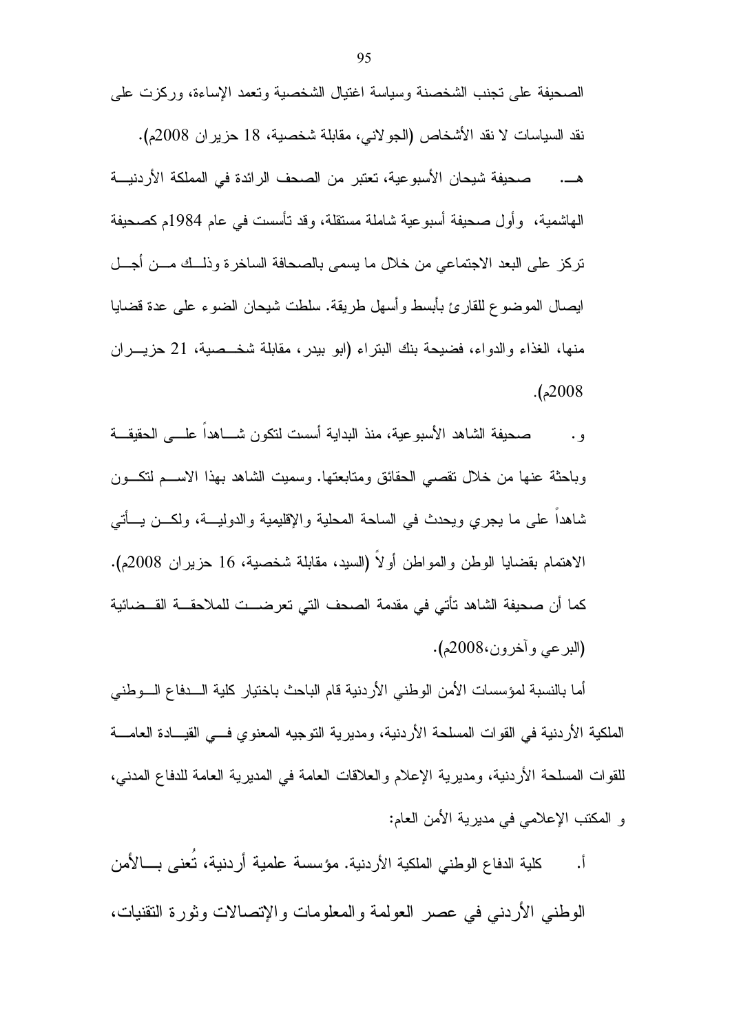الصحيفة على تجنب الشخصنة وسياسة اغتيال الشخصية وتعمد الإساءة، وركزت على نقد السياسات لا نقد الأشخاص (الجولاني، مقابلة شخصية، 18 حزيران 2008م).

هـ. صحيفة شيحان الأسبوعية، تعتبر من الصحف الرائدة في المملكة الأردنية الهاشمية، وأول صحيفة أسبوعية شاملة مستقلة، وقد تأسست في عام 1984م كصحيفة تركز على البعد الاجتماعي من خلال ما يسمى بالصحافة الساخرة وذلك من أجل ايصال الموضوع للقارئ بأبسط وأسهل طريقة. سلطت شيحان الضوء على عدة قضايا منها، الغذاء والدواء، فضيحة بنك البتراء (ابو بيدر، مقابلة شخصية، 21 حزيران 2008م).

و. صحيفة الشاهد الأسبوعية، منذ البداية أسست لتكون شاهداً على الحقيقة وباحثة عنها من خلال تقصي الحقائق ومتابعتها. وسميت الشاهد بهذا الاسم لتكون شاهداً على ما يجري ويحدث في الساحة المحلية والإقليمية والدولية، ولكن يأتي الاهتمام بقضايا الوطن والمواطن أولاً (السيد، مقابلة شخصية، 16 حزيران 2008م). كما أن صحيفة الشاهد تأتي في مقدمة الصحف التي تعرضت للملاحقة القضائية (البرعي وآخرون،2008م).

أما بالنسبة لمؤسسات الأمن الوطني الأردنية قام الباحث باختيار كلية الدفاع الوطني الملكية الأردنية في القوات المسلحة الأردنية، ومديرية التوجيه المعنوي في القيادة العامة للقوات المسلحة الأردنية، ومديرية الإعلام والعلاقات العامة في المديرية العامة للدفاع المدني، و المكتب الإعلامي في مديرية الأمن العام:

أ. كلية الدفاع الوطني الملكية الأردنية. مؤسسة علمية أردنية، تُعنى بالأمن الوطني الأردني في عصر العولمة والمعلومات والإتصالات وثورة التقنيات،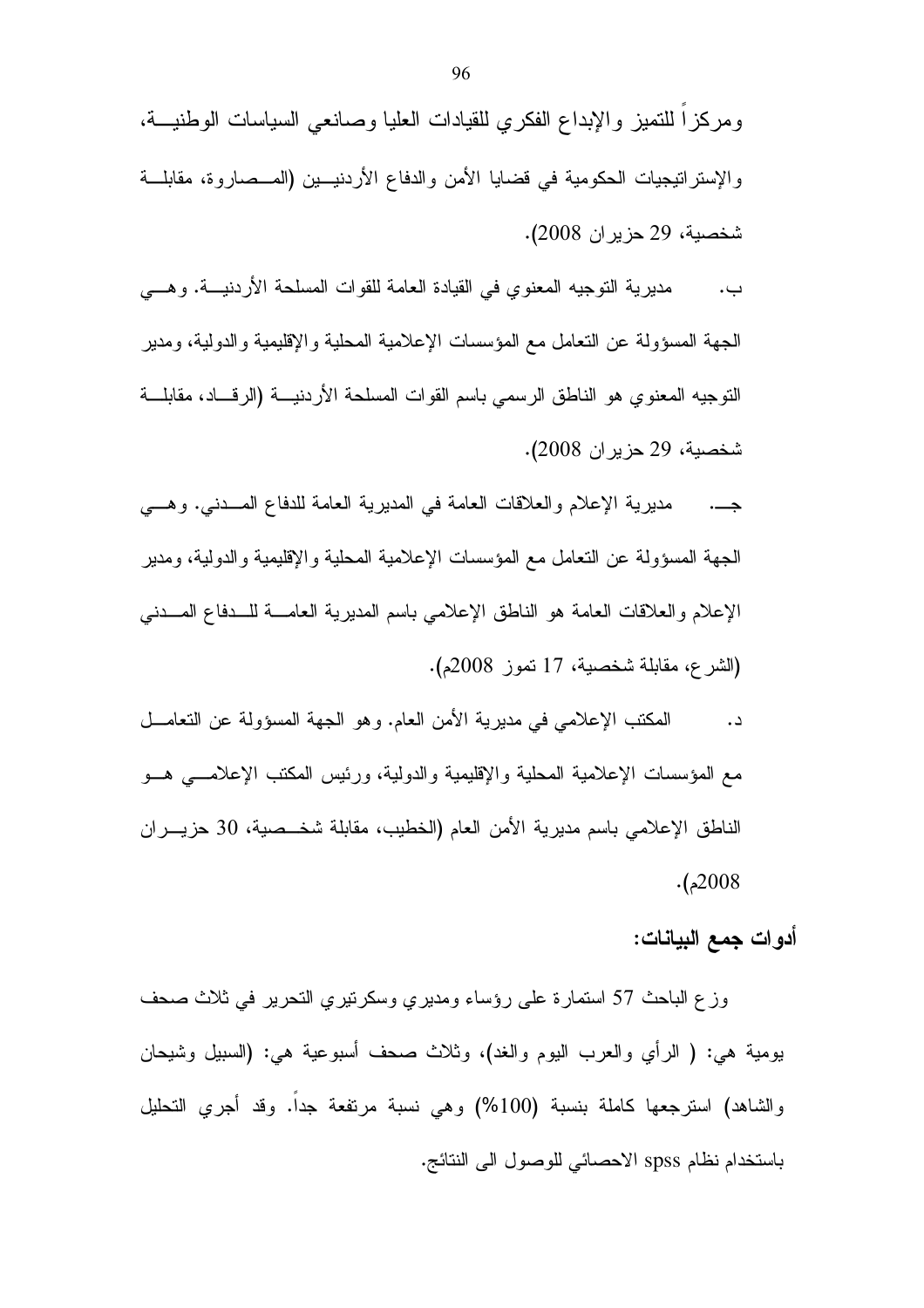ومركزاً للتميز والإبداع الفكري للقيادات العليا وصانعي السياسات الوطنية، والإستراتيجيات الحكومية في قضايا الأمن والدفاع الأردنيين (المصاروة، مقابلة شخصية، 29 حزيران 2008).

ب. مديرية التوجيه المعنوي في القيادة العامة للقوات المسلحة الأردنية. وهي الجهة المسؤولة عن التعامل مع المؤسسات الإعلامية المحلية والإقليمية والدولية، ومدير التوجيه المعنوي هو الناطق الرسمي باسم القوات المسلحة الأردنية (الرقاد، مقابلة شخصية، 29 حزيران 2008).

جـ. مديرية الإعلام والعلاقات العامة في المديرية العامة للدفاع المدني. وهي الجهة المسؤولة عن التعامل مع المؤسسات الإعلامية المحلية والإقليمية والدولية، ومدير الإعلام والعلاقات العامة هو الناطق الإعلامي باسم المديرية العامة للدفاع المدني (الشرع، مقابلة شخصية، 17 تموز 2008م).

د. المكتب الإعلامي في مديرية الأمن العام. وهو الجهة المسؤولة عن التعامل مع المؤسسات الإعلامية المحلية والإقليمية والدولية، ورئيس المكتب الإعلامي هو الناطق الإعلامي باسم مديرية الأمن العام (الخطيب، مقابلة شخصية، 30 حزيران 2008م).

**أدوات جمع البيانات:**

وزع الباحث 57 استمارة على رؤساء ومديري وسكرتيري التحرير في ثلاث صحف يومية هي: ( الرأي والعرب اليوم والغد)، وثلاث صحف أسبوعية هي: (السبيل وشيحان والشاهد) استرجعها كاملة بنسبة (100%) وهي نسبة مرتفعة جداً. وقد أجري التحليل باستخدام نظام spss الاحصائي للوصول الى النتائج.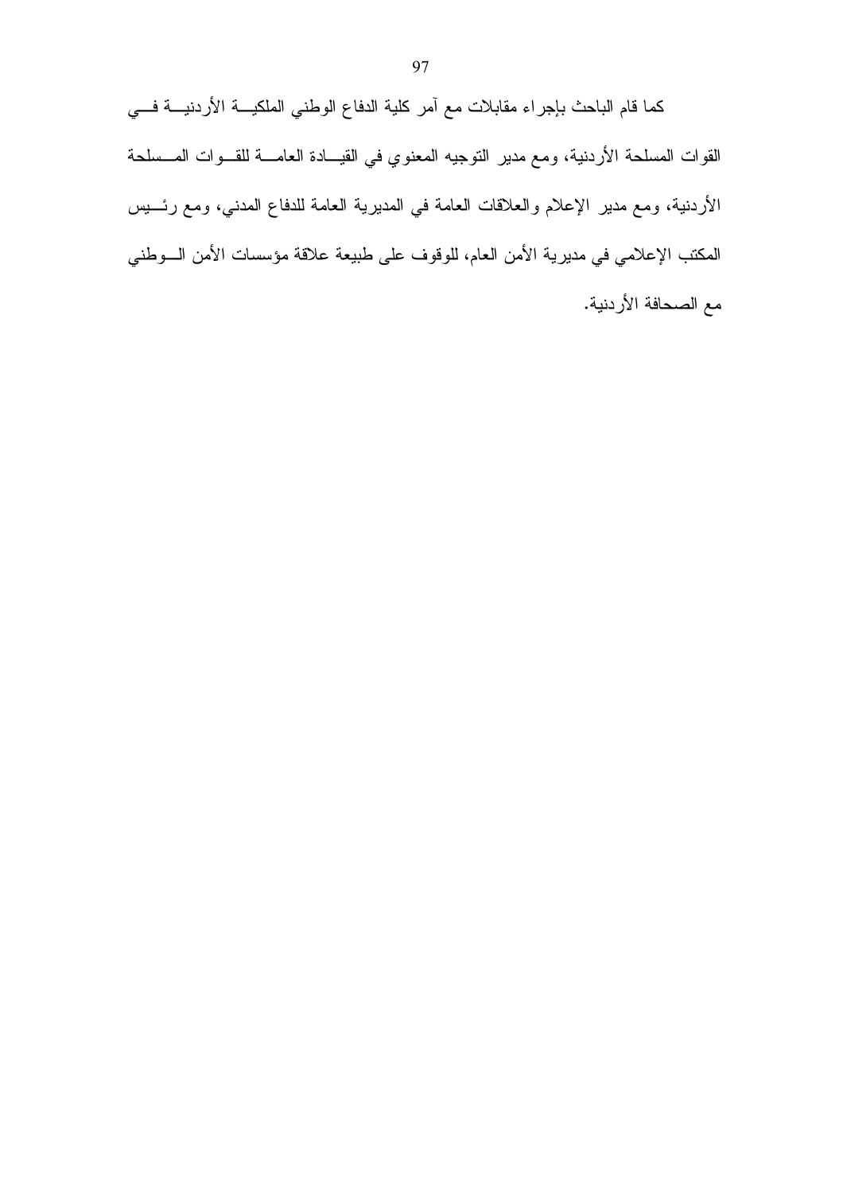كما قام الباحث بإجراء مقابلات مع آمر كلية الدفاع الوطني الملكية الأردنية في القوات المسلحة الأردنية، ومع مدير التوجيه المعنوي في القيادة العامة للقوات المسلحة الأردنية، ومع مدير الإعلام والعلاقات العامة في المديرية العامة للدفاع المدني، ومع رئيس المكتب الإعلامي في مديرية الأمن العام، للوقوف على طبيعة علاقة مؤسسات الأمن الوطني مع الصحافة الأردنية.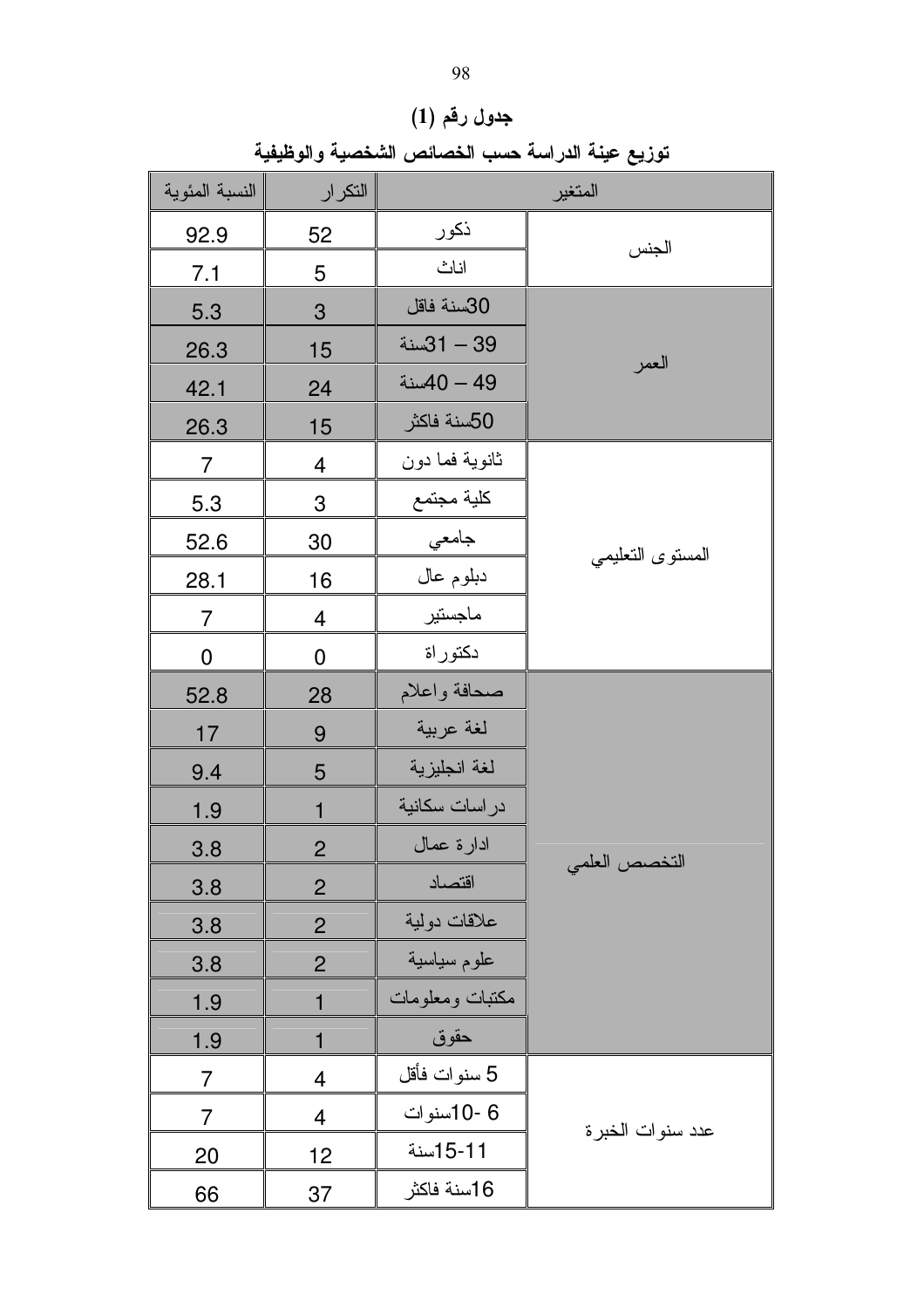جدول رقم (1)

توزيع عينة الدراسة حسب الخصائص الشخصية والوظيفية

| المتغير | | التكرار | النسبة المئوية |
|---|---|---|---|
| الجنس | ذكور | 52 | 92.9 |
| | اناث | 5 | 7.1 |
| العمر | 30سنة فاقل | 3 | 5.3 |
| | 31 – 39سنة | 15 | 26.3 |
| | 40 – 49سنة | 24 | 42.1 |
| | 50سنة فاكثر | 15 | 26.3 |
| المستوى التعليمي | ثانوية فما دون | 4 | 7 |
| | كلية مجتمع | 3 | 5.3 |
| | جامعي | 30 | 52.6 |
| | دبلوم عال | 16 | 28.1 |
| | ماجستير | 4 | 7 |
| | دكتوراة | 0 | 0 |
| التخصص العلمي | صحافة واعلام | 28 | 52.8 |
| | لغة عربية | 9 | 17 |
| | لغة انجليزية | 5 | 9.4 |
| | دراسات سكانية | 1 | 1.9 |
| | ادارة عمال | 2 | 3.8 |
| | اقتصاد | 2 | 3.8 |
| | علاقات دولية | 2 | 3.8 |
| | علوم سياسية | 2 | 3.8 |
| | مكتبات ومعلومات | 1 | 1.9 |
| | حقوق | 1 | 1.9 |
| عدد سنوات الخبرة | 5 سنوات فأقل | 4 | 7 |
| | 6 -10سنوات | 4 | 7 |
| | 11-15سنة | 12 | 20 |
| | 16سنة فاكثر | 37 | 66 |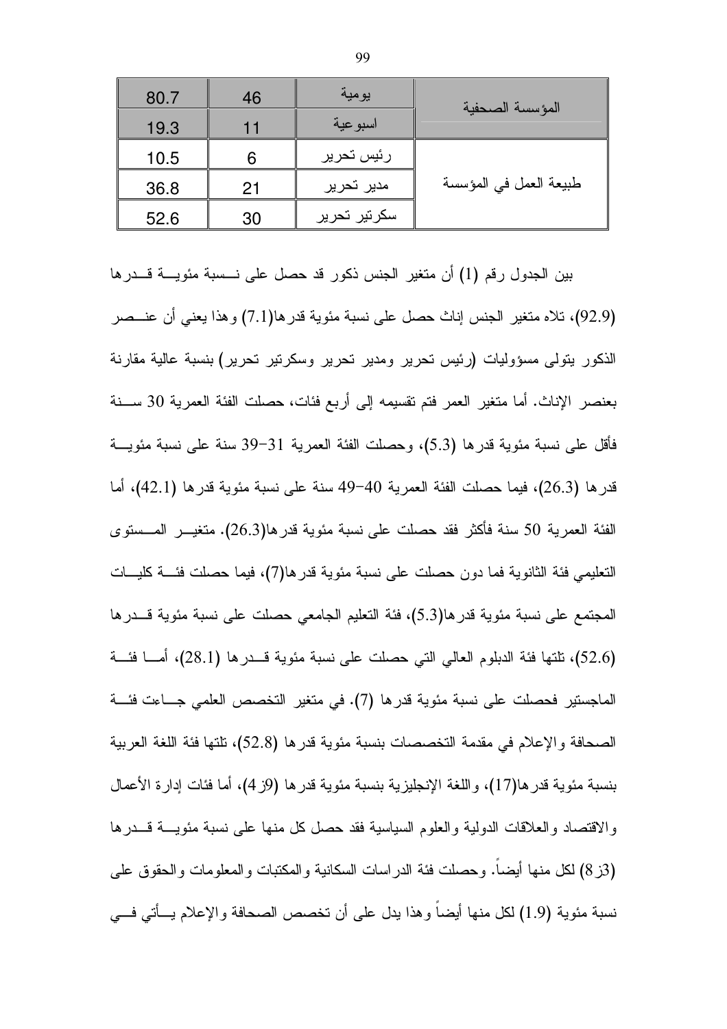| المؤسسة الصحفية | يومية | 46 | 80.7 |
| --- | --- | --- | --- |
| | اسبوعية | 11 | 19.3 |
| طبيعة العمل في المؤسسة | رئيس تحرير | 6 | 10.5 |
| | مدير تحرير | 21 | 36.8 |
| | سكرتير تحرير | 30 | 52.6 |

بين الجدول رقم (1) أن متغير الجنس ذكور قد حصل على نسبة مئوية قدرها (92.9)، تلاه متغير الجنس إناث حصل على نسبة مئوية قدرها(7.1) وهذا يعني أن عنصر الذكور يتولى مسؤوليات (رئيس تحرير ومدير تحرير وسكرتير تحرير) بنسبة عالية مقارنة بعنصر الإناث. أما متغير العمر فتم تقسيمه إلى أربع فئات، حصلت الفئة العمرية 30 سنة فأقل على نسبة مئوية قدرها (5.3)، وحصلت الفئة العمرية 31–39 سنة على نسبة مئوية قدرها (26.3)، فيما حصلت الفئة العمرية 40–49 سنة على نسبة مئوية قدرها (42.1)، أما الفئة العمرية 50 سنة فأكثر فقد حصلت على نسبة مئوية قدرها(26.3). متغير المستوى التعليمي فئة الثانوية فما دون حصلت على نسبة مئوية قدرها(7)، فيما حصلت فئة كليات المجتمع على نسبة مئوية قدرها(5.3)، فئة التعليم الجامعي حصلت على نسبة مئوية قدرها (52.6)، تلتها فئة الدبلوم العالي التي حصلت على نسبة مئوية قدرها (28.1)، أما فئة الماجستير فحصلت على نسبة مئوية قدرها (7). في متغير التخصص العلمي جاءت فئة الصحافة والإعلام في مقدمة التخصصات بنسبة مئوية قدرها (52.8)، تلتها فئة اللغة العربية بنسبة مئوية قدرها(17)، واللغة الإنجليزية بنسبة مئوية قدرها (9ز4)، أما فئات إدارة الأعمال والاقتصاد والعلاقات الدولية والعلوم السياسية فقد حصل كل منها على نسبة مئوية قدرها (3ز8) لكل منها أيضاً. وحصلت فئة الدراسات السكانية والمكتبات والمعلومات والحقوق على نسبة مئوية (1.9) لكل منها أيضاً وهذا يدل على أن تخصص الصحافة والإعلام يأتي في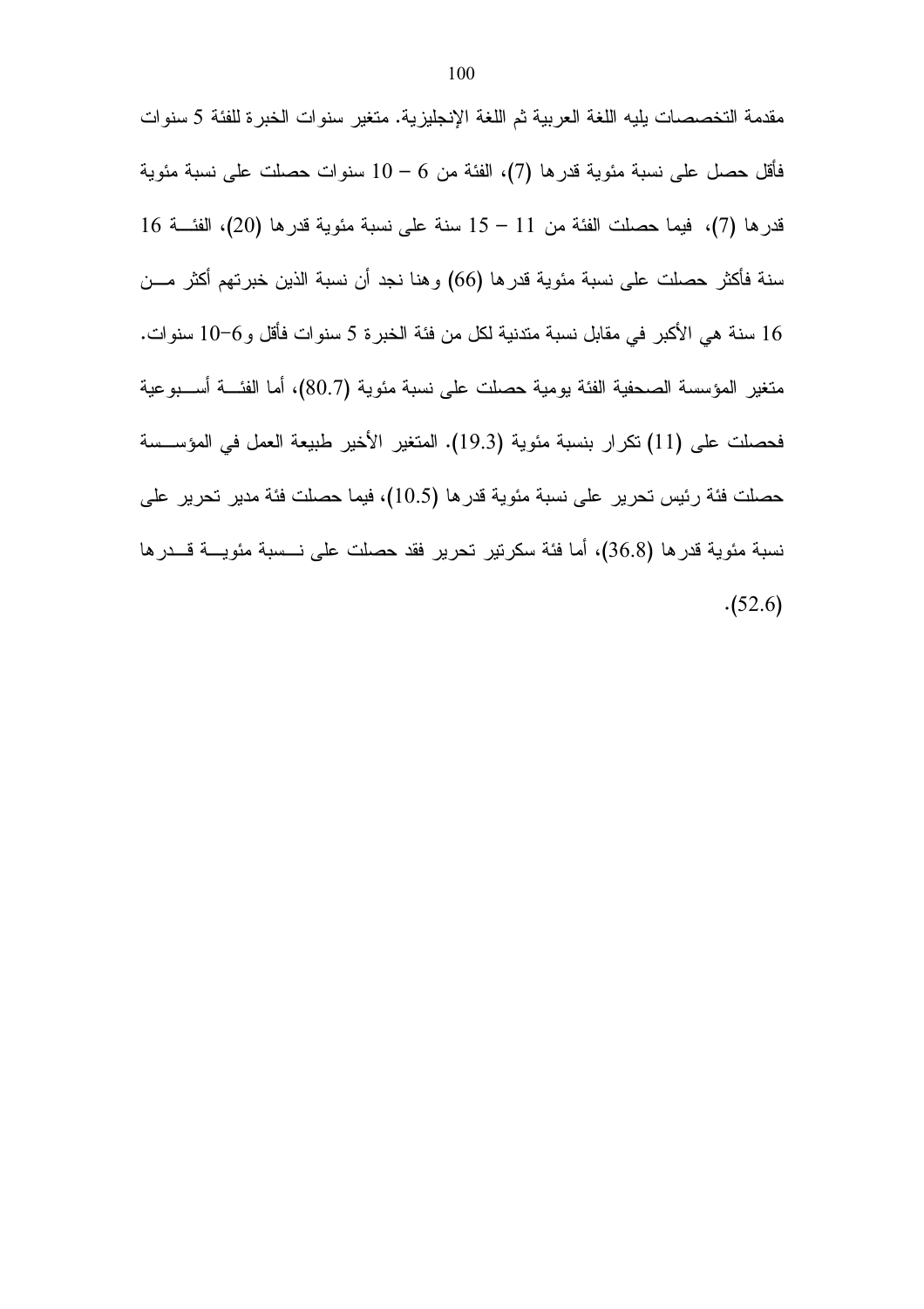مقدمة التخصصات يليه اللغة العربية ثم اللغة الإنجليزية. متغير سنوات الخبرة للفئة 5 سنوات فأقل حصل على نسبة مئوية قدرها (7)، الفئة من 6 – 10 سنوات حصلت على نسبة مئوية قدرها (7)، فيما حصلت الفئة من 11 – 15 سنة على نسبة مئوية قدرها (20)، الفئة 16 سنة فأكثر حصلت على نسبة مئوية قدرها (66) وهنا نجد أن نسبة الذين خبرتهم أكثر من 16 سنة هي الأكبر في مقابل نسبة متدنية لكل من فئة الخبرة 5 سنوات فأقل و6–10 سنوات. متغير المؤسسة الصحفية الفئة يومية حصلت على نسبة مئوية (80.7)، أما الفئة أسبوعية فحصلت على (11) تكرار بنسبة مئوية (19.3). المتغير الأخير طبيعة العمل في المؤسسة حصلت فئة رئيس تحرير على نسبة مئوية قدرها (10.5)، فيما حصلت فئة مدير تحرير على نسبة مئوية قدرها (36.8)، أما فئة سكرتير تحرير فقد حصلت على نسبة مئوية قدرها (52.6).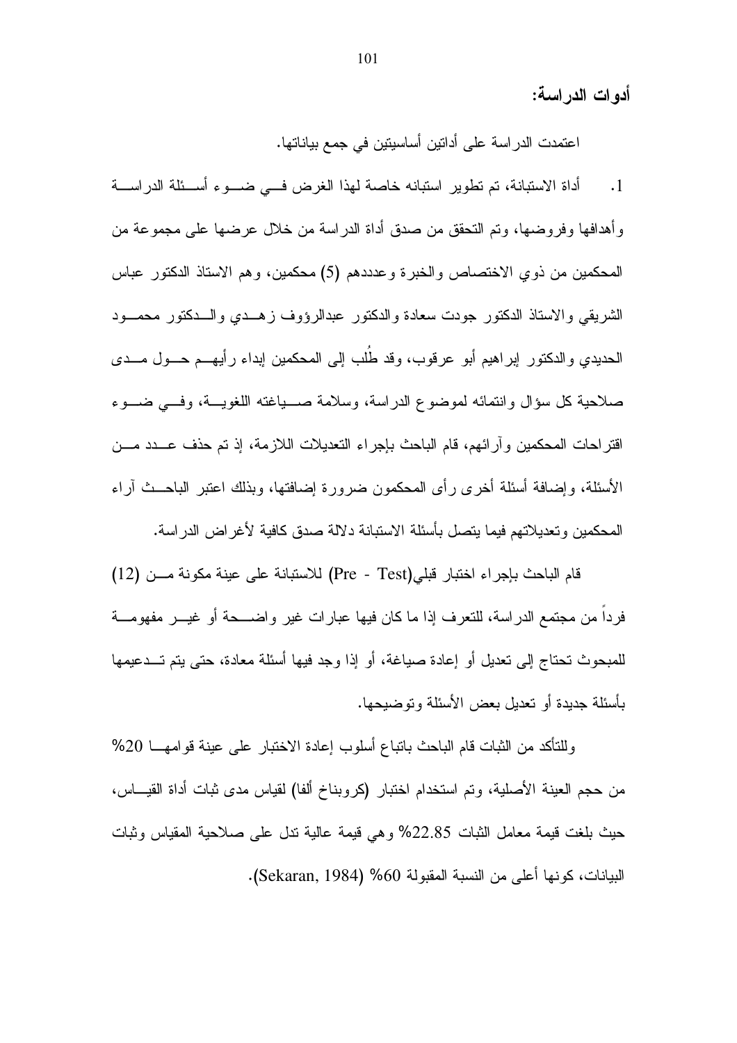**أدوات الدراسة:**

اعتمدت الدراسة على أداتين أساسيتين في جمع بياناتها.

1. أداة الاستبانة، تم تطوير استبانه خاصة لهذا الغرض في ضوء أسئلة الدراسة وأهدافها وفروضها، وتم التحقق من صدق أداة الدراسة من خلال عرضها على مجموعة من المحكمين من ذوي الاختصاص والخبرة وعدددهم (5) محكمين، وهم الاستاذ الدكتور عباس الشريقي والاستاذ الدكتور جودت سعادة والدكتور عبدالرؤوف زهدي والدكتور محمود الحديدي والدكتور إبراهيم أبو عرقوب، وقد طُلب إلى المحكمين إبداء رأيهم حول مدى صلاحية كل سؤال وانتمائه لموضوع الدراسة، وسلامة صياغته اللغوية، وفي ضوء اقتراحات المحكمين وآرائهم، قام الباحث بإجراء التعديلات اللازمة، إذ تم حذف عدد من الأسئلة، وإضافة أسئلة أخرى رأى المحكمون ضرورة إضافتها، وبذلك اعتبر الباحث آراء المحكمين وتعديلاتهم فيما يتصل بأسئلة الاستبانة دلالة صدق كافية لأغراض الدراسة.

قام الباحث بإجراء اختبار قبلي(Pre - Test) للاستبانة على عينة مكونة من (12) فرداً من مجتمع الدراسة، للتعرف إذا ما كان فيها عبارات غير واضحة أو غير مفهومة للمبحوث تحتاج إلى تعديل أو إعادة صياغة، أو إذا وجد فيها أسئلة معادة، حتى يتم تدعيمها بأسئلة جديدة أو تعديل بعض الأسئلة وتوضيحها.

وللتأكد من الثبات قام الباحث باتباع أسلوب إعادة الاختبار على عينة قوامها 20% من حجم العينة الأصلية، وتم استخدام اختبار (كرونباخ ألفا) لقياس مدى ثبات أداة القياس، حيث بلغت قيمة معامل الثبات 22.85% وهي قيمة عالية تدل على صلاحية المقياس وثبات البيانات، كونها أعلى من النسبة المقبولة 60% (Sekaran, 1984).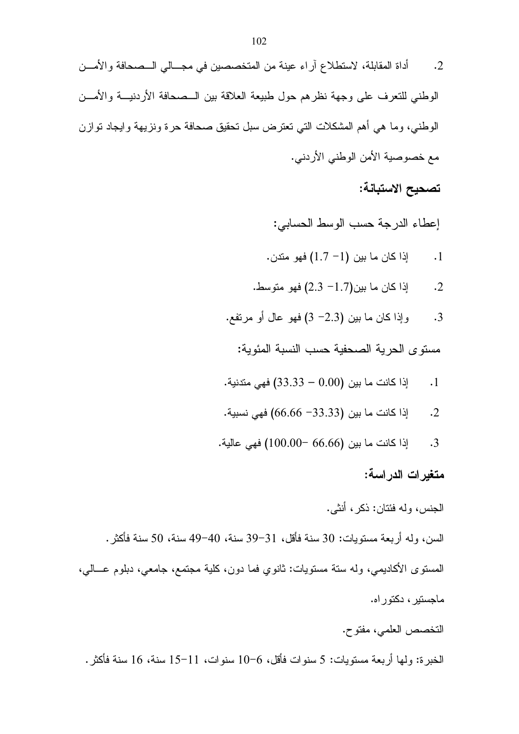2. أداة المقابلة، لاستطلاع آراء عينة من المتخصصين في مجالي الصحافة والأمن الوطني للتعرف على وجهة نظرهم حول طبيعة العلاقة بين الصحافة الأردنية والأمن الوطني، وما هي أهم المشكلات التي تعترض سبل تحقيق صحافة حرة ونزيهة وايجاد توازن مع خصوصية الأمن الوطني الأردني.

### تصحيح الاستبانة:

إعطاء الدرجة حسب الوسط الحسابي:

1. إذا كان ما بين (1- 1.7) فهو متدن.
2. إذا كان ما بين(1.7- 2.3) فهو متوسط.
3. وإذا كان ما بين (2.3- 3) فهو عال أو مرتفع.

مستوى الحرية الصحفية حسب النسبة المئوية:

1. إذا كانت ما بين (0.00 – 33.33) فهي متدنية.
2. إذا كانت ما بين (33.33- 66.66) فهي نسبية.
3. إذا كانت ما بين (66.66 -100.00) فهي عالية.

### متغيرات الدراسة:

الجنس، وله فئتان: ذكر، أنثى.

السن، وله أربعة مستويات: 30 سنة فأقل، 31-39 سنة، 40-49 سنة، 50 سنة فأكثر.

المستوى الأكاديمي، وله ستة مستويات: ثانوي فما دون، كلية مجتمع، جامعي، دبلوم عالي، ماجستير، دكتوراه.

التخصص العلمي، مفتوح.

الخبرة: ولها أربعة مستويات: 5 سنوات فأقل، 6-10 سنوات، 11-15 سنة، 16 سنة فأكثر.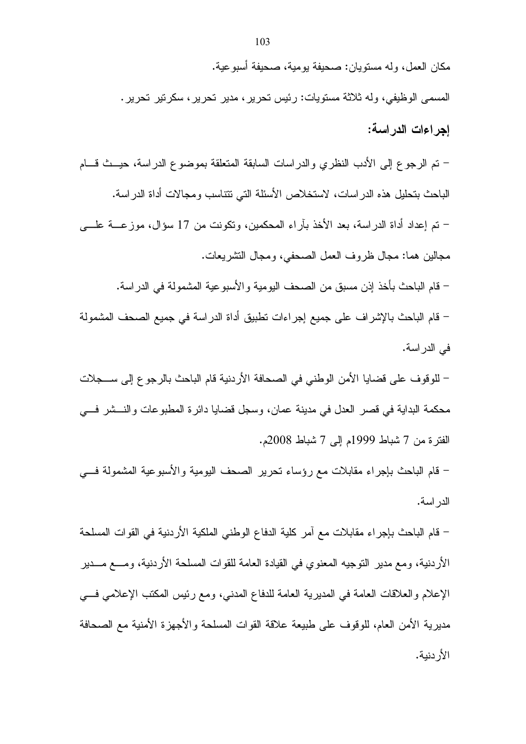مكان العمل، وله مستويان: صحيفة يومية، صحيفة أسبوعية.

المسمى الوظيفي، وله ثلاثة مستويات: رئيس تحرير، مدير تحرير، سكرتير تحرير.

### إجراءات الدراسة:

- تم الرجوع إلى الأدب النظري والدراسات السابقة المتعلقة بموضوع الدراسة، حيث قام الباحث بتحليل هذه الدراسات، لاستخلاص الأسئلة التي تتناسب ومجالات أداة الدراسة.
- تم إعداد أداة الدراسة، بعد الأخذ بآراء المحكمين، وتكونت من 17 سؤال، موزعة على مجالين هما: مجال ظروف العمل الصحفي، ومجال التشريعات.
- قام الباحث بأخذ إذن مسبق من الصحف اليومية والأسبوعية المشمولة في الدراسة.
- قام الباحث بالإشراف على جميع إجراءات تطبيق أداة الدراسة في جميع الصحف المشمولة في الدراسة.
- للوقوف على قضايا الأمن الوطني في الصحافة الأردنية قام الباحث بالرجوع إلى سجلات محكمة البداية في قصر العدل في مدينة عمان، وسجل قضايا دائرة المطبوعات والنشر في الفترة من 7 شباط 1999م إلى 7 شباط 2008م.
- قام الباحث بإجراء مقابلات مع رؤساء تحرير الصحف اليومية والأسبوعية المشمولة في الدراسة.
- قام الباحث بإجراء مقابلات مع آمر كلية الدفاع الوطني الملكية الأردنية في القوات المسلحة الأردنية، ومع مدير التوجيه المعنوي في القيادة العامة للقوات المسلحة الأردنية، ومع مدير الإعلام والعلاقات العامة في المديرية العامة للدفاع المدني، ومع رئيس المكتب الإعلامي في مديرية الأمن العام، للوقوف على طبيعة علاقة القوات المسلحة والأجهزة الأمنية مع الصحافة الأردنية.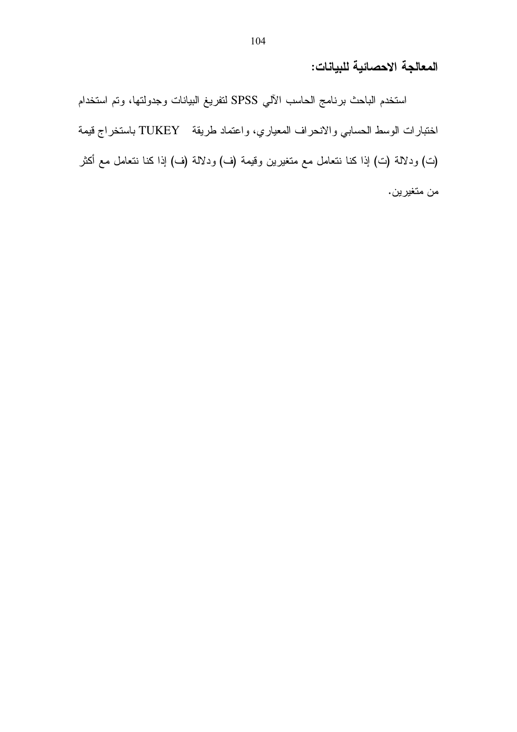### المعالجة الاحصائية للبيانات:

استخدم الباحث برنامج الحاسب الآلي SPSS لتفريغ البيانات وجدولتها، وتم استخدام اختبارات الوسط الحسابي والانحراف المعياري، واعتماد طريقة TUKEY باستخراج قيمة (ت) ودلالة (ت) إذا كنا نتعامل مع متغيرين وقيمة (ف) ودلالة (ف) إذا كنا نتعامل مع أكثر من متغيرين.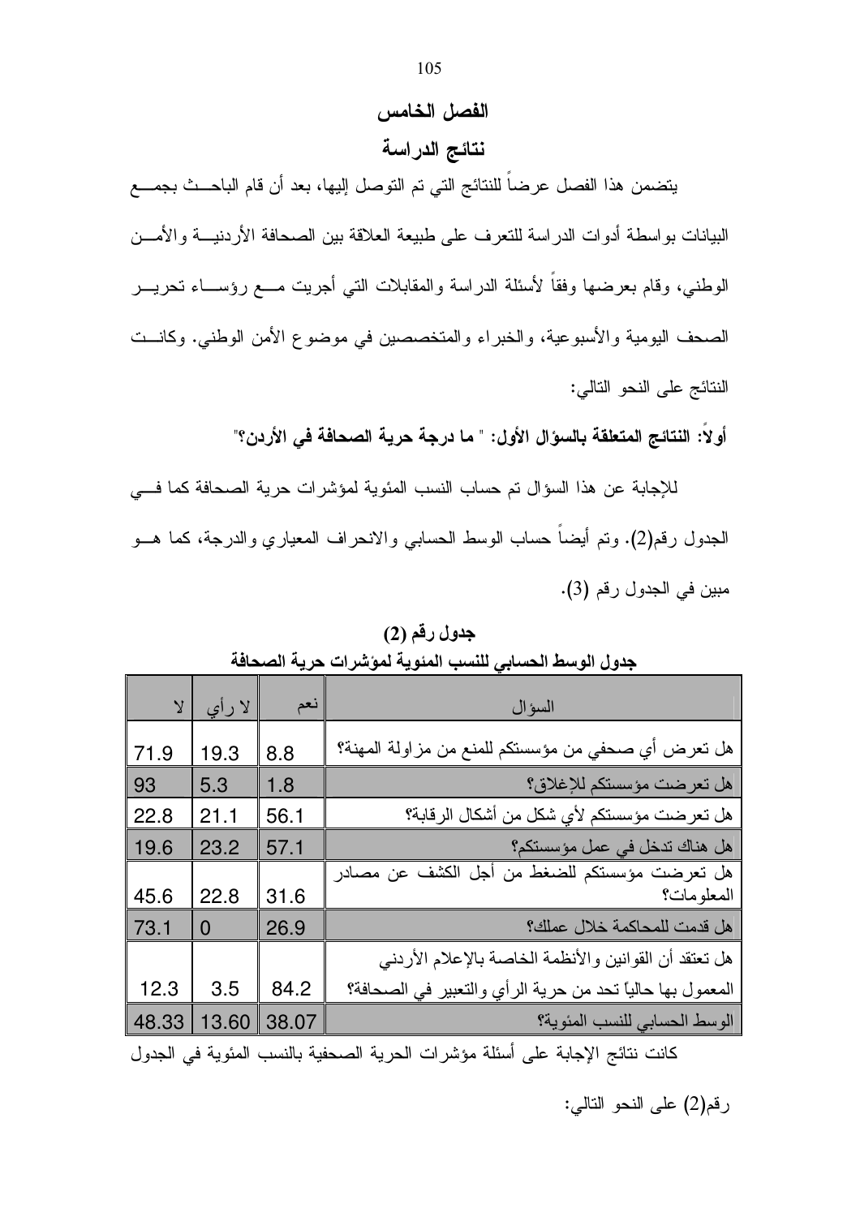# الفصل الخامس

## نتائج الدراسة

يتضمن هذا الفصل عرضاً للنتائج التي تم التوصل إليها، بعد أن قام الباحث بجمع البيانات بواسطة أدوات الدراسة للتعرف على طبيعة العلاقة بين الصحافة الأردنية والأمن الوطني، وقام بعرضها وفقاً لأسئلة الدراسة والمقابلات التي أجريت مع رؤساء تحرير الصحف اليومية والأسبوعية، والخبراء والمتخصصين في موضوع الأمن الوطني. وكانت النتائج على النحو التالي:

**أولاً: النتائج المتعلقة بالسؤال الأول: " ما درجة حرية الصحافة في الأردن؟"**

للإجابة عن هذا السؤال تم حساب النسب المئوية لمؤشرات حرية الصحافة كما في الجدول رقم(2). وتم أيضاً حساب الوسط الحسابي والانحراف المعياري والدرجة، كما هو مبين في الجدول رقم (3).

**جدول رقم (2)**

**جدول الوسط الحسابي للنسب المئوية لمؤشرات حرية الصحافة**

| السؤال | نعم | لا رأي | لا |
|---|---|---|---|
| هل تعرض أي صحفي من مؤسستكم للمنع من مزاولة المهنة؟ | 8.8 | 19.3 | 71.9 |
| هل تعرضت مؤسستكم للإغلاق؟ | 1.8 | 5.3 | 93 |
| هل تعرضت مؤسستكم لأي شكل من أشكال الرقابة؟ | 56.1 | 21.1 | 22.8 |
| هل هناك تدخل في عمل مؤسستكم؟ | 57.1 | 23.2 | 19.6 |
| هل تعرضت مؤسستكم للضغط من أجل الكشف عن مصادر المعلومات؟ | 31.6 | 22.8 | 45.6 |
| هل قدمت للمحاكمة خلال عملك؟ | 26.9 | 0 | 73.1 |
| هل تعتقد أن القوانين والأنظمة الخاصة بالإعلام الأردني المعمول بها حالياً تحد من حرية الرأي والتعبير في الصحافة؟ | 84.2 | 3.5 | 12.3 |
| الوسط الحسابي للنسب المئوية؟ | 38.07 | 13.60 | 48.33 |

كانت نتائج الإجابة على أسئلة مؤشرات الحرية الصحفية بالنسب المئوية في الجدول رقم(2) على النحو التالي: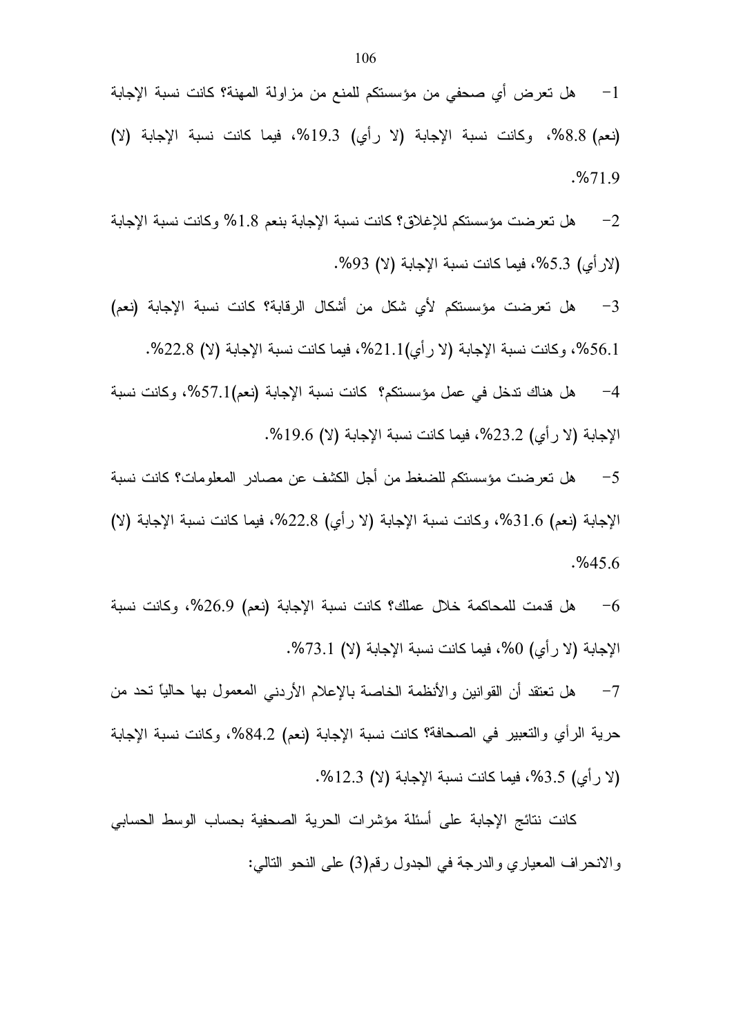1- هل تعرض أي صحفي من مؤسستكم للمنع من مزاولة المهنة؟ كانت نسبة الإجابة (نعم) 8.8%، وكانت نسبة الإجابة (لا رأي) 19.3%، فيما كانت نسبة الإجابة (لا) 71.9%.

2- هل تعرضت مؤسستكم للإغلاق؟ كانت نسبة الإجابة بنعم 1.8% وكانت نسبة الإجابة (لارأي) 5.3%، فيما كانت نسبة الإجابة (لا) 93%.

3- هل تعرضت مؤسستكم لأي شكل من أشكال الرقابة؟ كانت نسبة الإجابة (نعم) 56.1%، وكانت نسبة الإجابة (لا رأي)21.1%، فيما كانت نسبة الإجابة (لا) 22.8%.

4- هل هناك تدخل في عمل مؤسستكم؟ كانت نسبة الإجابة (نعم)57.1%، وكانت نسبة الإجابة (لا رأي) 23.2%، فيما كانت نسبة الإجابة (لا) 19.6%.

5- هل تعرضت مؤسستكم للضغط من أجل الكشف عن مصادر المعلومات؟ كانت نسبة الإجابة (نعم) 31.6%، وكانت نسبة الإجابة (لا رأي) 22.8%، فيما كانت نسبة الإجابة (لا) 45.6%.

6- هل قدمت للمحاكمة خلال عملك؟ كانت نسبة الإجابة (نعم) 26.9%، وكانت نسبة الإجابة (لا رأي) 0%، فيما كانت نسبة الإجابة (لا) 73.1%.

7- هل تعتقد أن القوانين والأنظمة الخاصة بالإعلام الأردني المعمول بها حالياً تحد من حرية الرأي والتعبير في الصحافة؟ كانت نسبة الإجابة (نعم) 84.2%، وكانت نسبة الإجابة (لا رأي) 3.5%، فيما كانت نسبة الإجابة (لا) 12.3%.

كانت نتائج الإجابة على أسئلة مؤشرات الحرية الصحفية بحساب الوسط الحسابي والانحراف المعياري والدرجة في الجدول رقم(3) على النحو التالي: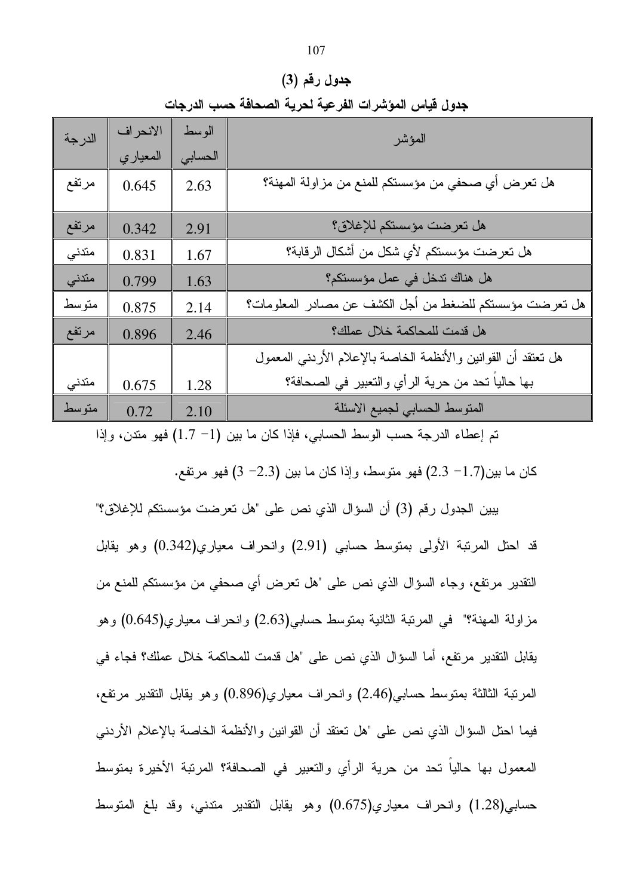**جدول رقم (3)**

**جدول قياس المؤشرات الفرعية لحرية الصحافة حسب الدرجات**

| المؤشر | الوسط الحسابي | الانحراف المعياري | الدرجة |
|---|---|---|---|
| هل تعرض أي صحفي من مؤسستكم للمنع من مزاولة المهنة؟ | 2.63 | 0.645 | مرتفع |
| هل تعرضت مؤسستكم للإغلاق؟ | 2.91 | 0.342 | مرتفع |
| هل تعرضت مؤسستكم لأي شكل من أشكال الرقابة؟ | 1.67 | 0.831 | متدني |
| هل هناك تدخل في عمل مؤسستكم؟ | 1.63 | 0.799 | متدني |
| هل تعرضت مؤسستكم للضغط من أجل الكشف عن مصادر المعلومات؟ | 2.14 | 0.875 | متوسط |
| هل قدمت للمحاكمة خلال عملك؟ | 2.46 | 0.896 | مرتفع |
| هل تعتقد أن القوانين والأنظمة الخاصة بالإعلام الأردني المعمول بها حالياً تحد من حرية الرأي والتعبير في الصحافة؟ | 1.28 | 0.675 | متدني |
| المتوسط الحسابي لجميع الاسئلة | 2.10 | 0.72 | متوسط |

تم إعطاء الدرجة حسب الوسط الحسابي، فإذا كان ما بين (1- 1.7) فهو متدن، وإذا كان ما بين(1.7- 2.3) فهو متوسط، وإذا كان ما بين (2.3- 3) فهو مرتفع.

يبين الجدول رقم (3) أن السؤال الذي نص على "هل تعرضت مؤسستكم للإغلاق؟" قد احتل المرتبة الأولى بمتوسط حسابي (2.91) وانحراف معياري(0.342) وهو يقابل التقدير مرتفع، وجاء السؤال الذي نص على "هل تعرض أي صحفي من مؤسستكم للمنع من مزاولة المهنة؟" في المرتبة الثانية بمتوسط حسابي(2.63) وانحراف معياري(0.645) وهو يقابل التقدير مرتفع، أما السؤال الذي نص على "هل قدمت للمحاكمة خلال عملك؟ فجاء في المرتبة الثالثة بمتوسط حسابي(2.46) وانحراف معياري(0.896) وهو يقابل التقدير مرتفع، فيما احتل السؤال الذي نص على "هل تعتقد أن القوانين والأنظمة الخاصة بالإعلام الأردني المعمول بها حالياً تحد من حرية الرأي والتعبير في الصحافة؟ المرتبة الأخيرة بمتوسط حسابي(1.28) وانحراف معياري(0.675) وهو يقابل التقدير متدني، وقد بلغ المتوسط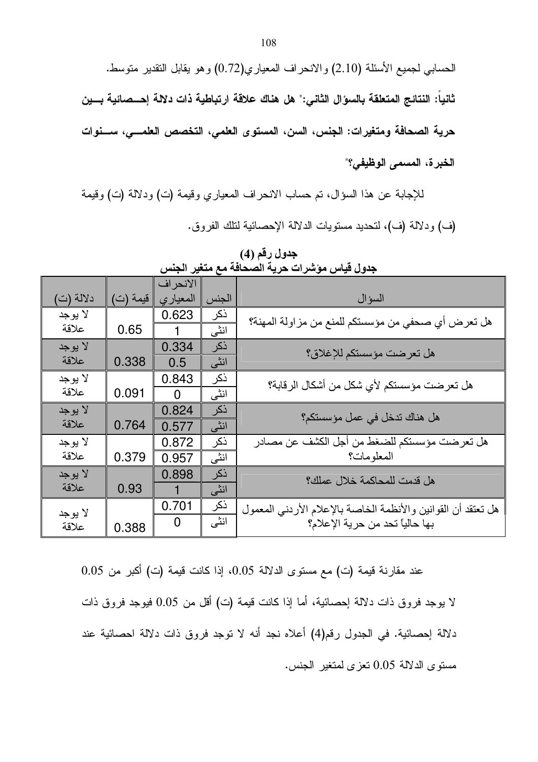الحسابي لجميع الأسئلة (2.10) والانحراف المعياري(0.72) وهو يقابل التقدير متوسط.

**ثانياً: النتائج المتعلقة بالسؤال الثاني:" هل هناك علاقة ارتباطية ذات دلالة إحصائية بين حرية الصحافة ومتغيرات: الجنس، السن، المستوى العلمي، التخصص العلمي، سنوات الخبرة، المسمى الوظيفي؟"**

للإجابة عن هذا السؤال، تم حساب الانحراف المعياري وقيمة (ت) ودلالة (ت) وقيمة (ف) ودلالة (ف)، لتحديد مستويات الدلالة الإحصائية لتلك الفروق.

**جدول رقم (4)**
**جدول قياس مؤشرات حرية الصحافة مع متغير الجنس**

| السؤال | الجنس | الانحراف المعياري | قيمة (ت) | دلالة (ت) |
|---|---|---|---|---|
| هل تعرض أي صحفي من مؤسستكم للمنع من مزاولة المهنة؟ | ذكر | 0.623 | 0.65 | لا يوجد علاقة |
| | انثى | 1 | | |
| هل تعرضت مؤسستكم للإغلاق؟ | ذكر | 0.334 | 0.338 | لا يوجد علاقة |
| | انثى | 0.5 | | |
| هل تعرضت مؤسستكم لأي شكل من أشكال الرقابة؟ | ذكر | 0.843 | 0.091 | لا يوجد علاقة |
| | انثى | 0 | | |
| هل هناك تدخل في عمل مؤسستكم؟ | ذكر | 0.824 | 0.764 | لا يوجد علاقة |
| | انثى | 0.577 | | |
| هل تعرضت مؤسستكم للضغط من أجل الكشف عن مصادر المعلومات؟ | ذكر | 0.872 | 0.379 | لا يوجد علاقة |
| | انثى | 0.957 | | |
| هل قدمت للمحاكمة خلال عملك؟ | ذكر | 0.898 | 0.93 | لا يوجد علاقة |
| | انثى | 1 | | |
| هل تعتقد أن القوانين والأنظمة الخاصة بالإعلام الأردني المعمول بها حالياً تحد من حرية الإعلام؟ | ذكر | 0.701 | 0.388 | لا يوجد علاقة |
| | انثى | 0 | | |

عند مقارنة قيمة (ت) مع مستوى الدلالة 0.05، إذا كانت قيمة (ت) أكبر من 0.05 لا يوجد فروق ذات دلالة إحصائية، أما إذا كانت قيمة (ت) أقل من 0.05 فيوجد فروق ذات دلالة إحصائية. في الجدول رقم(4) أعلاه نجد أنه لا توجد فروق ذات دلالة احصائية عند مستوى الدلالة 0.05 تعزى لمتغير الجنس.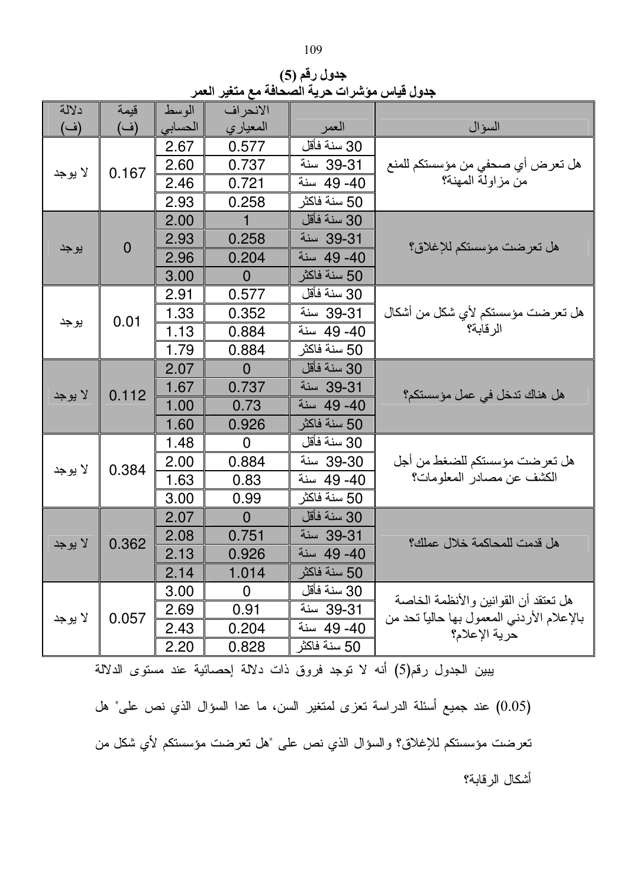**جدول رقم (5)**

**جدول قياس مؤشرات حرية الصحافة مع متغير العمر**

| السؤال | العمر | الانحراف المعياري | الوسط الحسابي | قيمة (ف) | دلالة (ف) |
|---|---|---|---|---|---|
| هل تعرض أي صحفي من مؤسستكم للمنع من مزاولة المهنة؟ | 30 سنة فأقل | 0.577 | 2.67 | 0.167 | لا يوجد |
| | 31-39 سنة | 0.737 | 2.60 | | |
| | 40- 49 سنة | 0.721 | 2.46 | | |
| | 50 سنة فاكثر | 0.258 | 2.93 | | |
| هل تعرضت مؤسستكم للإغلاق؟ | 30 سنة فأقل | 1 | 2.00 | 0 | يوجد |
| | 31-39 سنة | 0.258 | 2.93 | | |
| | 40- 49 سنة | 0.204 | 2.96 | | |
| | 50 سنة فاكثر | 0 | 3.00 | | |
| هل تعرضت مؤسستكم لأي شكل من أشكال الرقابة؟ | 30 سنة فأقل | 0.577 | 2.91 | 0.01 | يوجد |
| | 31-39 سنة | 0.352 | 1.33 | | |
| | 40- 49 سنة | 0.884 | 1.13 | | |
| | 50 سنة فاكثر | 0.884 | 1.79 | | |
| هل هناك تدخل في عمل مؤسستكم؟ | 30 سنة فأقل | 0 | 2.07 | 0.112 | لا يوجد |
| | 31-39 سنة | 0.737 | 1.67 | | |
| | 40- 49 سنة | 0.73 | 1.00 | | |
| | 50 سنة فاكثر | 0.926 | 1.60 | | |
| هل تعرضت مؤسستكم للضغط من أجل الكشف عن مصادر المعلومات؟ | 30 سنة فأقل | 0 | 1.48 | 0.384 | لا يوجد |
| | 30-39 سنة | 0.884 | 2.00 | | |
| | 40- 49 سنة | 0.83 | 1.63 | | |
| | 50 سنة فاكثر | 0.99 | 3.00 | | |
| هل قدمت للمحاكمة خلال عملك؟ | 30 سنة فأقل | 0 | 2.07 | 0.362 | لا يوجد |
| | 31-39 سنة | 0.751 | 2.08 | | |
| | 40- 49 سنة | 0.926 | 2.13 | | |
| | 50 سنة فاكثر | 1.014 | 2.14 | | |
| هل تعتقد أن القوانين والأنظمة الخاصة بالإعلام الأردني المعمول بها حالياً تحد من حرية الإعلام؟ | 30 سنة فأقل | 0 | 3.00 | 0.057 | لا يوجد |
| | 31-39 سنة | 0.91 | 2.69 | | |
| | 40- 49 سنة | 0.204 | 2.43 | | |
| | 50 سنة فاكثر | 0.828 | 2.20 | | |

يبين الجدول رقم(5) أنه لا توجد فروق ذات دلالة إحصائية عند مستوى الدلالة (0.05) عند جميع أسئلة الدراسة تعزى لمتغير السن، ما عدا السؤال الذي نص على" هل تعرضت مؤسستكم للإغلاق؟ والسؤال الذي نص على "هل تعرضت مؤسستكم لأي شكل من أشكال الرقابة؟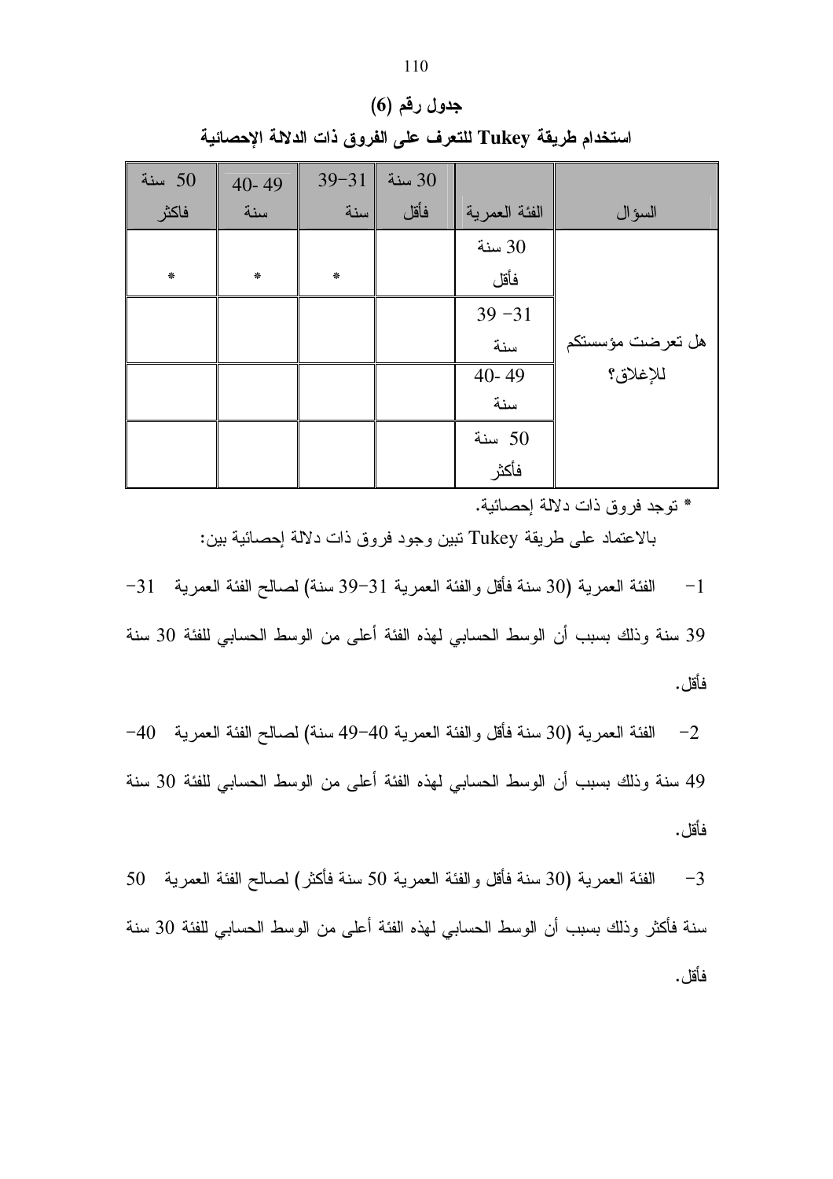**جدول رقم (6)**

**استخدام طريقة Tukey للتعرف على الفروق ذات الدلالة الإحصائية**

| السؤال | الفئة العمرية | 30 سنة فأقل | 31−39 سنة | 40- 49 سنة | 50 سنة فاكثر |
|---|---|---|---|---|---|
| هل تعرضت مؤسستكم للإغلاق؟ | 30 سنة فأقل | | * | * | * |
| | 31− 39 سنة | | | | |
| | 40- 49 سنة | | | | |
| | 50 سنة فأكثر | | | | |

* توجد فروق ذات دلالة إحصائية.

بالاعتماد على طريقة Tukey تبين وجود فروق ذات دلالة إحصائية بين:

1- الفئة العمرية (30 سنة فأقل والفئة العمرية 31−39 سنة) لصالح الفئة العمرية 31−39 سنة وذلك بسبب أن الوسط الحسابي لهذه الفئة أعلى من الوسط الحسابي للفئة 30 سنة فأقل.

2- الفئة العمرية (30 سنة فأقل والفئة العمرية 40−49 سنة) لصالح الفئة العمرية 40−49 سنة وذلك بسبب أن الوسط الحسابي لهذه الفئة أعلى من الوسط الحسابي للفئة 30 سنة فأقل.

3- الفئة العمرية (30 سنة فأقل والفئة العمرية 50 سنة فأكثر) لصالح الفئة العمرية 50 سنة فأكثر وذلك بسبب أن الوسط الحسابي لهذه الفئة أعلى من الوسط الحسابي للفئة 30 سنة فأقل.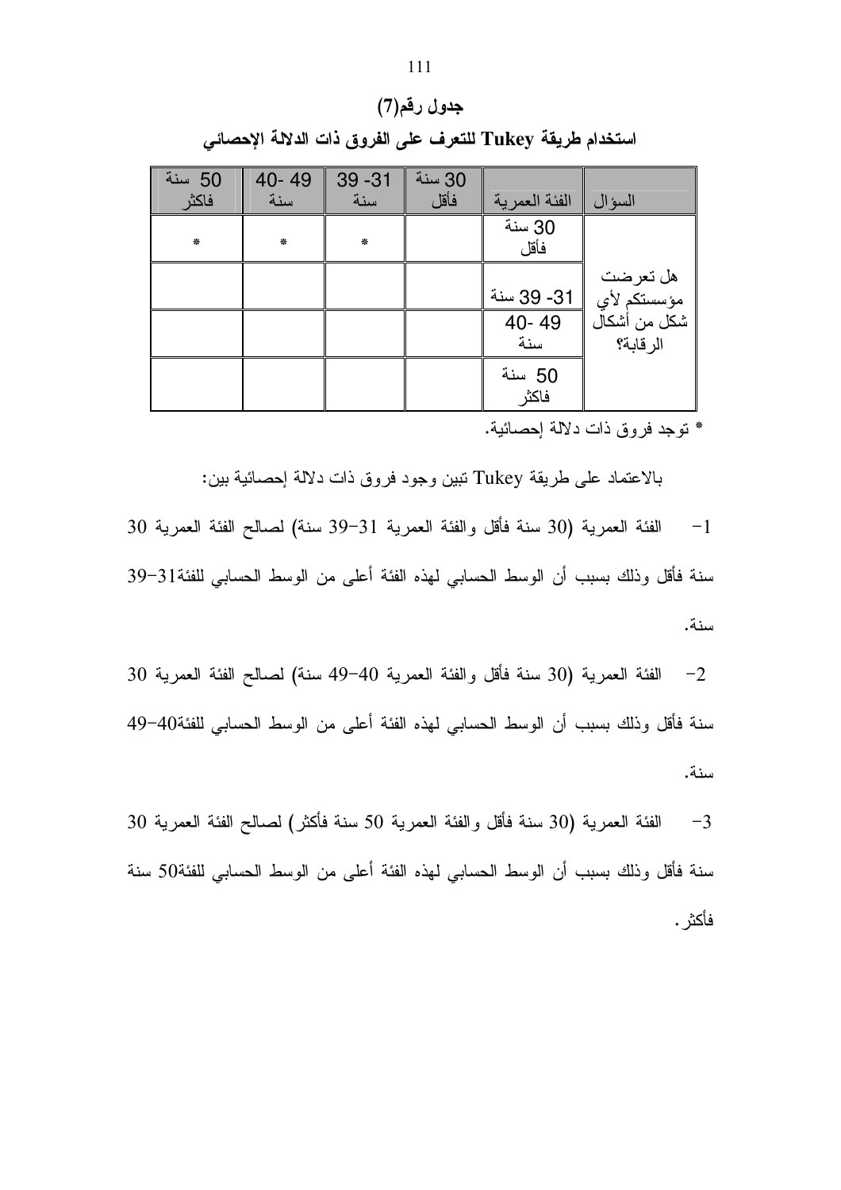**جدول رقم(7)**

**استخدام طريقة Tukey للتعرف على الفروق ذات الدلالة الإحصائي**

| السؤال | الفئة العمرية | 30 سنة فأقل | 31 -39 سنة | 40- 49 سنة | 50 سنة فاكثر |
|---|---|---|---|---|---|
| هل تعرضت مؤسستكم لأي شكل من أشكال الرقابة؟ | 30 سنة فأقل | | * | * | * |
| | 31- 39 سنة | | | | |
| | 40- 49 سنة | | | | |
| | 50 سنة فاكثر | | | | |

* توجد فروق ذات دلالة إحصائية.

بالاعتماد على طريقة Tukey تبين وجود فروق ذات دلالة إحصائية بين:

1- الفئة العمرية (30 سنة فأقل والفئة العمرية 31-39 سنة) لصالح الفئة العمرية 30 سنة فأقل وذلك بسبب أن الوسط الحسابي لهذه الفئة أعلى من الوسط الحسابي للفئة31-39 سنة.

2- الفئة العمرية (30 سنة فأقل والفئة العمرية 40-49 سنة) لصالح الفئة العمرية 30 سنة فأقل وذلك بسبب أن الوسط الحسابي لهذه الفئة أعلى من الوسط الحسابي للفئة40-49 سنة.

3- الفئة العمرية (30 سنة فأقل والفئة العمرية 50 سنة فأكثر) لصالح الفئة العمرية 30 سنة فأقل وذلك بسبب أن الوسط الحسابي لهذه الفئة أعلى من الوسط الحسابي للفئة50 سنة فأكثر.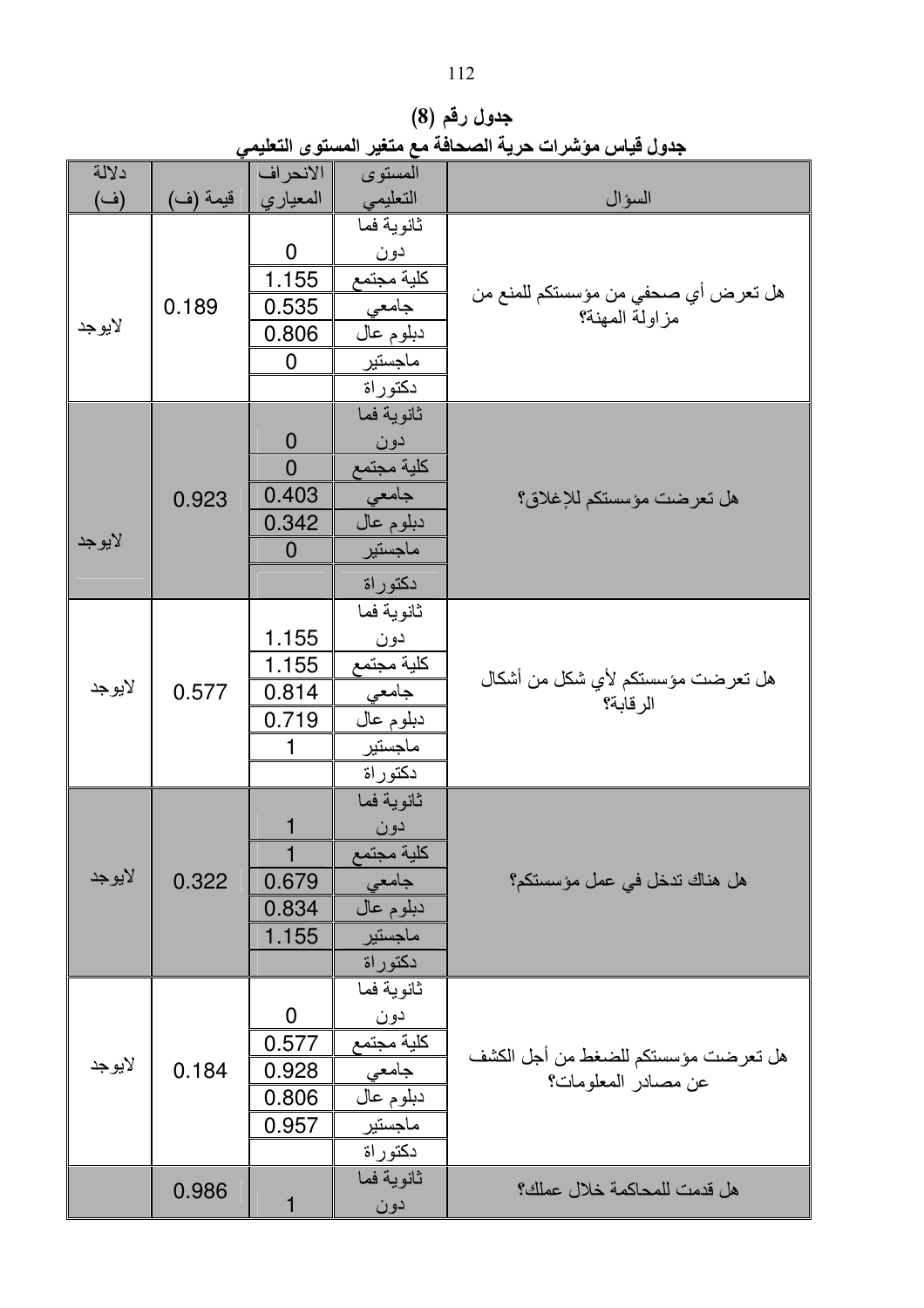**جدول رقم (8)**

**جدول قياس مؤشرات حرية الصحافة مع متغير المستوى التعليمي**

| السؤال | المستوى التعليمي | الانحراف المعياري | قيمة (ف) | دلالة (ف) |
|---|---|---|---|---|
| هل تعرض أي صحفي من مؤسستكم للمنع من مزاولة المهنة؟ | ثانوية فما دون | 0 | 0.189 | لايوجد |
| | كلية مجتمع | 1.155 | | |
| | جامعي | 0.535 | | |
| | دبلوم عال | 0.806 | | |
| | ماجستير | 0 | | |
| | دكتوراة | | | |
| هل تعرضت مؤسستكم للإغلاق؟ | ثانوية فما دون | 0 | 0.923 | لايوجد |
| | كلية مجتمع | 0 | | |
| | جامعي | 0.403 | | |
| | دبلوم عال | 0.342 | | |
| | ماجستير | 0 | | |
| | دكتوراة | | | |
| هل تعرضت مؤسستكم لأي شكل من أشكال الرقابة؟ | ثانوية فما دون | 1.155 | 0.577 | لايوجد |
| | كلية مجتمع | 1.155 | | |
| | جامعي | 0.814 | | |
| | دبلوم عال | 0.719 | | |
| | ماجستير | 1 | | |
| | دكتوراة | | | |
| هل هناك تدخل في عمل مؤسستكم؟ | ثانوية فما دون | 1 | 0.322 | لايوجد |
| | كلية مجتمع | 1 | | |
| | جامعي | 0.679 | | |
| | دبلوم عال | 0.834 | | |
| | ماجستير | 1.155 | | |
| | دكتوراة | | | |
| هل تعرضت مؤسستكم للضغط من أجل الكشف عن مصادر المعلومات؟ | ثانوية فما دون | 0 | 0.184 | لايوجد |
| | كلية مجتمع | 0.577 | | |
| | جامعي | 0.928 | | |
| | دبلوم عال | 0.806 | | |
| | ماجستير | 0.957 | | |
| | دكتوراة | | | |
| هل قدمت للمحاكمة خلال عملك؟ | ثانوية فما دون | 1 | 0.986 | |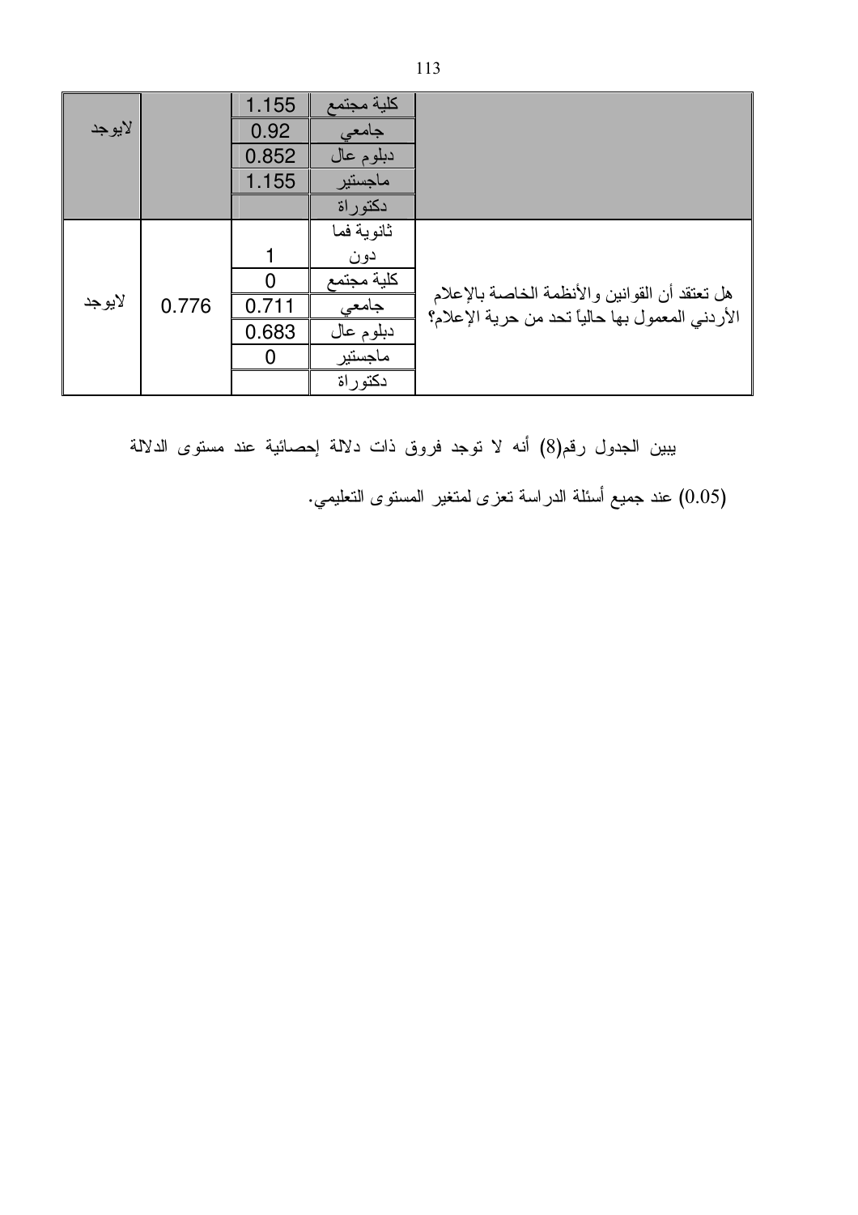| | | | | |
|---|---|---|---|---|
| | كلية مجتمع | 1.155 | | لايوجد |
| | جامعي | 0.92 | | |
| | دبلوم عال | 0.852 | | |
| | ماجستير | 1.155 | | |
| | دكتوراة | | | |
| هل تعتقد أن القوانين والأنظمة الخاصة بالإعلام الأردني المعمول بها حالياً تحد من حرية الإعلام؟ | ثانوية فما دون | 1 | 0.776 | لايوجد |
| | كلية مجتمع | 0 | | |
| | جامعي | 0.711 | | |
| | دبلوم عال | 0.683 | | |
| | ماجستير | 0 | | |
| | دكتوراة | | | |

يبين الجدول رقم(8) أنه لا توجد فروق ذات دلالة إحصائية عند مستوى الدلالة (0.05) عند جميع أسئلة الدراسة تعزى لمتغير المستوى التعليمي.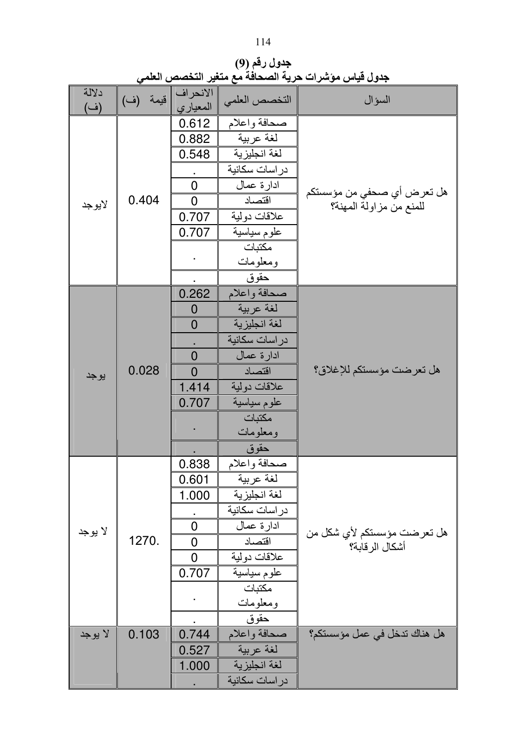**جدول رقم (9)**

**جدول قياس مؤشرات حرية الصحافة مع متغير التخصص العلمي**

| السؤال | التخصص العلمي | الانحراف المعياري | قيمة (ف) | دلالة (ف) |
|---|---|---|---|---|
| هل تعرض أي صحفي من مؤسستكم للمنع من مزاولة المهنة؟ | صحافة واعلام | 0.612 | 0.404 | لايوجد |
| | لغة عربية | 0.882 | | |
| | لغة انجليزية | 0.548 | | |
| | دراسات سكانية | . | | |
| | ادارة عمال | 0 | | |
| | اقتصاد | 0 | | |
| | علاقات دولية | 0.707 | | |
| | علوم سياسية | 0.707 | | |
| | مكتبات ومعلومات | . | | |
| | حقوق | . | | |
| هل تعرضت مؤسستكم للإغلاق؟ | صحافة واعلام | 0.262 | 0.028 | يوجد |
| | لغة عربية | 0 | | |
| | لغة انجليزية | 0 | | |
| | دراسات سكانية | . | | |
| | ادارة عمال | 0 | | |
| | اقتصاد | 0 | | |
| | علاقات دولية | 1.414 | | |
| | علوم سياسية | 0.707 | | |
| | مكتبات ومعلومات | . | | |
| | حقوق | . | | |
| هل تعرضت مؤسستكم لأي شكل من أشكال الرقابة؟ | صحافة واعلام | 0.838 | 1270. | لا يوجد |
| | لغة عربية | 0.601 | | |
| | لغة انجليزية | 1.000 | | |
| | دراسات سكانية | . | | |
| | ادارة عمال | 0 | | |
| | اقتصاد | 0 | | |
| | علاقات دولية | 0 | | |
| | علوم سياسية | 0.707 | | |
| | مكتبات ومعلومات | . | | |
| | حقوق | . | | |
| هل هناك تدخل في عمل مؤسستكم؟ | صحافة واعلام | 0.744 | 0.103 | لا يوجد |
| | لغة عربية | 0.527 | | |
| | لغة انجليزية | 1.000 | | |
| | دراسات سكانية | . | | |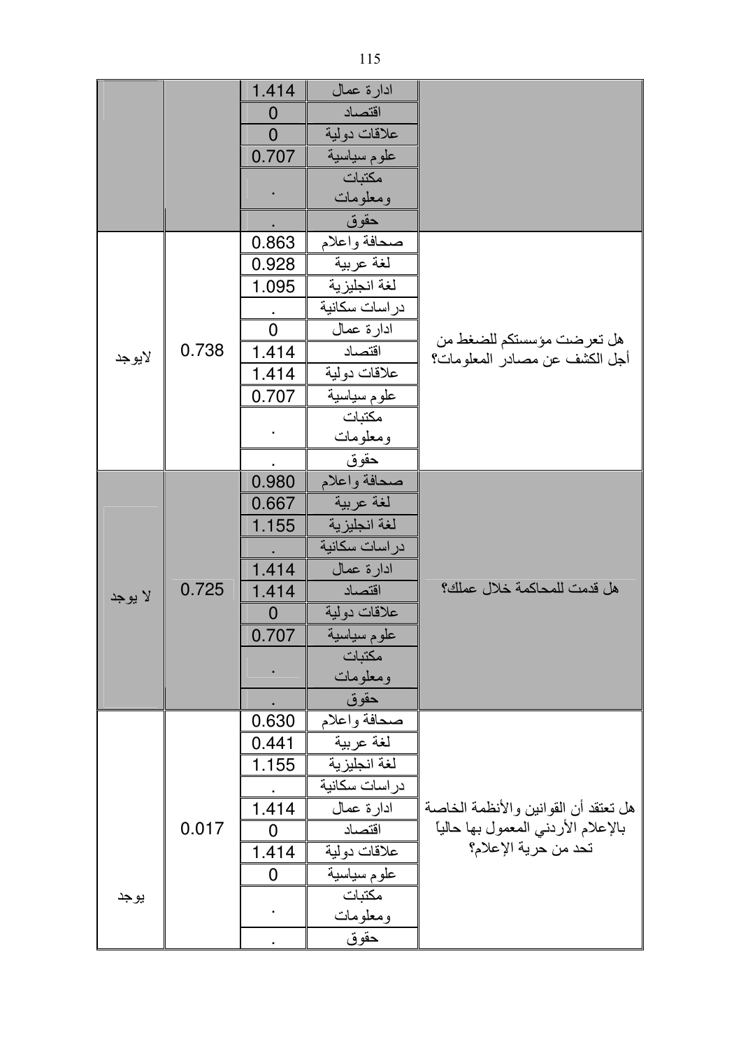| | | | | |
|---|---|---|---|---|
| | | 1.414 | ادارة عمال | |
| | | 0 | اقتصاد | |
| | | 0 | علاقات دولية | |
| | | 0.707 | علوم سياسية | |
| | | . | مكتبات ومعلومات | |
| | | . | حقوق | |
| هل تعرضت مؤسستكم للضغط من أجل الكشف عن مصادر المعلومات؟ | | 0.863 | صحافة واعلام | |
| | | 0.928 | لغة عربية | |
| | | 1.095 | لغة انجليزية | |
| | | . | دراسات سكانية | |
| | | 0 | ادارة عمال | |
| | 0.738 | 1.414 | اقتصاد | لايوجد |
| | | 1.414 | علاقات دولية | |
| | | 0.707 | علوم سياسية | |
| | | . | مكتبات ومعلومات | |
| | | . | حقوق | |
| هل قدمت للمحاكمة خلال عملك؟ | | 0.980 | صحافة واعلام | |
| | | 0.667 | لغة عربية | |
| | | 1.155 | لغة انجليزية | |
| | | . | دراسات سكانية | |
| | | 1.414 | ادارة عمال | |
| | 0.725 | 1.414 | اقتصاد | لا يوجد |
| | | 0 | علاقات دولية | |
| | | 0.707 | علوم سياسية | |
| | | . | مكتبات ومعلومات | |
| | | . | حقوق | |
| هل تعتقد أن القوانين والأنظمة الخاصة بالإعلام الأردني المعمول بها حالياً تحد من حرية الإعلام؟ | | 0.630 | صحافة واعلام | |
| | | 0.441 | لغة عربية | |
| | | 1.155 | لغة انجليزية | |
| | | . | دراسات سكانية | |
| | | 1.414 | ادارة عمال | |
| | 0.017 | 0 | اقتصاد | |
| | | 1.414 | علاقات دولية | |
| | | 0 | علوم سياسية | |
| | | . | مكتبات ومعلومات | يوجد |
| | | . | حقوق | |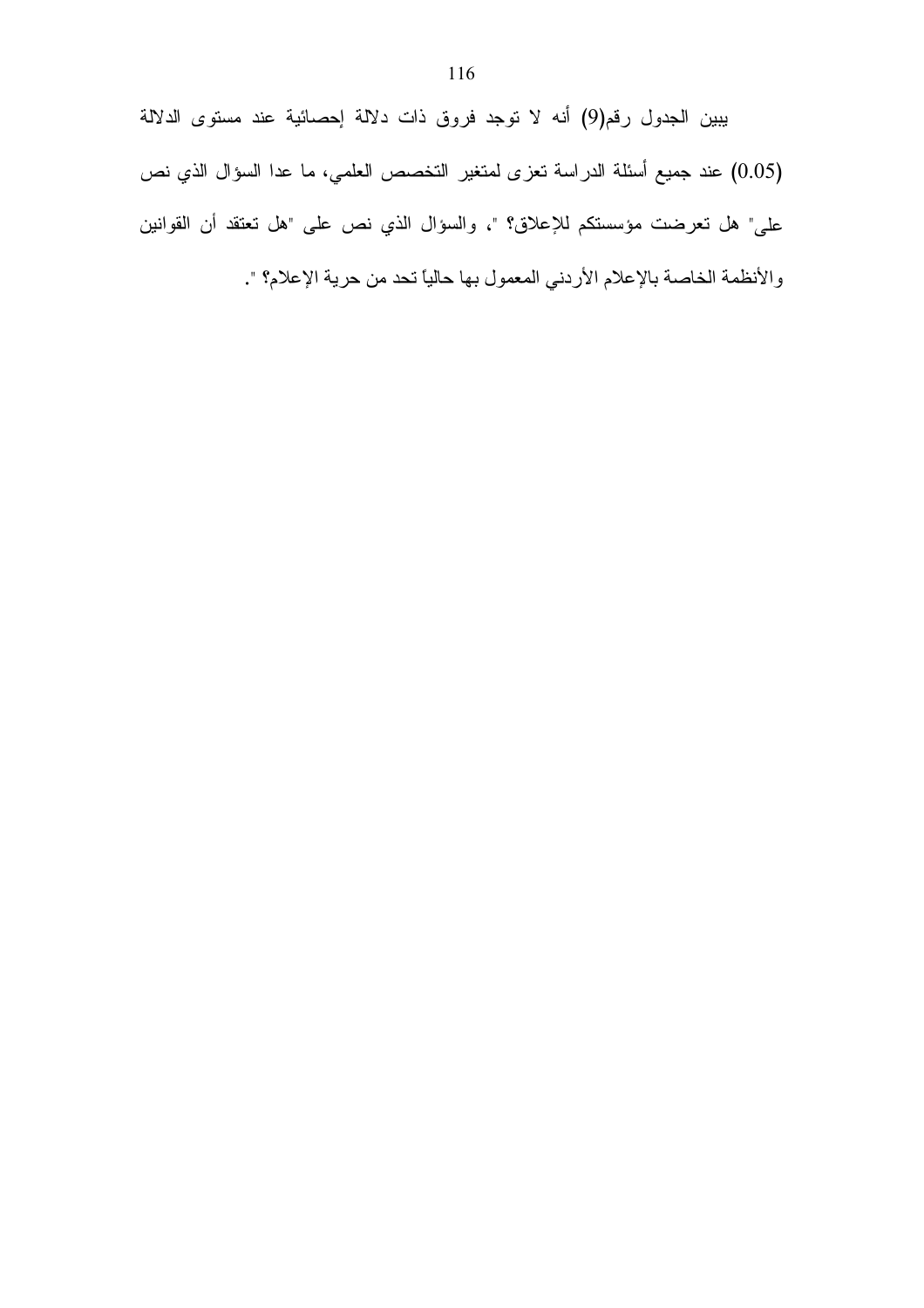يبين الجدول رقم(9) أنه لا توجد فروق ذات دلالة إحصائية عند مستوى الدلالة (0.05) عند جميع أسئلة الدراسة تعزى لمتغير التخصص العلمي، ما عدا السؤال الذي نص على" هل تعرضت مؤسستكم للإعلاق؟ "، والسؤال الذي نص على "هل تعتقد أن القوانين والأنظمة الخاصة بالإعلام الأردني المعمول بها حالياً تحد من حرية الإعلام؟ ".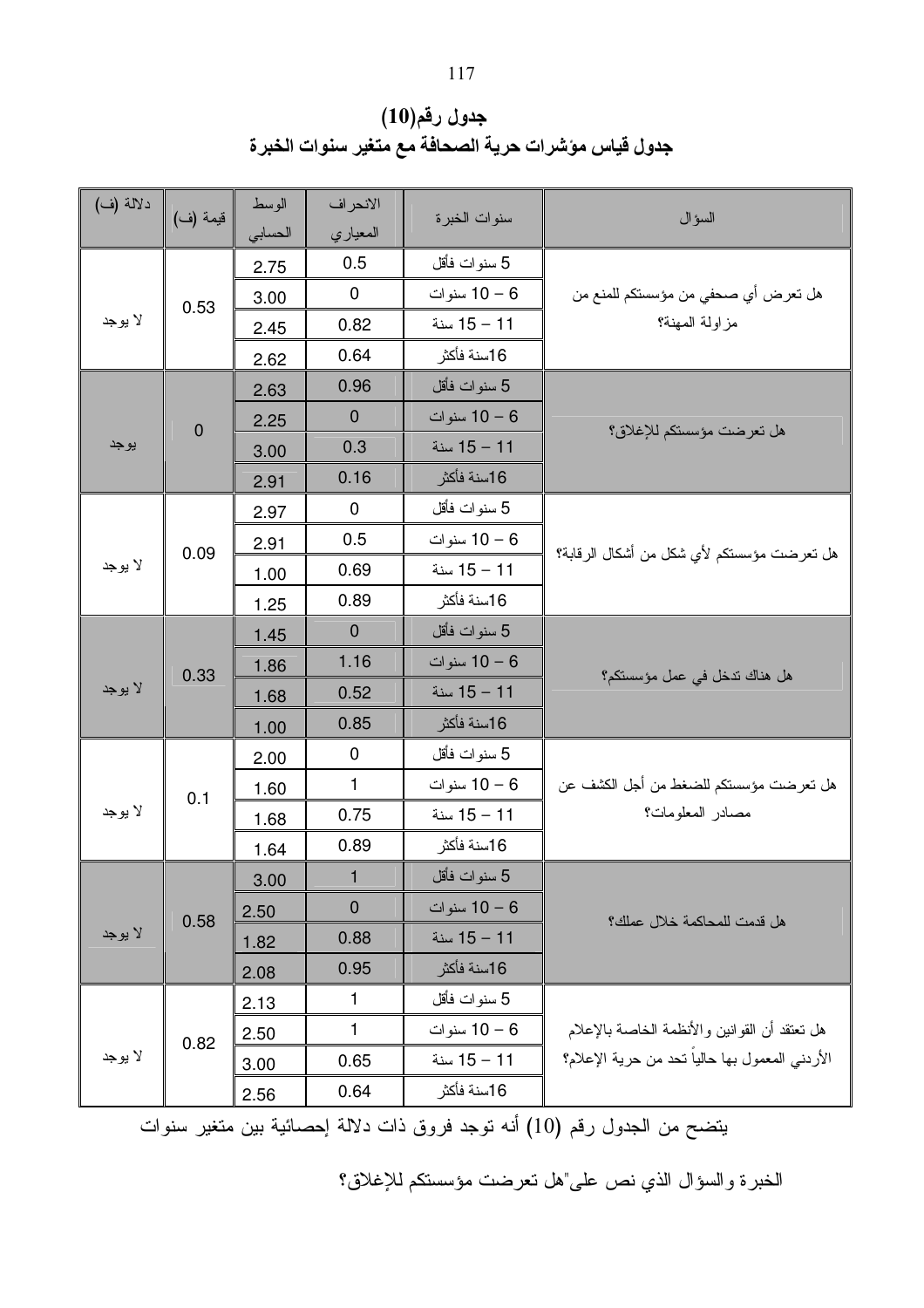## جدول رقم(10)
## جدول قياس مؤشرات حرية الصحافة مع متغير سنوات الخبرة

| السؤال | سنوات الخبرة | الانحراف المعياري | الوسط الحسابي | قيمة (ف) | دلالة (ف) |
|---|---|---|---|---|---|
| هل تعرض أي صحفي من مؤسستكم للمنع من مزاولة المهنة؟ | 5 سنوات فأقل | 0.5 | 2.75 | 0.53 | لا يوجد |
| | 6 – 10 سنوات | 0 | 3.00 | | |
| | 11 – 15 سنة | 0.82 | 2.45 | | |
| | 16سنة فأكثر | 0.64 | 2.62 | | |
| هل تعرضت مؤسستكم للإغلاق؟ | 5 سنوات فأقل | 0.96 | 2.63 | 0 | يوجد |
| | 6 – 10 سنوات | 0 | 2.25 | | |
| | 11 – 15 سنة | 0.3 | 3.00 | | |
| | 16سنة فأكثر | 0.16 | 2.91 | | |
| هل تعرضت مؤسستكم لأي شكل من أشكال الرقابة؟ | 5 سنوات فأقل | 0 | 2.97 | 0.09 | لا يوجد |
| | 6 – 10 سنوات | 0.5 | 2.91 | | |
| | 11 – 15 سنة | 0.69 | 1.00 | | |
| | 16سنة فأكثر | 0.89 | 1.25 | | |
| هل هناك تدخل في عمل مؤسستكم؟ | 5 سنوات فأقل | 0 | 1.45 | 0.33 | لا يوجد |
| | 6 – 10 سنوات | 1.16 | 1.86 | | |
| | 11 – 15 سنة | 0.52 | 1.68 | | |
| | 16سنة فأكثر | 0.85 | 1.00 | | |
| هل تعرضت مؤسستكم للضغط من أجل الكشف عن مصادر المعلومات؟ | 5 سنوات فأقل | 0 | 2.00 | 0.1 | لا يوجد |
| | 6 – 10 سنوات | 1 | 1.60 | | |
| | 11 – 15 سنة | 0.75 | 1.68 | | |
| | 16سنة فأكثر | 0.89 | 1.64 | | |
| هل قدمت للمحاكمة خلال عملك؟ | 5 سنوات فأقل | 1 | 3.00 | 0.58 | لا يوجد |
| | 6 – 10 سنوات | 0 | 2.50 | | |
| | 11 – 15 سنة | 0.88 | 1.82 | | |
| | 16سنة فأكثر | 0.95 | 2.08 | | |
| هل تعتقد أن القوانين والأنظمة الخاصة بالإعلام الأردني المعمول بها حالياً تحد من حرية الإعلام؟ | 5 سنوات فأقل | 1 | 2.13 | 0.82 | لا يوجد |
| | 6 – 10 سنوات | 1 | 2.50 | | |
| | 11 – 15 سنة | 0.65 | 3.00 | | |
| | 16سنة فأكثر | 0.64 | 2.56 | | |

يتضح من الجدول رقم (10) أنه توجد فروق ذات دلالة إحصائية بين متغير سنوات الخبرة والسؤال الذي نص على"هل تعرضت مؤسستكم للإغلاق؟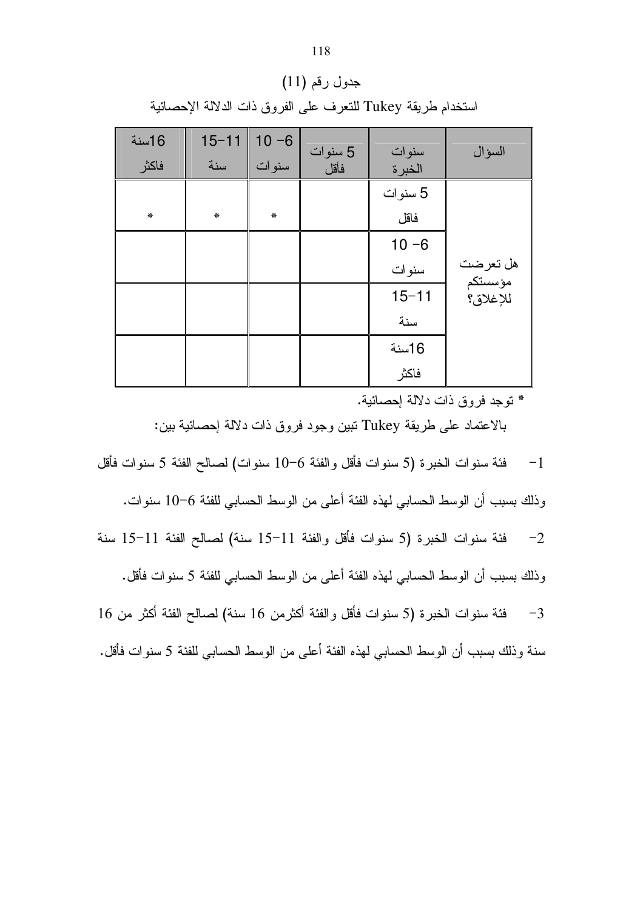جدول رقم (11)

استخدام طريقة Tukey للتعرف على الفروق ذات الدلالة الإحصائية

| السؤال | سنوات الخبرة | 5 سنوات فأقل | 6- 10 سنوات | 11-15 سنة | 16سنة فاكثر |
|---|---|---|---|---|---|
| هل تعرضت مؤسستكم للإغلاق؟ | 5 سنوات فاقل | | * | * | * |
| | 6- 10 سنوات | | | | |
| | 11-15 سنة | | | | |
| | 16سنة فاكثر | | | | |

* توجد فروق ذات دلالة إحصائية.

بالاعتماد على طريقة Tukey تبين وجود فروق ذات دلالة إحصائية بين:

1- فئة سنوات الخبرة (5 سنوات فأقل والفئة 6-10 سنوات) لصالح الفئة 5 سنوات فأقل وذلك بسبب أن الوسط الحسابي لهذه الفئة أعلى من الوسط الحسابي للفئة 6-10 سنوات.

2- فئة سنوات الخبرة (5 سنوات فأقل والفئة 11-15 سنة) لصالح الفئة 11-15 سنة وذلك بسبب أن الوسط الحسابي لهذه الفئة أعلى من الوسط الحسابي للفئة 5 سنوات فأقل.

3- فئة سنوات الخبرة (5 سنوات فأقل والفئة أكثرمن 16 سنة) لصالح الفئة أكثر من 16 سنة وذلك بسبب أن الوسط الحسابي لهذه الفئة أعلى من الوسط الحسابي للفئة 5 سنوات فأقل.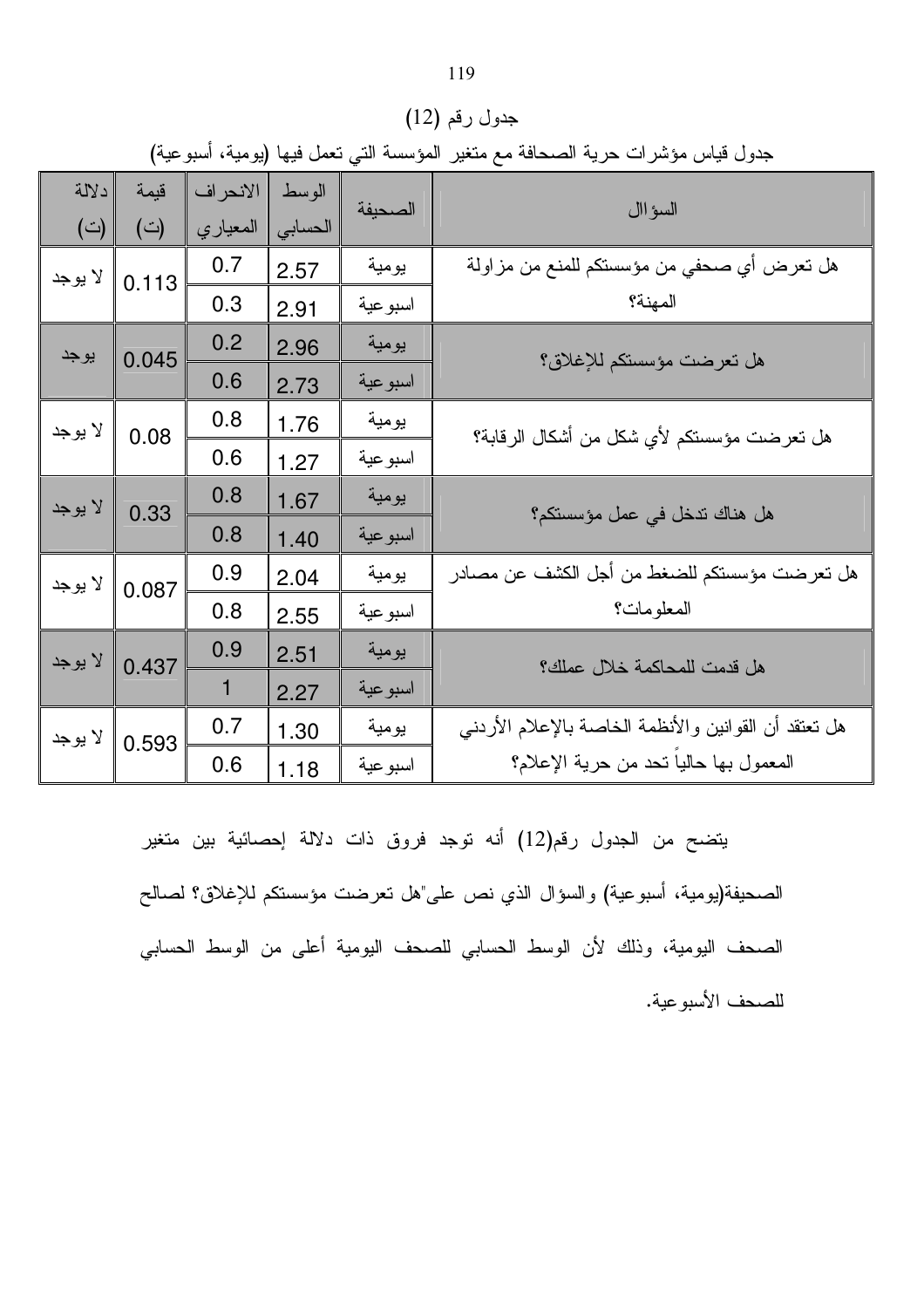جدول رقم (12)

جدول قياس مؤشرات حرية الصحافة مع متغير المؤسسة التي تعمل فيها (يومية، أسبوعية)

| السؤال | الصحيفة | الوسط الحسابي | الانحراف المعياري | قيمة (ت) | دلالة (ت) |
|---|---|---|---|---|---|
| هل تعرض أي صحفي من مؤسستكم للمنع من مزاولة المهنة؟ | يومية | 2.57 | 0.7 | 0.113 | لا يوجد |
| | اسبوعية | 2.91 | 0.3 | | |
| هل تعرضت مؤسستكم للإغلاق؟ | يومية | 2.96 | 0.2 | 0.045 | يوجد |
| | اسبوعية | 2.73 | 0.6 | | |
| هل تعرضت مؤسستكم لأي شكل من أشكال الرقابة؟ | يومية | 1.76 | 0.8 | 0.08 | لا يوجد |
| | اسبوعية | 1.27 | 0.6 | | |
| هل هناك تدخل في عمل مؤسستكم؟ | يومية | 1.67 | 0.8 | 0.33 | لا يوجد |
| | اسبوعية | 1.40 | 0.8 | | |
| هل تعرضت مؤسستكم للضغط من أجل الكشف عن مصادر المعلومات؟ | يومية | 2.04 | 0.9 | 0.087 | لا يوجد |
| | اسبوعية | 2.55 | 0.8 | | |
| هل قدمت للمحاكمة خلال عملك؟ | يومية | 2.51 | 0.9 | 0.437 | لا يوجد |
| | اسبوعية | 2.27 | 1 | | |
| هل تعتقد أن القوانين والأنظمة الخاصة بالإعلام الأردني المعمول بها حالياً تحد من حرية الإعلام؟ | يومية | 1.30 | 0.7 | 0.593 | لا يوجد |
| | اسبوعية | 1.18 | 0.6 | | |

يتضح من الجدول رقم(12) أنه توجد فروق ذات دلالة إحصائية بين متغير الصحيفة(يومية، أسبوعية) والسؤال الذي نص على"هل تعرضت مؤسستكم للإغلاق؟ لصالح الصحف اليومية، وذلك لأن الوسط الحسابي للصحف اليومية أعلى من الوسط الحسابي للصحف الأسبوعية.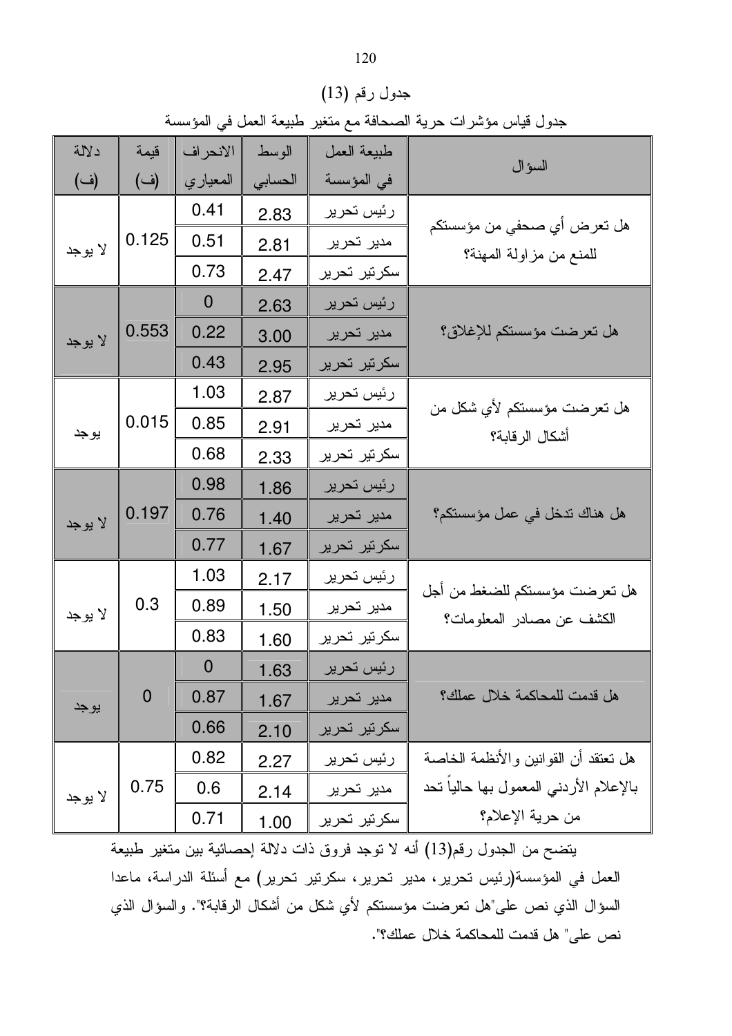جدول رقم (13)

جدول قياس مؤشرات حرية الصحافة مع متغير طبيعة العمل في المؤسسة

| السؤال | طبيعة العمل في المؤسسة | الوسط الحسابي | الانحراف المعياري | قيمة (ف) | دلالة (ف) |
|---|---|---|---|---|---|
| هل تعرض أي صحفي من مؤسستكم للمنع من مزاولة المهنة؟ | رئيس تحرير | 2.83 | 0.41 | 0.125 | لا يوجد |
| | مدير تحرير | 2.81 | 0.51 | | |
| | سكرتير تحرير | 2.47 | 0.73 | | |
| هل تعرضت مؤسستكم للإغلاق؟ | رئيس تحرير | 2.63 | 0 | 0.553 | لا يوجد |
| | مدير تحرير | 3.00 | 0.22 | | |
| | سكرتير تحرير | 2.95 | 0.43 | | |
| هل تعرضت مؤسستكم لأي شكل من أشكال الرقابة؟ | رئيس تحرير | 2.87 | 1.03 | 0.015 | يوجد |
| | مدير تحرير | 2.91 | 0.85 | | |
| | سكرتير تحرير | 2.33 | 0.68 | | |
| هل هناك تدخل في عمل مؤسستكم؟ | رئيس تحرير | 1.86 | 0.98 | 0.197 | لا يوجد |
| | مدير تحرير | 1.40 | 0.76 | | |
| | سكرتير تحرير | 1.67 | 0.77 | | |
| هل تعرضت مؤسستكم للضغط من أجل الكشف عن مصادر المعلومات؟ | رئيس تحرير | 2.17 | 1.03 | 0.3 | لا يوجد |
| | مدير تحرير | 1.50 | 0.89 | | |
| | سكرتير تحرير | 1.60 | 0.83 | | |
| هل قدمت للمحاكمة خلال عملك؟ | رئيس تحرير | 1.63 | 0 | 0 | يوجد |
| | مدير تحرير | 1.67 | 0.87 | | |
| | سكرتير تحرير | 2.10 | 0.66 | | |
| هل تعتقد أن القوانين والأنظمة الخاصة بالإعلام الأردني المعمول بها حالياً تحد من حرية الإعلام؟ | رئيس تحرير | 2.27 | 0.82 | 0.75 | لا يوجد |
| | مدير تحرير | 2.14 | 0.6 | | |
| | سكرتير تحرير | 1.00 | 0.71 | | |

يتضح من الجدول رقم(13) أنه لا توجد فروق ذات دلالة إحصائية بين متغير طبيعة العمل في المؤسسة(رئيس تحرير، مدير تحرير، سكرتير تحرير) مع أسئلة الدراسة، ماعدا السؤال الذي نص على"هل تعرضت مؤسستكم لأي شكل من أشكال الرقابة؟". والسؤال الذي نص على" هل قدمت للمحاكمة خلال عملك؟".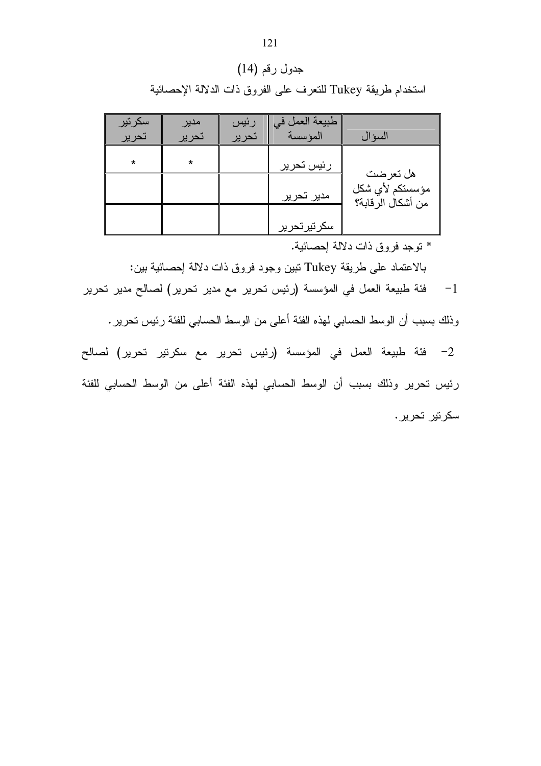جدول رقم (14)

استخدام طريقة Tukey للتعرف على الفروق ذات الدلالة الإحصائية

| السؤال | طبيعة العمل في المؤسسة | رئيس تحرير | مدير تحرير | سكرتير تحرير |
|---|---|---|---|---|
| هل تعرضت مؤسستكم لأي شكل من أشكال الرقابة؟ | رئيس تحرير | | * | * |
| | مدير تحرير | | | |
| | سكرتيرتحرير | | | |

* توجد فروق ذات دلالة إحصائية.

بالاعتماد على طريقة Tukey تبين وجود فروق ذات دلالة إحصائية بين:

1- فئة طبيعة العمل في المؤسسة (رئيس تحرير مع مدير تحرير) لصالح مدير تحرير وذلك بسبب أن الوسط الحسابي لهذه الفئة أعلى من الوسط الحسابي للفئة رئيس تحرير.

2- فئة طبيعة العمل في المؤسسة (رئيس تحرير مع سكرتير تحرير) لصالح رئيس تحرير وذلك بسبب أن الوسط الحسابي لهذه الفئة أعلى من الوسط الحسابي للفئة سكرتير تحرير.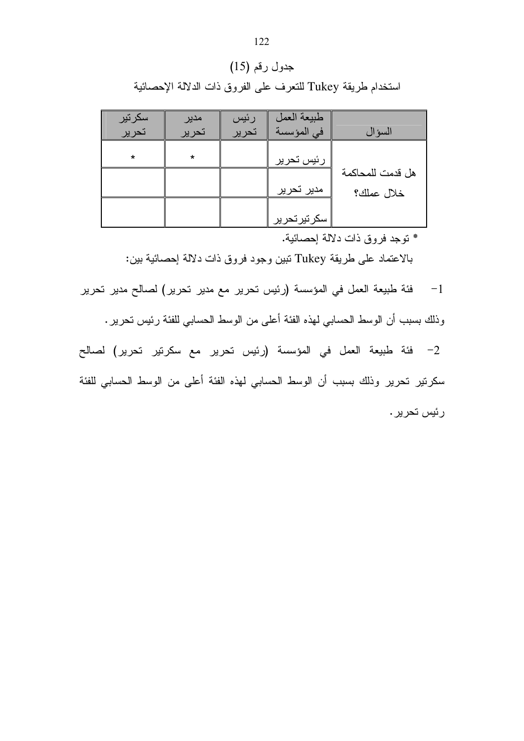جدول رقم (15)

استخدام طريقة Tukey للتعرف على الفروق ذات الدلالة الإحصائية

| السؤال | طبيعة العمل في المؤسسة | رئيس تحرير | مدير تحرير | سكرتير تحرير |
|---|---|---|---|---|
| هل قدمت للمحاكمة خلال عملك؟ | رئيس تحرير | | * | * |
| | مدير تحرير | | | |
| | سكرتيرتحرير | | | |

* توجد فروق ذات دلالة إحصائية.

بالاعتماد على طريقة Tukey تبين وجود فروق ذات دلالة إحصائية بين:

1- فئة طبيعة العمل في المؤسسة (رئيس تحرير مع مدير تحرير) لصالح مدير تحرير وذلك بسبب أن الوسط الحسابي لهذه الفئة أعلى من الوسط الحسابي للفئة رئيس تحرير.

2- فئة طبيعة العمل في المؤسسة (رئيس تحرير مع سكرتير تحرير) لصالح سكرتير تحرير وذلك بسبب أن الوسط الحسابي لهذه الفئة أعلى من الوسط الحسابي للفئة رئيس تحرير.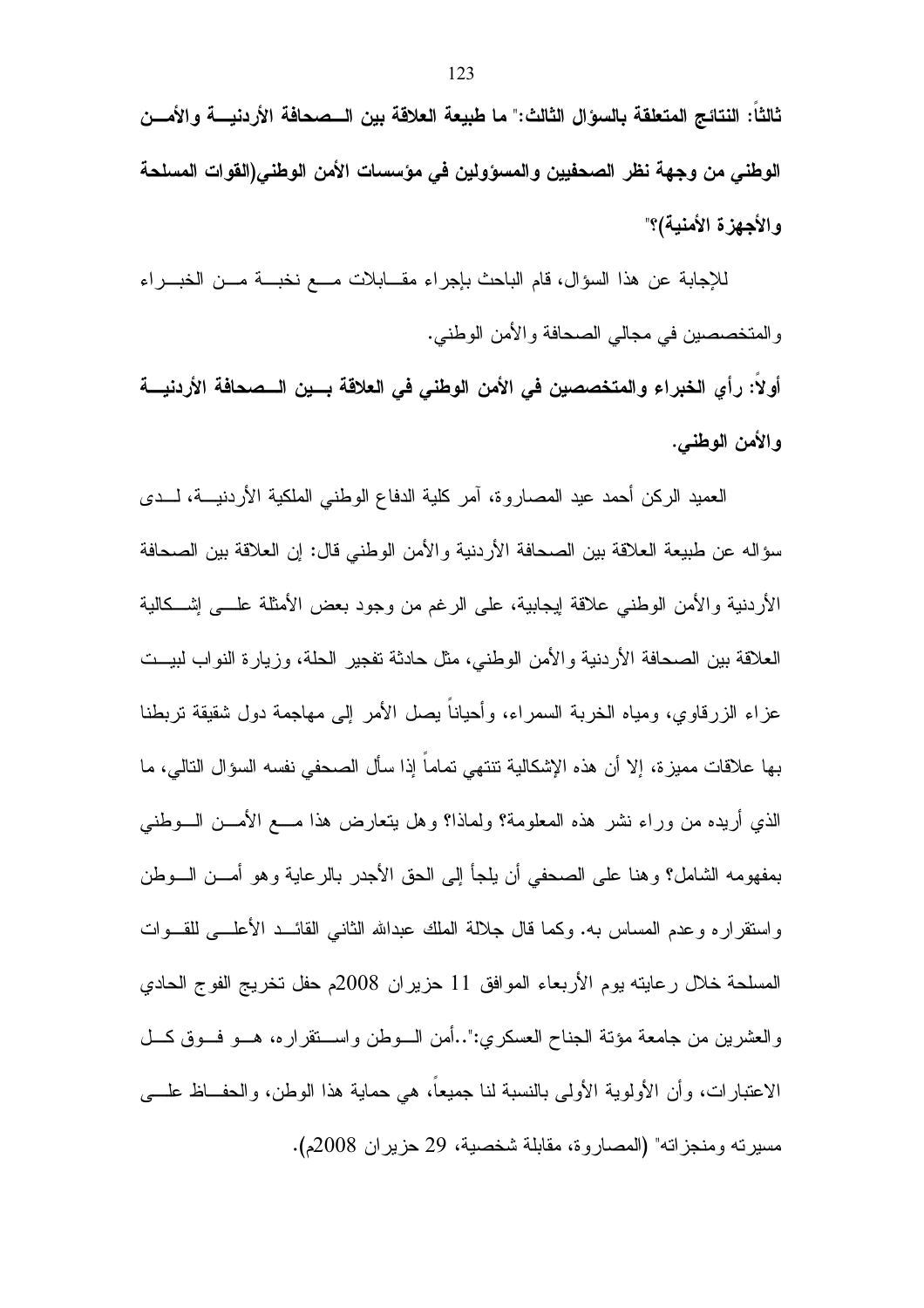**ثالثاً: النتائج المتعلقة بالسؤال الثالث:" ما طبيعة العلاقة بين الصحافة الأردنية والأمن الوطني من وجهة نظر الصحفيين والمسؤولين في مؤسسات الأمن الوطني(القوات المسلحة والأجهزة الأمنية)؟"**

للإجابة عن هذا السؤال، قام الباحث بإجراء مقابلات مع نخبة من الخبراء والمتخصصين في مجالي الصحافة والأمن الوطني.

**أولاً: رأي الخبراء والمتخصصين في الأمن الوطني في العلاقة بين الصحافة الأردنية والأمن الوطني.**

العميد الركن أحمد عيد المصاروة، آمر كلية الدفاع الوطني الملكية الأردنية، لدى سؤاله عن طبيعة العلاقة بين الصحافة الأردنية والأمن الوطني قال: إن العلاقة بين الصحافة الأردنية والأمن الوطني علاقة إيجابية، على الرغم من وجود بعض الأمثلة على إشكالية العلاقة بين الصحافة الأردنية والأمن الوطني، مثل حادثة تفجير الحلة، وزيارة النواب لبيت عزاء الزرقاوي، ومياه الخربة السمراء، وأحياناً يصل الأمر إلى مهاجمة دول شقيقة تربطنا بها علاقات مميزة، إلا أن هذه الإشكالية تنتهي تماماً إذا سأل الصحفي نفسه السؤال التالي، ما الذي أريده من وراء نشر هذه المعلومة؟ ولماذا؟ وهل يتعارض هذا مع الأمن الوطني بمفهومه الشامل؟ وهنا على الصحفي أن يلجأ إلى الحق الأجدر بالرعاية وهو أمن الوطن واستقراره وعدم المساس به. وكما قال جلالة الملك عبدالله الثاني القائد الأعلى للقوات المسلحة خلال رعايته يوم الأربعاء الموافق 11 حزيران 2008م حفل تخريج الفوج الحادي والعشرين من جامعة مؤتة الجناح العسكري:"..أمن الوطن واستقراره، هو فوق كل الاعتبارات، وأن الأولوية الأولى بالنسبة لنا جميعاً، هي حماية هذا الوطن، والحفاظ على مسيرته ومنجزاته" (المصاروة، مقابلة شخصية، 29 حزيران 2008م).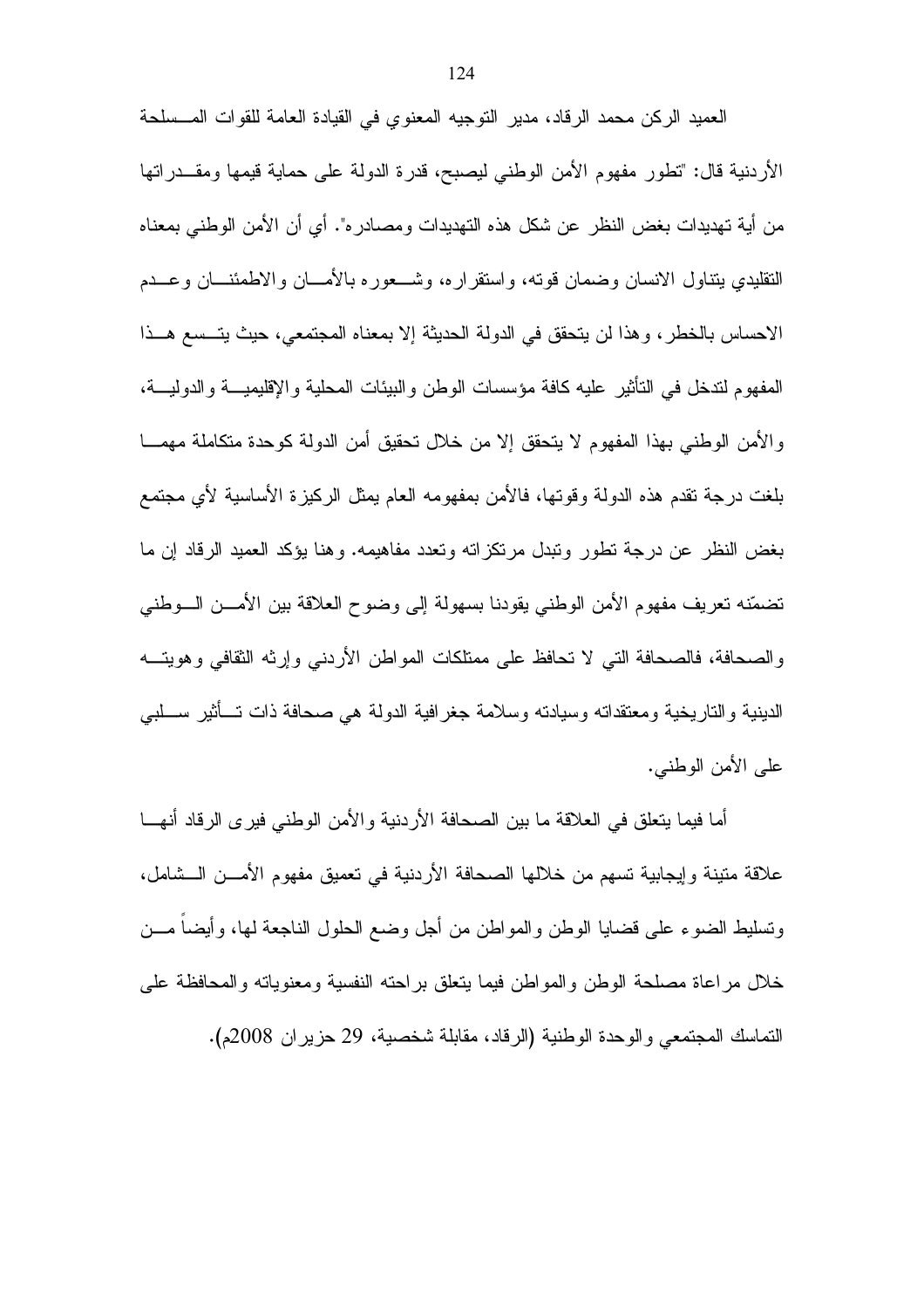العميد الركن محمد الرقاد، مدير التوجيه المعنوي في القيادة العامة للقوات المسلحة الأردنية قال: "تطور مفهوم الأمن الوطني ليصبح، قدرة الدولة على حماية قيمها ومقدراتها من أية تهديدات بغض النظر عن شكل هذه التهديدات ومصادره". أي أن الأمن الوطني بمعناه التقليدي يتناول الانسان وضمان قوته، واستقراره، وشعوره بالأمان والاطمئنان وعدم الاحساس بالخطر، وهذا لن يتحقق في الدولة الحديثة إلا بمعناه المجتمعي، حيث يتسع هذا المفهوم لتدخل في التأثير عليه كافة مؤسسات الوطن والبيئات المحلية والإقليمية والدولية، والأمن الوطني بهذا المفهوم لا يتحقق إلا من خلال تحقيق أمن الدولة كوحدة متكاملة مهما بلغت درجة تقدم هذه الدولة وقوتها، فالأمن بمفهومه العام يمثل الركيزة الأساسية لأي مجتمع بغض النظر عن درجة تطور وتبدل مرتكزاته وتعدد مفاهيمه. وهنا يؤكد العميد الرقاد إن ما تضمّنه تعريف مفهوم الأمن الوطني يقودنا بسهولة إلى وضوح العلاقة بين الأمن الوطني والصحافة، فالصحافة التي لا تحافظ على ممتلكات المواطن الأردني وإرثه الثقافي وهويته الدينية والتاريخية ومعتقداته وسيادته وسلامة جغرافية الدولة هي صحافة ذات تأثير سلبي على الأمن الوطني.

أما فيما يتعلق في العلاقة ما بين الصحافة الأردنية والأمن الوطني فيرى الرقاد أنها علاقة متينة وإيجابية تسهم من خلالها الصحافة الأردنية في تعميق مفهوم الأمن الشامل، وتسليط الضوء على قضايا الوطن والمواطن من أجل وضع الحلول الناجعة لها، وأيضاً من خلال مراعاة مصلحة الوطن والمواطن فيما يتعلق براحته النفسية ومعنوياته والمحافظة على التماسك المجتمعي والوحدة الوطنية (الرقاد، مقابلة شخصية، 29 حزيران 2008م).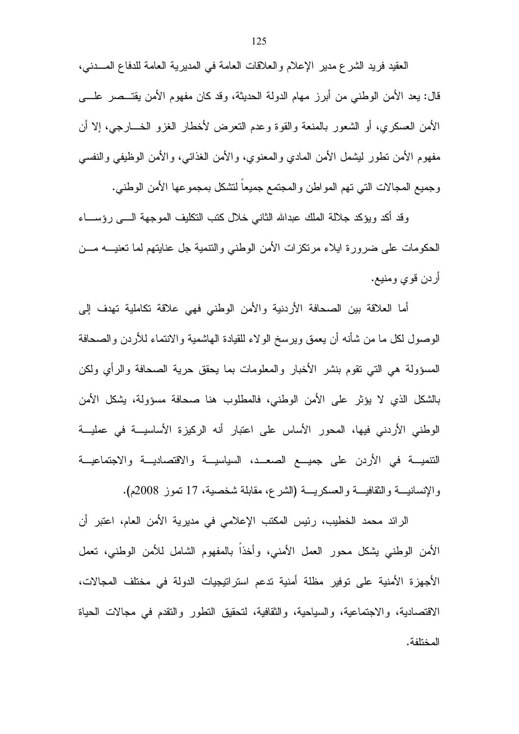العقيد فريد الشرع مدير الإعلام والعلاقات العامة في المديرية العامة للدفاع المدني، قال: يعد الأمن الوطني من أبرز مهام الدولة الحديثة، وقد كان مفهوم الأمن يقتصر على الأمن العسكري، أو الشعور بالمنعة والقوة وعدم التعرض لأخطار الغزو الخارجي، إلا أن مفهوم الأمن تطور ليشمل الأمن المادي والمعنوي، والأمن الغذائي، والأمن الوظيفي والنفسي وجميع المجالات التي تهم المواطن والمجتمع جميعاً لتشكل بمجموعها الأمن الوطني.

وقد أكد ويؤكد جلالة الملك عبدالله الثاني خلال كتب التكليف الموجهة الى رؤساء الحكومات على ضرورة ايلاء مرتكزات الأمن الوطني والتنمية جل عنايتهم لما تعنيه من أردن قوي ومنيع.

أما العلاقة بين الصحافة الأردنية والأمن الوطني فهي علاقة تكاملية تهدف إلى الوصول لكل ما من شأنه أن يعمق ويرسخ الولاء للقيادة الهاشمية والانتماء للأردن والصحافة المسؤولة هي التي تقوم بنشر الأخبار والمعلومات بما يحقق حرية الصحافة والرأي ولكن بالشكل الذي لا يؤثر على الأمن الوطني، فالمطلوب هنا صحافة مسؤولة، يشكل الأمن الوطني الأردني فيها، المحور الأساس على اعتبار أنه الركيزة الأساسية في عملية التنمية في الأردن على جميع الصعد، السياسية والاقتصادية والاجتماعية والإنسانية والثقافية والعسكرية (الشرع، مقابلة شخصية، 17 تموز 2008م).

الرائد محمد الخطيب، رئيس المكتب الإعلامي في مديرية الأمن العام، اعتبر أن الأمن الوطني يشكل محور العمل الأمني، وأخذاً بالمفهوم الشامل للأمن الوطني، تعمل الأجهزة الأمنية على توفير مظلة أمنية تدعم استراتيجيات الدولة في مختلف المجالات، الاقتصادية، والاجتماعية، والسياحية، والثقافية، لتحقيق التطور والتقدم في مجالات الحياة المختلفة.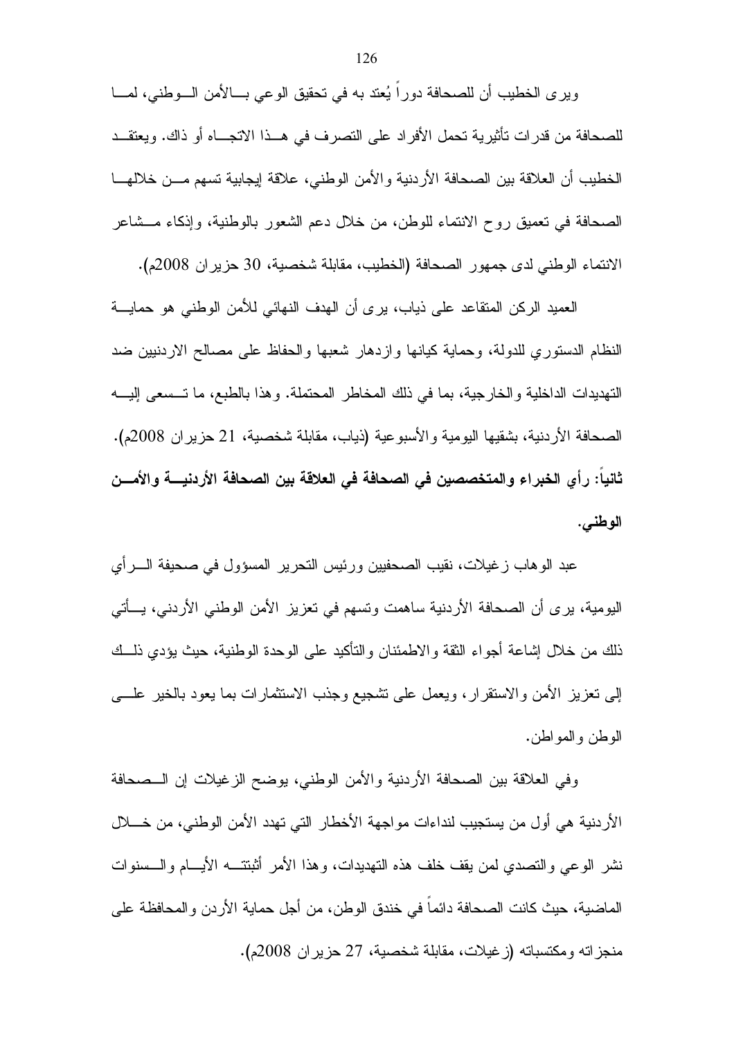ويرى الخطيب أن للصحافة دوراً يُعتد به في تحقيق الوعي بالأمن الوطني، لما للصحافة من قدرات تأثيرية تحمل الأفراد على التصرف في هذا الاتجاه أو ذاك. ويعتقد الخطيب أن العلاقة بين الصحافة الأردنية والأمن الوطني، علاقة إيجابية تسهم من خلالها الصحافة في تعميق روح الانتماء للوطن، من خلال دعم الشعور بالوطنية، وإذكاء مشاعر الانتماء الوطني لدى جمهور الصحافة (الخطيب، مقابلة شخصية، 30 حزيران 2008م).

العميد الركن المتقاعد علي ذياب، يرى أن الهدف النهائي للأمن الوطني هو حماية النظام الدستوري للدولة، وحماية كيانها وازدهار شعبها والحفاظ على مصالح الاردنيين ضد التهديدات الداخلية والخارجية، بما في ذلك المخاطر المحتملة. وهذا بالطبع، ما تسعى إليه الصحافة الأردنية، بشقيها اليومية والأسبوعية (ذياب، مقابلة شخصية، 21 حزيران 2008م).

**ثانياً: رأي الخبراء والمتخصصين في الصحافة في العلاقة بين الصحافة الأردنية والأمن الوطني.**

عبد الوهاب زغيلات، نقيب الصحفيين ورئيس التحرير المسؤول في صحيفة الرأي اليومية، يرى أن الصحافة الأردنية ساهمت وتسهم في تعزيز الأمن الوطني الأردني، يأتي ذلك من خلال إشاعة أجواء الثقة والاطمئنان والتأكيد على الوحدة الوطنية، حيث يؤدي ذلك إلى تعزيز الأمن والاستقرار، ويعمل على تشجيع وجذب الاستثمارات بما يعود بالخير على الوطن والمواطن.

وفي العلاقة بين الصحافة الأردنية والأمن الوطني، يوضح الزغيلات إن الصحافة الأردنية هي أول من يستجيب لنداءات مواجهة الأخطار التي تهدد الأمن الوطني، من خلال نشر الوعي والتصدي لمن يقف خلف هذه التهديدات، وهذا الأمر أثبتته الأيام والسنوات الماضية، حيث كانت الصحافة دائماً في خندق الوطن، من أجل حماية الأردن والمحافظة على منجزاته ومكتسباته (زغيلات، مقابلة شخصية، 27 حزيران 2008م).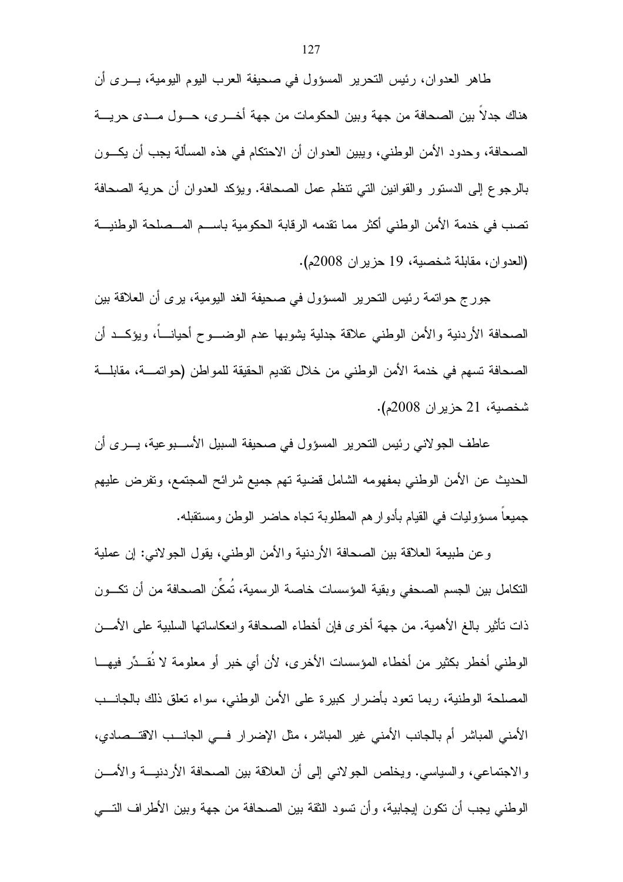طاهر العدوان، رئيس التحرير المسؤول في صحيفة العرب اليوم اليومية، يرى أن هناك جدلاً بين الصحافة من جهة وبين الحكومات من جهة أخرى، حول مدى حرية الصحافة، وحدود الأمن الوطني، ويبين العدوان أن الاحتكام في هذه المسألة يجب أن يكون بالرجوع إلى الدستور والقوانين التي تنظم عمل الصحافة. ويؤكد العدوان أن حرية الصحافة تصب في خدمة الأمن الوطني أكثر مما تقدمه الرقابة الحكومية باسم المصلحة الوطنية (العدوان، مقابلة شخصية، 19 حزيران 2008م).

جورج حواتمة رئيس التحرير المسؤول في صحيفة الغد اليومية، يرى أن العلاقة بين الصحافة الأردنية والأمن الوطني علاقة جدلية يشوبها عدم الوضوح أحياناً، ويؤكد أن الصحافة تسهم في خدمة الأمن الوطني من خلال تقديم الحقيقة للمواطن (حواتمة، مقابلة شخصية، 21 حزيران 2008م).

عاطف الجولاني رئيس التحرير المسؤول في صحيفة السبيل الأسبوعية، يرى أن الحديث عن الأمن الوطني بمفهومه الشامل قضية تهم جميع شرائح المجتمع، وتفرض عليهم جميعاً مسؤوليات في القيام بأدوارهم المطلوبة تجاه حاضر الوطن ومستقبله.

وعن طبيعة العلاقة بين الصحافة الأردنية والأمن الوطني، يقول الجولاني: إن عملية التكامل بين الجسم الصحفي وبقية المؤسسات خاصة الرسمية، تُمكِّن الصحافة من أن تكون ذات تأثير بالغ الأهمية. من جهة أخرى فإن أخطاء الصحافة وانعكاساتها السلبية على الأمن الوطني أخطر بكثير من أخطاء المؤسسات الأخرى، لأن أي خبر أو معلومة لا نُقدِّر فيها المصلحة الوطنية، ربما تعود بأضرار كبيرة على الأمن الوطني، سواء تعلق ذلك بالجانب الأمني المباشر أم بالجانب الأمني غير المباشر، مثل الإضرار في الجانب الاقتصادي، والاجتماعي، والسياسي. ويخلص الجولاني إلى أن العلاقة بين الصحافة الأردنية والأمن الوطني يجب أن تكون إيجابية، وأن تسود الثقة بين الصحافة من جهة وبين الأطراف التي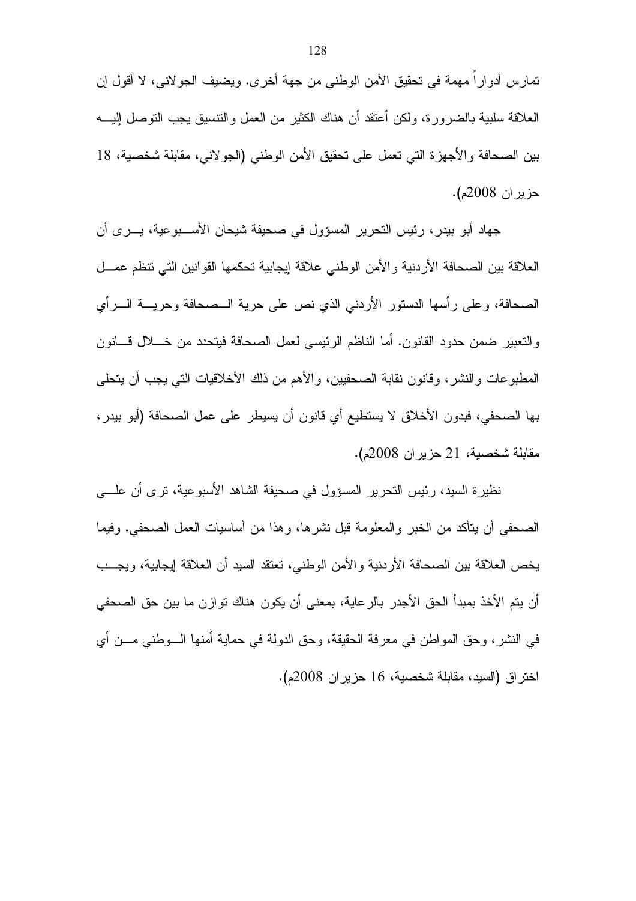تمارس أدواراً مهمة في تحقيق الأمن الوطني من جهة أخرى. ويضيف الجولاني، لا أقول إن العلاقة سلبية بالضرورة، ولكن أعتقد أن هناك الكثير من العمل والتنسيق يجب التوصل إليه بين الصحافة والأجهزة التي تعمل على تحقيق الأمن الوطني (الجولاني، مقابلة شخصية، 18 حزيران 2008م).

جهاد أبو بيدر، رئيس التحرير المسؤول في صحيفة شيحان الأسبوعية، يرى أن العلاقة بين الصحافة الأردنية والأمن الوطني علاقة إيجابية تحكمها القوانين التي تنظم عمل الصحافة، وعلى رأسها الدستور الأردني الذي نص على حرية الصحافة وحرية الرأي والتعبير ضمن حدود القانون. أما الناظم الرئيسي لعمل الصحافة فيتحدد من خلال قانون المطبوعات والنشر، وقانون نقابة الصحفيين، والأهم من ذلك الأخلاقيات التي يجب أن يتحلى بها الصحفي، فبدون الأخلاق لا يستطيع أي قانون أن يسيطر على عمل الصحافة (أبو بيدر، مقابلة شخصية، 21 حزيران 2008م).

نظيرة السيد، رئيس التحرير المسؤول في صحيفة الشاهد الأسبوعية، ترى أن على الصحفي أن يتأكد من الخبر والمعلومة قبل نشرها، وهذا من أساسيات العمل الصحفي. وفيما يخص العلاقة بين الصحافة الأردنية والأمن الوطني، تعتقد السيد أن العلاقة إيجابية، ويجب أن يتم الأخذ بمبدأ الحق الأجدر بالرعاية، بمعنى أن يكون هناك توازن ما بين حق الصحفي في النشر، وحق المواطن في معرفة الحقيقة، وحق الدولة في حماية أمنها الوطني من أي اختراق (السيد، مقابلة شخصية، 16 حزيران 2008م).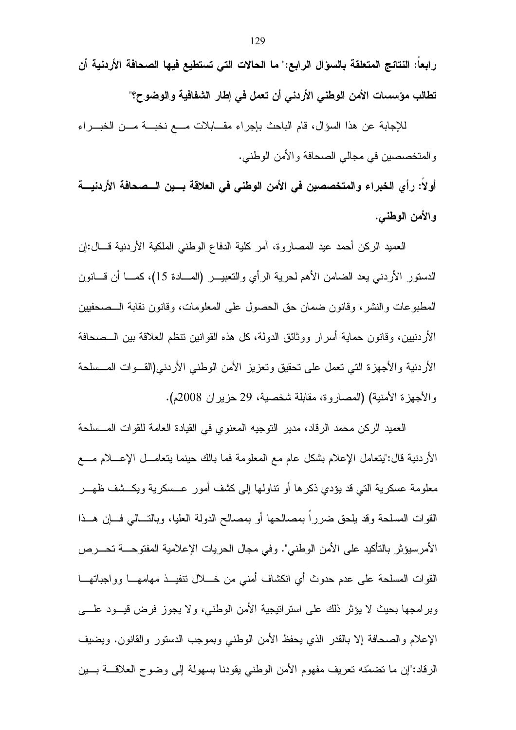**رابعاً: النتائج المتعلقة بالسؤال الرابع:" ما الحالات التي تستطيع فيها الصحافة الأردنية أن تطالب مؤسسات الأمن الوطني الأردني أن تعمل في إطار الشفافية والوضوح؟"**

للإجابة عن هذا السؤال، قام الباحث بإجراء مقابلات مع نخبة من الخبراء والمتخصصين في مجالي الصحافة والأمن الوطني.

**أولاً: رأي الخبراء والمتخصصين في الأمن الوطني في العلاقة بين الصحافة الأردنية والأمن الوطني.**

العميد الركن أحمد عيد المصاروة، آمر كلية الدفاع الوطني الملكية الأردنية قال:إن الدستور الأردني يعد الضامن الأهم لحرية الرأي والتعبير (المادة 15)، كما أن قانون المطبوعات والنشر، وقانون ضمان حق الحصول على المعلومات، وقانون نقابة الصحفيين الأردنيين، وقانون حماية أسرار ووثائق الدولة، كل هذه القوانين تنظم العلاقة بين الصحافة الأردنية والأجهزة التي تعمل على تحقيق وتعزيز الأمن الوطني الأردني(القوات المسلحة والأجهزة الأمنية) (المصاروة، مقابلة شخصية، 29 حزيران 2008م).

العميد الركن محمد الرقاد، مدير التوجيه المعنوي في القيادة العامة للقوات المسلحة الأردنية قال:"يتعامل الإعلام بشكل عام مع المعلومة فما بالك حينما يتعامل الإعلام مع معلومة عسكرية التي قد يؤدي ذكرها أو تناولها إلى كشف أمور عسكرية ويكشف ظهر القوات المسلحة وقد يلحق ضرراً بمصالحها أو بمصالح الدولة العليا، وبالتالي فإن هذا الأمرسيؤثر بالتأكيد على الأمن الوطني". وفي مجال الحريات الإعلامية المفتوحة تحرص القوات المسلحة على عدم حدوث أي انكشاف أمني من خلال تنفيذ مهامها وواجباتها وبرامجها بحيث لا يؤثر ذلك على استراتيجية الأمن الوطني، ولا يجوز فرض قيود على الإعلام والصحافة إلا بالقدر الذي يحفظ الأمن الوطني وبموجب الدستور والقانون. ويضيف الرقاد:"إن ما تضمّنه تعريف مفهوم الأمن الوطني يقودنا بسهولة إلى وضوح العلاقة بين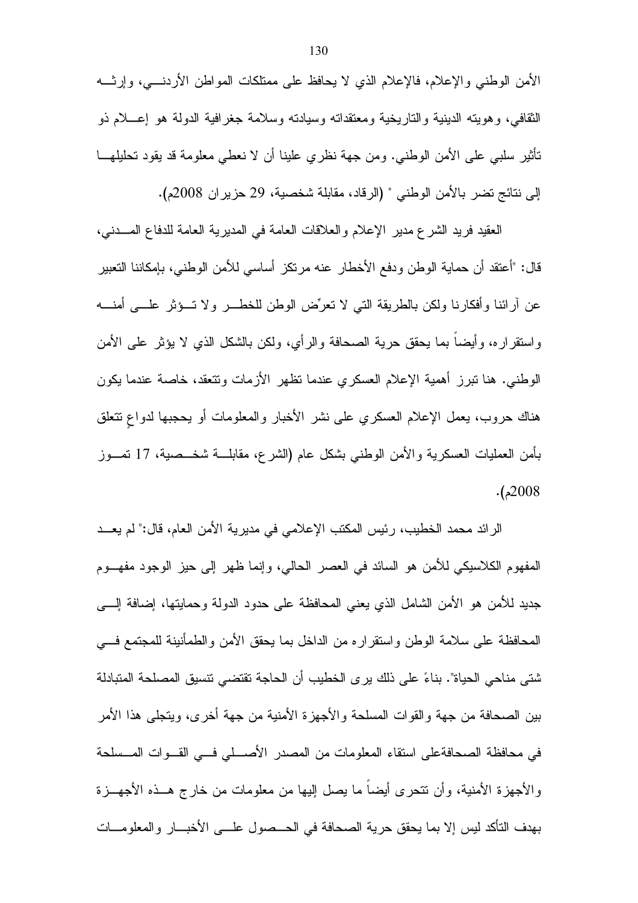الأمن الوطني والإعلام، فالإعلام الذي لا يحافظ على ممتلكات المواطن الأردني، وإرثه الثقافي، وهويته الدينية والتاريخية ومعتقداته وسيادته وسلامة جغرافية الدولة هو إعلام ذو تأثير سلبي على الأمن الوطني. ومن جهة نظري علينا أن لا نعطي معلومة قد يقود تحليلها إلى نتائج تضر بالأمن الوطني " (الرقاد، مقابلة شخصية، 29 حزيران 2008م).

العقيد فريد الشرع مدير الإعلام والعلاقات العامة في المديرية العامة للدفاع المدني، قال: "أعتقد أن حماية الوطن ودفع الأخطار عنه مرتكز أساسي للأمن الوطني، بإمكاننا التعبير عن آرائنا وأفكارنا ولكن بالطريقة التي لا تعرِّض الوطن للخطر ولا تؤثر على أمنه واستقراره، وأيضاً بما يحقق حرية الصحافة والرأي، ولكن بالشكل الذي لا يؤثر على الأمن الوطني. هنا تبرز أهمية الإعلام العسكري عندما تظهر الأزمات وتتعقد، خاصة عندما يكون هناك حروب، يعمل الإعلام العسكري على نشر الأخبار والمعلومات أو يحجبها لدواعٍ تتعلق بأمن العمليات العسكرية والأمن الوطني بشكل عام (الشرع، مقابلة شخصية، 17 تموز 2008م).

الرائد محمد الخطيب، رئيس المكتب الإعلامي في مديرية الأمن العام، قال:" لم يعد المفهوم الكلاسيكي للأمن هو السائد في العصر الحالي، وإنما ظهر إلى حيز الوجود مفهوم جديد للأمن هو الأمن الشامل الذي يعني المحافظة على حدود الدولة وحمايتها، إضافة إلى المحافظة على سلامة الوطن واستقراره من الداخل بما يحقق الأمن والطمأنينة للمجتمع في شتى مناحي الحياة". بناءً على ذلك يرى الخطيب أن الحاجة تقتضي تنسيق المصلحة المتبادلة بين الصحافة من جهة والقوات المسلحة والأجهزة الأمنية من جهة أخرى، ويتجلى هذا الأمر في محافظة الصحافةعلى استقاء المعلومات من المصدر الأصلي في القوات المسلحة والأجهزة الأمنية، وأن تتحرى أيضاً ما يصل إليها من معلومات من خارج هذه الأجهزة بهدف التأكد ليس إلا بما يحقق حرية الصحافة في الحصول على الأخبار والمعلومات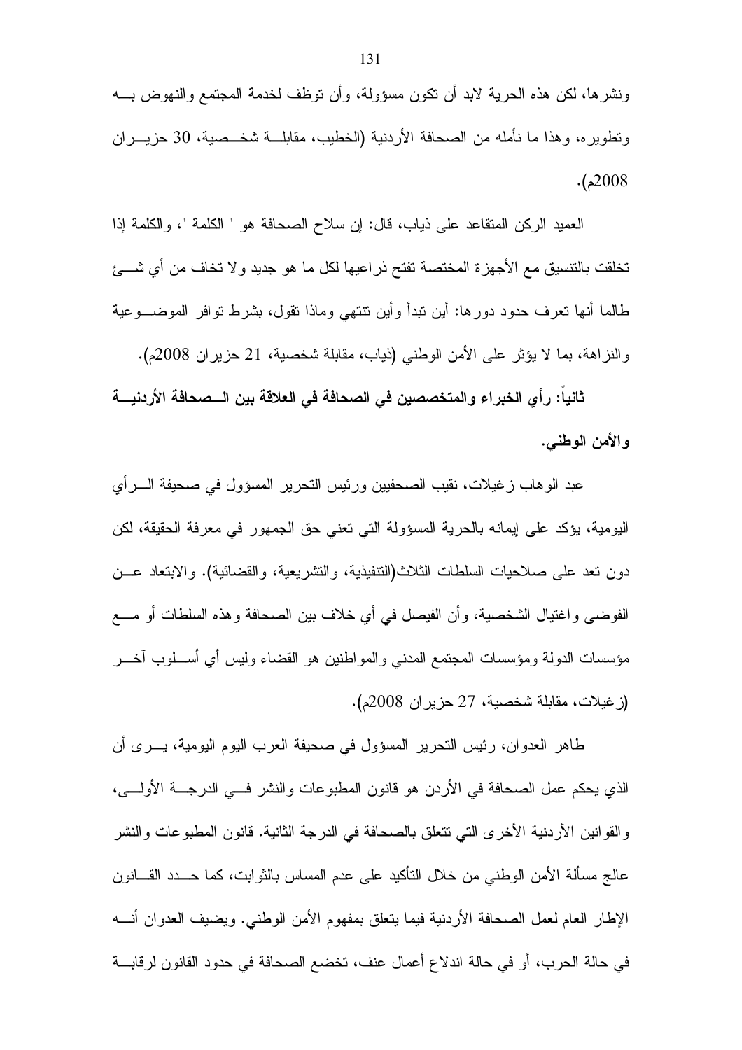ونشرها، لكن هذه الحرية لابد أن تكون مسؤولة، وأن توظف لخدمة المجتمع والنهوض بـه وتطويره، وهذا ما نأمله من الصحافة الأردنية (الخطيب، مقابلة شخصية، 30 حزيران 2008م).

العميد الركن المتقاعد على ذياب، قال: إن سلاح الصحافة هو " الكلمة "، والكلمة إذا تخلقت بالتنسيق مع الأجهزة المختصة تفتح ذراعيها لكل ما هو جديد ولا تخاف من أي شيء طالما أنها تعرف حدود دورها: أين تبدأ وأين تنتهي وماذا تقول، بشرط توافر الموضوعية والنزاهة، بما لا يؤثر على الأمن الوطني (ذياب، مقابلة شخصية، 21 حزيران 2008م).

**ثانياً: رأي الخبراء والمتخصصين في الصحافة في العلاقة بين الصحافة الأردنية والأمن الوطني.**

عبد الوهاب زغيلات، نقيب الصحفيين ورئيس التحرير المسؤول في صحيفة الرأي اليومية، يؤكد على إيمانه بالحرية المسؤولة التي تعني حق الجمهور في معرفة الحقيقة، لكن دون تعد على صلاحيات السلطات الثلاث(التنفيذية، والتشريعية، والقضائية). والابتعاد عن الفوضى واغتيال الشخصية، وأن الفيصل في أي خلاف بين الصحافة وهذه السلطات أو مع مؤسسات الدولة ومؤسسات المجتمع المدني والمواطنين هو القضاء وليس أي أسلوب آخر (زغيلات، مقابلة شخصية، 27 حزيران 2008م).

طاهر العدوان، رئيس التحرير المسؤول في صحيفة العرب اليوم اليومية، يرى أن الذي يحكم عمل الصحافة في الأردن هو قانون المطبوعات والنشر في الدرجة الأولى، والقوانين الأردنية الأخرى التي تتعلق بالصحافة في الدرجة الثانية. قانون المطبوعات والنشر عالج مسألة الأمن الوطني من خلال التأكيد على عدم المساس بالثوابت، كما حدد القانون الإطار العام لعمل الصحافة الأردنية فيما يتعلق بمفهوم الأمن الوطني. ويضيف العدوان أنه في حالة الحرب، أو في حالة اندلاع أعمال عنف، تخضع الصحافة في حدود القانون لرقابة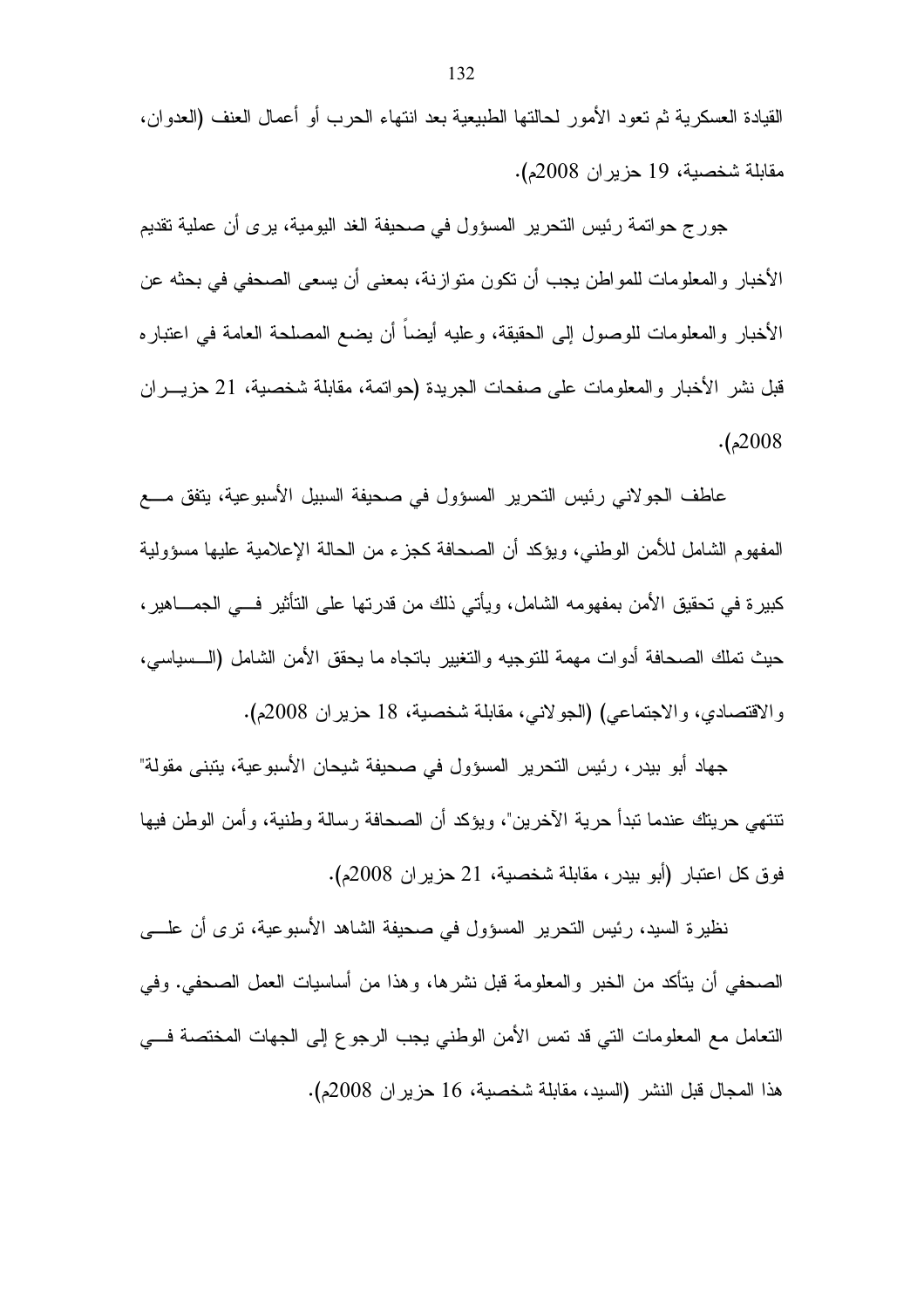القيادة العسكرية ثم تعود الأمور لحالتها الطبيعية بعد انتهاء الحرب أو أعمال العنف (العدوان، مقابلة شخصية، 19 حزيران 2008م).

جورج حواتمة رئيس التحرير المسؤول في صحيفة الغد اليومية، يرى أن عملية تقديم الأخبار والمعلومات للمواطن يجب أن تكون متوازنة، بمعنى أن يسعى الصحفي في بحثه عن الأخبار والمعلومات للوصول إلى الحقيقة، وعليه أيضاً أن يضع المصلحة العامة في اعتباره قبل نشر الأخبار والمعلومات على صفحات الجريدة (حواتمة، مقابلة شخصية، 21 حزيران 2008م).

عاطف الجولاني رئيس التحرير المسؤول في صحيفة السبيل الأسبوعية، يتفق مع المفهوم الشامل للأمن الوطني، ويؤكد أن الصحافة كجزء من الحالة الإعلامية عليها مسؤولية كبيرة في تحقيق الأمن بمفهومه الشامل، ويأتي ذلك من قدرتها على التأثير في الجماهير، حيث تملك الصحافة أدوات مهمة للتوجيه والتغيير باتجاه ما يحقق الأمن الشامل (السياسي، والاقتصادي، والاجتماعي) (الجولاني، مقابلة شخصية، 18 حزيران 2008م).

جهاد أبو بيدر، رئيس التحرير المسؤول في صحيفة شيحان الأسبوعية، يتبنى مقولة" تنتهي حريتك عندما تبدأ حرية الآخرين"، ويؤكد أن الصحافة رسالة وطنية، وأمن الوطن فيها فوق كل اعتبار (أبو بيدر، مقابلة شخصية، 21 حزيران 2008م).

نظيرة السيد، رئيس التحرير المسؤول في صحيفة الشاهد الأسبوعية، ترى أن على الصحفي أن يتأكد من الخبر والمعلومة قبل نشرها، وهذا من أساسيات العمل الصحفي. وفي التعامل مع المعلومات التي قد تمس الأمن الوطني يجب الرجوع إلى الجهات المختصة في هذا المجال قبل النشر (السيد، مقابلة شخصية، 16 حزيران 2008م).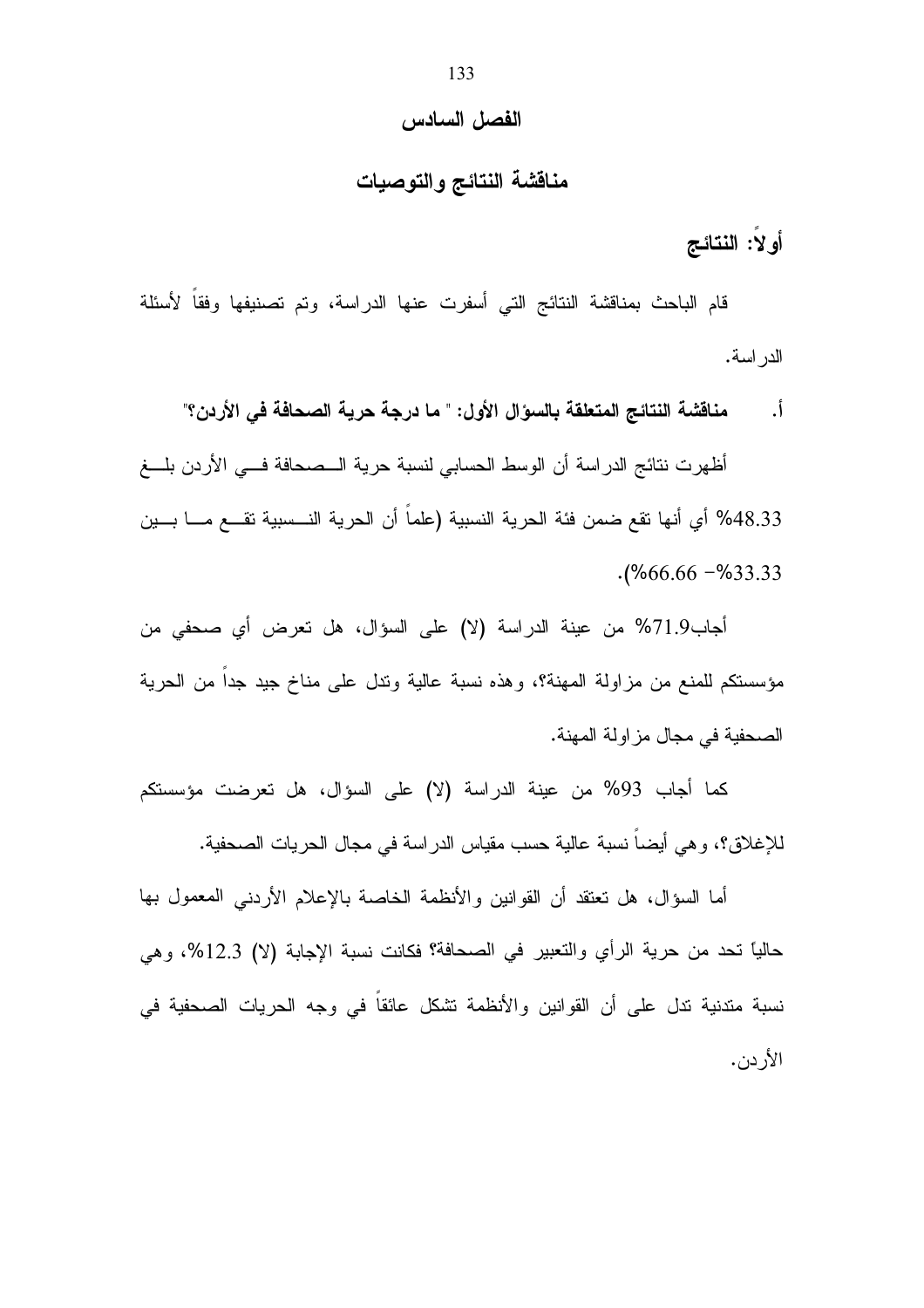# الفصل السادس

## مناقشة النتائج والتوصيات

### أولاً: النتائج

قام الباحث بمناقشة النتائج التي أسفرت عنها الدراسة، وتم تصنيفها وفقاً لأسئلة الدراسة.

أ. **مناقشة النتائج المتعلقة بالسؤال الأول: " ما درجة حرية الصحافة في الأردن؟"**

أظهرت نتائج الدراسة أن الوسط الحسابي لنسبة حرية الصحافة في الأردن بلغ 48.33% أي أنها تقع ضمن فئة الحرية النسبية (علماً أن الحرية النسبية تقع ما بين 33.33% - 66.66%).

أجاب71.9% من عينة الدراسة (لا) على السؤال، هل تعرض أي صحفي من مؤسستكم للمنع من مزاولة المهنة؟، وهذه نسبة عالية وتدل على مناخ جيد جداً من الحرية الصحفية في مجال مزاولة المهنة.

كما أجاب 93% من عينة الدراسة (لا) على السؤال، هل تعرضت مؤسستكم للإغلاق؟، وهي أيضاً نسبة عالية حسب مقياس الدراسة في مجال الحريات الصحفية.

أما السؤال، هل تعتقد أن القوانين والأنظمة الخاصة بالإعلام الأردني المعمول بها حالياً تحد من حرية الرأي والتعبير في الصحافة؟ فكانت نسبة الإجابة (لا) 12.3%، وهي نسبة متدنية تدل على أن القوانين والأنظمة تشكل عائقاً في وجه الحريات الصحفية في الأردن.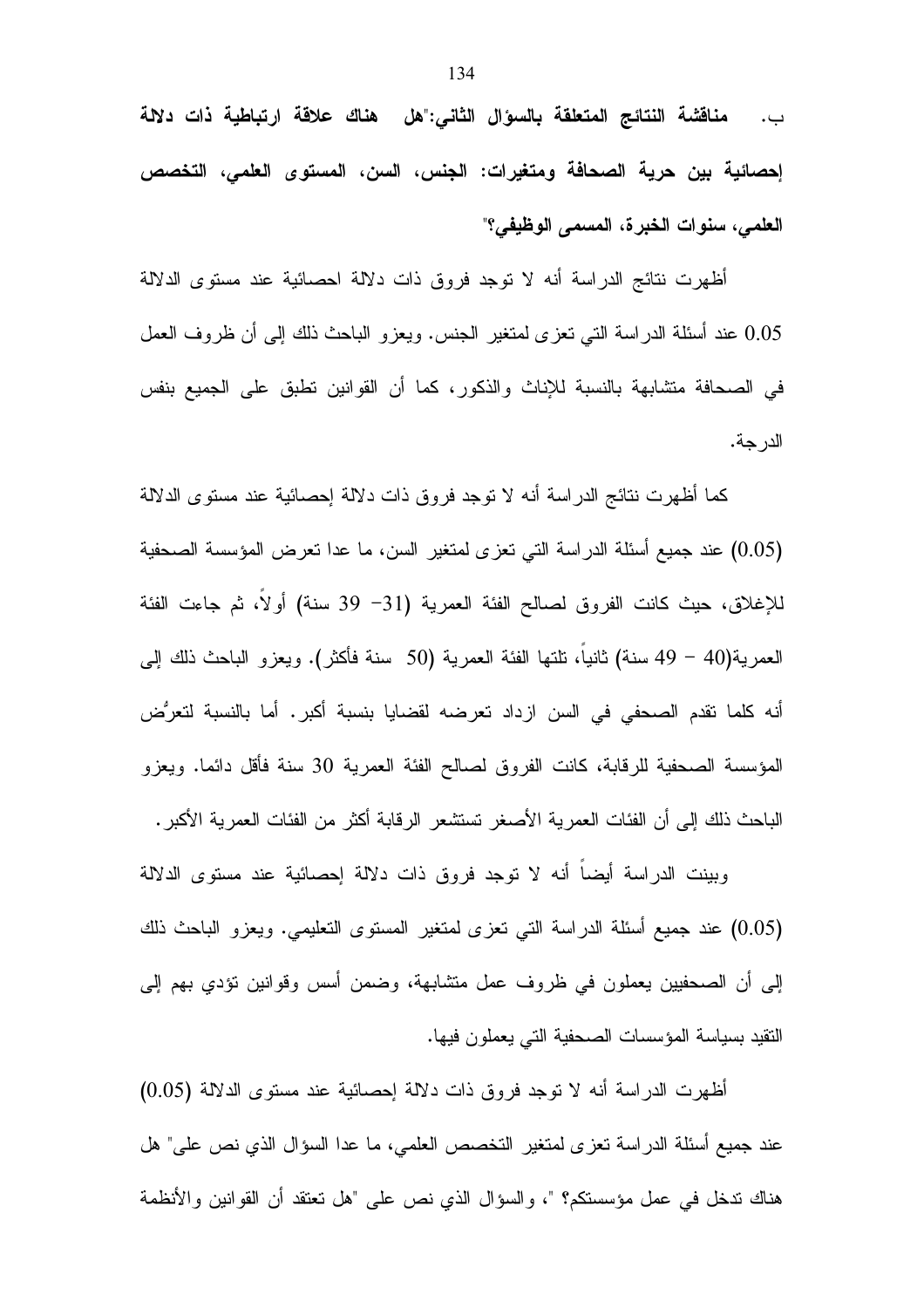**ب. مناقشة النتائج المتعلقة بالسؤال الثاني:"هل هناك علاقة ارتباطية ذات دلالة إحصائية بين حرية الصحافة ومتغيرات: الجنس، السن، المستوى العلمي، التخصص العلمي، سنوات الخبرة، المسمى الوظيفي؟"**

أظهرت نتائج الدراسة أنه لا توجد فروق ذات دلالة احصائية عند مستوى الدلالة 0.05 عند أسئلة الدراسة التي تعزى لمتغير الجنس. ويعزو الباحث ذلك إلى أن ظروف العمل في الصحافة متشابهة بالنسبة للإناث والذكور، كما أن القوانين تطبق على الجميع بنفس الدرجة.

كما أظهرت نتائج الدراسة أنه لا توجد فروق ذات دلالة إحصائية عند مستوى الدلالة (0.05) عند جميع أسئلة الدراسة التي تعزى لمتغير السن، ما عدا تعرض المؤسسة الصحفية للإغلاق، حيث كانت الفروق لصالح الفئة العمرية (31– 39 سنة) أولاً، ثم جاءت الفئة العمرية(40 – 49 سنة) ثانياً، تلتها الفئة العمرية (50 سنة فأكثر). ويعزو الباحث ذلك إلى أنه كلما تقدم الصحفي في السن ازداد تعرضه لقضايا بنسبة أكبر. أما بالنسبة لتعرُّض المؤسسة الصحفية للرقابة، كانت الفروق لصالح الفئة العمرية 30 سنة فأقل دائما. ويعزو الباحث ذلك إلى أن الفئات العمرية الأصغر تستشعر الرقابة أكثر من الفئات العمرية الأكبر.

وبينت الدراسة أيضاً أنه لا توجد فروق ذات دلالة إحصائية عند مستوى الدلالة (0.05) عند جميع أسئلة الدراسة التي تعزى لمتغير المستوى التعليمي. ويعزو الباحث ذلك إلى أن الصحفيين يعملون في ظروف عمل متشابهة، وضمن أسس وقوانين تؤدي بهم إلى التقيد بسياسة المؤسسات الصحفية التي يعملون فيها.

أظهرت الدراسة أنه لا توجد فروق ذات دلالة إحصائية عند مستوى الدلالة (0.05) عند جميع أسئلة الدراسة تعزى لمتغير التخصص العلمي، ما عدا السؤال الذي نص على" هل هناك تدخل في عمل مؤسستكم؟ "، والسؤال الذي نص على "هل تعتقد أن القوانين والأنظمة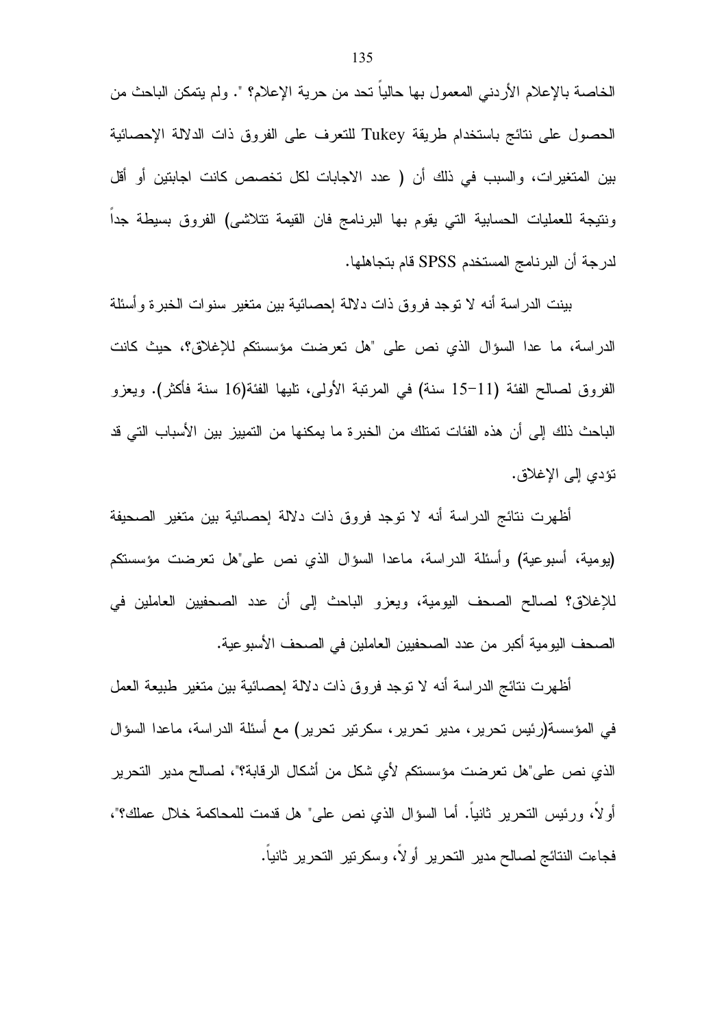الخاصة بالإعلام الأردني المعمول بها حالياً تحد من حرية الإعلام؟ ". ولم يتمكن الباحث من الحصول على نتائج باستخدام طريقة Tukey للتعرف على الفروق ذات الدلالة الإحصائية بين المتغيرات، والسبب في ذلك أن ( عدد الاجابات لكل تخصص كانت اجابتين أو أقل ونتيجة للعمليات الحسابية التي يقوم بها البرنامج فان القيمة تتلاشى) الفروق بسيطة جداً لدرجة أن البرنامج المستخدم SPSS قام بتجاهلها.

بينت الدراسة أنه لا توجد فروق ذات دلالة إحصائية بين متغير سنوات الخبرة وأسئلة الدراسة، ما عدا السؤال الذي نص على "هل تعرضت مؤسستكم للإغلاق؟، حيث كانت الفروق لصالح الفئة (11-15 سنة) في المرتبة الأولى، تليها الفئة(16 سنة فأكثر). ويعزو الباحث ذلك إلى أن هذه الفئات تمتلك من الخبرة ما يمكنها من التمييز بين الأسباب التي قد تؤدي إلى الإغلاق.

أظهرت نتائج الدراسة أنه لا توجد فروق ذات دلالة إحصائية بين متغير الصحيفة (يومية، أسبوعية) وأسئلة الدراسة، ماعدا السؤال الذي نص على"هل تعرضت مؤسستكم للإغلاق؟ لصالح الصحف اليومية، ويعزو الباحث إلى أن عدد الصحفيين العاملين في الصحف اليومية أكبر من عدد الصحفيين العاملين في الصحف الأسبوعية.

أظهرت نتائج الدراسة أنه لا توجد فروق ذات دلالة إحصائية بين متغير طبيعة العمل في المؤسسة(رئيس تحرير، مدير تحرير، سكرتير تحرير) مع أسئلة الدراسة، ماعدا السؤال الذي نص على"هل تعرضت مؤسستكم لأي شكل من أشكال الرقابة؟"، لصالح مدير التحرير أولاً، ورئيس التحرير ثانياً. أما السؤال الذي نص على" هل قدمت للمحاكمة خلال عملك؟"، فجاءت النتائج لصالح مدير التحرير أولاً، وسكرتير التحرير ثانياً.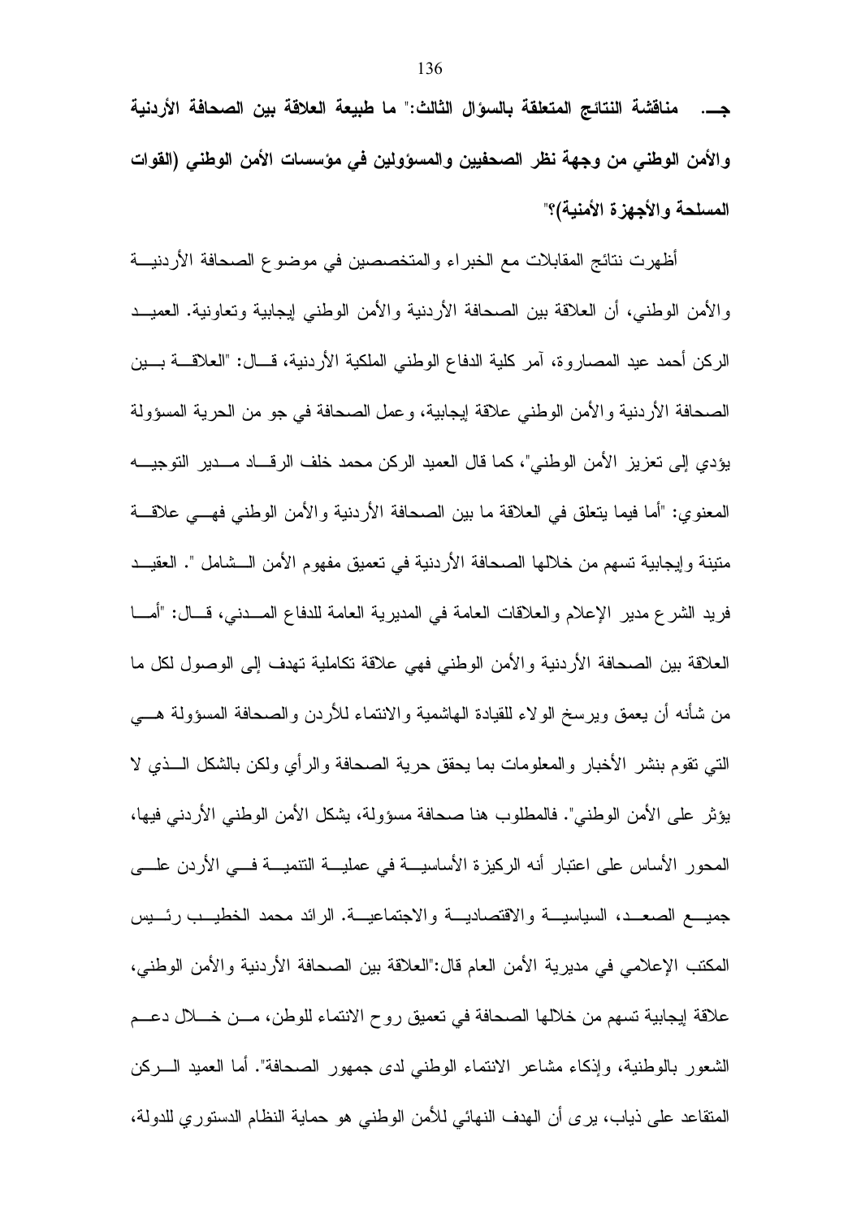**جـ. مناقشة النتائج المتعلقة بالسؤال الثالث:" ما طبيعة العلاقة بين الصحافة الأردنية والأمن الوطني من وجهة نظر الصحفيين والمسؤولين في مؤسسات الأمن الوطني (القوات المسلحة والأجهزة الأمنية)؟"**

أظهرت نتائج المقابلات مع الخبراء والمتخصصين في موضوع الصحافة الأردنية والأمن الوطني، أن العلاقة بين الصحافة الأردنية والأمن الوطني إيجابية وتعاونية. العميد الركن أحمد عيد المصاروة، آمر كلية الدفاع الوطني الملكية الأردنية، قال: "العلاقة بين الصحافة الأردنية والأمن الوطني علاقة إيجابية، وعمل الصحافة في جو من الحرية المسؤولة يؤدي إلى تعزيز الأمن الوطني"، كما قال العميد الركن محمد خلف الرقاد مدير التوجيه المعنوي: "أما فيما يتعلق في العلاقة ما بين الصحافة الأردنية والأمن الوطني فهي علاقة متينة وإيجابية تسهم من خلالها الصحافة الأردنية في تعميق مفهوم الأمن الشامل ". العقيد فريد الشرع مدير الإعلام والعلاقات العامة في المديرية العامة للدفاع المدني، قال: "أما العلاقة بين الصحافة الأردنية والأمن الوطني فهي علاقة تكاملية تهدف إلى الوصول لكل ما من شأنه أن يعمق ويرسخ الولاء للقيادة الهاشمية والانتماء للأردن والصحافة المسؤولة هي التي تقوم بنشر الأخبار والمعلومات بما يحقق حرية الصحافة والرأي ولكن بالشكل الذي لا يؤثر على الأمن الوطني". فالمطلوب هنا صحافة مسؤولة، يشكل الأمن الوطني الأردني فيها، المحور الأساس على اعتبار أنه الركيزة الأساسية في عملية التنمية في الأردن على جميع الصعد، السياسية والاقتصادية والاجتماعية. الرائد محمد الخطيب رئيس المكتب الإعلامي في مديرية الأمن العام قال:"العلاقة بين الصحافة الأردنية والأمن الوطني، علاقة إيجابية تسهم من خلالها الصحافة في تعميق روح الانتماء للوطن، من خلال دعم الشعور بالوطنية، وإذكاء مشاعر الانتماء الوطني لدى جمهور الصحافة". أما العميد الركن المتقاعد علي ذياب، يرى أن الهدف النهائي للأمن الوطني هو حماية النظام الدستوري للدولة،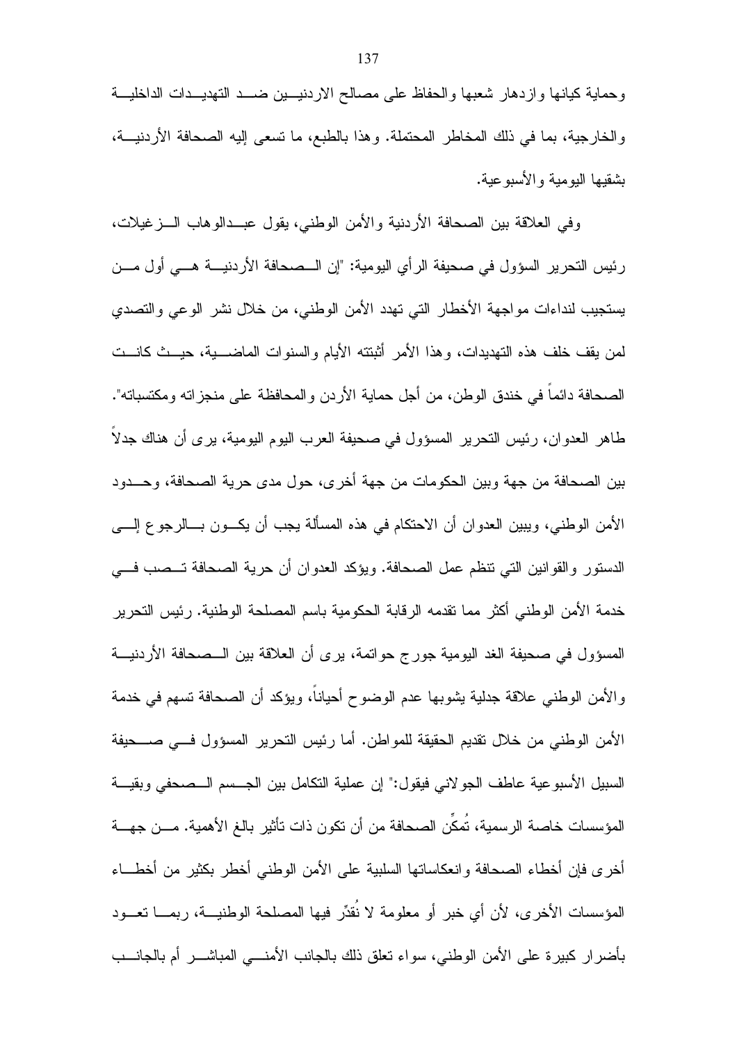وحماية كيانها وازدهار شعبها والحفاظ على مصالح الاردنيين ضد التهديدات الداخلية والخارجية، بما في ذلك المخاطر المحتملة. وهذا بالطبع، ما تسعى إليه الصحافة الأردنية، بشقيها اليومية والأسبوعية.

وفي العلاقة بين الصحافة الأردنية والأمن الوطني، يقول عبدالوهاب الزغيلات، رئيس التحرير السؤول في صحيفة الرأي اليومية: "إن الصحافة الأردنية هي أول من يستجيب لنداءات مواجهة الأخطار التي تهدد الأمن الوطني، من خلال نشر الوعي والتصدي لمن يقف خلف هذه التهديدات، وهذا الأمر أثبتته الأيام والسنوات الماضية، حيث كانت الصحافة دائماً في خندق الوطن، من أجل حماية الأردن والمحافظة على منجزاته ومكتسباته". طاهر العدوان، رئيس التحرير المسؤول في صحيفة العرب اليوم اليومية، يرى أن هناك جدلاً بين الصحافة من جهة وبين الحكومات من جهة أخرى، حول مدى حرية الصحافة، وحدود الأمن الوطني، ويبين العدوان أن الاحتكام في هذه المسألة يجب أن يكون بالرجوع إلى الدستور والقوانين التي تنظم عمل الصحافة. ويؤكد العدوان أن حرية الصحافة تصب في خدمة الأمن الوطني أكثر مما تقدمه الرقابة الحكومية باسم المصلحة الوطنية. رئيس التحرير المسؤول في صحيفة الغد اليومية جورج حواتمة، يرى أن العلاقة بين الصحافة الأردنية والأمن الوطني علاقة جدلية يشوبها عدم الوضوح أحياناً، ويؤكد أن الصحافة تسهم في خدمة الأمن الوطني من خلال تقديم الحقيقة للمواطن. أما رئيس التحرير المسؤول في صحيفة السبيل الأسبوعية عاطف الجولاني فيقول:" إن عملية التكامل بين الجسم الصحفي وبقية المؤسسات خاصة الرسمية، تُمكِّن الصحافة من أن تكون ذات تأثير بالغ الأهمية. من جهة أخرى فإن أخطاء الصحافة وانعكاساتها السلبية على الأمن الوطني أخطر بكثير من أخطاء المؤسسات الأخرى، لأن أي خبر أو معلومة لا نُقدِّر فيها المصلحة الوطنية، ربما تعود بأضرار كبيرة على الأمن الوطني، سواء تعلق ذلك بالجانب الأمني المباشر أم بالجانب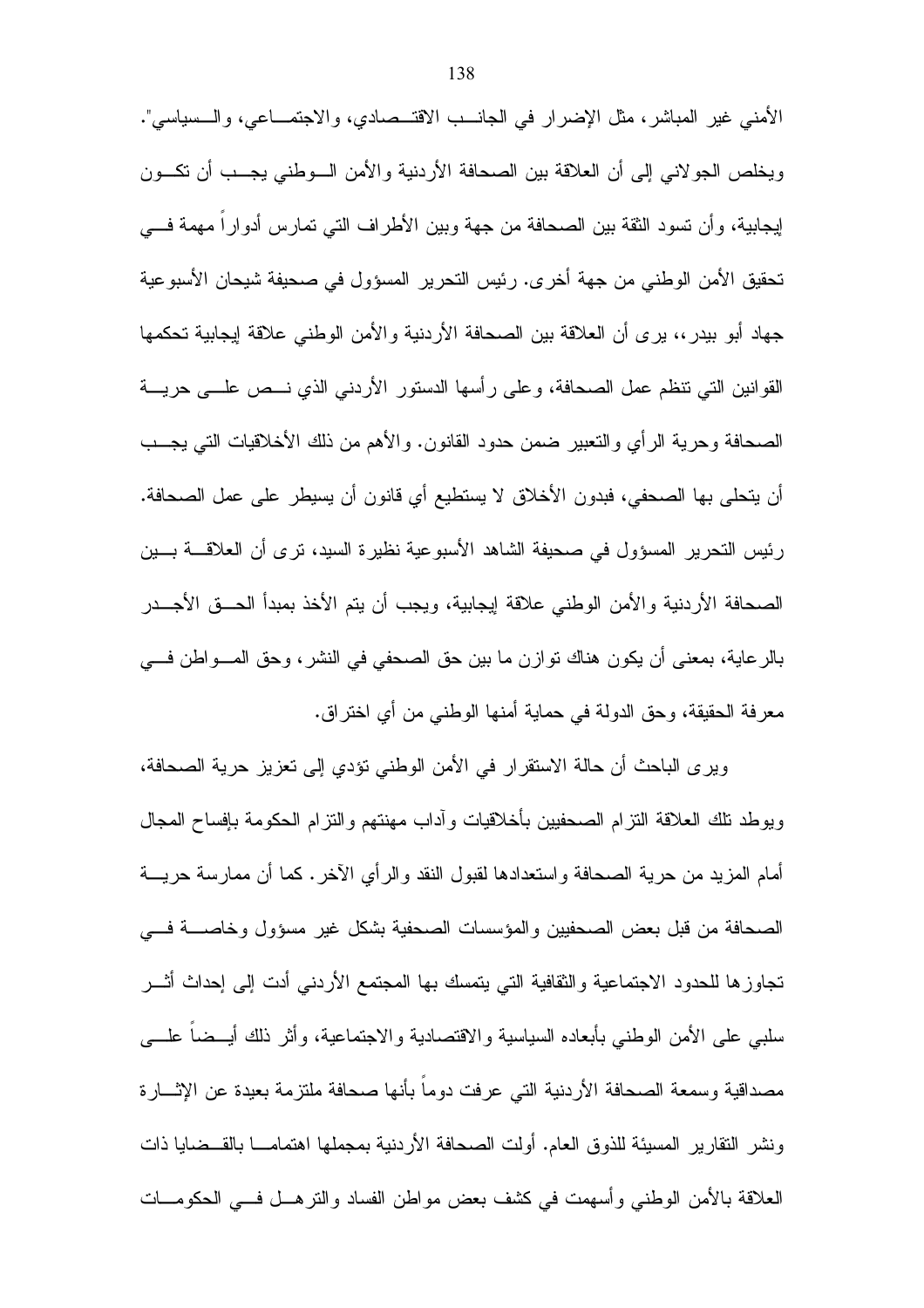الأمني غير المباشر، مثل الإضرار في الجانب الاقتصادي، والاجتماعي، والسياسي". ويخلص الجولاني إلى أن العلاقة بين الصحافة الأردنية والأمن الوطني يجب أن تكون إيجابية، وأن تسود الثقة بين الصحافة من جهة وبين الأطراف التي تمارس أدواراً مهمة في تحقيق الأمن الوطني من جهة أخرى. رئيس التحرير المسؤول في صحيفة شيحان الأسبوعية جهاد أبو بيدر،، يرى أن العلاقة بين الصحافة الأردنية والأمن الوطني علاقة إيجابية تحكمها القوانين التي تنظم عمل الصحافة، وعلى رأسها الدستور الأردني الذي نص على حرية الصحافة وحرية الرأي والتعبير ضمن حدود القانون. والأهم من ذلك الأخلاقيات التي يجب أن يتحلى بها الصحفي، فبدون الأخلاق لا يستطيع أي قانون أن يسيطر على عمل الصحافة. رئيس التحرير المسؤول في صحيفة الشاهد الأسبوعية نظيرة السيد، ترى أن العلاقة بين الصحافة الأردنية والأمن الوطني علاقة إيجابية، ويجب أن يتم الأخذ بمبدأ الحق الأجدر بالرعاية، بمعنى أن يكون هناك توازن ما بين حق الصحفي في النشر، وحق المواطن في معرفة الحقيقة، وحق الدولة في حماية أمنها الوطني من أي اختراق.

ويرى الباحث أن حالة الاستقرار في الأمن الوطني تؤدي إلى تعزيز حرية الصحافة، ويوطد تلك العلاقة التزام الصحفيين بأخلاقيات وآداب مهنتهم والتزام الحكومة بإفساح المجال أمام المزيد من حرية الصحافة واستعدادها لقبول النقد والرأي الآخر. كما أن ممارسة حرية الصحافة من قبل بعض الصحفيين والمؤسسات الصحفية بشكل غير مسؤول وخاصة في تجاوزها للحدود الاجتماعية والثقافية التي يتمسك بها المجتمع الأردني أدت إلى إحداث أثر سلبي على الأمن الوطني بأبعاده السياسية والاقتصادية والاجتماعية، وأثر ذلك أيضاً على مصداقية وسمعة الصحافة الأردنية التي عرفت دوماً بأنها صحافة ملتزمة بعيدة عن الإثارة ونشر التقارير المسيئة للذوق العام. أولت الصحافة الأردنية بمجملها اهتماماً بالقضايا ذات العلاقة بالأمن الوطني وأسهمت في كشف بعض مواطن الفساد والترهل في الحكومات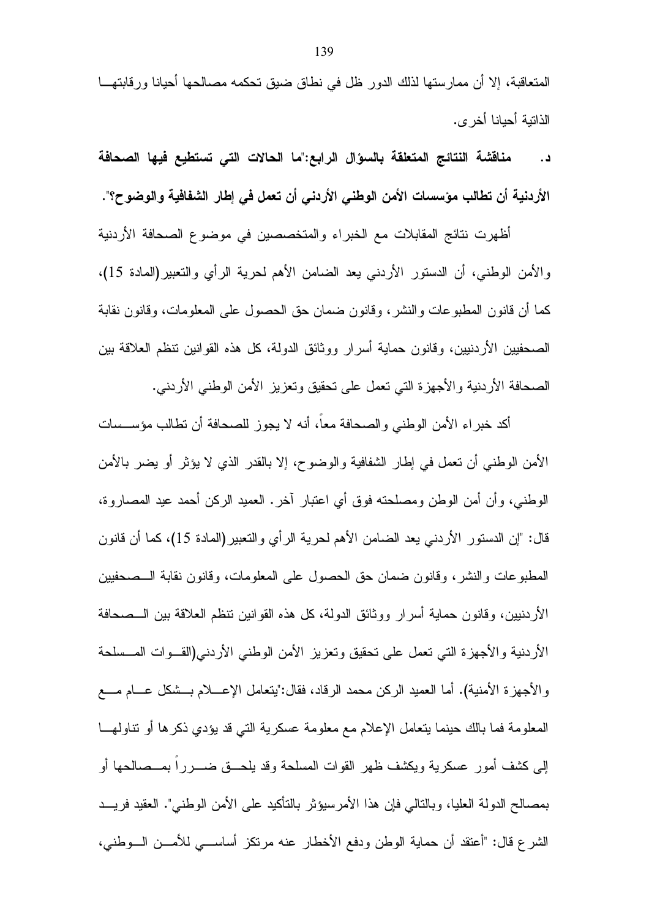المتعاقبة، إلا أن ممارستها لذلك الدور ظل في نطاق ضيق تحكمه مصالحها أحيانا ورقابتها الذاتية أحيانا أخرى.

**د. مناقشة النتائج المتعلقة بالسؤال الرابع:"ما الحالات التي تستطيع فيها الصحافة الأردنية أن تطالب مؤسسات الأمن الوطني الأردني أن تعمل في إطار الشفافية والوضوح؟".**

أظهرت نتائج المقابلات مع الخبراء والمتخصصين في موضوع الصحافة الأردنية والأمن الوطني، أن الدستور الأردني يعد الضامن الأهم لحرية الرأي والتعبير(المادة 15)، كما أن قانون المطبوعات والنشر، وقانون ضمان حق الحصول على المعلومات، وقانون نقابة الصحفيين الأردنيين، وقانون حماية أسرار ووثائق الدولة، كل هذه القوانين تنظم العلاقة بين الصحافة الأردنية والأجهزة التي تعمل على تحقيق وتعزيز الأمن الوطني الأردني.

أكد خبراء الأمن الوطني والصحافة معاً، أنه لا يجوز للصحافة أن تطالب مؤسسات الأمن الوطني أن تعمل في إطار الشفافية والوضوح، إلا بالقدر الذي لا يؤثر أو يضر بالأمن الوطني، وأن أمن الوطن ومصلحته فوق أي اعتبار آخر. العميد الركن أحمد عيد المصاروة، قال: "إن الدستور الأردني يعد الضامن الأهم لحرية الرأي والتعبير(المادة 15)، كما أن قانون المطبوعات والنشر، وقانون ضمان حق الحصول على المعلومات، وقانون نقابة الصحفيين الأردنيين، وقانون حماية أسرار ووثائق الدولة، كل هذه القوانين تنظم العلاقة بين الصحافة الأردنية والأجهزة التي تعمل على تحقيق وتعزيز الأمن الوطني الأردني(القوات المسلحة والأجهزة الأمنية). أما العميد الركن محمد الرقاد، فقال:"يتعامل الإعلام بشكل عام مع المعلومة فما بالك حينما يتعامل الإعلام مع معلومة عسكرية التي قد يؤدي ذكرها أو تناولها إلى كشف أمور عسكرية ويكشف ظهر القوات المسلحة وقد يلحق ضرراً بمصالحها أو بمصالح الدولة العليا، وبالتالي فإن هذا الأمرسيؤثر بالتأكيد على الأمن الوطني". العقيد فريد الشرع قال: "أعتقد أن حماية الوطن ودفع الأخطار عنه مرتكز أساسي للأمن الوطني،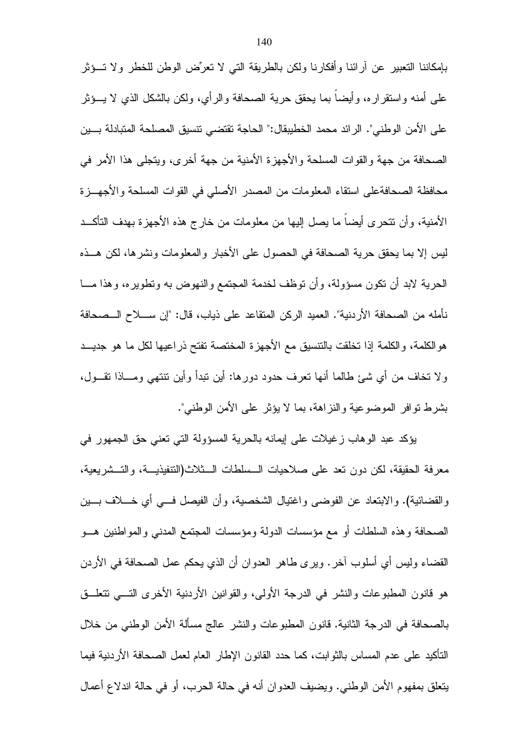بإمكاننا التعبير عن آرائنا وأفكارنا ولكن بالطريقة التي لا تعرِّض الوطن للخطر ولا تؤثر على أمنه واستقراره، وأيضاً بما يحقق حرية الصحافة والرأي، ولكن بالشكل الذي لا يؤثر على الأمن الوطني". الرائد محمد الخطيبقال:" الحاجة تقتضي تنسيق المصلحة المتبادلة بين الصحافة من جهة والقوات المسلحة والأجهزة الأمنية من جهة أخرى، ويتجلى هذا الأمر في محافظة الصحافةعلى استقاء المعلومات من المصدر الأصلي في القوات المسلحة والأجهزة الأمنية، وأن تتحرى أيضاً ما يصل إليها من معلومات من خارج هذه الأجهزة بهدف التأكد ليس إلا بما يحقق حرية الصحافة في الحصول على الأخبار والمعلومات ونشرها، لكن هذه الحرية لابد أن تكون مسؤولة، وأن توظف لخدمة المجتمع والنهوض به وتطويره، وهذا ما نأمله من الصحافة الأردنية". العميد الركن المتقاعد على ذياب، قال: "إن سلاح الصحافة هوالكلمة، والكلمة إذا تخلقت بالتنسيق مع الأجهزة المختصة تفتح ذراعيها لكل ما هو جديد ولا تخاف من أي شئ طالما أنها تعرف حدود دورها: أين تبدأ وأين تنتهي وماذا تقول، بشرط توافر الموضوعية والنزاهة، بما لا يؤثر على الأمن الوطني".

يؤكد عبد الوهاب زغيلات على إيمانه بالحرية المسؤولة التي تعني حق الجمهور في معرفة الحقيقة، لكن دون تعد على صلاحيات السلطات الثلاث(التنفيذية، والتشريعية، والقضائية). والابتعاد عن الفوضى واغتيال الشخصية، وأن الفيصل في أي خلاف بين الصحافة وهذه السلطات أو مع مؤسسات الدولة ومؤسسات المجتمع المدني والمواطنين هو القضاء وليس أي أسلوب آخر. ويرى طاهر العدوان أن الذي يحكم عمل الصحافة في الأردن هو قانون المطبوعات والنشر في الدرجة الأولى، والقوانين الأردنية الأخرى التي تتعلق بالصحافة في الدرجة الثانية. قانون المطبوعات والنشر عالج مسألة الأمن الوطني من خلال التأكيد على عدم المساس بالثوابت، كما حدد القانون الإطار العام لعمل الصحافة الأردنية فيما يتعلق بمفهوم الأمن الوطني. ويضيف العدوان أنه في حالة الحرب، أو في حالة اندلاع أعمال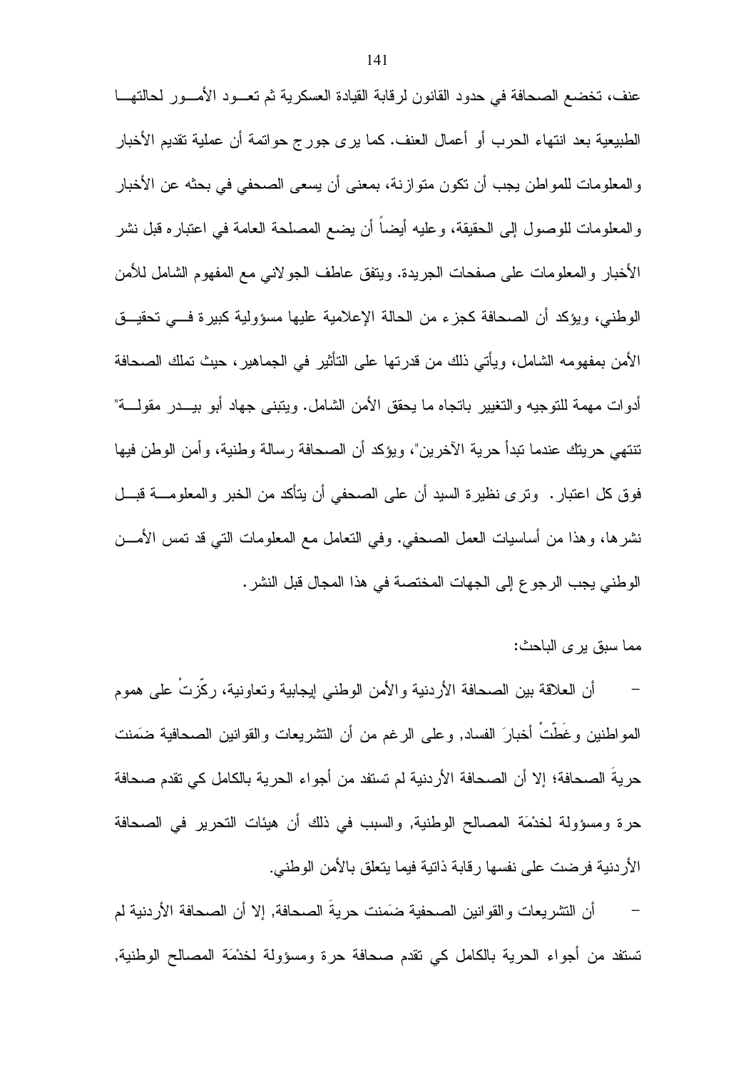عنف، تخضع الصحافة في حدود القانون لرقابة القيادة العسكرية ثم تعــود الأمــور لحالتهــا الطبيعية بعد انتهاء الحرب أو أعمال العنف. كما يرى جورج حواتمة أن عملية تقديم الأخبار والمعلومات للمواطن يجب أن تكون متوازنة، بمعنى أن يسعى الصحفي في بحثه عن الأخبار والمعلومات للوصول إلى الحقيقة، وعليه أيضاً أن يضع المصلحة العامة في اعتباره قبل نشر الأخبار والمعلومات على صفحات الجريدة. ويتفق عاطف الجولاني مع المفهوم الشامل للأمن الوطني، ويؤكد أن الصحافة كجزء من الحالة الإعلامية عليها مسؤولية كبيرة فــي تحقيــق الأمن بمفهومه الشامل، ويأتي ذلك من قدرتها على التأثير في الجماهير، حيث تملك الصحافة أدوات مهمة للتوجيه والتغيير باتجاه ما يحقق الأمن الشامل. ويتبنى جهاد أبو بيــدر مقولــة" تنتهي حريتك عندما تبدأ حرية الآخرين"، ويؤكد أن الصحافة رسالة وطنية، وأمن الوطن فيها فوق كل اعتبار. وترى نظيرة السيد أن على الصحفي أن يتأكد من الخبر والمعلومــة قبــل نشرها، وهذا من أساسيات العمل الصحفي. وفي التعامل مع المعلومات التي قد تمس الأمــن الوطني يجب الرجوع إلى الجهات المختصة في هذا المجال قبل النشر.

مما سبق يرى الباحث:

- أن العلاقة بين الصحافة الأردنية والأمن الوطني إيجابية وتعاونية، ركّزتْ على هموم المواطنين وغَطّتْ أخبارَ الفساد, وعلى الرغم من أن التشريعات والقوانين الصحافية ضَمِنت حريةَ الصحافة؛ إلا أن الصحافة الأردنية لم تستفد من أجواء الحرية بالكامل كي تقدم صحافة حرة ومسؤولة لخدْمَة المصالح الوطنية, والسبب في ذلك أن هيئات التحرير في الصحافة الأردنية فرضت على نفسها رقابة ذاتية فيما يتعلق بالأمن الوطني.

- أن التشريعات والقوانين الصحفية ضَمِنت حريةَ الصحافة, إلا أن الصحافة الأردنية لم تستفد من أجواء الحرية بالكامل كي تقدم صحافة حرة ومسؤولة لخدْمَة المصالح الوطنية,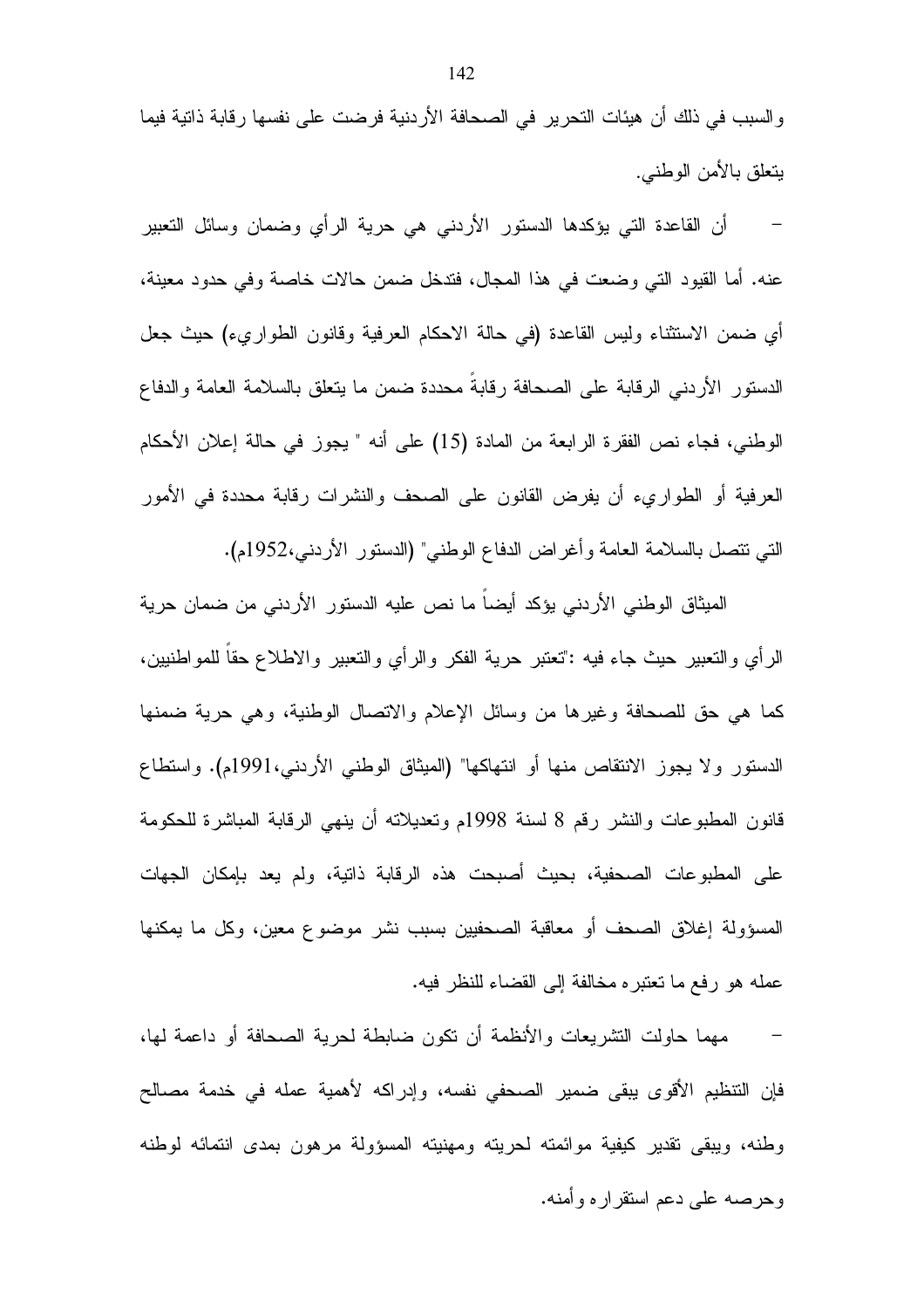والسبب في ذلك أن هيئات التحرير في الصحافة الأردنية فرضت على نفسها رقابة ذاتية فيما يتعلق بالأمن الوطني.

- أن القاعدة التي يؤكدها الدستور الأردني هي حرية الرأي وضمان وسائل التعبير عنه. أما القيود التي وضعت في هذا المجال، فتدخل ضمن حالات خاصة وفي حدود معينة، أي ضمن الاستثناء وليس القاعدة (في حالة الاحكام العرفية وقانون الطواريء) حيث جعل الدستور الأردني الرقابة على الصحافة رقابةً محددة ضمن ما يتعلق بالسلامة العامة والدفاع الوطني، فجاء نص الفقرة الرابعة من المادة (15) على أنه " يجوز في حالة إعلان الأحكام العرفية أو الطواريء أن يفرض القانون على الصحف والنشرات رقابة محددة في الأمور التي تتصل بالسلامة العامة وأغراض الدفاع الوطني" (الدستور الأردني،1952م).

الميثاق الوطني الأردني يؤكد أيضاً ما نص عليه الدستور الأردني من ضمان حرية الرأي والتعبير حيث جاء فيه :"تعتبر حرية الفكر والرأي والتعبير والاطلاع حقاً للمواطنين، كما هي حق للصحافة وغيرها من وسائل الإعلام والاتصال الوطنية، وهي حرية ضمنها الدستور ولا يجوز الانتقاص منها أو انتهاكها" (الميثاق الوطني الأردني،1991م). واستطاع قانون المطبوعات والنشر رقم 8 لسنة 1998م وتعديلاته أن ينهي الرقابة المباشرة للحكومة على المطبوعات الصحفية، بحيث أصبحت هذه الرقابة ذاتية، ولم يعد بإمكان الجهات المسؤولة إغلاق الصحف أو معاقبة الصحفيين بسبب نشر موضوع معين، وكل ما يمكنها عمله هو رفع ما تعتبره مخالفة إلى القضاء للنظر فيه.

- مهما حاولت التشريعات والأنظمة أن تكون ضابطة لحرية الصحافة أو داعمة لها، فإن التنظيم الأقوى يبقى ضمير الصحفي نفسه، وإدراكه لأهمية عمله في خدمة مصالح وطنه، ويبقى تقدير كيفية موائمته لحريته ومهنيته المسؤولة مرهون بمدى انتمائه لوطنه وحرصه على دعم استقراره وأمنه.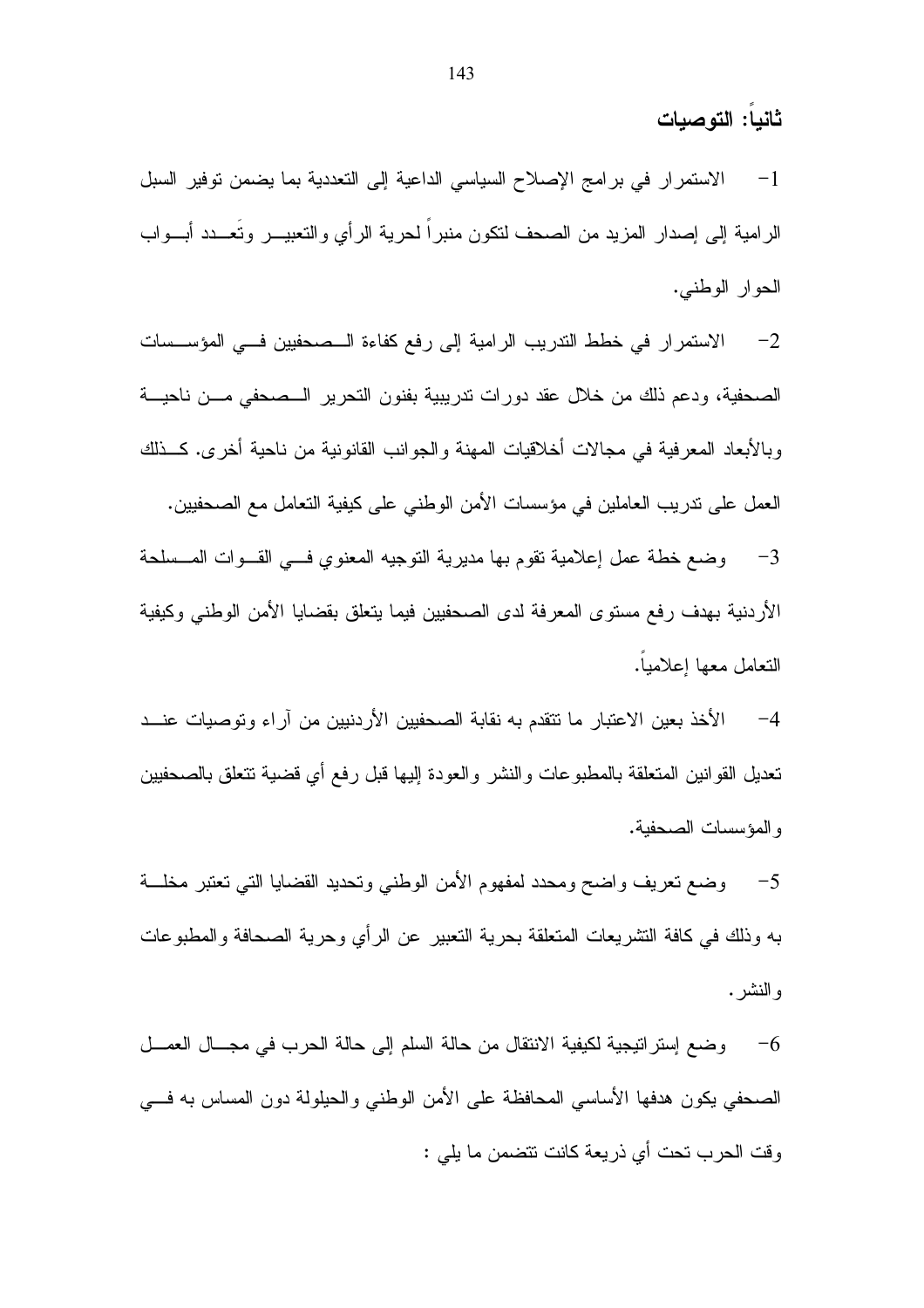## ثانياً: التوصيات

1- الاستمرار في برامج الإصلاح السياسي الداعية إلى التعددية بما يضمن توفير السبل الرامية إلى إصدار المزيد من الصحف لتكون منبراً لحرية الرأي والتعبير وتَعدد أبواب الحوار الوطني.

2- الاستمرار في خطط التدريب الرامية إلى رفع كفاءة الصحفيين في المؤسسات الصحفية، ودعم ذلك من خلال عقد دورات تدريبية بفنون التحرير الصحفي من ناحية وبالأبعاد المعرفية في مجالات أخلاقيات المهنة والجوانب القانونية من ناحية أخرى. كذلك العمل على تدريب العاملين في مؤسسات الأمن الوطني على كيفية التعامل مع الصحفيين.

3- وضع خطة عمل إعلامية تقوم بها مديرية التوجيه المعنوي في القوات المسلحة الأردنية بهدف رفع مستوى المعرفة لدى الصحفيين فيما يتعلق بقضايا الأمن الوطني وكيفية التعامل معها إعلامياً.

4- الأخذ بعين الاعتبار ما تتقدم به نقابة الصحفيين الأردنيين من آراء وتوصيات عند تعديل القوانين المتعلقة بالمطبوعات والنشر والعودة إليها قبل رفع أي قضية تتعلق بالصحفيين والمؤسسات الصحفية.

5- وضع تعريف واضح ومحدد لمفهوم الأمن الوطني وتحديد القضايا التي تعتبر مخلة به وذلك في كافة التشريعات المتعلقة بحرية التعبير عن الرأي وحرية الصحافة والمطبوعات والنشر.

6- وضع إستراتيجية لكيفية الانتقال من حالة السلم إلى حالة الحرب في مجال العمل الصحفي يكون هدفها الأساسي المحافظة على الأمن الوطني والحيلولة دون المساس به في وقت الحرب تحت أي ذريعة كانت تتضمن ما يلي :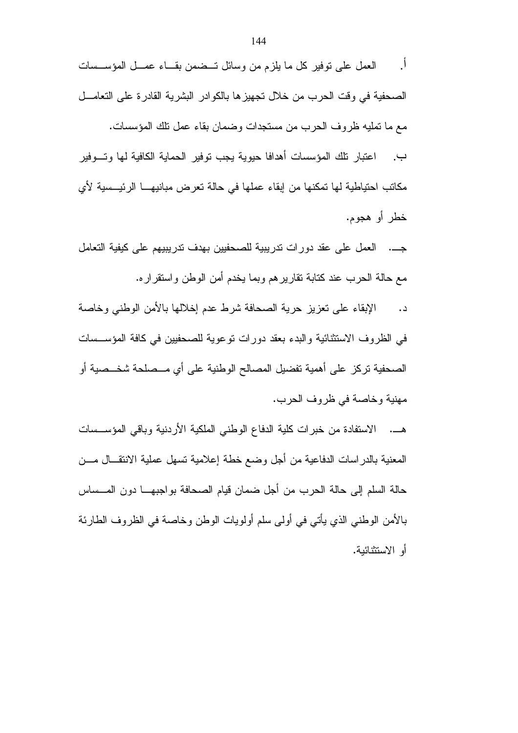أ. العمل على توفير كل ما يلزم من وسائل تضمن بقاء عمل المؤسسات الصحفية في وقت الحرب من خلال تجهيزها بالكوادر البشرية القادرة على التعامل مع ما تمليه ظروف الحرب من مستجدات وضمان بقاء عمل تلك المؤسسات.

ب. اعتبار تلك المؤسسات أهدافا حيوية يجب توفير الحماية الكافية لها وتوفير مكاتب احتياطية لها تمكنها من إبقاء عملها في حالة تعرض مبانيها الرئيسية لأي خطر أو هجوم.

جـ. العمل على عقد دورات تدريبية للصحفيين بهدف تدريبيهم على كيفية التعامل مع حالة الحرب عند كتابة تقاريرهم وبما يخدم أمن الوطن واستقراره.

د. الإبقاء على تعزيز حرية الصحافة شرط عدم إخلالها بالأمن الوطني وخاصة في الظروف الاستثنائية والبدء بعقد دورات توعوية للصحفيين في كافة المؤسسات الصحفية تركز على أهمية تفضيل المصالح الوطنية على أي مصلحة شخصية أو مهنية وخاصة في ظروف الحرب.

هـ. الاستفادة من خبرات كلية الدفاع الوطني الملكية الأردنية وباقي المؤسسات المعنية بالدراسات الدفاعية من أجل وضع خطة إعلامية تسهل عملية الانتقال من حالة السلم إلى حالة الحرب من أجل ضمان قيام الصحافة بواجبها دون المساس بالأمن الوطني الذي يأتي في أولى سلم أولويات الوطن وخاصة في الظروف الطارئة أو الاستثنائية.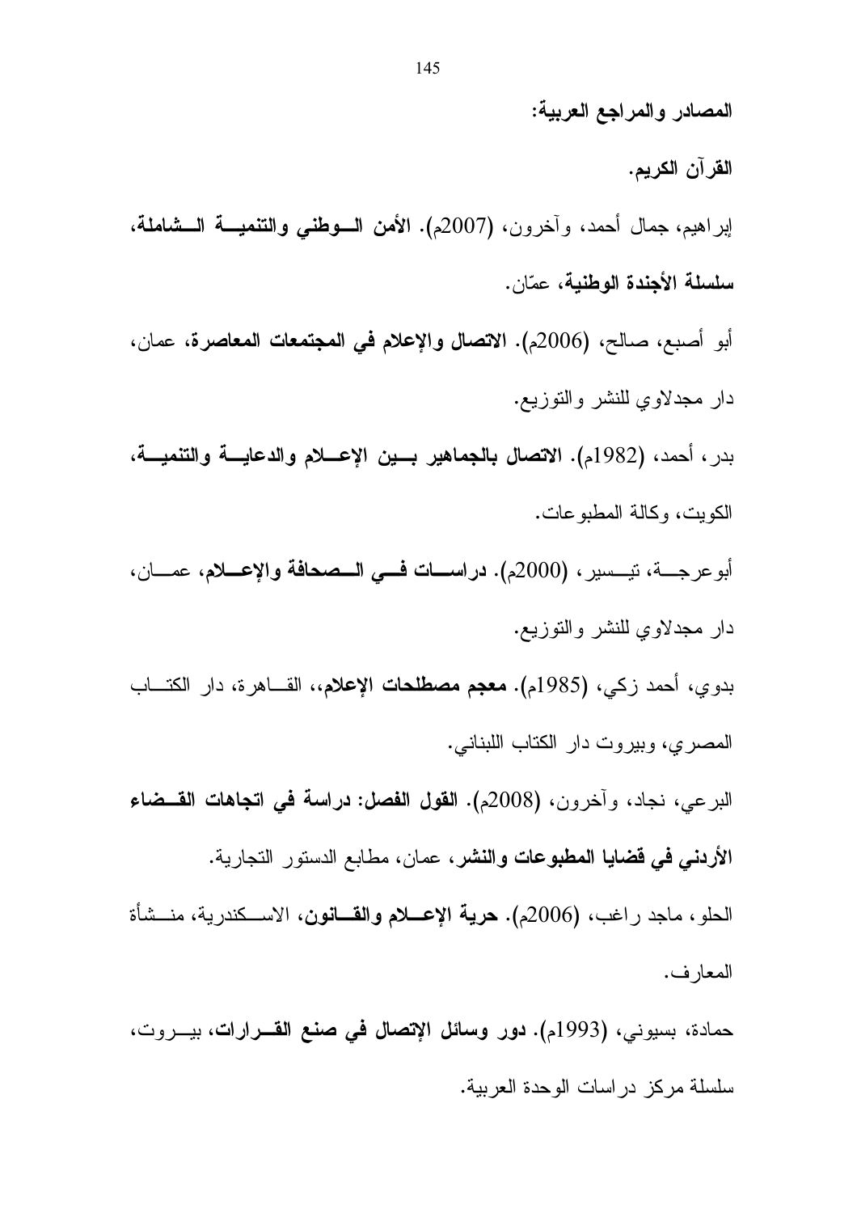**المصادر والمراجع العربية:**

**القرآن الكريم.**

إبراهيم، جمال أحمد، وآخرون، (2007م). **الأمن الوطني والتنمية الشاملة، سلسلة الأجندة الوطنية**، عمّان.

أبو أصبع، صالح، (2006م). **الاتصال والإعلام في المجتمعات المعاصرة**، عمان، دار مجدلاوي للنشر والتوزيع.

بدر، أحمد، (1982م). **الاتصال بالجماهير بين الإعلام والدعاية والتنمية**، الكويت، وكالة المطبوعات.

أبوعرجة، تيسير، (2000م). **دراسات في الصحافة والإعلام**، عمان، دار مجدلاوي للنشر والتوزيع.

بدوي، أحمد زكي، (1985م). **معجم مصطلحات الإعلام**،، القاهرة، دار الكتاب المصري، وبيروت دار الكتاب اللبناني.

البرعي، نجاد، وآخرون، (2008م). **القول الفصل: دراسة في اتجاهات القضاء الأردني في قضايا المطبوعات والنشر**، عمان، مطابع الدستور التجارية.

الحلو، ماجد راغب، (2006م). **حرية الإعلام والقانون**، الاسكندرية، منشأة المعارف.

حمادة، بسيوني، (1993م). **دور وسائل الإتصال في صنع القرارات**، بيروت، سلسلة مركز دراسات الوحدة العربية.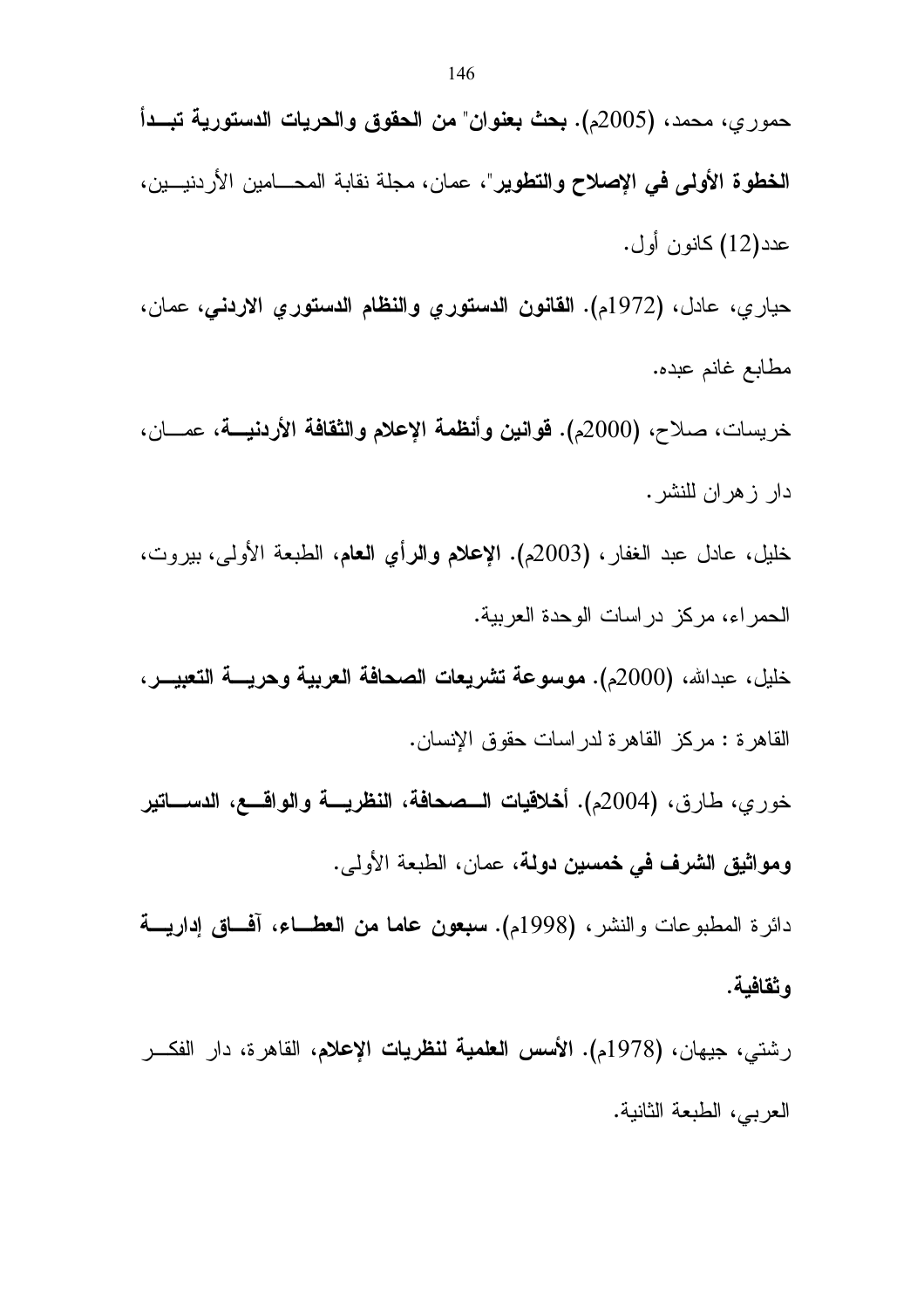حموري، محمد، (2005م). **بحث بعنوان" من الحقوق والحريات الدستورية تبدأ الخطوة الأولى في الإصلاح والتطوير**"، عمان، مجلة نقابة المحامين الأردنيين، عدد(12) كانون أول.

حياري، عادل، (1972م). **القانون الدستوري والنظام الدستوري الاردني**، عمان، مطابع غانم عبده.

خريسات، صلاح، (2000م). **قوانين وأنظمة الإعلام والثقافة الأردنية**، عمان، دار زهران للنشر.

خليل، عادل عبد الغفار، (2003م). **الإعلام والرأي العام**، الطبعة الأولى، بيروت، الحمراء، مركز دراسات الوحدة العربية.

خليل، عبدالله، (2000م). **موسوعة تشريعات الصحافة العربية وحرية التعبير**، القاهرة : مركز القاهرة لدراسات حقوق الإنسان.

خوري، طارق، (2004م). **أخلاقيات الصحافة، النظرية والواقع، الدساتير ومواثيق الشرف في خمسين دولة**، عمان، الطبعة الأولى.

دائرة المطبوعات والنشر، (1998م). **سبعون عاما من العطاء، آفاق إدارية وثقافية**.

رشتي، جيهان، (1978م). **الأسس العلمية لنظريات الإعلام**، القاهرة، دار الفكر العربي، الطبعة الثانية.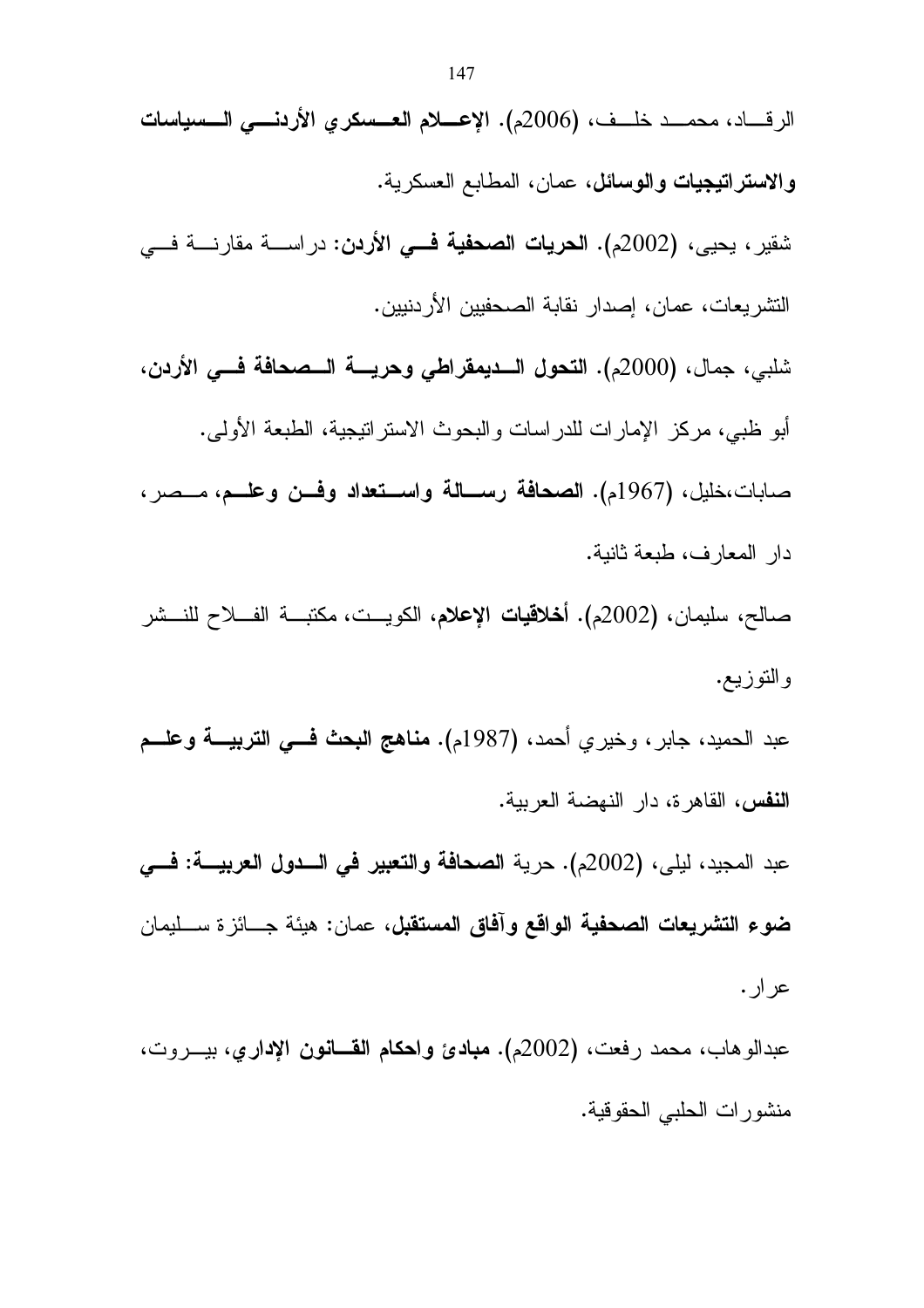الرقاد، محمد خلف، (2006م). **الإعلام العسكري الأردني السياسات والاستراتيجيات والوسائل**، عمان، المطابع العسكرية.

شقير، يحيى، (2002م). **الحريات الصحفية في الأردن:** دراسة مقارنة في التشريعات، عمان، إصدار نقابة الصحفيين الأردنيين.

شلبي، جمال، (2000م). **التحول الديمقراطي وحرية الصحافة في الأردن،** أبو ظبي، مركز الإمارات للدراسات والبحوث الاستراتيجية، الطبعة الأولى.

صابات،خليل، (1967م). **الصحافة رسالة واستعداد وفن وعلم،** مصر، دار المعارف، طبعة ثانية.

صالح، سليمان، (2002م). **أخلاقيات الإعلام،** الكويت، مكتبة الفلاح للنشر والتوزيع.

عبد الحميد، جابر، وخيري أحمد، (1987م). **مناهج البحث في التربية وعلم النفس،** القاهرة، دار النهضة العربية.

عبد المجيد، ليلى، (2002م). حرية **الصحافة والتعبير في الدول العربية: في ضوء التشريعات الصحفية الواقع وآفاق المستقبل،** عمان: هيئة جائزة سليمان عرار.

عبدالوهاب، محمد رفعت، (2002م). **مبادئ واحكام القانون الإداري،** بيروت، منشورات الحلبي الحقوقية.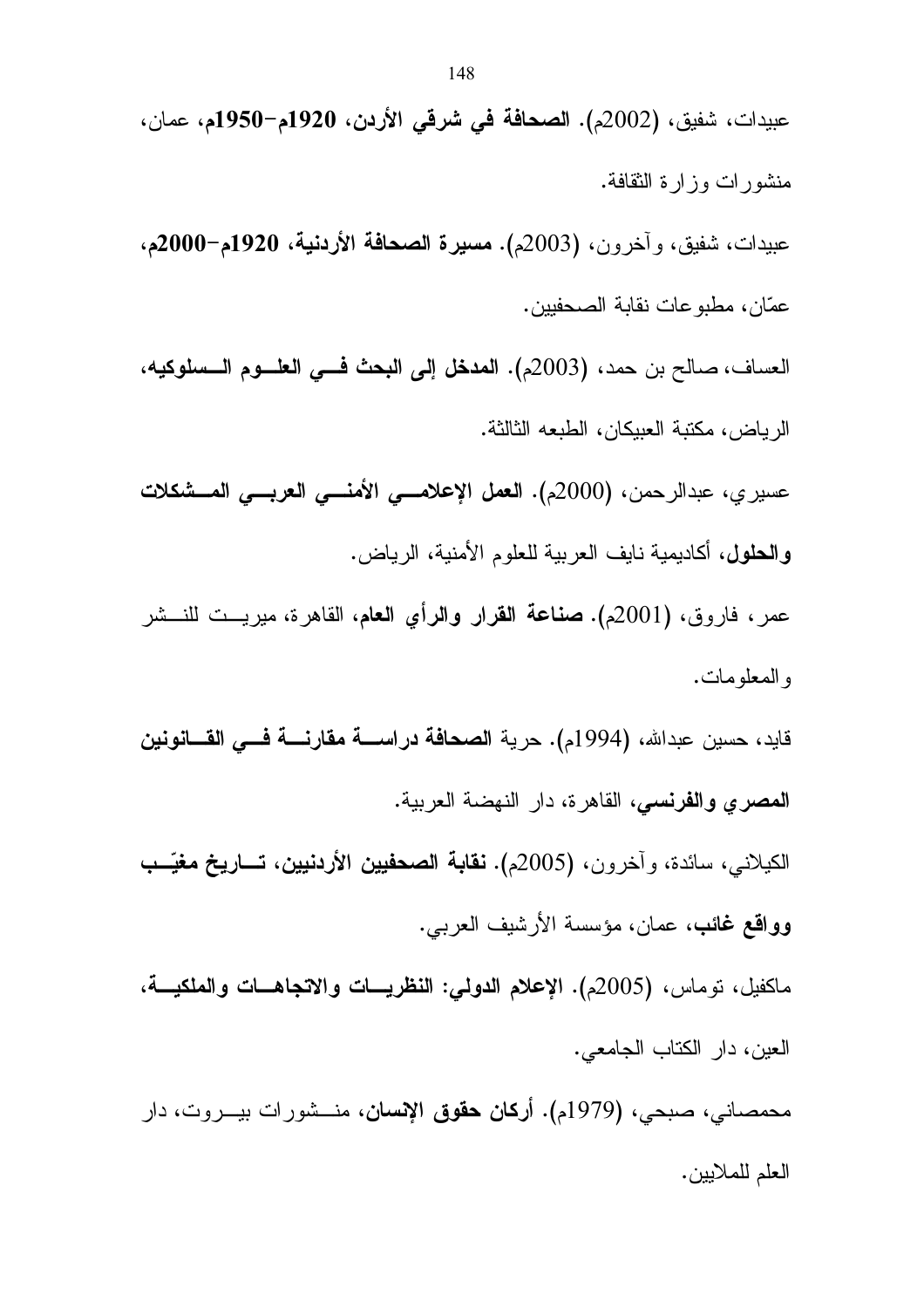عبيدات، شفيق، (2002م). **الصحافة في شرقي الأردن، 1920م-1950م**، عمان، منشورات وزارة الثقافة.

عبيدات، شفيق، وآخرون، (2003م). **مسيرة الصحافة الأردنية، 1920م-2000م**، عمّان، مطبوعات نقابة الصحفيين.

العساف، صالح بن حمد، (2003م). **المدخل إلى البحث في العلوم السلوكيه**، الرياض، مكتبة العبيكان، الطبعه الثالثة.

عسيري، عبدالرحمن، (2000م). **العمل الإعلامي الأمني العربي المشكلات والحلول**، أكاديمية نايف العربية للعلوم الأمنية، الرياض.

عمر، فاروق، (2001م). **صناعة القرار والرأي العام**، القاهرة، ميريت للنشر والمعلومات.

قايد، حسين عبدالله، (1994م). حرية **الصحافة دراسة مقارنة في القانونين المصري والفرنسي**، القاهرة، دار النهضة العربية.

الكيلاني، سائدة، وآخرون، (2005م). **نقابة الصحفيين الأردنيين، تاريخ مغيّب وواقع غائب**، عمان، مؤسسة الأرشيف العربي.

ماكفيل، توماس، (2005م). **الإعلام الدولي: النظريات والاتجاهات والملكية**، العين، دار الكتاب الجامعي.

محمصاني، صبحي، (1979م). **أركان حقوق الإنسان**، منشورات بيروت، دار العلم للملايين.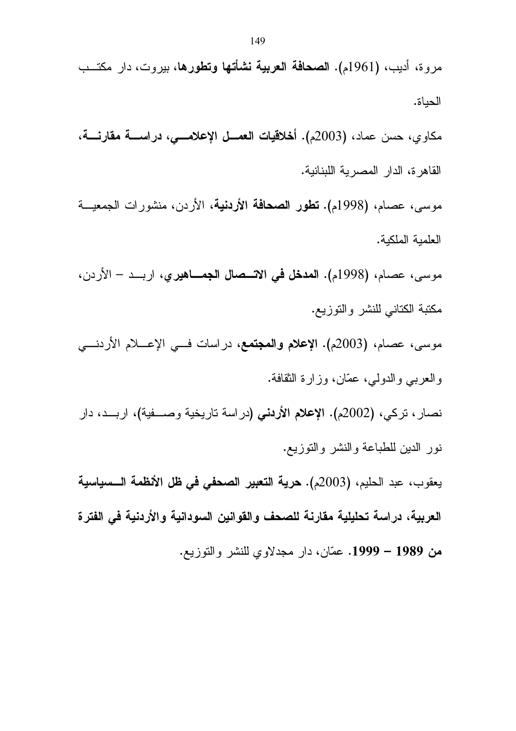مروة، أديب، (1961م). **الصحافة العربية نشأتها وتطورها**، بيروت، دار مكتب الحياة.

مكاوي، حسن عماد، (2003م). **أخلاقيات العمل الإعلامي، دراسة مقارنة**، القاهرة، الدار المصرية اللبنانية.

موسى، عصام، (1998م). **تطور الصحافة الأردنية**، الأردن، منشورات الجمعية العلمية الملكية.

موسى، عصام، (1998م). **المدخل في الاتصال الجماهيري**، اربد – الأردن، مكتبة الكتاني للنشر والتوزيع.

موسى، عصام، (2003م). **الإعلام والمجتمع**، دراسات في الإعلام الأردني والعربي والدولي، عمّان، وزارة الثقافة.

نصار، تركي، (2002م). **الإعلام الأردني** (دراسة تاريخية وصفية)، اربد، دار نور الدين للطباعة والنشر والتوزيع.

يعقوب، عبد الحليم، (2003م). **حرية التعبير الصحفي في ظل الأنظمة السياسية العربية، دراسة تحليلية مقارنة للصحف والقوانين السودانية والأردنية في الفترة من 1989 – 1999**. عمّان، دار مجدلاوي للنشر والتوزيع.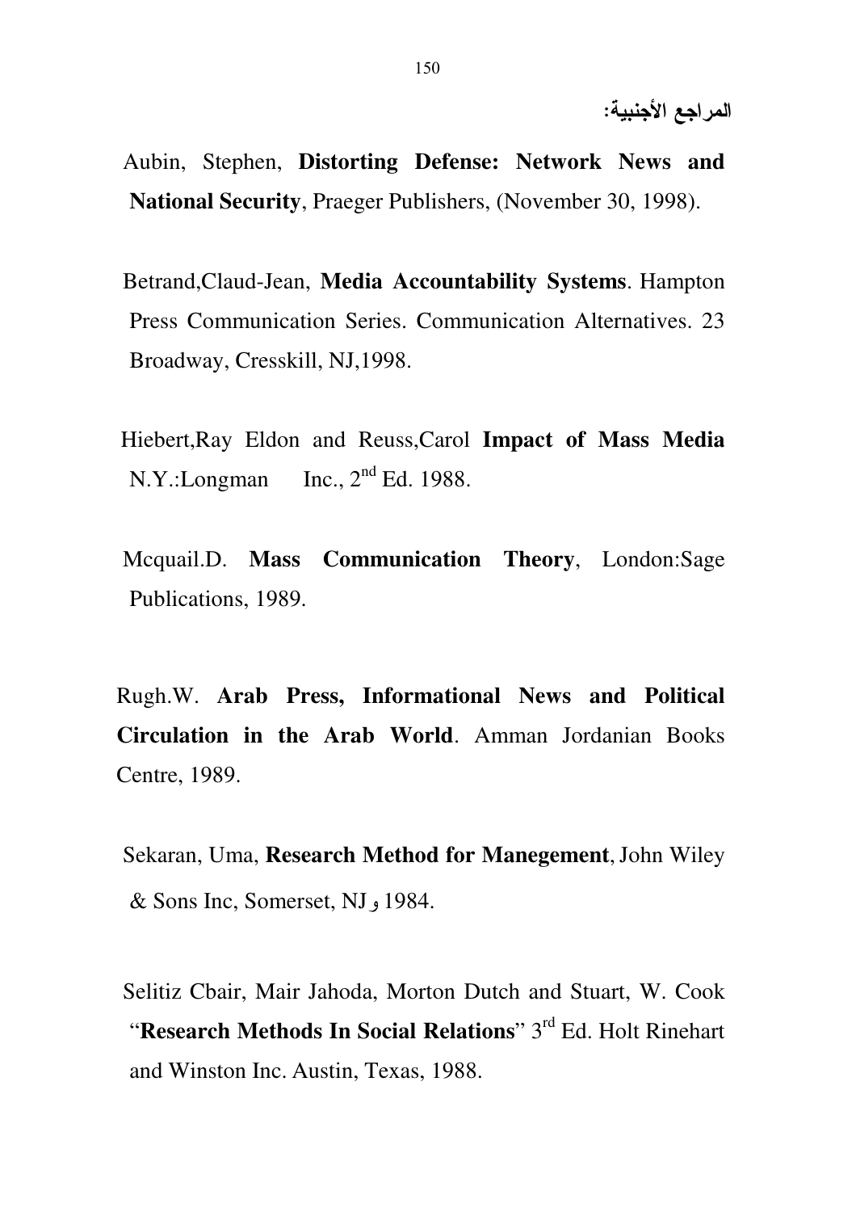## المراجع الأجنبية:

Aubin, Stephen, **Distorting Defense: Network News and National Security**, Praeger Publishers, (November 30, 1998).

Betrand,Claud-Jean, **Media Accountability Systems**. Hampton Press Communication Series. Communication Alternatives. 23 Broadway, Cresskill, NJ,1998.

Hiebert,Ray Eldon and Reuss,Carol **Impact of Mass Media** N.Y.:Longman Inc., 2nd Ed. 1988.

Mcquail.D. **Mass Communication Theory**, London:Sage Publications, 1989.

Rugh.W. **Arab Press, Informational News and Political Circulation in the Arab World**. Amman Jordanian Books Centre, 1989.

Sekaran, Uma, **Research Method for Manegement**, John Wiley & Sons Inc, Somerset, NJ و 1984.

Selitiz Cbair, Mair Jahoda, Morton Dutch and Stuart, W. Cook "**Research Methods In Social Relations**" 3rd Ed. Holt Rinehart and Winston Inc. Austin, Texas, 1988.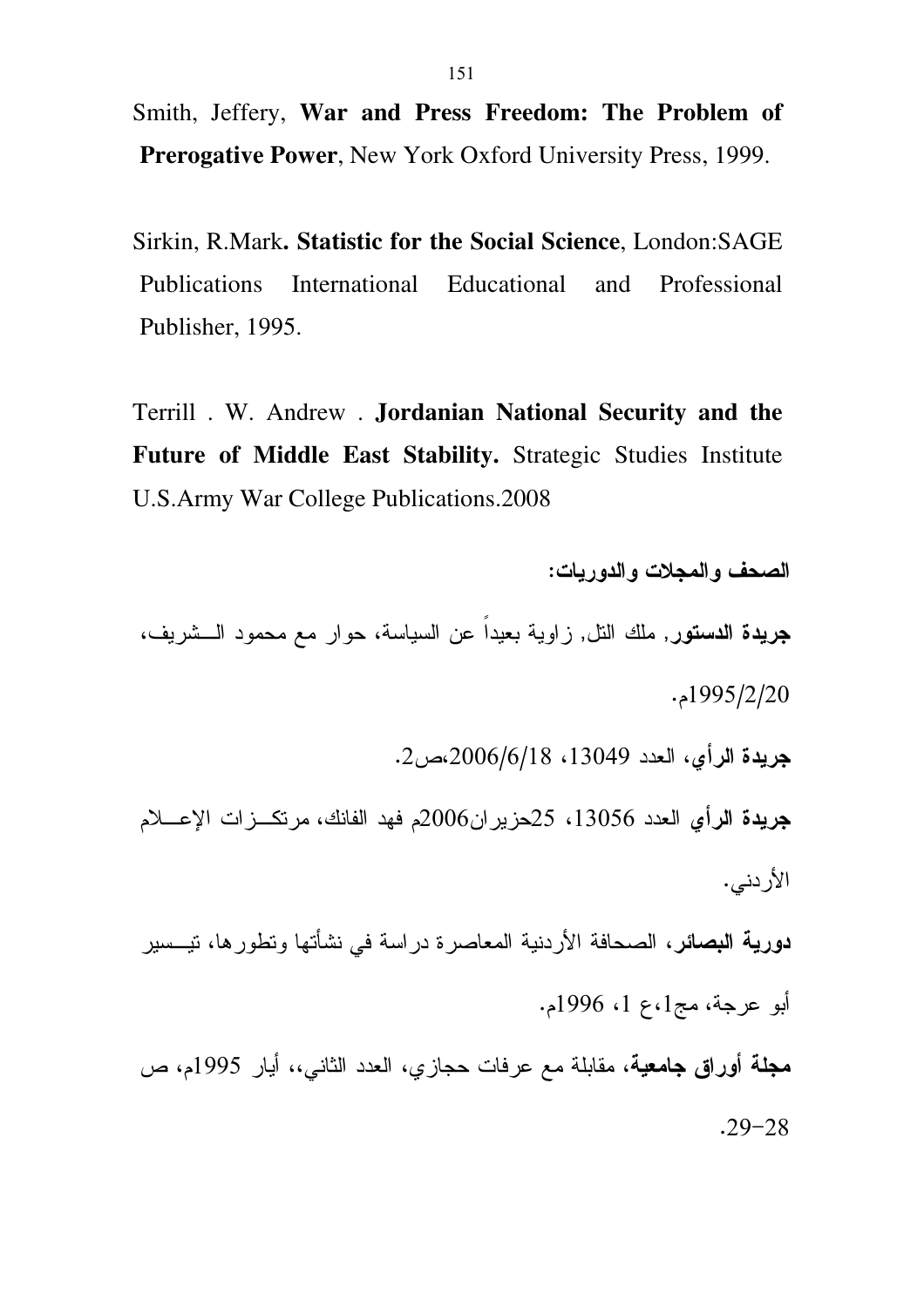Smith, Jeffery, **War and Press Freedom: The Problem of Prerogative Power**, New York Oxford University Press, 1999.

Sirkin, R.Mark**. Statistic for the Social Science**, London:SAGE Publications International Educational and Professional Publisher, 1995.

Terrill . W. Andrew . **Jordanian National Security and the Future of Middle East Stability.** Strategic Studies Institute U.S.Army War College Publications.2008

**الصحف والمجلات والدوريات:**

**جريدة الدستور**, ملك التل, زاوية بعيداً عن السياسة، حوار مع محمود الـــشريف، 1995/2/20م.

**جريدة الرأي**، العدد 13049، 2006/6/18،ص2.

**جريدة الرأي** العدد 13056، 25حزيران2006م فهد الفانك، مرتكـــزات الإعـــلام الأردني.

**دورية البصائر**، الصحافة الأردنية المعاصرة دراسة في نشأتها وتطورها، تيـــسير أبو عرجة، مج1،ع 1، 1996م.

**مجلة أوراق جامعية**، مقابلة مع عرفات حجازي، العدد الثاني،، أيار 1995م، ص 28-29.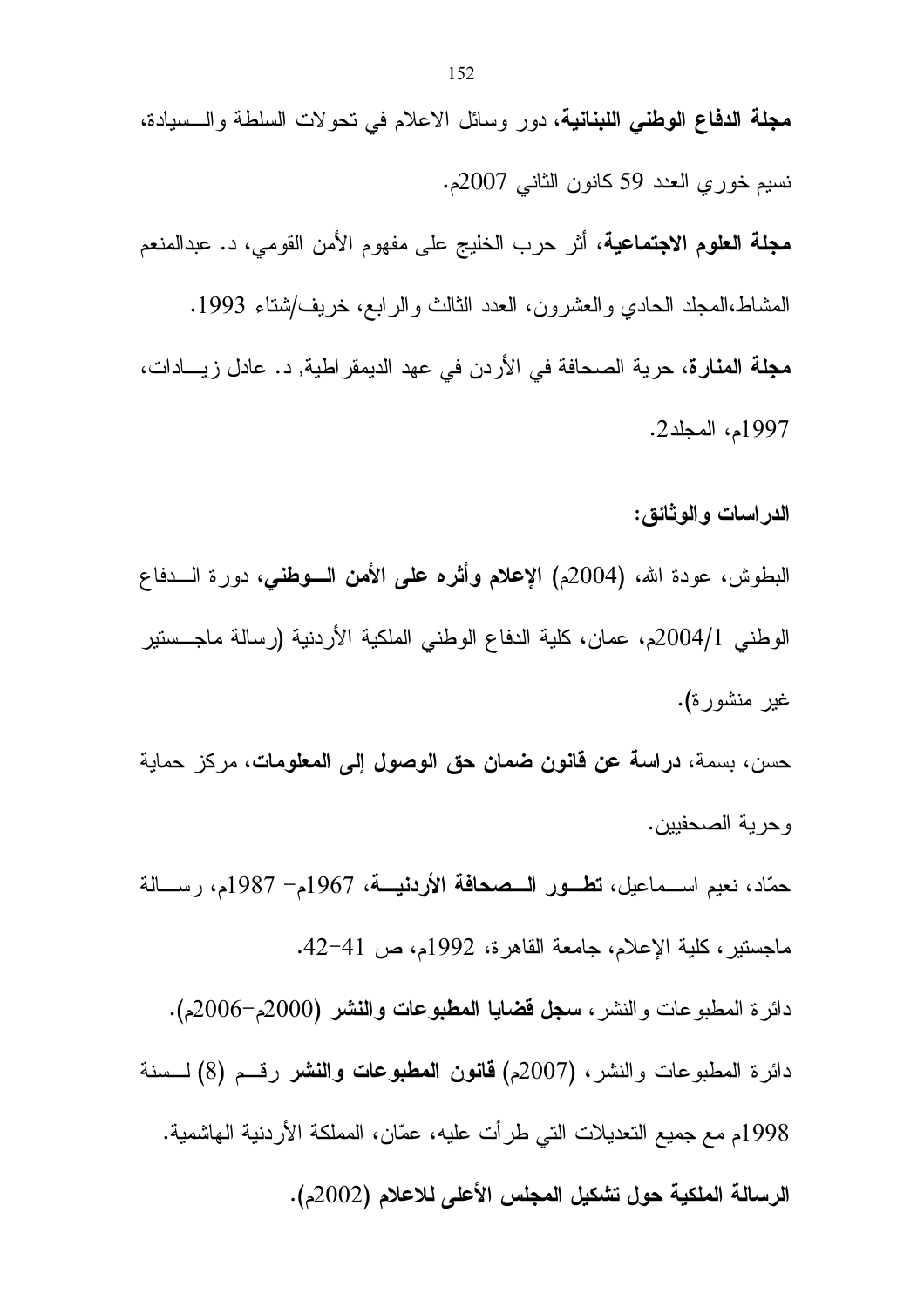**مجلة الدفاع الوطني اللبنانية**، دور وسائل الاعلام في تحولات السلطة والسيادة، نسيم خوري العدد 59 كانون الثاني 2007م.

**مجلة العلوم الاجتماعية**، أثر حرب الخليج على مفهوم الأمن القومي، د. عبدالمنعم المشاط،المجلد الحادي والعشرون، العدد الثالث والرابع، خريف/شتاء 1993.

**مجلة المنارة**، حرية الصحافة في الأردن في عهد الديمقراطية, د. عادل زيادات، 1997م، المجلد2.

**الدراسات والوثائق:**

البطوش، عودة الله، (2004م) **الإعلام وأثره على الأمن الوطني**، دورة الدفاع الوطني 2004/1م، عمان، كلية الدفاع الوطني الملكية الأردنية (رسالة ماجستير غير منشورة).

حسن، بسمة، **دراسة عن قانون ضمان حق الوصول إلى المعلومات**، مركز حماية وحرية الصحفيين.

حمّاد، نعيم اسماعيل، **تطور الصحافة الأردنية**، 1967م- 1987م، رسالة ماجستير، كلية الإعلام، جامعة القاهرة، 1992م، ص 41-42.

دائرة المطبوعات والنشر، **سجل قضايا المطبوعات والنشر** (2000م-2006م).

دائرة المطبوعات والنشر، (2007م) **قانون المطبوعات والنشر** رقم (8) لسنة 1998م مع جميع التعديلات التي طرأت عليه، عمّان، المملكة الأردنية الهاشمية.

**الرسالة الملكية حول تشكيل المجلس الأعلى للاعلام** (2002م).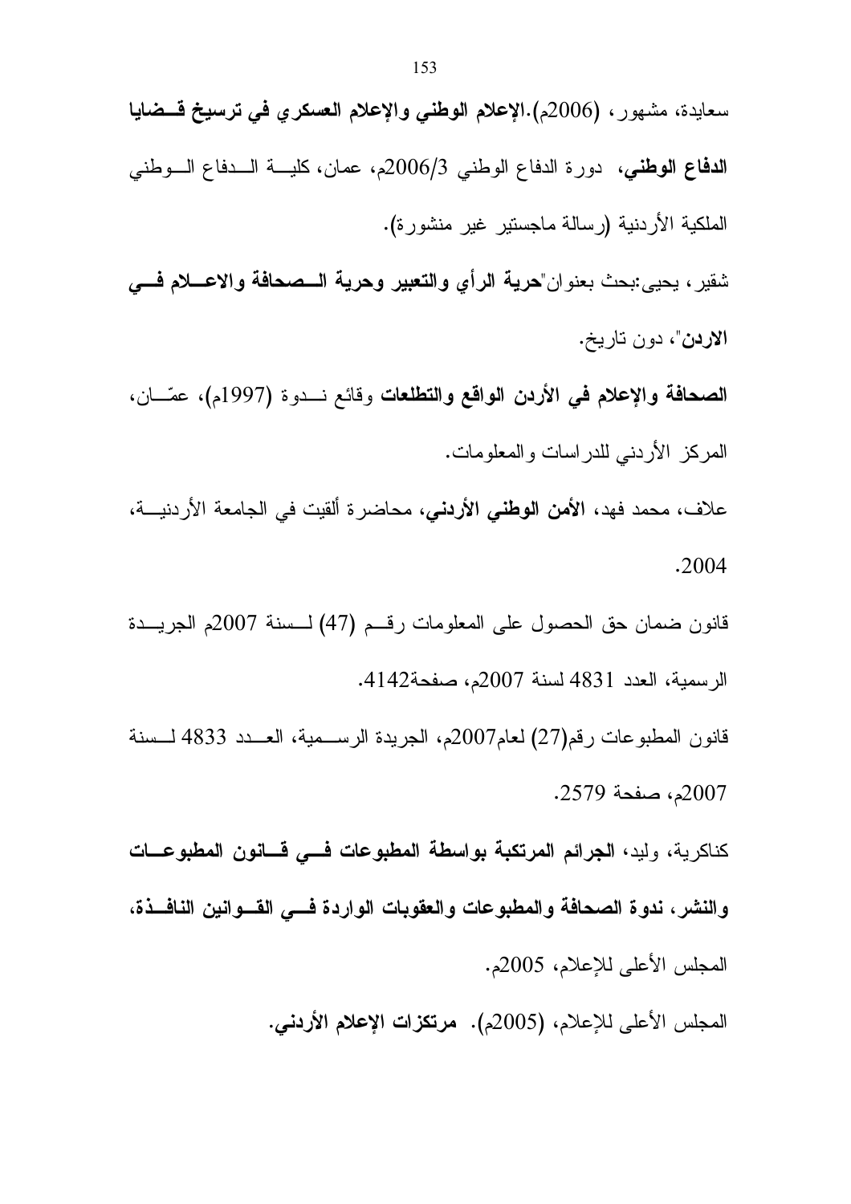سعايدة، مشهور، (2006م).**الإعلام الوطني والإعلام العسكري في ترسيخ قضايا الدفاع الوطني**، دورة الدفاع الوطني 2006/3م، عمان، كلية الدفاع الوطني الملكية الأردنية (رسالة ماجستير غير منشورة).

شقير، يحيى:بحث بعنوان"**حرية الرأي والتعبير وحرية الصحافة والاعلام في الاردن**"، دون تاريخ.

**الصحافة والإعلام في الأردن الواقع والتطلعات** وقائع ندوة (1997م)، عمّان، المركز الأردني للدراسات والمعلومات.

علاف، محمد فهد، **الأمن الوطني الأردني**، محاضرة ألقيت في الجامعة الأردنية، 2004.

قانون ضمان حق الحصول على المعلومات رقم (47) لسنة 2007م الجريدة الرسمية، العدد 4831 لسنة 2007م، صفحة4142.

قانون المطبوعات رقم(27) لعام2007م، الجريدة الرسمية، العدد 4833 لسنة 2007م، صفحة 2579.

كناكرية، وليد، **الجرائم المرتكبة بواسطة المطبوعات في قانون المطبوعات والنشر، ندوة الصحافة والمطبوعات والعقوبات الواردة في القوانين النافذة،** المجلس الأعلى للإعلام، 2005م.

المجلس الأعلى للإعلام، (2005م). **مرتكزات الإعلام الأردني.**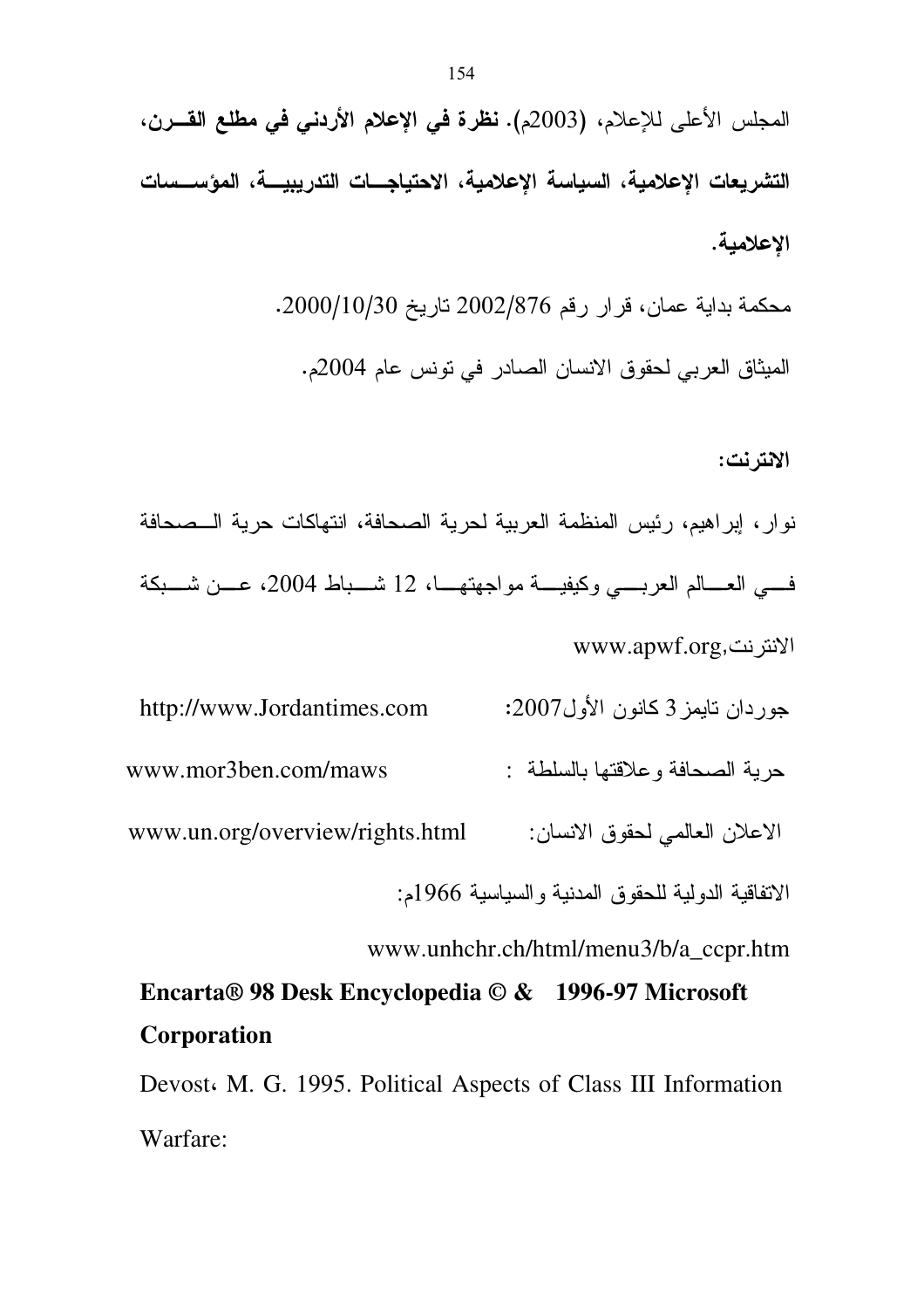المجلس الأعلى للإعلام، (2003م). **نظرة في الإعلام الأردني في مطلع القرن، التشريعات الإعلامية، السياسة الإعلامية، الاحتياجات التدريبية، المؤسسات الإعلامية.**

محكمة بداية عمان، قرار رقم 2002/876 تاريخ 2000/10/30.

الميثاق العربي لحقوق الانسان الصادر في تونس عام 2004م.

**الانترنت:**

نوار، إبراهيم، رئيس المنظمة العربية لحرية الصحافة، انتهاكات حرية الصحافة في العالم العربي وكيفية مواجهتها، 12 شباط 2004، عن شبكة الانترنت,www.apwf.org

جوردان تايمز 3 كانون الأول2007: http://www.Jordantimes.com

حرية الصحافة وعلاقتها بالسلطة : www.mor3ben.com/maws

الاعلان العالمي لحقوق الانسان: www.un.org/overview/rights.html

الاتفاقية الدولية للحقوق المدنية والسياسية 1966م:

www.unhchr.ch/html/menu3/b/a_ccpr.htm

**Encarta® 98 Desk Encyclopedia © & 1996-97 Microsoft Corporation**

Devost، M. G. 1995. Political Aspects of Class III Information Warfare: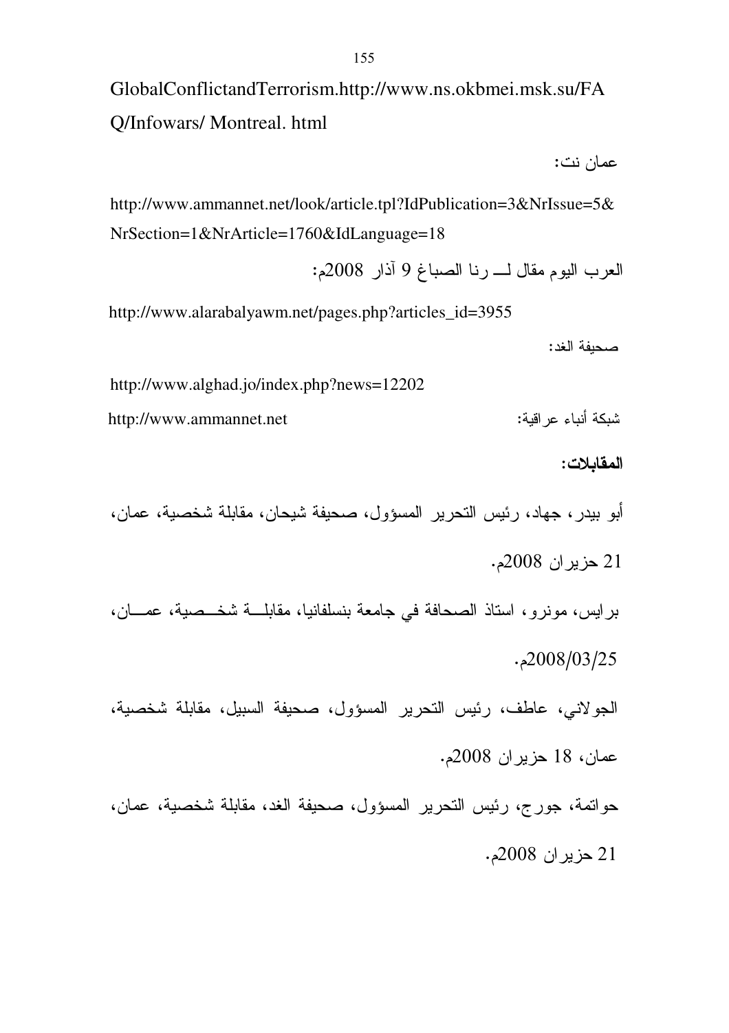GlobalConflictandTerrorism.http://www.ns.okbmei.msk.su/FAQ/Infowars/ Montreal. html

عمان نت:

http://www.ammannet.net/look/article.tpl?IdPublication=3&NrIssue=5&NrSection=1&NrArticle=1760&IdLanguage=18

العرب اليوم مقال لـــ رنا الصباغ 9 آذار 2008م:

http://www.alarabalyawm.net/pages.php?articles_id=3955

صحيفة الغد:

http://www.alghad.jo/index.php?news=12202

شبكة أنباء عراقية: http://www.ammannet.net

**المقابلات:**

أبو بيدر، جهاد، رئيس التحرير المسؤول، صحيفة شيحان، مقابلة شخصية، عمان، 21 حزيران 2008م.

برايس، مونرو، استاذ الصحافة في جامعة بنسلفانيا، مقابلـــة شخـــصية، عمـــان، 2008/03/25م.

الجولاني، عاطف، رئيس التحرير المسؤول، صحيفة السبيل، مقابلة شخصية، عمان، 18 حزيران 2008م.

حواتمة، جورج، رئيس التحرير المسؤول، صحيفة الغد، مقابلة شخصية، عمان، 21 حزيران 2008م.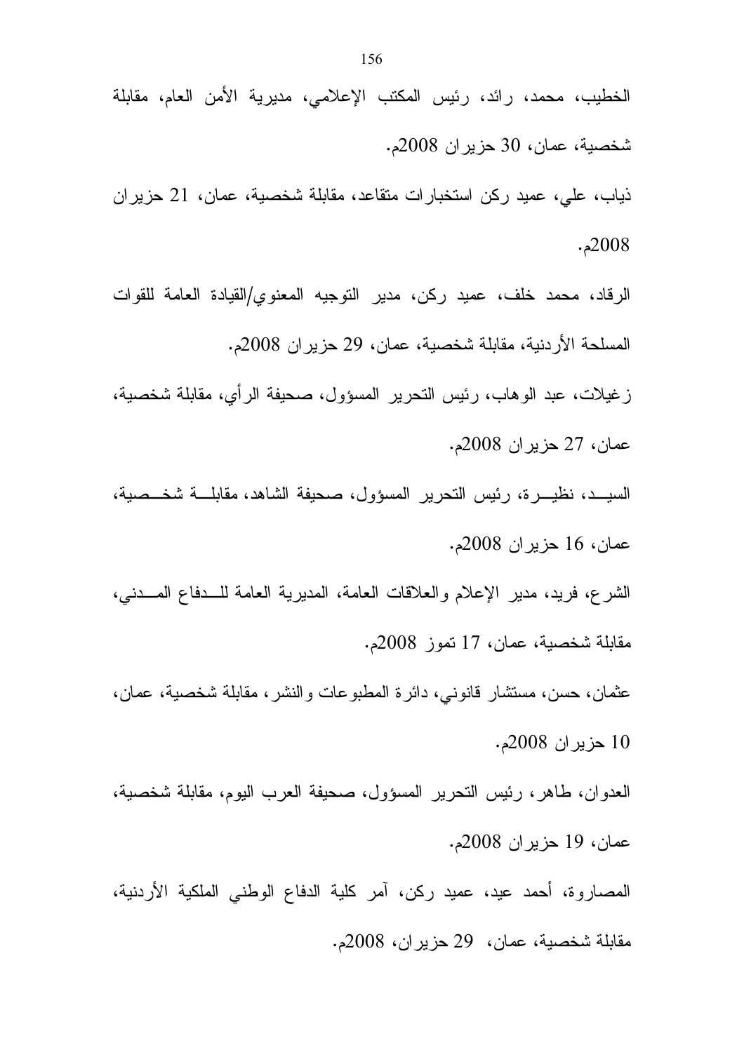الخطيب، محمد، رائد، رئيس المكتب الإعلامي، مديرية الأمن العام، مقابلة شخصية، عمان، 30 حزيران 2008م.

ذياب، علي، عميد ركن استخبارات متقاعد، مقابلة شخصية، عمان، 21 حزيران 2008م.

الرقاد، محمد خلف، عميد ركن، مدير التوجيه المعنوي/القيادة العامة للقوات المسلحة الأردنية، مقابلة شخصية، عمان، 29 حزيران 2008م.

زغيلات، عبد الوهاب، رئيس التحرير المسؤول، صحيفة الرأي، مقابلة شخصية، عمان، 27 حزيران 2008م.

السيد، نظيرة، رئيس التحرير المسؤول، صحيفة الشاهد، مقابلة شخصية، عمان، 16 حزيران 2008م.

الشرع، فريد، مدير الإعلام والعلاقات العامة، المديرية العامة للدفاع المدني، مقابلة شخصية، عمان، 17 تموز 2008م.

عثمان، حسن، مستشار قانوني، دائرة المطبوعات والنشر، مقابلة شخصية، عمان، 10 حزيران 2008م.

العدوان، طاهر، رئيس التحرير المسؤول، صحيفة العرب اليوم، مقابلة شخصية، عمان، 19 حزيران 2008م.

المصاروة، أحمد عيد، عميد ركن، آمر كلية الدفاع الوطني الملكية الأردنية، مقابلة شخصية، عمان، 29 حزيران، 2008م.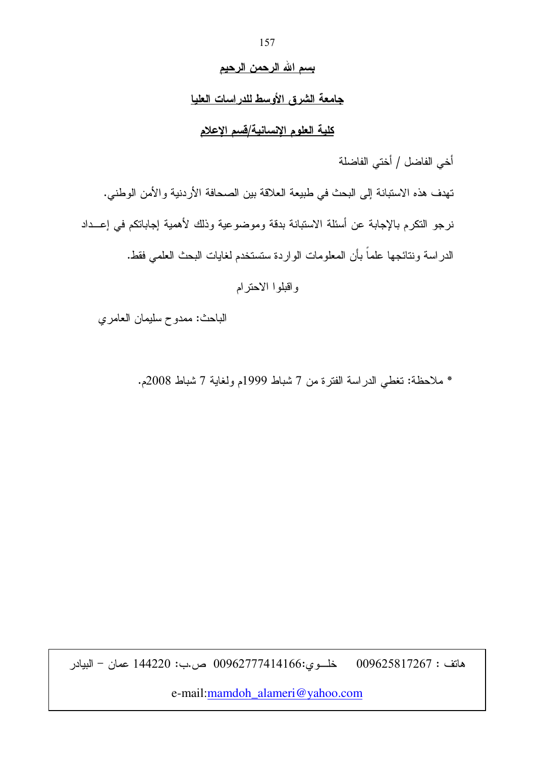**بسم الله الرحمن الرحيم**

**جامعة الشرق الأوسط للدراسات العليا**

**كلية العلوم الإنسانية/قسم الإعلام**

أخي الفاضل / أختي الفاضلة

تهدف هذه الاستبانة إلى البحث في طبيعة العلاقة بين الصحافة الأردنية والأمن الوطني.

نرجو التكرم بالإجابة عن أسئلة الاستبانة بدقة وموضوعية وذلك لأهمية إجاباتكم في إعداد الدراسة ونتائجها علماً بأن المعلومات الواردة ستستخدم لغايات البحث العلمي فقط.

واقبلوا الاحترام

الباحث: ممدوح سليمان العامري

* ملاحظة: تغطي الدراسة الفترة من 7 شباط 1999م ولغاية 7 شباط 2008م.

هاتف : 009625817267 خلوي:00962777414166 ص.ب: 144220 عمان – البيادر

e-mail:mamdoh_alameri@yahoo.com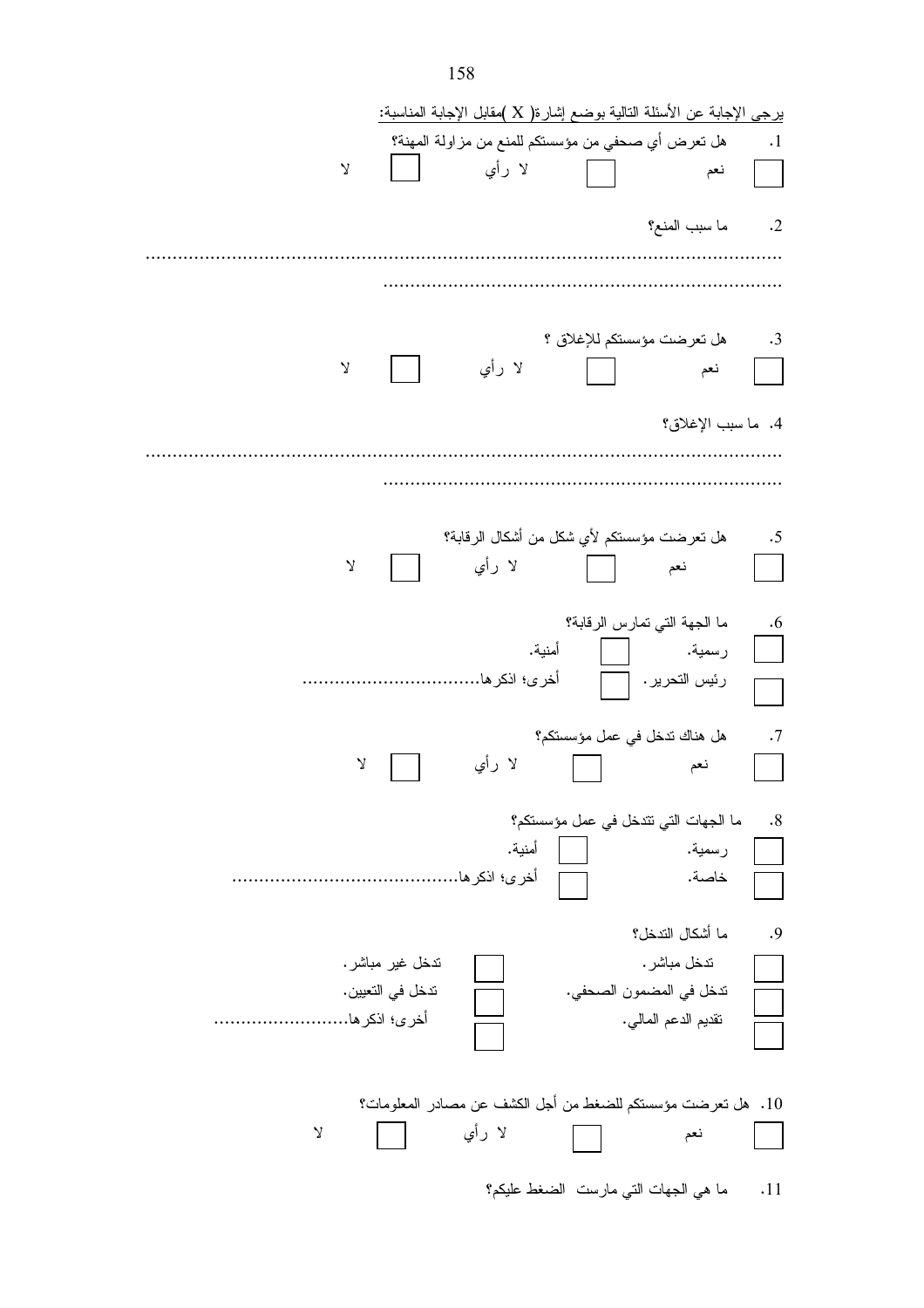يرجى الإجابة عن الأسئلة التالية بوضع إشارة( X )مقابل الإجابة المناسبة:

1. هل تعرض أي صحفي من مؤسستكم للمنع من مزاولة المهنة؟

☐ نعم ☐ لا رأي ☐ لا

2. ما سبب المنع؟

......................................................................................................................

........................................................................

3. هل تعرضت مؤسستكم للإغلاق ؟

☐ نعم ☐ لا رأي ☐ لا

4. ما سبب الإغلاق؟

......................................................................................................................

........................................................................

5. هل تعرضت مؤسستكم لأي شكل من أشكال الرقابة؟

☐ نعم ☐ لا رأي ☐ لا

6. ما الجهة التي تمارس الرقابة؟

☐ رسمية. ☐ أمنية.

☐ رئيس التحرير. ☐ أخرى؛ اذكرها................................

7. هل هناك تدخل في عمل مؤسستكم؟

☐ نعم ☐ لا رأي ☐ لا

8. ما الجهات التي تتدخل في عمل مؤسستكم؟

☐ رسمية. ☐ أمنية.

☐ خاصة. ☐ أخرى؛ اذكرها.........................................

9. ما أشكال التدخل؟

☐ تدخل مباشر. ☐ تدخل غير مباشر.

☐ تدخل في المضمون الصحفي. ☐ تدخل في التعيين.

☐ تقديم الدعم المالي. ☐ أخرى؛ اذكرها.........................

10. هل تعرضت مؤسستكم للضغط من أجل الكشف عن مصادر المعلومات؟

☐ نعم ☐ لا رأي ☐ لا

11. ما هي الجهات التي مارست الضغط عليكم؟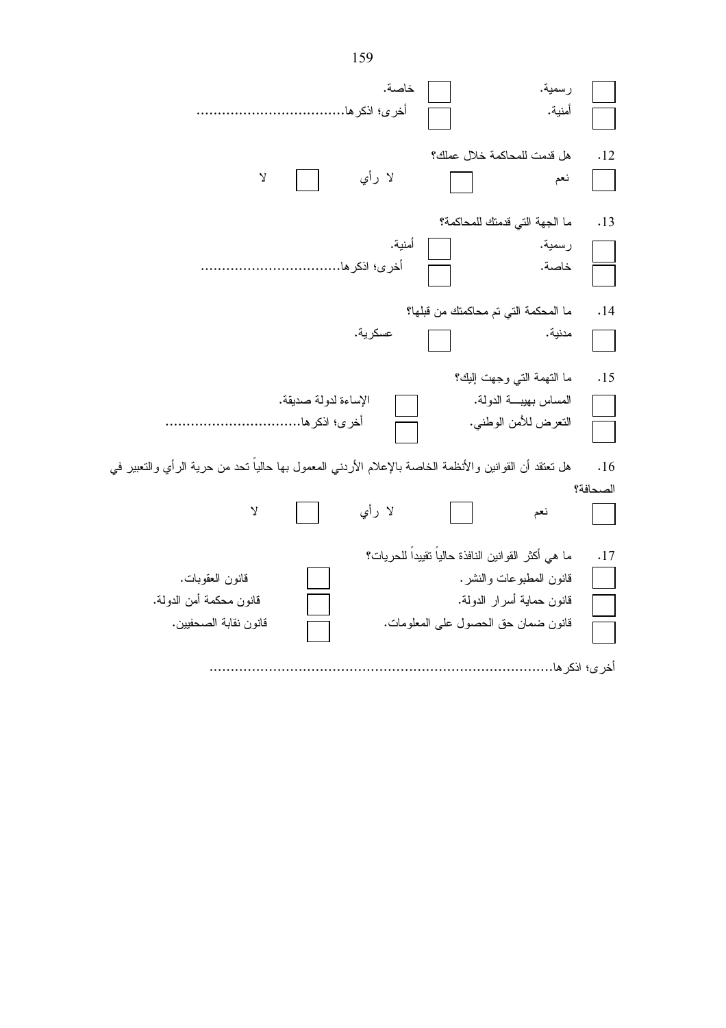- ☐ رسمية.
- ☐ خاصة.
- ☐ أمنية.
- ☐ أخرى؛ اذكرها.................................

12. هل قدمت للمحاكمة خلال عملك؟

☐ نعم ☐ لا رأي ☐ لا

13. ما الجهة التي قدمتك للمحاكمة؟

- ☐ رسمية.
- ☐ أمنية.
- ☐ خاصة.
- ☐ أخرى؛ اذكرها................................

14. ما المحكمة التي تم محاكمتك من قبلها؟

☐ مدنية. ☐ عسكرية.

15. ما التهمة التي وجهت إليك؟

- ☐ المساس بهيبـــة الدولة.
- ☐ الإساءة لدولة صديقة.
- ☐ التعرض للأمن الوطني.
- ☐ أخرى؛ اذكرها................................

16. هل تعتقد أن القوانين والأنظمة الخاصة بالإعلام الأردني المعمول بها حالياً تحد من حرية الرأي والتعبير في الصحافة؟

☐ نعم ☐ لا رأي ☐ لا

17. ما هي أكثر القوانين النافذة حالياً تقييداً للحريات؟

- ☐ قانون المطبوعات والنشر.
- ☐ قانون العقوبات.
- ☐ قانون حماية أسرار الدولة.
- ☐ قانون محكمة أمن الدولة.
- ☐ قانون ضمان حق الحصول على المعلومات.
- ☐ قانون نقابة الصحفيين.

أخرى؛ اذكرها.............................................................................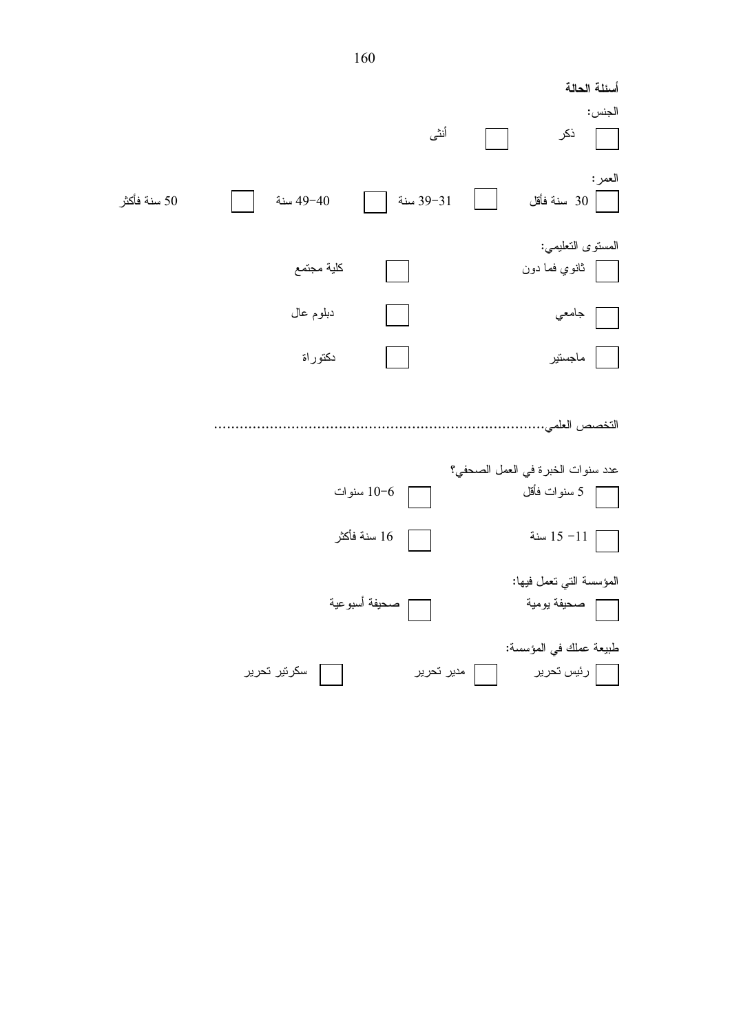**أسئلة الحالة**

الجنس:

☐ ذكر ☐ أنثى

العمر:

☐ 30 سنة فأقل ☐ 31–39 سنة ☐ 40–49 سنة ☐ 50 سنة فأكثر

المستوى التعليمي:

☐ ثانوي فما دون ☐ كلية مجتمع

☐ جامعي ☐ دبلوم عال

☐ ماجستير ☐ دكتوراة

التخصص العلمي..........................................................................

عدد سنوات الخبرة في العمل الصحفي؟

☐ 5 سنوات فأقل ☐ 6–10 سنوات

☐ 11– 15 سنة ☐ 16 سنة فأكثر

المؤسسة التي تعمل فيها:

☐ صحيفة يومية ☐ صحيفة أسبوعية

طبيعة عملك في المؤسسة:

☐ رئيس تحرير ☐ مدير تحرير ☐ سكرتير تحرير